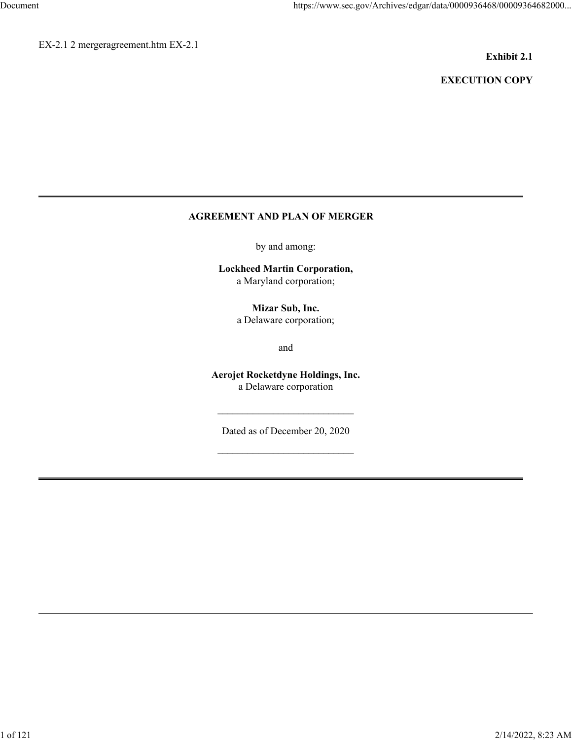EX-2.1 2 mergeragreement.htm EX-2.1

**Exhibit 2.1**

**EXECUTION COPY**

---

# AGREEMENT AND PLAN OF MERGER

by and among:

**Lockheed Martin Corporation,**
a Maryland corporation;

**Mizar Sub, Inc.**
a Delaware corporation;

and

**Aerojet Rocketdyne Holdings, Inc.**
a Delaware corporation

---

Dated as of December 20, 2020

---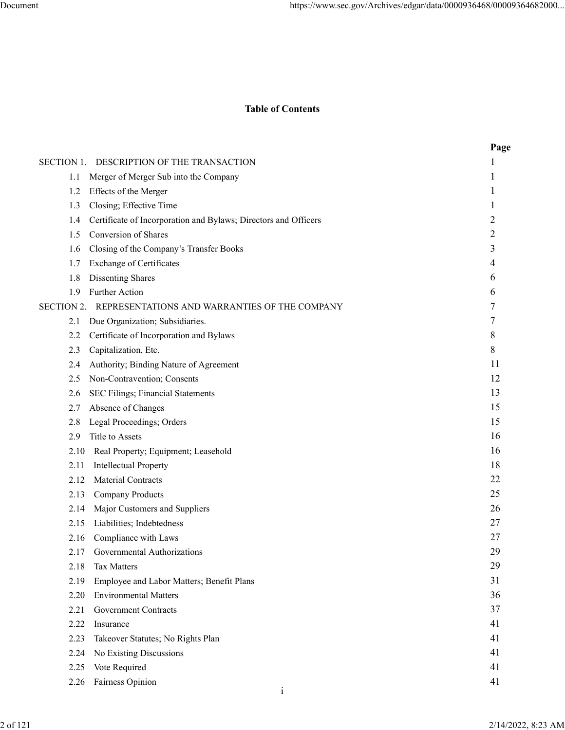**Table of Contents**

| | Page |
|---|---|
| SECTION 1. DESCRIPTION OF THE TRANSACTION | 1 |
| 1.1 Merger of Merger Sub into the Company | 1 |
| 1.2 Effects of the Merger | 1 |
| 1.3 Closing; Effective Time | 1 |
| 1.4 Certificate of Incorporation and Bylaws; Directors and Officers | 2 |
| 1.5 Conversion of Shares | 2 |
| 1.6 Closing of the Company's Transfer Books | 3 |
| 1.7 Exchange of Certificates | 4 |
| 1.8 Dissenting Shares | 6 |
| 1.9 Further Action | 6 |
| SECTION 2. REPRESENTATIONS AND WARRANTIES OF THE COMPANY | 7 |
| 2.1 Due Organization; Subsidiaries. | 7 |
| 2.2 Certificate of Incorporation and Bylaws | 8 |
| 2.3 Capitalization, Etc. | 8 |
| 2.4 Authority; Binding Nature of Agreement | 11 |
| 2.5 Non-Contravention; Consents | 12 |
| 2.6 SEC Filings; Financial Statements | 13 |
| 2.7 Absence of Changes | 15 |
| 2.8 Legal Proceedings; Orders | 15 |
| 2.9 Title to Assets | 16 |
| 2.10 Real Property; Equipment; Leasehold | 16 |
| 2.11 Intellectual Property | 18 |
| 2.12 Material Contracts | 22 |
| 2.13 Company Products | 25 |
| 2.14 Major Customers and Suppliers | 26 |
| 2.15 Liabilities; Indebtedness | 27 |
| 2.16 Compliance with Laws | 27 |
| 2.17 Governmental Authorizations | 29 |
| 2.18 Tax Matters | 29 |
| 2.19 Employee and Labor Matters; Benefit Plans | 31 |
| 2.20 Environmental Matters | 36 |
| 2.21 Government Contracts | 37 |
| 2.22 Insurance | 41 |
| 2.23 Takeover Statutes; No Rights Plan | 41 |
| 2.24 No Existing Discussions | 41 |
| 2.25 Vote Required | 41 |
| 2.26 Fairness Opinion | 41 |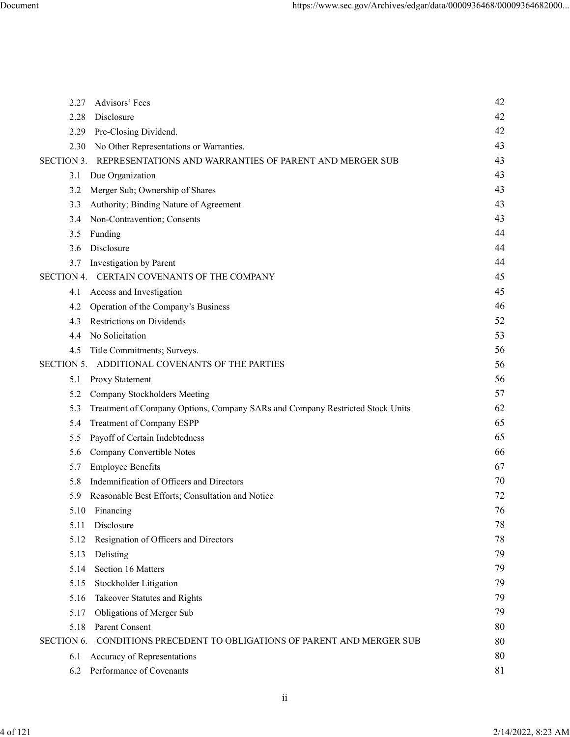| | |
|---|---|
| 2.27 Advisors' Fees | 42 |
| 2.28 Disclosure | 42 |
| 2.29 Pre-Closing Dividend. | 42 |
| 2.30 No Other Representations or Warranties. | 43 |
| SECTION 3. REPRESENTATIONS AND WARRANTIES OF PARENT AND MERGER SUB | 43 |
| 3.1 Due Organization | 43 |
| 3.2 Merger Sub; Ownership of Shares | 43 |
| 3.3 Authority; Binding Nature of Agreement | 43 |
| 3.4 Non-Contravention; Consents | 43 |
| 3.5 Funding | 44 |
| 3.6 Disclosure | 44 |
| 3.7 Investigation by Parent | 44 |
| SECTION 4. CERTAIN COVENANTS OF THE COMPANY | 45 |
| 4.1 Access and Investigation | 45 |
| 4.2 Operation of the Company's Business | 46 |
| 4.3 Restrictions on Dividends | 52 |
| 4.4 No Solicitation | 53 |
| 4.5 Title Commitments; Surveys. | 56 |
| SECTION 5. ADDITIONAL COVENANTS OF THE PARTIES | 56 |
| 5.1 Proxy Statement | 56 |
| 5.2 Company Stockholders Meeting | 57 |
| 5.3 Treatment of Company Options, Company SARs and Company Restricted Stock Units | 62 |
| 5.4 Treatment of Company ESPP | 65 |
| 5.5 Payoff of Certain Indebtedness | 65 |
| 5.6 Company Convertible Notes | 66 |
| 5.7 Employee Benefits | 67 |
| 5.8 Indemnification of Officers and Directors | 70 |
| 5.9 Reasonable Best Efforts; Consultation and Notice | 72 |
| 5.10 Financing | 76 |
| 5.11 Disclosure | 78 |
| 5.12 Resignation of Officers and Directors | 78 |
| 5.13 Delisting | 79 |
| 5.14 Section 16 Matters | 79 |
| 5.15 Stockholder Litigation | 79 |
| 5.16 Takeover Statutes and Rights | 79 |
| 5.17 Obligations of Merger Sub | 79 |
| 5.18 Parent Consent | 80 |
| SECTION 6. CONDITIONS PRECEDENT TO OBLIGATIONS OF PARENT AND MERGER SUB | 80 |
| 6.1 Accuracy of Representations | 80 |
| 6.2 Performance of Covenants | 81 |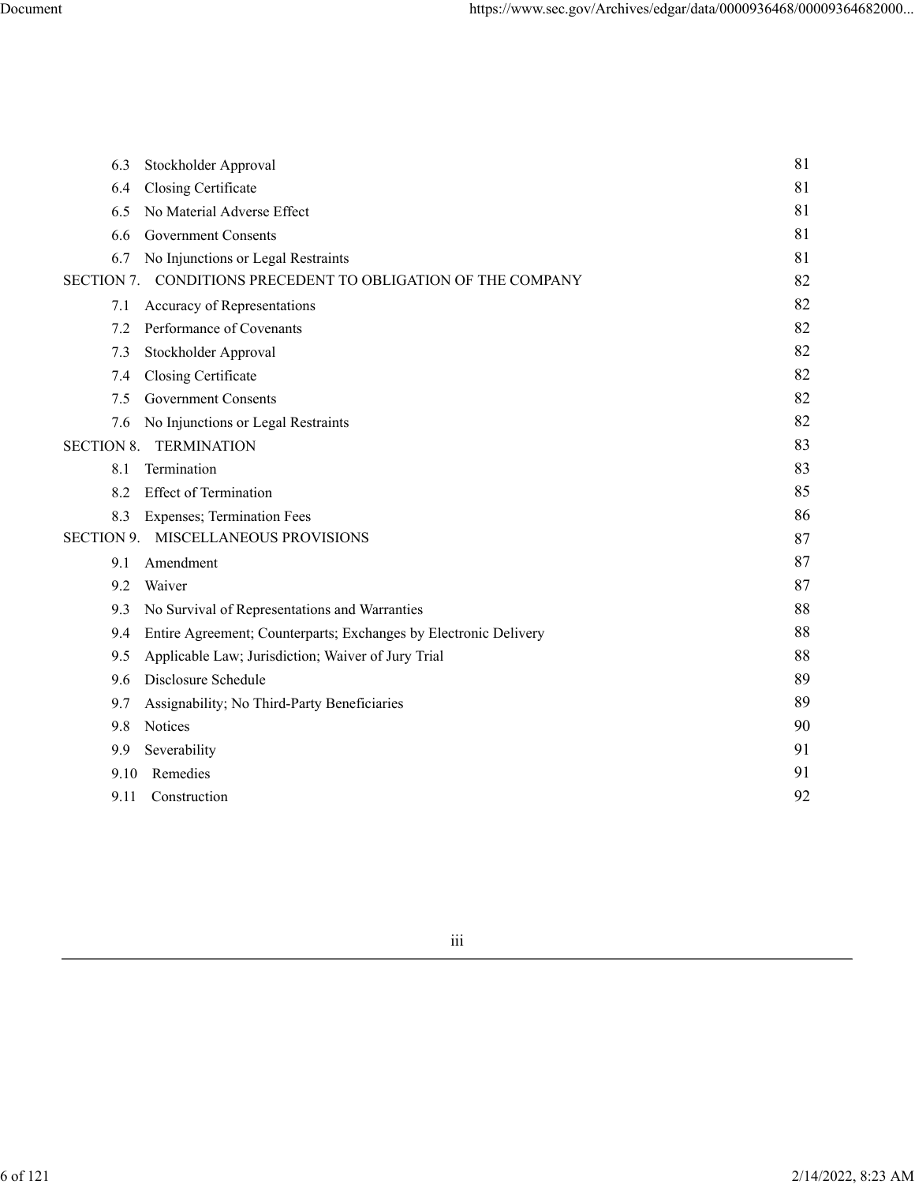| | | |
|---|---|---|
| 6.3 | Stockholder Approval | 81 |
| 6.4 | Closing Certificate | 81 |
| 6.5 | No Material Adverse Effect | 81 |
| 6.6 | Government Consents | 81 |
| 6.7 | No Injunctions or Legal Restraints | 81 |
| SECTION 7. | CONDITIONS PRECEDENT TO OBLIGATION OF THE COMPANY | 82 |
| 7.1 | Accuracy of Representations | 82 |
| 7.2 | Performance of Covenants | 82 |
| 7.3 | Stockholder Approval | 82 |
| 7.4 | Closing Certificate | 82 |
| 7.5 | Government Consents | 82 |
| 7.6 | No Injunctions or Legal Restraints | 82 |
| SECTION 8. | TERMINATION | 83 |
| 8.1 | Termination | 83 |
| 8.2 | Effect of Termination | 85 |
| 8.3 | Expenses; Termination Fees | 86 |
| SECTION 9. | MISCELLANEOUS PROVISIONS | 87 |
| 9.1 | Amendment | 87 |
| 9.2 | Waiver | 87 |
| 9.3 | No Survival of Representations and Warranties | 88 |
| 9.4 | Entire Agreement; Counterparts; Exchanges by Electronic Delivery | 88 |
| 9.5 | Applicable Law; Jurisdiction; Waiver of Jury Trial | 88 |
| 9.6 | Disclosure Schedule | 89 |
| 9.7 | Assignability; No Third-Party Beneficiaries | 89 |
| 9.8 | Notices | 90 |
| 9.9 | Severability | 91 |
| 9.10 | Remedies | 91 |
| 9.11 | Construction | 92 |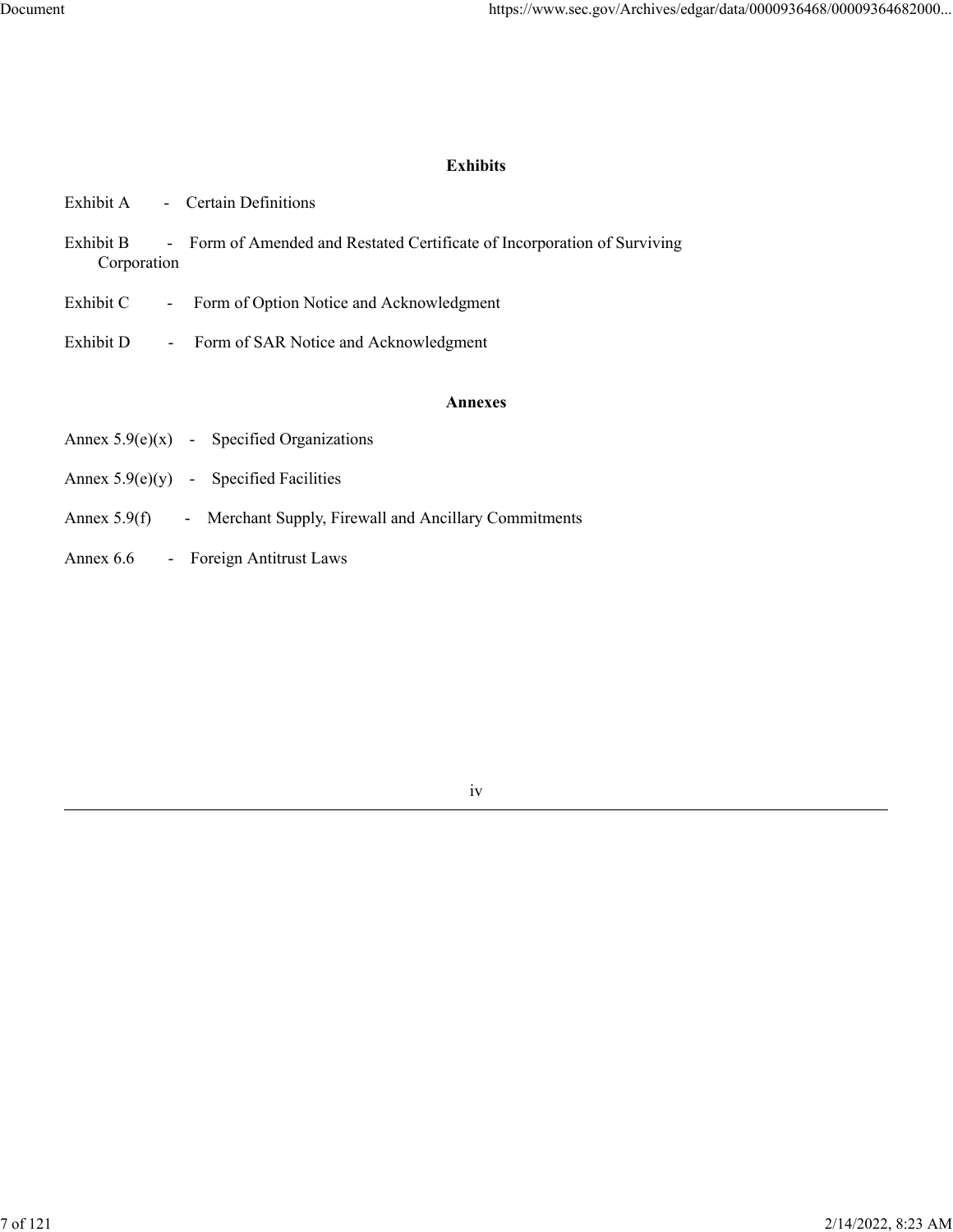**Exhibits**

Exhibit A - Certain Definitions

Exhibit B - Form of Amended and Restated Certificate of Incorporation of Surviving Corporation

Exhibit C - Form of Option Notice and Acknowledgment

Exhibit D - Form of SAR Notice and Acknowledgment

**Annexes**

Annex 5.9(e)(x) - Specified Organizations

Annex 5.9(e)(y) - Specified Facilities

Annex 5.9(f) - Merchant Supply, Firewall and Ancillary Commitments

Annex 6.6 - Foreign Antitrust Laws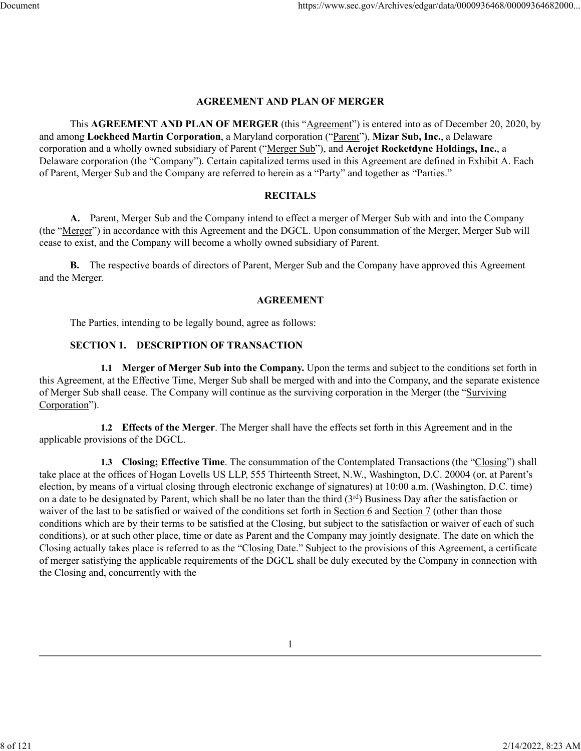## AGREEMENT AND PLAN OF MERGER

This **AGREEMENT AND PLAN OF MERGER** (this "Agreement") is entered into as of December 20, 2020, by and among **Lockheed Martin Corporation**, a Maryland corporation ("Parent"), **Mizar Sub, Inc.**, a Delaware corporation and a wholly owned subsidiary of Parent ("Merger Sub"), and **Aerojet Rocketdyne Holdings, Inc.**, a Delaware corporation (the "Company"). Certain capitalized terms used in this Agreement are defined in Exhibit A. Each of Parent, Merger Sub and the Company are referred to herein as a "Party" and together as "Parties."

## RECITALS

**A.** Parent, Merger Sub and the Company intend to effect a merger of Merger Sub with and into the Company (the "Merger") in accordance with this Agreement and the DGCL. Upon consummation of the Merger, Merger Sub will cease to exist, and the Company will become a wholly owned subsidiary of Parent.

**B.** The respective boards of directors of Parent, Merger Sub and the Company have approved this Agreement and the Merger.

## AGREEMENT

The Parties, intending to be legally bound, agree as follows:

### SECTION 1. DESCRIPTION OF TRANSACTION

**1.1 Merger of Merger Sub into the Company.** Upon the terms and subject to the conditions set forth in this Agreement, at the Effective Time, Merger Sub shall be merged with and into the Company, and the separate existence of Merger Sub shall cease. The Company will continue as the surviving corporation in the Merger (the "Surviving Corporation").

**1.2 Effects of the Merger**. The Merger shall have the effects set forth in this Agreement and in the applicable provisions of the DGCL.

**1.3 Closing; Effective Time**. The consummation of the Contemplated Transactions (the "Closing") shall take place at the offices of Hogan Lovells US LLP, 555 Thirteenth Street, N.W., Washington, D.C. 20004 (or, at Parent's election, by means of a virtual closing through electronic exchange of signatures) at 10:00 a.m. (Washington, D.C. time) on a date to be designated by Parent, which shall be no later than the third (3rd) Business Day after the satisfaction or waiver of the last to be satisfied or waived of the conditions set forth in Section 6 and Section 7 (other than those conditions which are by their terms to be satisfied at the Closing, but subject to the satisfaction or waiver of each of such conditions), or at such other place, time or date as Parent and the Company may jointly designate. The date on which the Closing actually takes place is referred to as the "Closing Date." Subject to the provisions of this Agreement, a certificate of merger satisfying the applicable requirements of the DGCL shall be duly executed by the Company in connection with the Closing and, concurrently with the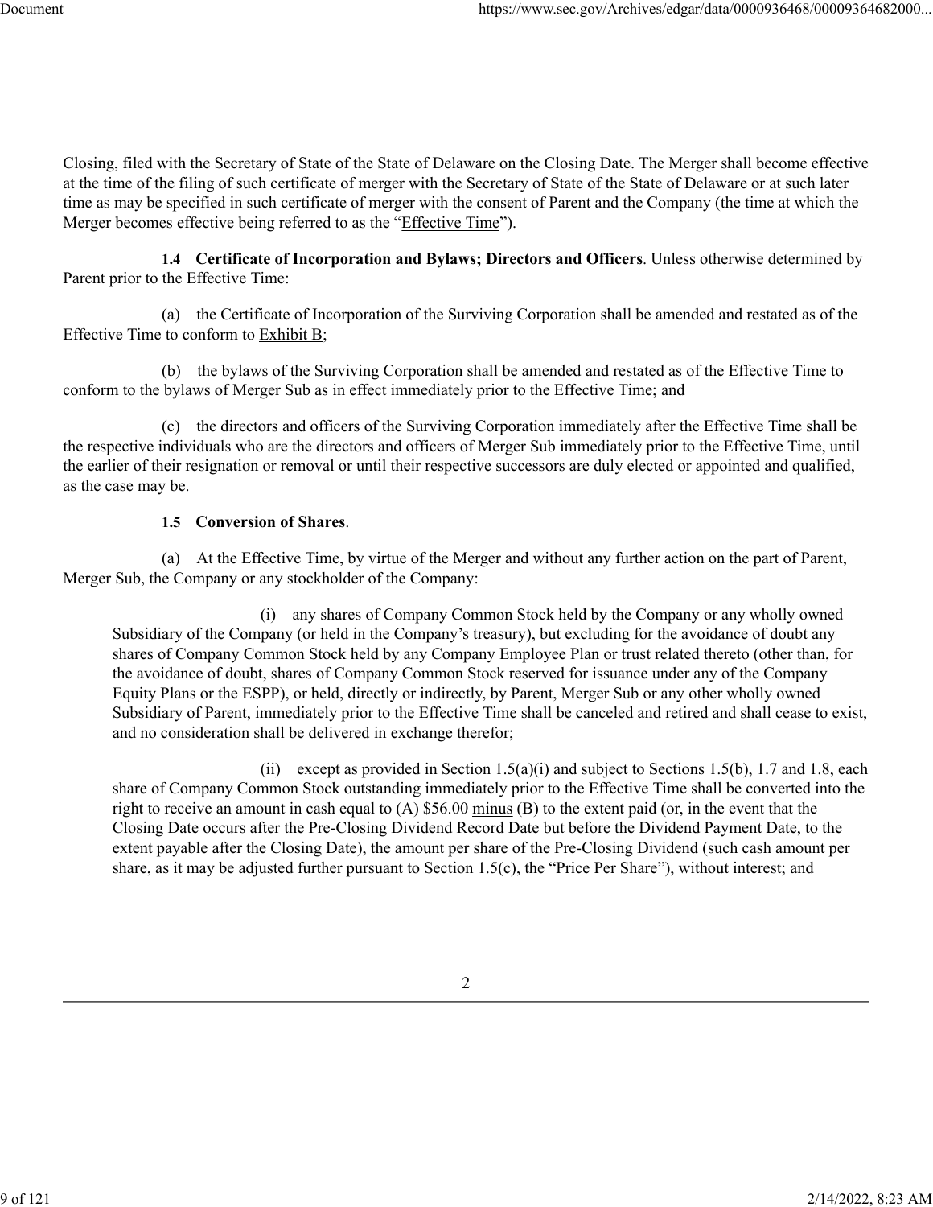Closing, filed with the Secretary of State of the State of Delaware on the Closing Date. The Merger shall become effective at the time of the filing of such certificate of merger with the Secretary of State of the State of Delaware or at such later time as may be specified in such certificate of merger with the consent of Parent and the Company (the time at which the Merger becomes effective being referred to as the "Effective Time").

**1.4 Certificate of Incorporation and Bylaws; Directors and Officers**. Unless otherwise determined by Parent prior to the Effective Time:

(a) the Certificate of Incorporation of the Surviving Corporation shall be amended and restated as of the Effective Time to conform to Exhibit B;

(b) the bylaws of the Surviving Corporation shall be amended and restated as of the Effective Time to conform to the bylaws of Merger Sub as in effect immediately prior to the Effective Time; and

(c) the directors and officers of the Surviving Corporation immediately after the Effective Time shall be the respective individuals who are the directors and officers of Merger Sub immediately prior to the Effective Time, until the earlier of their resignation or removal or until their respective successors are duly elected or appointed and qualified, as the case may be.

**1.5 Conversion of Shares**.

(a) At the Effective Time, by virtue of the Merger and without any further action on the part of Parent, Merger Sub, the Company or any stockholder of the Company:

(i) any shares of Company Common Stock held by the Company or any wholly owned Subsidiary of the Company (or held in the Company's treasury), but excluding for the avoidance of doubt any shares of Company Common Stock held by any Company Employee Plan or trust related thereto (other than, for the avoidance of doubt, shares of Company Common Stock reserved for issuance under any of the Company Equity Plans or the ESPP), or held, directly or indirectly, by Parent, Merger Sub or any other wholly owned Subsidiary of Parent, immediately prior to the Effective Time shall be canceled and retired and shall cease to exist, and no consideration shall be delivered in exchange therefor;

(ii) except as provided in Section 1.5(a)(i) and subject to Sections 1.5(b), 1.7 and 1.8, each share of Company Common Stock outstanding immediately prior to the Effective Time shall be converted into the right to receive an amount in cash equal to (A) $56.00 minus (B) to the extent paid (or, in the event that the Closing Date occurs after the Pre-Closing Dividend Record Date but before the Dividend Payment Date, to the extent payable after the Closing Date), the amount per share of the Pre-Closing Dividend (such cash amount per share, as it may be adjusted further pursuant to Section 1.5(c), the "Price Per Share"), without interest; and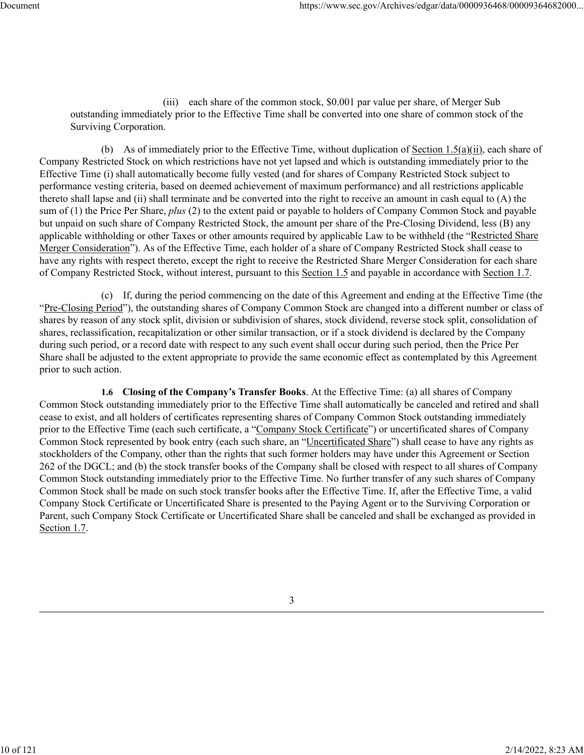(iii) each share of the common stock, $0.001 par value per share, of Merger Sub outstanding immediately prior to the Effective Time shall be converted into one share of common stock of the Surviving Corporation.

(b) As of immediately prior to the Effective Time, without duplication of Section 1.5(a)(ii), each share of Company Restricted Stock on which restrictions have not yet lapsed and which is outstanding immediately prior to the Effective Time (i) shall automatically become fully vested (and for shares of Company Restricted Stock subject to performance vesting criteria, based on deemed achievement of maximum performance) and all restrictions applicable thereto shall lapse and (ii) shall terminate and be converted into the right to receive an amount in cash equal to (A) the sum of (1) the Price Per Share, *plus* (2) to the extent paid or payable to holders of Company Common Stock and payable but unpaid on such share of Company Restricted Stock, the amount per share of the Pre-Closing Dividend, less (B) any applicable withholding or other Taxes or other amounts required by applicable Law to be withheld (the "Restricted Share Merger Consideration"). As of the Effective Time, each holder of a share of Company Restricted Stock shall cease to have any rights with respect thereto, except the right to receive the Restricted Share Merger Consideration for each share of Company Restricted Stock, without interest, pursuant to this Section 1.5 and payable in accordance with Section 1.7.

(c) If, during the period commencing on the date of this Agreement and ending at the Effective Time (the "Pre-Closing Period"), the outstanding shares of Company Common Stock are changed into a different number or class of shares by reason of any stock split, division or subdivision of shares, stock dividend, reverse stock split, consolidation of shares, reclassification, recapitalization or other similar transaction, or if a stock dividend is declared by the Company during such period, or a record date with respect to any such event shall occur during such period, then the Price Per Share shall be adjusted to the extent appropriate to provide the same economic effect as contemplated by this Agreement prior to such action.

**1.6 Closing of the Company's Transfer Books**. At the Effective Time: (a) all shares of Company Common Stock outstanding immediately prior to the Effective Time shall automatically be canceled and retired and shall cease to exist, and all holders of certificates representing shares of Company Common Stock outstanding immediately prior to the Effective Time (each such certificate, a "Company Stock Certificate") or uncertificated shares of Company Common Stock represented by book entry (each such share, an "Uncertificated Share") shall cease to have any rights as stockholders of the Company, other than the rights that such former holders may have under this Agreement or Section 262 of the DGCL; and (b) the stock transfer books of the Company shall be closed with respect to all shares of Company Common Stock outstanding immediately prior to the Effective Time. No further transfer of any such shares of Company Common Stock shall be made on such stock transfer books after the Effective Time. If, after the Effective Time, a valid Company Stock Certificate or Uncertificated Share is presented to the Paying Agent or to the Surviving Corporation or Parent, such Company Stock Certificate or Uncertificated Share shall be canceled and shall be exchanged as provided in Section 1.7.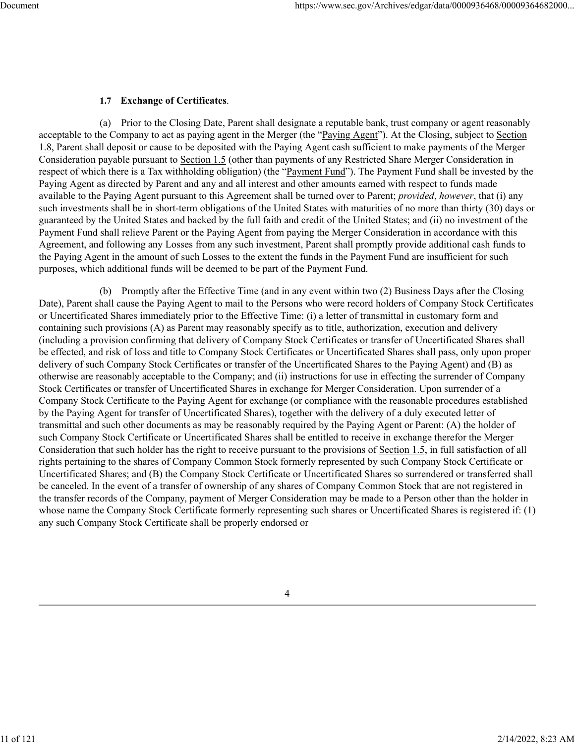**1.7 Exchange of Certificates**.

(a) Prior to the Closing Date, Parent shall designate a reputable bank, trust company or agent reasonably acceptable to the Company to act as paying agent in the Merger (the "Paying Agent"). At the Closing, subject to Section 1.8, Parent shall deposit or cause to be deposited with the Paying Agent cash sufficient to make payments of the Merger Consideration payable pursuant to Section 1.5 (other than payments of any Restricted Share Merger Consideration in respect of which there is a Tax withholding obligation) (the "Payment Fund"). The Payment Fund shall be invested by the Paying Agent as directed by Parent and any and all interest and other amounts earned with respect to funds made available to the Paying Agent pursuant to this Agreement shall be turned over to Parent; *provided*, *however*, that (i) any such investments shall be in short-term obligations of the United States with maturities of no more than thirty (30) days or guaranteed by the United States and backed by the full faith and credit of the United States; and (ii) no investment of the Payment Fund shall relieve Parent or the Paying Agent from paying the Merger Consideration in accordance with this Agreement, and following any Losses from any such investment, Parent shall promptly provide additional cash funds to the Paying Agent in the amount of such Losses to the extent the funds in the Payment Fund are insufficient for such purposes, which additional funds will be deemed to be part of the Payment Fund.

(b) Promptly after the Effective Time (and in any event within two (2) Business Days after the Closing Date), Parent shall cause the Paying Agent to mail to the Persons who were record holders of Company Stock Certificates or Uncertificated Shares immediately prior to the Effective Time: (i) a letter of transmittal in customary form and containing such provisions (A) as Parent may reasonably specify as to title, authorization, execution and delivery (including a provision confirming that delivery of Company Stock Certificates or transfer of Uncertificated Shares shall be effected, and risk of loss and title to Company Stock Certificates or Uncertificated Shares shall pass, only upon proper delivery of such Company Stock Certificates or transfer of the Uncertificated Shares to the Paying Agent) and (B) as otherwise are reasonably acceptable to the Company; and (ii) instructions for use in effecting the surrender of Company Stock Certificates or transfer of Uncertificated Shares in exchange for Merger Consideration. Upon surrender of a Company Stock Certificate to the Paying Agent for exchange (or compliance with the reasonable procedures established by the Paying Agent for transfer of Uncertificated Shares), together with the delivery of a duly executed letter of transmittal and such other documents as may be reasonably required by the Paying Agent or Parent: (A) the holder of such Company Stock Certificate or Uncertificated Shares shall be entitled to receive in exchange therefor the Merger Consideration that such holder has the right to receive pursuant to the provisions of Section 1.5, in full satisfaction of all rights pertaining to the shares of Company Common Stock formerly represented by such Company Stock Certificate or Uncertificated Shares; and (B) the Company Stock Certificate or Uncertificated Shares so surrendered or transferred shall be canceled. In the event of a transfer of ownership of any shares of Company Common Stock that are not registered in the transfer records of the Company, payment of Merger Consideration may be made to a Person other than the holder in whose name the Company Stock Certificate formerly representing such shares or Uncertificated Shares is registered if: (1) any such Company Stock Certificate shall be properly endorsed or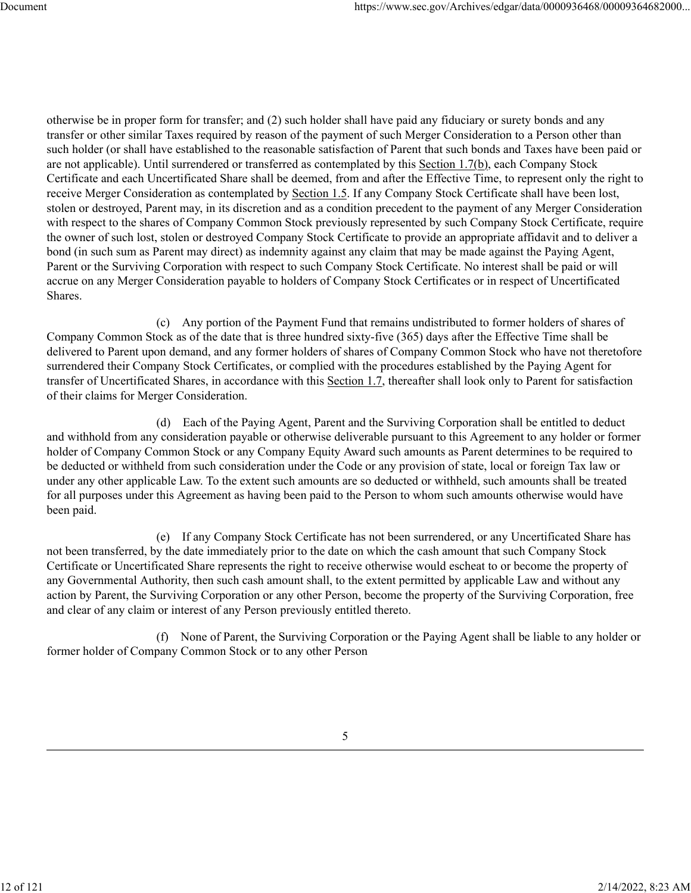otherwise be in proper form for transfer; and (2) such holder shall have paid any fiduciary or surety bonds and any transfer or other similar Taxes required by reason of the payment of such Merger Consideration to a Person other than such holder (or shall have established to the reasonable satisfaction of Parent that such bonds and Taxes have been paid or are not applicable). Until surrendered or transferred as contemplated by this Section 1.7(b), each Company Stock Certificate and each Uncertificated Share shall be deemed, from and after the Effective Time, to represent only the right to receive Merger Consideration as contemplated by Section 1.5. If any Company Stock Certificate shall have been lost, stolen or destroyed, Parent may, in its discretion and as a condition precedent to the payment of any Merger Consideration with respect to the shares of Company Common Stock previously represented by such Company Stock Certificate, require the owner of such lost, stolen or destroyed Company Stock Certificate to provide an appropriate affidavit and to deliver a bond (in such sum as Parent may direct) as indemnity against any claim that may be made against the Paying Agent, Parent or the Surviving Corporation with respect to such Company Stock Certificate. No interest shall be paid or will accrue on any Merger Consideration payable to holders of Company Stock Certificates or in respect of Uncertificated Shares.

(c) Any portion of the Payment Fund that remains undistributed to former holders of shares of Company Common Stock as of the date that is three hundred sixty-five (365) days after the Effective Time shall be delivered to Parent upon demand, and any former holders of shares of Company Common Stock who have not theretofore surrendered their Company Stock Certificates, or complied with the procedures established by the Paying Agent for transfer of Uncertificated Shares, in accordance with this Section 1.7, thereafter shall look only to Parent for satisfaction of their claims for Merger Consideration.

(d) Each of the Paying Agent, Parent and the Surviving Corporation shall be entitled to deduct and withhold from any consideration payable or otherwise deliverable pursuant to this Agreement to any holder or former holder of Company Common Stock or any Company Equity Award such amounts as Parent determines to be required to be deducted or withheld from such consideration under the Code or any provision of state, local or foreign Tax law or under any other applicable Law. To the extent such amounts are so deducted or withheld, such amounts shall be treated for all purposes under this Agreement as having been paid to the Person to whom such amounts otherwise would have been paid.

(e) If any Company Stock Certificate has not been surrendered, or any Uncertificated Share has not been transferred, by the date immediately prior to the date on which the cash amount that such Company Stock Certificate or Uncertificated Share represents the right to receive otherwise would escheat to or become the property of any Governmental Authority, then such cash amount shall, to the extent permitted by applicable Law and without any action by Parent, the Surviving Corporation or any other Person, become the property of the Surviving Corporation, free and clear of any claim or interest of any Person previously entitled thereto.

(f) None of Parent, the Surviving Corporation or the Paying Agent shall be liable to any holder or former holder of Company Common Stock or to any other Person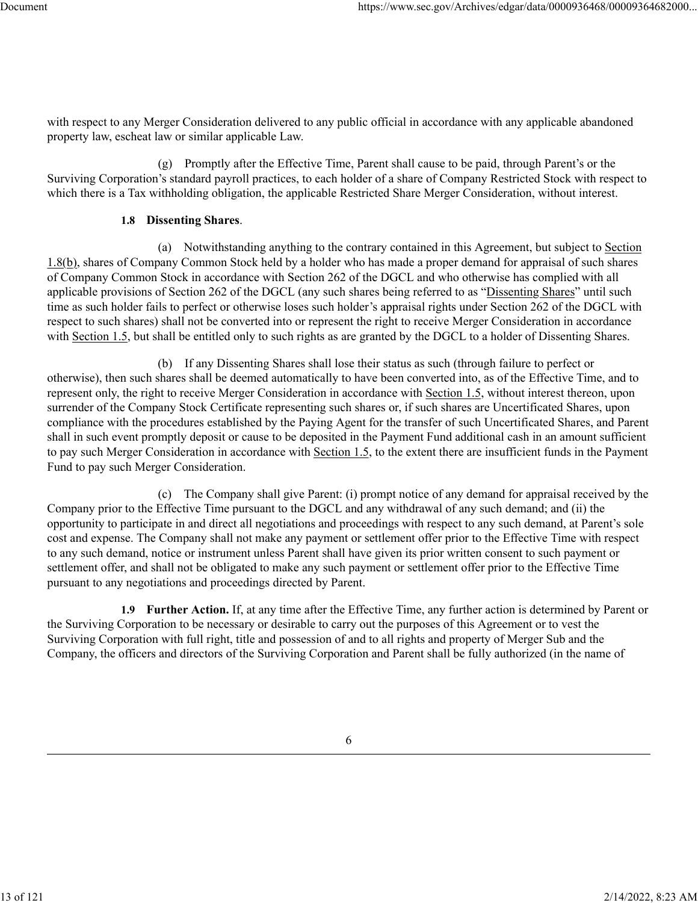with respect to any Merger Consideration delivered to any public official in accordance with any applicable abandoned property law, escheat law or similar applicable Law.

(g) Promptly after the Effective Time, Parent shall cause to be paid, through Parent's or the Surviving Corporation's standard payroll practices, to each holder of a share of Company Restricted Stock with respect to which there is a Tax withholding obligation, the applicable Restricted Share Merger Consideration, without interest.

**1.8 Dissenting Shares**.

(a) Notwithstanding anything to the contrary contained in this Agreement, but subject to Section 1.8(b), shares of Company Common Stock held by a holder who has made a proper demand for appraisal of such shares of Company Common Stock in accordance with Section 262 of the DGCL and who otherwise has complied with all applicable provisions of Section 262 of the DGCL (any such shares being referred to as "Dissenting Shares" until such time as such holder fails to perfect or otherwise loses such holder's appraisal rights under Section 262 of the DGCL with respect to such shares) shall not be converted into or represent the right to receive Merger Consideration in accordance with Section 1.5, but shall be entitled only to such rights as are granted by the DGCL to a holder of Dissenting Shares.

(b) If any Dissenting Shares shall lose their status as such (through failure to perfect or otherwise), then such shares shall be deemed automatically to have been converted into, as of the Effective Time, and to represent only, the right to receive Merger Consideration in accordance with Section 1.5, without interest thereon, upon surrender of the Company Stock Certificate representing such shares or, if such shares are Uncertificated Shares, upon compliance with the procedures established by the Paying Agent for the transfer of such Uncertificated Shares, and Parent shall in such event promptly deposit or cause to be deposited in the Payment Fund additional cash in an amount sufficient to pay such Merger Consideration in accordance with Section 1.5, to the extent there are insufficient funds in the Payment Fund to pay such Merger Consideration.

(c) The Company shall give Parent: (i) prompt notice of any demand for appraisal received by the Company prior to the Effective Time pursuant to the DGCL and any withdrawal of any such demand; and (ii) the opportunity to participate in and direct all negotiations and proceedings with respect to any such demand, at Parent's sole cost and expense. The Company shall not make any payment or settlement offer prior to the Effective Time with respect to any such demand, notice or instrument unless Parent shall have given its prior written consent to such payment or settlement offer, and shall not be obligated to make any such payment or settlement offer prior to the Effective Time pursuant to any negotiations and proceedings directed by Parent.

**1.9 Further Action.** If, at any time after the Effective Time, any further action is determined by Parent or the Surviving Corporation to be necessary or desirable to carry out the purposes of this Agreement or to vest the Surviving Corporation with full right, title and possession of and to all rights and property of Merger Sub and the Company, the officers and directors of the Surviving Corporation and Parent shall be fully authorized (in the name of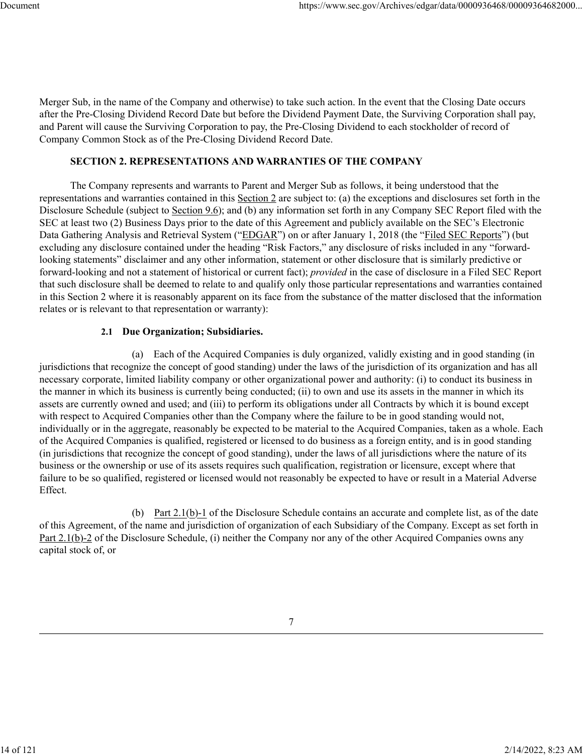Merger Sub, in the name of the Company and otherwise) to take such action. In the event that the Closing Date occurs after the Pre-Closing Dividend Record Date but before the Dividend Payment Date, the Surviving Corporation shall pay, and Parent will cause the Surviving Corporation to pay, the Pre-Closing Dividend to each stockholder of record of Company Common Stock as of the Pre-Closing Dividend Record Date.

## SECTION 2. REPRESENTATIONS AND WARRANTIES OF THE COMPANY

The Company represents and warrants to Parent and Merger Sub as follows, it being understood that the representations and warranties contained in this Section 2 are subject to: (a) the exceptions and disclosures set forth in the Disclosure Schedule (subject to Section 9.6); and (b) any information set forth in any Company SEC Report filed with the SEC at least two (2) Business Days prior to the date of this Agreement and publicly available on the SEC's Electronic Data Gathering Analysis and Retrieval System ("EDGAR") on or after January 1, 2018 (the "Filed SEC Reports") (but excluding any disclosure contained under the heading "Risk Factors," any disclosure of risks included in any "forward-looking statements" disclaimer and any other information, statement or other disclosure that is similarly predictive or forward-looking and not a statement of historical or current fact); *provided* in the case of disclosure in a Filed SEC Report that such disclosure shall be deemed to relate to and qualify only those particular representations and warranties contained in this Section 2 where it is reasonably apparent on its face from the substance of the matter disclosed that the information relates or is relevant to that representation or warranty):

### 2.1 Due Organization; Subsidiaries.

(a) Each of the Acquired Companies is duly organized, validly existing and in good standing (in jurisdictions that recognize the concept of good standing) under the laws of the jurisdiction of its organization and has all necessary corporate, limited liability company or other organizational power and authority: (i) to conduct its business in the manner in which its business is currently being conducted; (ii) to own and use its assets in the manner in which its assets are currently owned and used; and (iii) to perform its obligations under all Contracts by which it is bound except with respect to Acquired Companies other than the Company where the failure to be in good standing would not, individually or in the aggregate, reasonably be expected to be material to the Acquired Companies, taken as a whole. Each of the Acquired Companies is qualified, registered or licensed to do business as a foreign entity, and is in good standing (in jurisdictions that recognize the concept of good standing), under the laws of all jurisdictions where the nature of its business or the ownership or use of its assets requires such qualification, registration or licensure, except where that failure to be so qualified, registered or licensed would not reasonably be expected to have or result in a Material Adverse Effect.

(b) Part 2.1(b)-1 of the Disclosure Schedule contains an accurate and complete list, as of the date of this Agreement, of the name and jurisdiction of organization of each Subsidiary of the Company. Except as set forth in Part 2.1(b)-2 of the Disclosure Schedule, (i) neither the Company nor any of the other Acquired Companies owns any capital stock of, or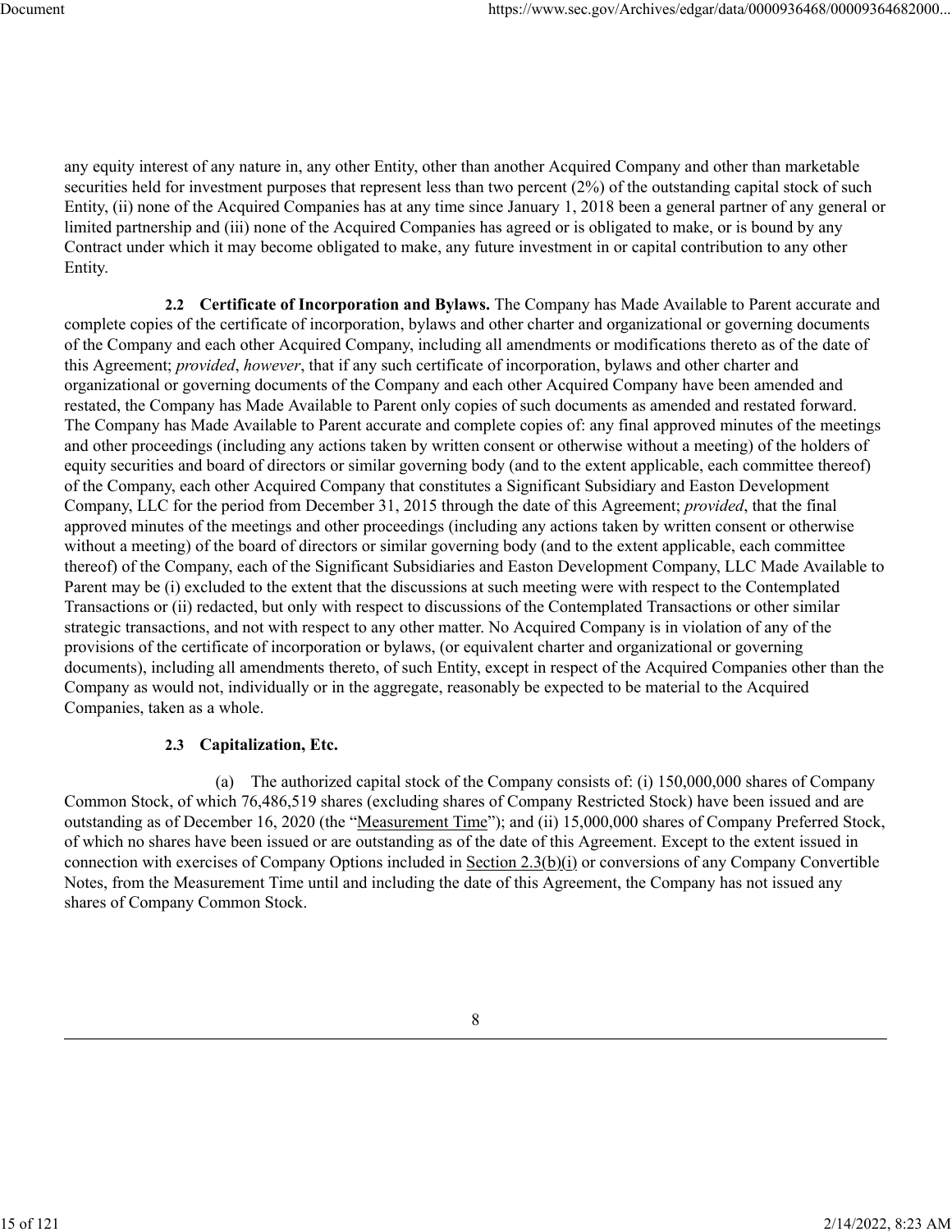any equity interest of any nature in, any other Entity, other than another Acquired Company and other than marketable securities held for investment purposes that represent less than two percent (2%) of the outstanding capital stock of such Entity, (ii) none of the Acquired Companies has at any time since January 1, 2018 been a general partner of any general or limited partnership and (iii) none of the Acquired Companies has agreed or is obligated to make, or is bound by any Contract under which it may become obligated to make, any future investment in or capital contribution to any other Entity.

**2.2 Certificate of Incorporation and Bylaws.** The Company has Made Available to Parent accurate and complete copies of the certificate of incorporation, bylaws and other charter and organizational or governing documents of the Company and each other Acquired Company, including all amendments or modifications thereto as of the date of this Agreement; *provided*, *however*, that if any such certificate of incorporation, bylaws and other charter and organizational or governing documents of the Company and each other Acquired Company have been amended and restated, the Company has Made Available to Parent only copies of such documents as amended and restated forward. The Company has Made Available to Parent accurate and complete copies of: any final approved minutes of the meetings and other proceedings (including any actions taken by written consent or otherwise without a meeting) of the holders of equity securities and board of directors or similar governing body (and to the extent applicable, each committee thereof) of the Company, each other Acquired Company that constitutes a Significant Subsidiary and Easton Development Company, LLC for the period from December 31, 2015 through the date of this Agreement; *provided*, that the final approved minutes of the meetings and other proceedings (including any actions taken by written consent or otherwise without a meeting) of the board of directors or similar governing body (and to the extent applicable, each committee thereof) of the Company, each of the Significant Subsidiaries and Easton Development Company, LLC Made Available to Parent may be (i) excluded to the extent that the discussions at such meeting were with respect to the Contemplated Transactions or (ii) redacted, but only with respect to discussions of the Contemplated Transactions or other similar strategic transactions, and not with respect to any other matter. No Acquired Company is in violation of any of the provisions of the certificate of incorporation or bylaws, (or equivalent charter and organizational or governing documents), including all amendments thereto, of such Entity, except in respect of the Acquired Companies other than the Company as would not, individually or in the aggregate, reasonably be expected to be material to the Acquired Companies, taken as a whole.

**2.3 Capitalization, Etc.**

(a) The authorized capital stock of the Company consists of: (i) 150,000,000 shares of Company Common Stock, of which 76,486,519 shares (excluding shares of Company Restricted Stock) have been issued and are outstanding as of December 16, 2020 (the "Measurement Time"); and (ii) 15,000,000 shares of Company Preferred Stock, of which no shares have been issued or are outstanding as of the date of this Agreement. Except to the extent issued in connection with exercises of Company Options included in Section 2.3(b)(i) or conversions of any Company Convertible Notes, from the Measurement Time until and including the date of this Agreement, the Company has not issued any shares of Company Common Stock.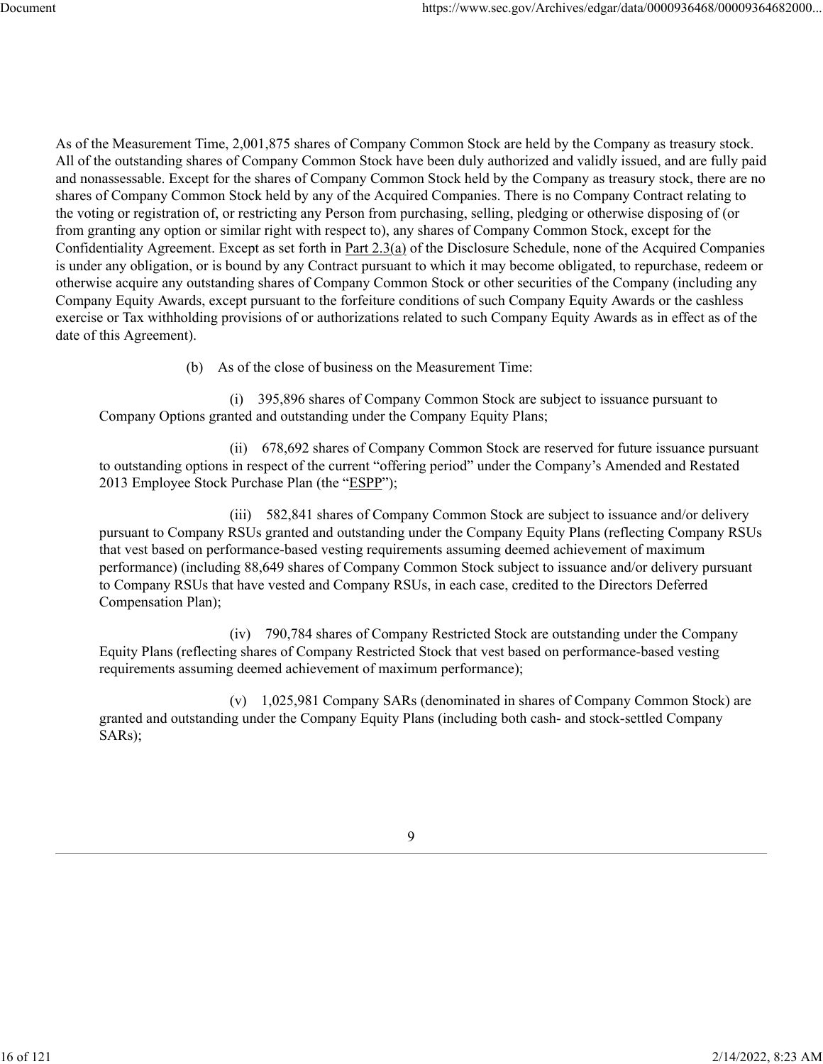As of the Measurement Time, 2,001,875 shares of Company Common Stock are held by the Company as treasury stock. All of the outstanding shares of Company Common Stock have been duly authorized and validly issued, and are fully paid and nonassessable. Except for the shares of Company Common Stock held by the Company as treasury stock, there are no shares of Company Common Stock held by any of the Acquired Companies. There is no Company Contract relating to the voting or registration of, or restricting any Person from purchasing, selling, pledging or otherwise disposing of (or from granting any option or similar right with respect to), any shares of Company Common Stock, except for the Confidentiality Agreement. Except as set forth in Part 2.3(a) of the Disclosure Schedule, none of the Acquired Companies is under any obligation, or is bound by any Contract pursuant to which it may become obligated, to repurchase, redeem or otherwise acquire any outstanding shares of Company Common Stock or other securities of the Company (including any Company Equity Awards, except pursuant to the forfeiture conditions of such Company Equity Awards or the cashless exercise or Tax withholding provisions of or authorizations related to such Company Equity Awards as in effect as of the date of this Agreement).

(b) As of the close of business on the Measurement Time:

(i) 395,896 shares of Company Common Stock are subject to issuance pursuant to Company Options granted and outstanding under the Company Equity Plans;

(ii) 678,692 shares of Company Common Stock are reserved for future issuance pursuant to outstanding options in respect of the current "offering period" under the Company's Amended and Restated 2013 Employee Stock Purchase Plan (the "ESPP");

(iii) 582,841 shares of Company Common Stock are subject to issuance and/or delivery pursuant to Company RSUs granted and outstanding under the Company Equity Plans (reflecting Company RSUs that vest based on performance-based vesting requirements assuming deemed achievement of maximum performance) (including 88,649 shares of Company Common Stock subject to issuance and/or delivery pursuant to Company RSUs that have vested and Company RSUs, in each case, credited to the Directors Deferred Compensation Plan);

(iv) 790,784 shares of Company Restricted Stock are outstanding under the Company Equity Plans (reflecting shares of Company Restricted Stock that vest based on performance-based vesting requirements assuming deemed achievement of maximum performance);

(v) 1,025,981 Company SARs (denominated in shares of Company Common Stock) are granted and outstanding under the Company Equity Plans (including both cash- and stock-settled Company SARs);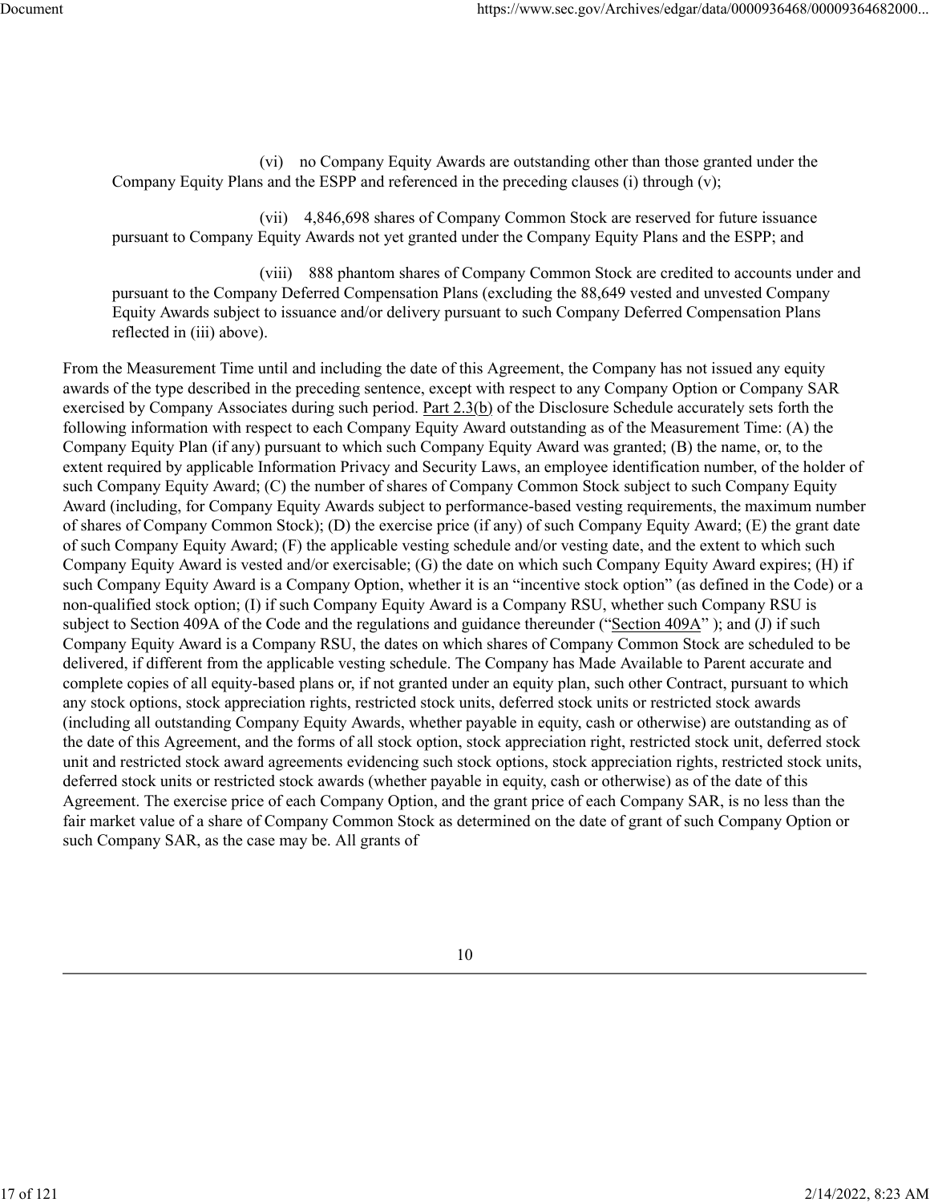(vi) no Company Equity Awards are outstanding other than those granted under the Company Equity Plans and the ESPP and referenced in the preceding clauses (i) through (v);

(vii) 4,846,698 shares of Company Common Stock are reserved for future issuance pursuant to Company Equity Awards not yet granted under the Company Equity Plans and the ESPP; and

(viii) 888 phantom shares of Company Common Stock are credited to accounts under and pursuant to the Company Deferred Compensation Plans (excluding the 88,649 vested and unvested Company Equity Awards subject to issuance and/or delivery pursuant to such Company Deferred Compensation Plans reflected in (iii) above).

From the Measurement Time until and including the date of this Agreement, the Company has not issued any equity awards of the type described in the preceding sentence, except with respect to any Company Option or Company SAR exercised by Company Associates during such period. Part 2.3(b) of the Disclosure Schedule accurately sets forth the following information with respect to each Company Equity Award outstanding as of the Measurement Time: (A) the Company Equity Plan (if any) pursuant to which such Company Equity Award was granted; (B) the name, or, to the extent required by applicable Information Privacy and Security Laws, an employee identification number, of the holder of such Company Equity Award; (C) the number of shares of Company Common Stock subject to such Company Equity Award (including, for Company Equity Awards subject to performance-based vesting requirements, the maximum number of shares of Company Common Stock); (D) the exercise price (if any) of such Company Equity Award; (E) the grant date of such Company Equity Award; (F) the applicable vesting schedule and/or vesting date, and the extent to which such Company Equity Award is vested and/or exercisable; (G) the date on which such Company Equity Award expires; (H) if such Company Equity Award is a Company Option, whether it is an "incentive stock option" (as defined in the Code) or a non-qualified stock option; (I) if such Company Equity Award is a Company RSU, whether such Company RSU is subject to Section 409A of the Code and the regulations and guidance thereunder ("Section 409A" ); and (J) if such Company Equity Award is a Company RSU, the dates on which shares of Company Common Stock are scheduled to be delivered, if different from the applicable vesting schedule. The Company has Made Available to Parent accurate and complete copies of all equity-based plans or, if not granted under an equity plan, such other Contract, pursuant to which any stock options, stock appreciation rights, restricted stock units, deferred stock units or restricted stock awards (including all outstanding Company Equity Awards, whether payable in equity, cash or otherwise) are outstanding as of the date of this Agreement, and the forms of all stock option, stock appreciation right, restricted stock unit, deferred stock unit and restricted stock award agreements evidencing such stock options, stock appreciation rights, restricted stock units, deferred stock units or restricted stock awards (whether payable in equity, cash or otherwise) as of the date of this Agreement. The exercise price of each Company Option, and the grant price of each Company SAR, is no less than the fair market value of a share of Company Common Stock as determined on the date of grant of such Company Option or such Company SAR, as the case may be. All grants of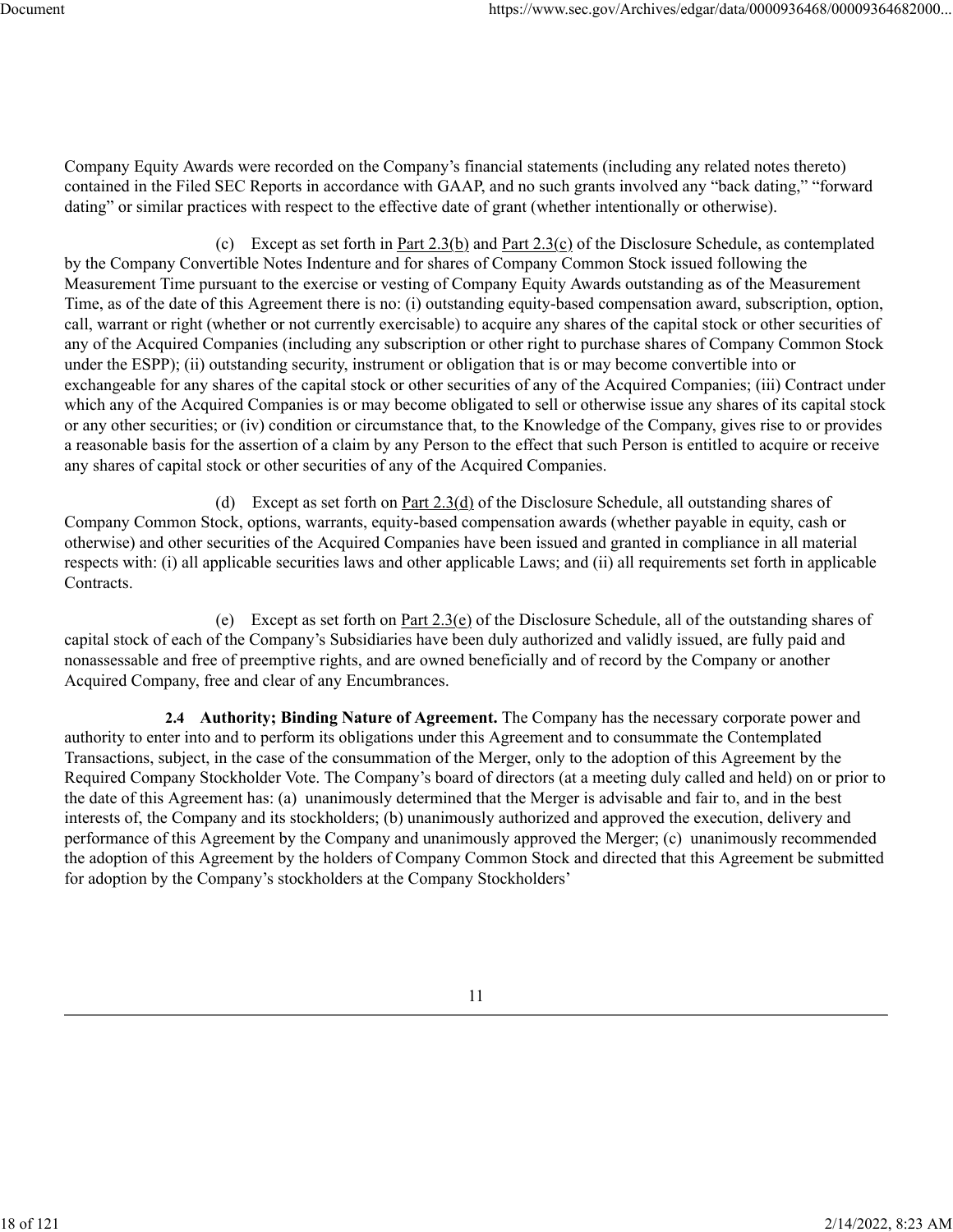Company Equity Awards were recorded on the Company's financial statements (including any related notes thereto) contained in the Filed SEC Reports in accordance with GAAP, and no such grants involved any "back dating," "forward dating" or similar practices with respect to the effective date of grant (whether intentionally or otherwise).

(c) Except as set forth in Part 2.3(b) and Part 2.3(c) of the Disclosure Schedule, as contemplated by the Company Convertible Notes Indenture and for shares of Company Common Stock issued following the Measurement Time pursuant to the exercise or vesting of Company Equity Awards outstanding as of the Measurement Time, as of the date of this Agreement there is no: (i) outstanding equity-based compensation award, subscription, option, call, warrant or right (whether or not currently exercisable) to acquire any shares of the capital stock or other securities of any of the Acquired Companies (including any subscription or other right to purchase shares of Company Common Stock under the ESPP); (ii) outstanding security, instrument or obligation that is or may become convertible into or exchangeable for any shares of the capital stock or other securities of any of the Acquired Companies; (iii) Contract under which any of the Acquired Companies is or may become obligated to sell or otherwise issue any shares of its capital stock or any other securities; or (iv) condition or circumstance that, to the Knowledge of the Company, gives rise to or provides a reasonable basis for the assertion of a claim by any Person to the effect that such Person is entitled to acquire or receive any shares of capital stock or other securities of any of the Acquired Companies.

(d) Except as set forth on Part 2.3(d) of the Disclosure Schedule, all outstanding shares of Company Common Stock, options, warrants, equity-based compensation awards (whether payable in equity, cash or otherwise) and other securities of the Acquired Companies have been issued and granted in compliance in all material respects with: (i) all applicable securities laws and other applicable Laws; and (ii) all requirements set forth in applicable Contracts.

(e) Except as set forth on Part 2.3(e) of the Disclosure Schedule, all of the outstanding shares of capital stock of each of the Company's Subsidiaries have been duly authorized and validly issued, are fully paid and nonassessable and free of preemptive rights, and are owned beneficially and of record by the Company or another Acquired Company, free and clear of any Encumbrances.

**2.4 Authority; Binding Nature of Agreement.** The Company has the necessary corporate power and authority to enter into and to perform its obligations under this Agreement and to consummate the Contemplated Transactions, subject, in the case of the consummation of the Merger, only to the adoption of this Agreement by the Required Company Stockholder Vote. The Company's board of directors (at a meeting duly called and held) on or prior to the date of this Agreement has: (a) unanimously determined that the Merger is advisable and fair to, and in the best interests of, the Company and its stockholders; (b) unanimously authorized and approved the execution, delivery and performance of this Agreement by the Company and unanimously approved the Merger; (c) unanimously recommended the adoption of this Agreement by the holders of Company Common Stock and directed that this Agreement be submitted for adoption by the Company's stockholders at the Company Stockholders'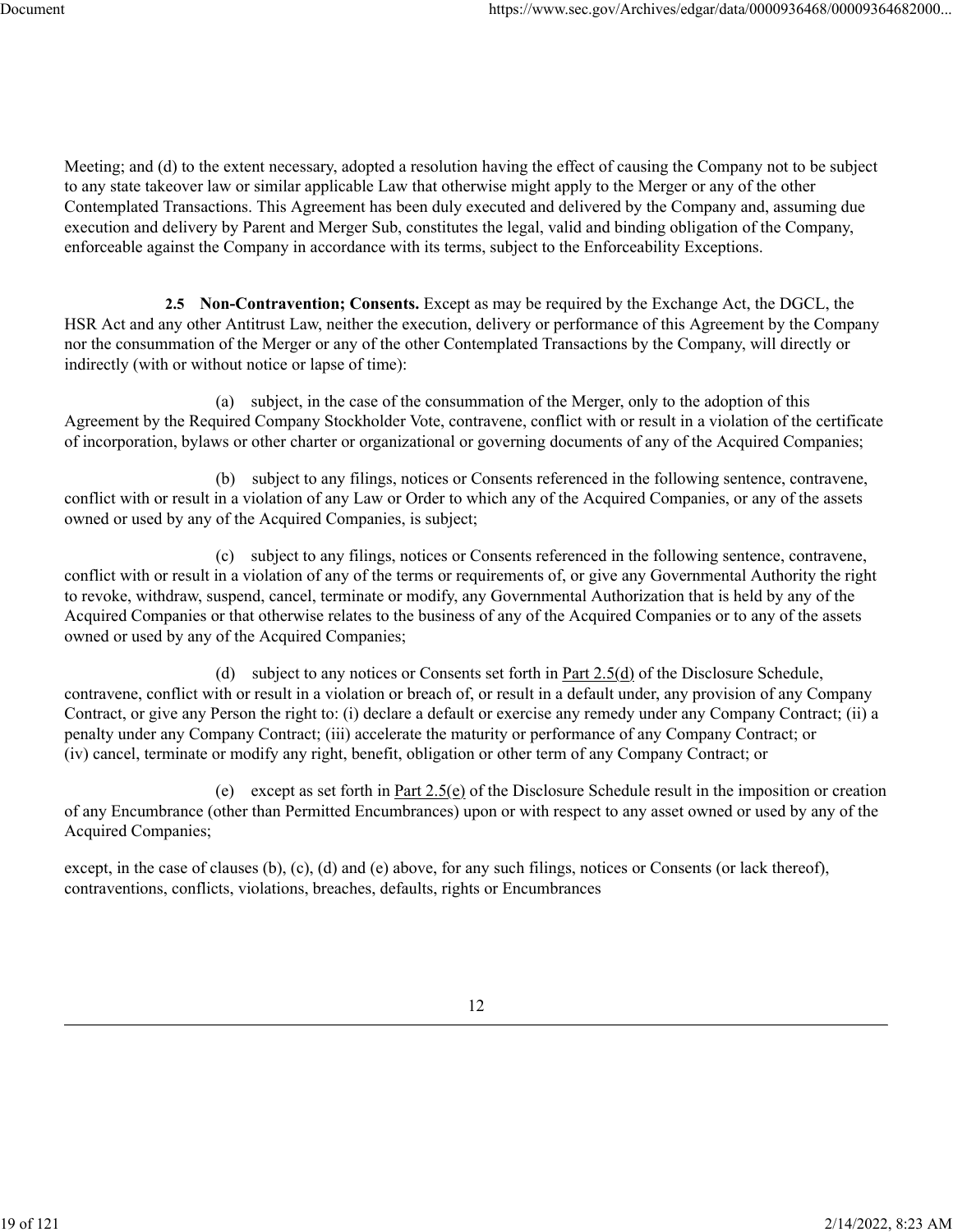Meeting; and (d) to the extent necessary, adopted a resolution having the effect of causing the Company not to be subject to any state takeover law or similar applicable Law that otherwise might apply to the Merger or any of the other Contemplated Transactions. This Agreement has been duly executed and delivered by the Company and, assuming due execution and delivery by Parent and Merger Sub, constitutes the legal, valid and binding obligation of the Company, enforceable against the Company in accordance with its terms, subject to the Enforceability Exceptions.

**2.5 Non-Contravention; Consents.** Except as may be required by the Exchange Act, the DGCL, the HSR Act and any other Antitrust Law, neither the execution, delivery or performance of this Agreement by the Company nor the consummation of the Merger or any of the other Contemplated Transactions by the Company, will directly or indirectly (with or without notice or lapse of time):

(a) subject, in the case of the consummation of the Merger, only to the adoption of this Agreement by the Required Company Stockholder Vote, contravene, conflict with or result in a violation of the certificate of incorporation, bylaws or other charter or organizational or governing documents of any of the Acquired Companies;

(b) subject to any filings, notices or Consents referenced in the following sentence, contravene, conflict with or result in a violation of any Law or Order to which any of the Acquired Companies, or any of the assets owned or used by any of the Acquired Companies, is subject;

(c) subject to any filings, notices or Consents referenced in the following sentence, contravene, conflict with or result in a violation of any of the terms or requirements of, or give any Governmental Authority the right to revoke, withdraw, suspend, cancel, terminate or modify, any Governmental Authorization that is held by any of the Acquired Companies or that otherwise relates to the business of any of the Acquired Companies or to any of the assets owned or used by any of the Acquired Companies;

(d) subject to any notices or Consents set forth in Part 2.5(d) of the Disclosure Schedule, contravene, conflict with or result in a violation or breach of, or result in a default under, any provision of any Company Contract, or give any Person the right to: (i) declare a default or exercise any remedy under any Company Contract; (ii) a penalty under any Company Contract; (iii) accelerate the maturity or performance of any Company Contract; or (iv) cancel, terminate or modify any right, benefit, obligation or other term of any Company Contract; or

(e) except as set forth in Part 2.5(e) of the Disclosure Schedule result in the imposition or creation of any Encumbrance (other than Permitted Encumbrances) upon or with respect to any asset owned or used by any of the Acquired Companies;

except, in the case of clauses (b), (c), (d) and (e) above, for any such filings, notices or Consents (or lack thereof), contraventions, conflicts, violations, breaches, defaults, rights or Encumbrances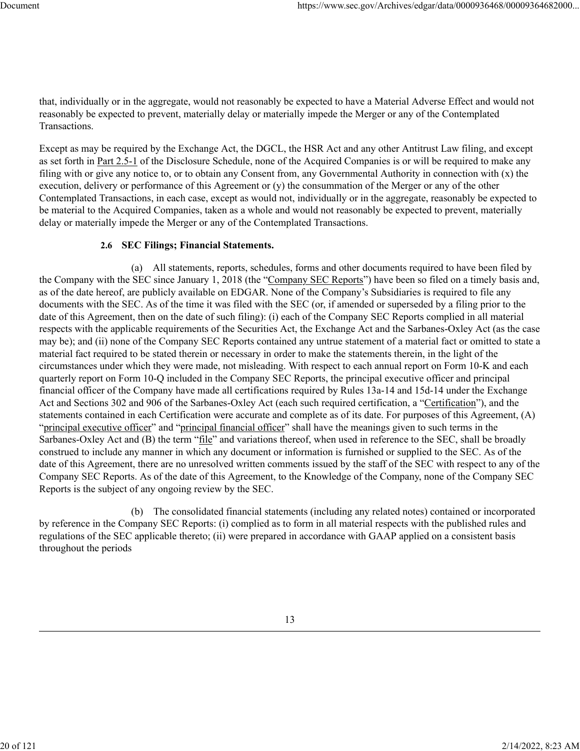that, individually or in the aggregate, would not reasonably be expected to have a Material Adverse Effect and would not reasonably be expected to prevent, materially delay or materially impede the Merger or any of the Contemplated Transactions.

Except as may be required by the Exchange Act, the DGCL, the HSR Act and any other Antitrust Law filing, and except as set forth in Part 2.5-1 of the Disclosure Schedule, none of the Acquired Companies is or will be required to make any filing with or give any notice to, or to obtain any Consent from, any Governmental Authority in connection with (x) the execution, delivery or performance of this Agreement or (y) the consummation of the Merger or any of the other Contemplated Transactions, in each case, except as would not, individually or in the aggregate, reasonably be expected to be material to the Acquired Companies, taken as a whole and would not reasonably be expected to prevent, materially delay or materially impede the Merger or any of the Contemplated Transactions.

**2.6 SEC Filings; Financial Statements.**

(a) All statements, reports, schedules, forms and other documents required to have been filed by the Company with the SEC since January 1, 2018 (the "Company SEC Reports") have been so filed on a timely basis and, as of the date hereof, are publicly available on EDGAR. None of the Company's Subsidiaries is required to file any documents with the SEC. As of the time it was filed with the SEC (or, if amended or superseded by a filing prior to the date of this Agreement, then on the date of such filing): (i) each of the Company SEC Reports complied in all material respects with the applicable requirements of the Securities Act, the Exchange Act and the Sarbanes-Oxley Act (as the case may be); and (ii) none of the Company SEC Reports contained any untrue statement of a material fact or omitted to state a material fact required to be stated therein or necessary in order to make the statements therein, in the light of the circumstances under which they were made, not misleading. With respect to each annual report on Form 10-K and each quarterly report on Form 10-Q included in the Company SEC Reports, the principal executive officer and principal financial officer of the Company have made all certifications required by Rules 13a-14 and 15d-14 under the Exchange Act and Sections 302 and 906 of the Sarbanes-Oxley Act (each such required certification, a "Certification"), and the statements contained in each Certification were accurate and complete as of its date. For purposes of this Agreement, (A) "principal executive officer" and "principal financial officer" shall have the meanings given to such terms in the Sarbanes-Oxley Act and (B) the term "file" and variations thereof, when used in reference to the SEC, shall be broadly construed to include any manner in which any document or information is furnished or supplied to the SEC. As of the date of this Agreement, there are no unresolved written comments issued by the staff of the SEC with respect to any of the Company SEC Reports. As of the date of this Agreement, to the Knowledge of the Company, none of the Company SEC Reports is the subject of any ongoing review by the SEC.

(b) The consolidated financial statements (including any related notes) contained or incorporated by reference in the Company SEC Reports: (i) complied as to form in all material respects with the published rules and regulations of the SEC applicable thereto; (ii) were prepared in accordance with GAAP applied on a consistent basis throughout the periods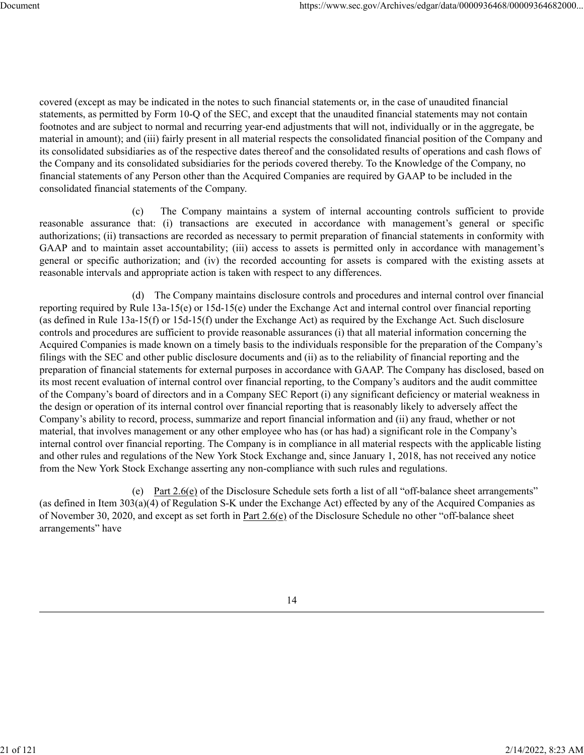covered (except as may be indicated in the notes to such financial statements or, in the case of unaudited financial statements, as permitted by Form 10-Q of the SEC, and except that the unaudited financial statements may not contain footnotes and are subject to normal and recurring year-end adjustments that will not, individually or in the aggregate, be material in amount); and (iii) fairly present in all material respects the consolidated financial position of the Company and its consolidated subsidiaries as of the respective dates thereof and the consolidated results of operations and cash flows of the Company and its consolidated subsidiaries for the periods covered thereby. To the Knowledge of the Company, no financial statements of any Person other than the Acquired Companies are required by GAAP to be included in the consolidated financial statements of the Company.

(c) The Company maintains a system of internal accounting controls sufficient to provide reasonable assurance that: (i) transactions are executed in accordance with management's general or specific authorizations; (ii) transactions are recorded as necessary to permit preparation of financial statements in conformity with GAAP and to maintain asset accountability; (iii) access to assets is permitted only in accordance with management's general or specific authorization; and (iv) the recorded accounting for assets is compared with the existing assets at reasonable intervals and appropriate action is taken with respect to any differences.

(d) The Company maintains disclosure controls and procedures and internal control over financial reporting required by Rule 13a-15(e) or 15d-15(e) under the Exchange Act and internal control over financial reporting (as defined in Rule 13a-15(f) or 15d-15(f) under the Exchange Act) as required by the Exchange Act. Such disclosure controls and procedures are sufficient to provide reasonable assurances (i) that all material information concerning the Acquired Companies is made known on a timely basis to the individuals responsible for the preparation of the Company's filings with the SEC and other public disclosure documents and (ii) as to the reliability of financial reporting and the preparation of financial statements for external purposes in accordance with GAAP. The Company has disclosed, based on its most recent evaluation of internal control over financial reporting, to the Company's auditors and the audit committee of the Company's board of directors and in a Company SEC Report (i) any significant deficiency or material weakness in the design or operation of its internal control over financial reporting that is reasonably likely to adversely affect the Company's ability to record, process, summarize and report financial information and (ii) any fraud, whether or not material, that involves management or any other employee who has (or has had) a significant role in the Company's internal control over financial reporting. The Company is in compliance in all material respects with the applicable listing and other rules and regulations of the New York Stock Exchange and, since January 1, 2018, has not received any notice from the New York Stock Exchange asserting any non-compliance with such rules and regulations.

(e) Part 2.6(e) of the Disclosure Schedule sets forth a list of all "off-balance sheet arrangements" (as defined in Item 303(a)(4) of Regulation S-K under the Exchange Act) effected by any of the Acquired Companies as of November 30, 2020, and except as set forth in Part 2.6(e) of the Disclosure Schedule no other "off-balance sheet arrangements" have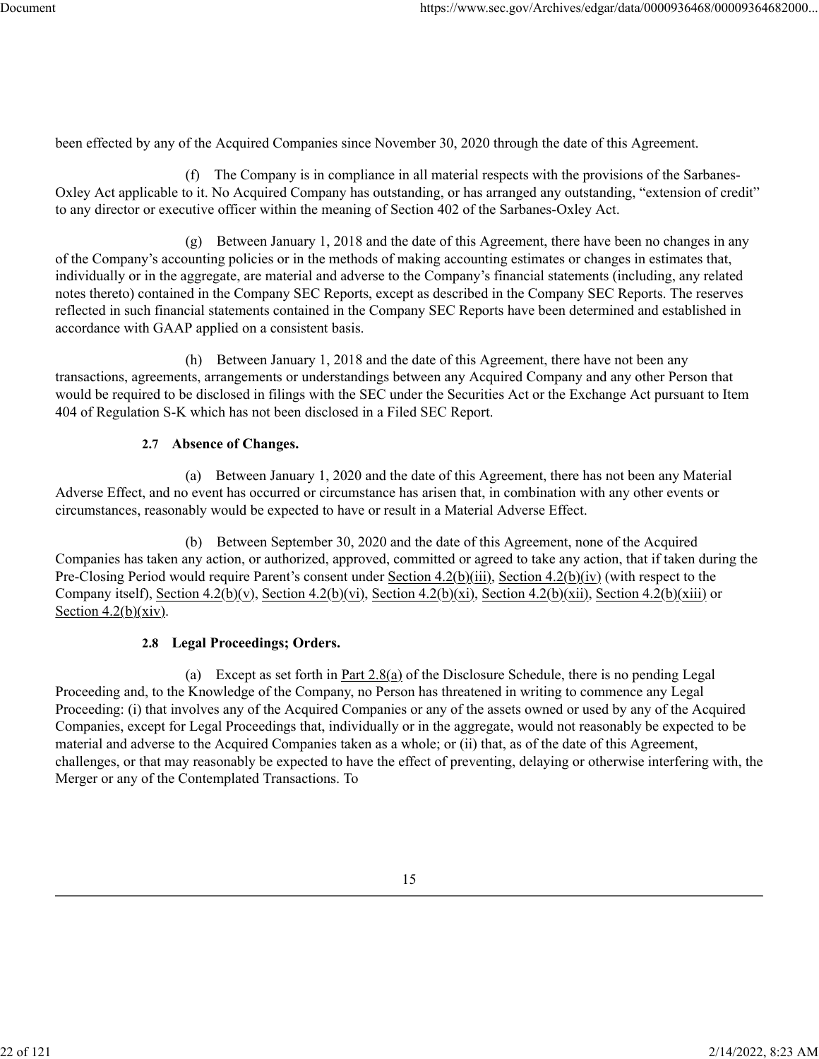been effected by any of the Acquired Companies since November 30, 2020 through the date of this Agreement.

(f) The Company is in compliance in all material respects with the provisions of the Sarbanes-Oxley Act applicable to it. No Acquired Company has outstanding, or has arranged any outstanding, "extension of credit" to any director or executive officer within the meaning of Section 402 of the Sarbanes-Oxley Act.

(g) Between January 1, 2018 and the date of this Agreement, there have been no changes in any of the Company's accounting policies or in the methods of making accounting estimates or changes in estimates that, individually or in the aggregate, are material and adverse to the Company's financial statements (including, any related notes thereto) contained in the Company SEC Reports, except as described in the Company SEC Reports. The reserves reflected in such financial statements contained in the Company SEC Reports have been determined and established in accordance with GAAP applied on a consistent basis.

(h) Between January 1, 2018 and the date of this Agreement, there have not been any transactions, agreements, arrangements or understandings between any Acquired Company and any other Person that would be required to be disclosed in filings with the SEC under the Securities Act or the Exchange Act pursuant to Item 404 of Regulation S-K which has not been disclosed in a Filed SEC Report.

**2.7 Absence of Changes.**

(a) Between January 1, 2020 and the date of this Agreement, there has not been any Material Adverse Effect, and no event has occurred or circumstance has arisen that, in combination with any other events or circumstances, reasonably would be expected to have or result in a Material Adverse Effect.

(b) Between September 30, 2020 and the date of this Agreement, none of the Acquired Companies has taken any action, or authorized, approved, committed or agreed to take any action, that if taken during the Pre-Closing Period would require Parent's consent under Section 4.2(b)(iii), Section 4.2(b)(iv) (with respect to the Company itself), Section 4.2(b)(v), Section 4.2(b)(vi), Section 4.2(b)(xi), Section 4.2(b)(xii), Section 4.2(b)(xiii) or Section 4.2(b)(xiv).

**2.8 Legal Proceedings; Orders.**

(a) Except as set forth in Part 2.8(a) of the Disclosure Schedule, there is no pending Legal Proceeding and, to the Knowledge of the Company, no Person has threatened in writing to commence any Legal Proceeding: (i) that involves any of the Acquired Companies or any of the assets owned or used by any of the Acquired Companies, except for Legal Proceedings that, individually or in the aggregate, would not reasonably be expected to be material and adverse to the Acquired Companies taken as a whole; or (ii) that, as of the date of this Agreement, challenges, or that may reasonably be expected to have the effect of preventing, delaying or otherwise interfering with, the Merger or any of the Contemplated Transactions. To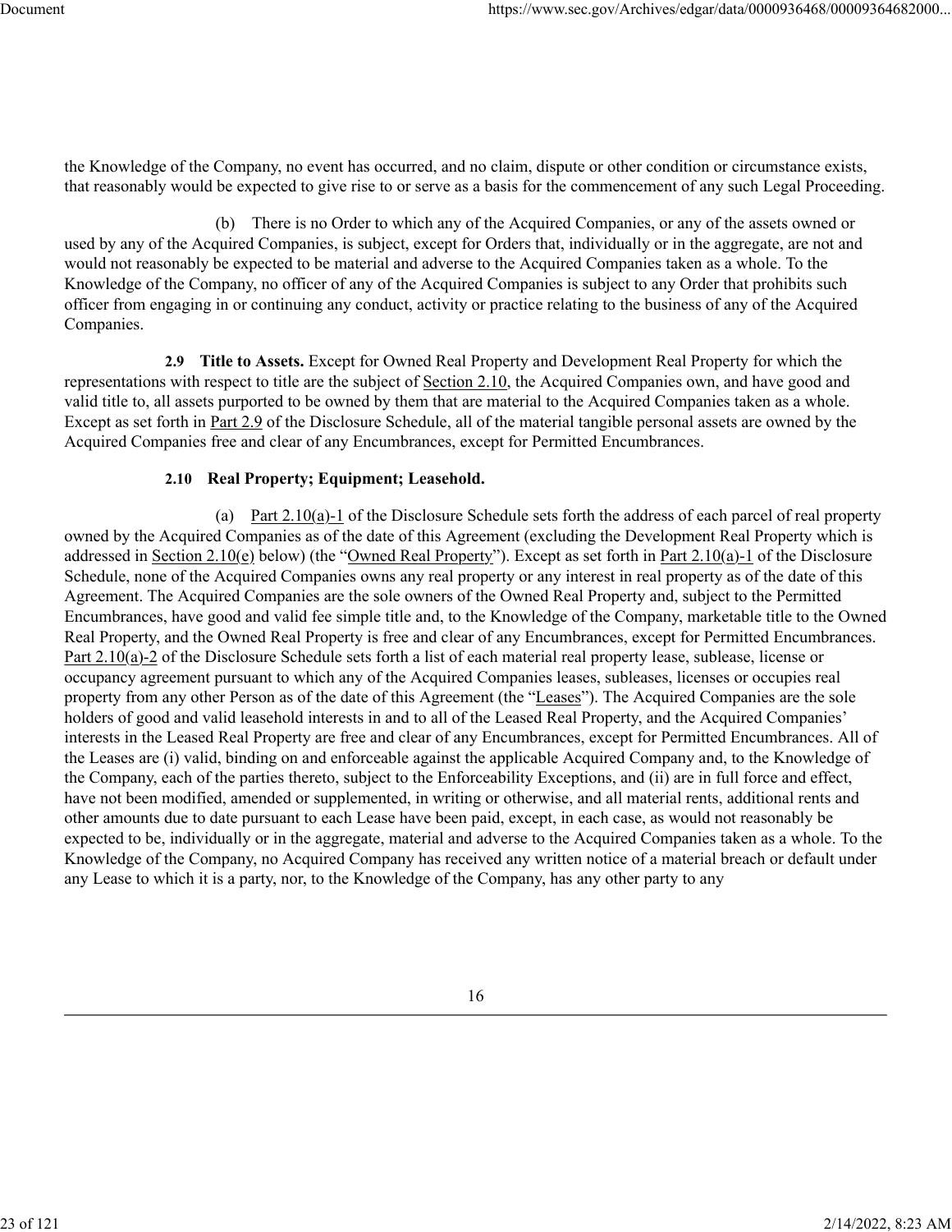the Knowledge of the Company, no event has occurred, and no claim, dispute or other condition or circumstance exists, that reasonably would be expected to give rise to or serve as a basis for the commencement of any such Legal Proceeding.

(b) There is no Order to which any of the Acquired Companies, or any of the assets owned or used by any of the Acquired Companies, is subject, except for Orders that, individually or in the aggregate, are not and would not reasonably be expected to be material and adverse to the Acquired Companies taken as a whole. To the Knowledge of the Company, no officer of any of the Acquired Companies is subject to any Order that prohibits such officer from engaging in or continuing any conduct, activity or practice relating to the business of any of the Acquired Companies.

**2.9 Title to Assets.** Except for Owned Real Property and Development Real Property for which the representations with respect to title are the subject of Section 2.10, the Acquired Companies own, and have good and valid title to, all assets purported to be owned by them that are material to the Acquired Companies taken as a whole. Except as set forth in Part 2.9 of the Disclosure Schedule, all of the material tangible personal assets are owned by the Acquired Companies free and clear of any Encumbrances, except for Permitted Encumbrances.

**2.10 Real Property; Equipment; Leasehold.**

(a) Part 2.10(a)-1 of the Disclosure Schedule sets forth the address of each parcel of real property owned by the Acquired Companies as of the date of this Agreement (excluding the Development Real Property which is addressed in Section 2.10(e) below) (the "Owned Real Property"). Except as set forth in Part 2.10(a)-1 of the Disclosure Schedule, none of the Acquired Companies owns any real property or any interest in real property as of the date of this Agreement. The Acquired Companies are the sole owners of the Owned Real Property and, subject to the Permitted Encumbrances, have good and valid fee simple title and, to the Knowledge of the Company, marketable title to the Owned Real Property, and the Owned Real Property is free and clear of any Encumbrances, except for Permitted Encumbrances. Part 2.10(a)-2 of the Disclosure Schedule sets forth a list of each material real property lease, sublease, license or occupancy agreement pursuant to which any of the Acquired Companies leases, subleases, licenses or occupies real property from any other Person as of the date of this Agreement (the "Leases"). The Acquired Companies are the sole holders of good and valid leasehold interests in and to all of the Leased Real Property, and the Acquired Companies' interests in the Leased Real Property are free and clear of any Encumbrances, except for Permitted Encumbrances. All of the Leases are (i) valid, binding on and enforceable against the applicable Acquired Company and, to the Knowledge of the Company, each of the parties thereto, subject to the Enforceability Exceptions, and (ii) are in full force and effect, have not been modified, amended or supplemented, in writing or otherwise, and all material rents, additional rents and other amounts due to date pursuant to each Lease have been paid, except, in each case, as would not reasonably be expected to be, individually or in the aggregate, material and adverse to the Acquired Companies taken as a whole. To the Knowledge of the Company, no Acquired Company has received any written notice of a material breach or default under any Lease to which it is a party, nor, to the Knowledge of the Company, has any other party to any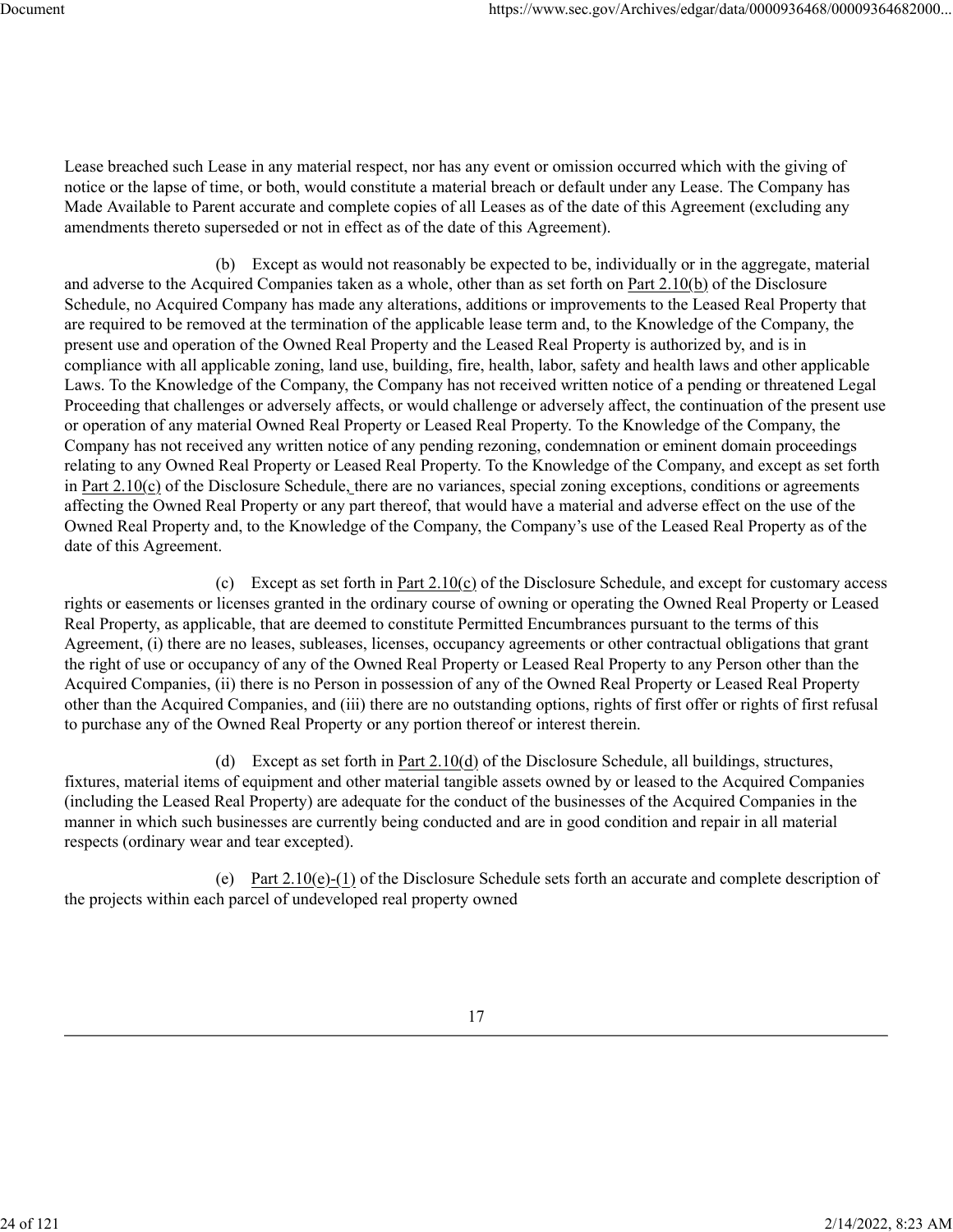Lease breached such Lease in any material respect, nor has any event or omission occurred which with the giving of notice or the lapse of time, or both, would constitute a material breach or default under any Lease. The Company has Made Available to Parent accurate and complete copies of all Leases as of the date of this Agreement (excluding any amendments thereto superseded or not in effect as of the date of this Agreement).

(b) Except as would not reasonably be expected to be, individually or in the aggregate, material and adverse to the Acquired Companies taken as a whole, other than as set forth on Part 2.10(b) of the Disclosure Schedule, no Acquired Company has made any alterations, additions or improvements to the Leased Real Property that are required to be removed at the termination of the applicable lease term and, to the Knowledge of the Company, the present use and operation of the Owned Real Property and the Leased Real Property is authorized by, and is in compliance with all applicable zoning, land use, building, fire, health, labor, safety and health laws and other applicable Laws. To the Knowledge of the Company, the Company has not received written notice of a pending or threatened Legal Proceeding that challenges or adversely affects, or would challenge or adversely affect, the continuation of the present use or operation of any material Owned Real Property or Leased Real Property. To the Knowledge of the Company, the Company has not received any written notice of any pending rezoning, condemnation or eminent domain proceedings relating to any Owned Real Property or Leased Real Property. To the Knowledge of the Company, and except as set forth in Part 2.10(c) of the Disclosure Schedule, there are no variances, special zoning exceptions, conditions or agreements affecting the Owned Real Property or any part thereof, that would have a material and adverse effect on the use of the Owned Real Property and, to the Knowledge of the Company, the Company's use of the Leased Real Property as of the date of this Agreement.

(c) Except as set forth in Part 2.10(c) of the Disclosure Schedule, and except for customary access rights or easements or licenses granted in the ordinary course of owning or operating the Owned Real Property or Leased Real Property, as applicable, that are deemed to constitute Permitted Encumbrances pursuant to the terms of this Agreement, (i) there are no leases, subleases, licenses, occupancy agreements or other contractual obligations that grant the right of use or occupancy of any of the Owned Real Property or Leased Real Property to any Person other than the Acquired Companies, (ii) there is no Person in possession of any of the Owned Real Property or Leased Real Property other than the Acquired Companies, and (iii) there are no outstanding options, rights of first offer or rights of first refusal to purchase any of the Owned Real Property or any portion thereof or interest therein.

(d) Except as set forth in Part 2.10(d) of the Disclosure Schedule, all buildings, structures, fixtures, material items of equipment and other material tangible assets owned by or leased to the Acquired Companies (including the Leased Real Property) are adequate for the conduct of the businesses of the Acquired Companies in the manner in which such businesses are currently being conducted and are in good condition and repair in all material respects (ordinary wear and tear excepted).

(e) Part 2.10(e)-(1) of the Disclosure Schedule sets forth an accurate and complete description of the projects within each parcel of undeveloped real property owned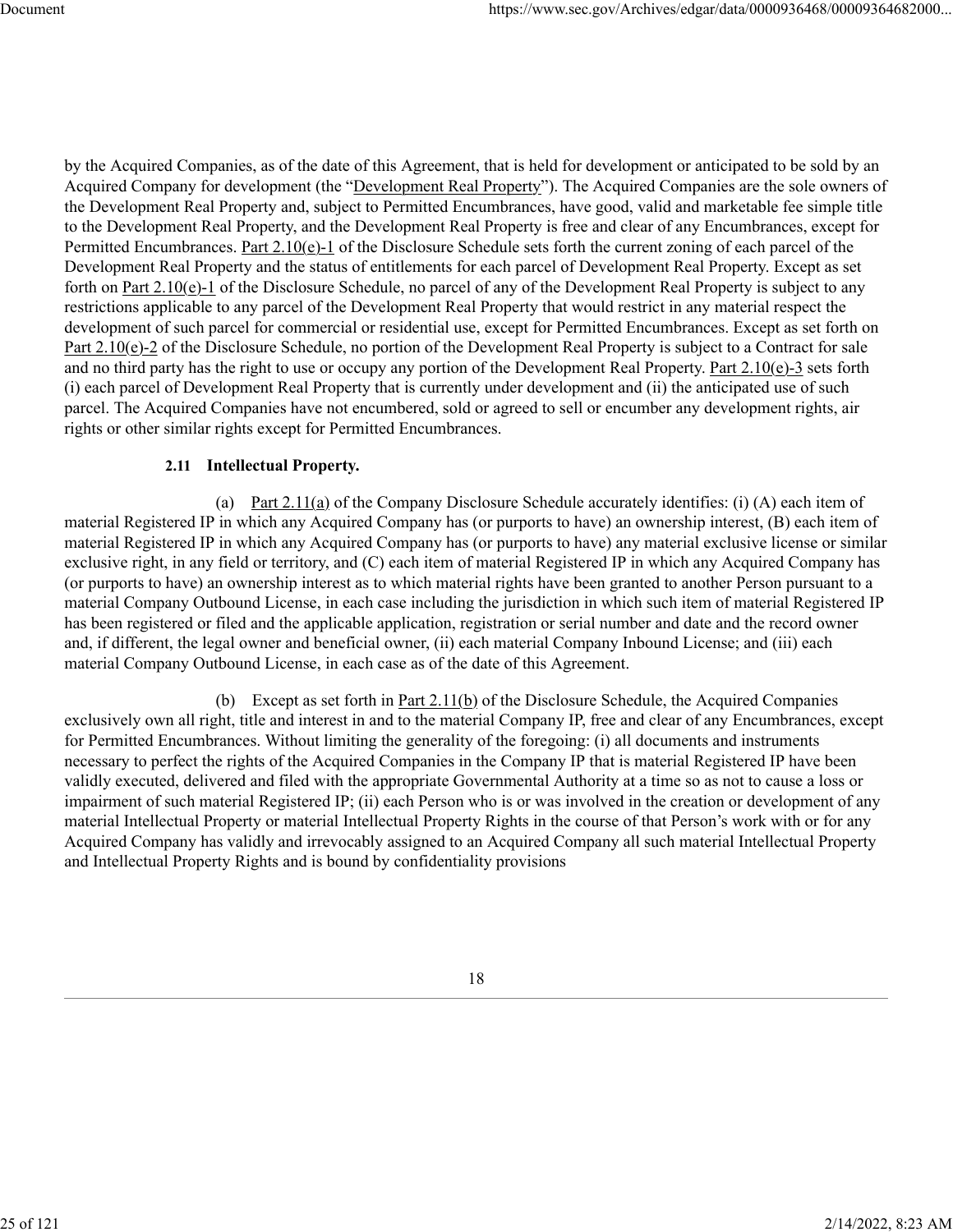by the Acquired Companies, as of the date of this Agreement, that is held for development or anticipated to be sold by an Acquired Company for development (the "Development Real Property"). The Acquired Companies are the sole owners of the Development Real Property and, subject to Permitted Encumbrances, have good, valid and marketable fee simple title to the Development Real Property, and the Development Real Property is free and clear of any Encumbrances, except for Permitted Encumbrances. Part 2.10(e)-1 of the Disclosure Schedule sets forth the current zoning of each parcel of the Development Real Property and the status of entitlements for each parcel of Development Real Property. Except as set forth on Part 2.10(e)-1 of the Disclosure Schedule, no parcel of any of the Development Real Property is subject to any restrictions applicable to any parcel of the Development Real Property that would restrict in any material respect the development of such parcel for commercial or residential use, except for Permitted Encumbrances. Except as set forth on Part 2.10(e)-2 of the Disclosure Schedule, no portion of the Development Real Property is subject to a Contract for sale and no third party has the right to use or occupy any portion of the Development Real Property. Part 2.10(e)-3 sets forth (i) each parcel of Development Real Property that is currently under development and (ii) the anticipated use of such parcel. The Acquired Companies have not encumbered, sold or agreed to sell or encumber any development rights, air rights or other similar rights except for Permitted Encumbrances.

**2.11 Intellectual Property.**

(a) Part 2.11(a) of the Company Disclosure Schedule accurately identifies: (i) (A) each item of material Registered IP in which any Acquired Company has (or purports to have) an ownership interest, (B) each item of material Registered IP in which any Acquired Company has (or purports to have) any material exclusive license or similar exclusive right, in any field or territory, and (C) each item of material Registered IP in which any Acquired Company has (or purports to have) an ownership interest as to which material rights have been granted to another Person pursuant to a material Company Outbound License, in each case including the jurisdiction in which such item of material Registered IP has been registered or filed and the applicable application, registration or serial number and date and the record owner and, if different, the legal owner and beneficial owner, (ii) each material Company Inbound License; and (iii) each material Company Outbound License, in each case as of the date of this Agreement.

(b) Except as set forth in Part 2.11(b) of the Disclosure Schedule, the Acquired Companies exclusively own all right, title and interest in and to the material Company IP, free and clear of any Encumbrances, except for Permitted Encumbrances. Without limiting the generality of the foregoing: (i) all documents and instruments necessary to perfect the rights of the Acquired Companies in the Company IP that is material Registered IP have been validly executed, delivered and filed with the appropriate Governmental Authority at a time so as not to cause a loss or impairment of such material Registered IP; (ii) each Person who is or was involved in the creation or development of any material Intellectual Property or material Intellectual Property Rights in the course of that Person's work with or for any Acquired Company has validly and irrevocably assigned to an Acquired Company all such material Intellectual Property and Intellectual Property Rights and is bound by confidentiality provisions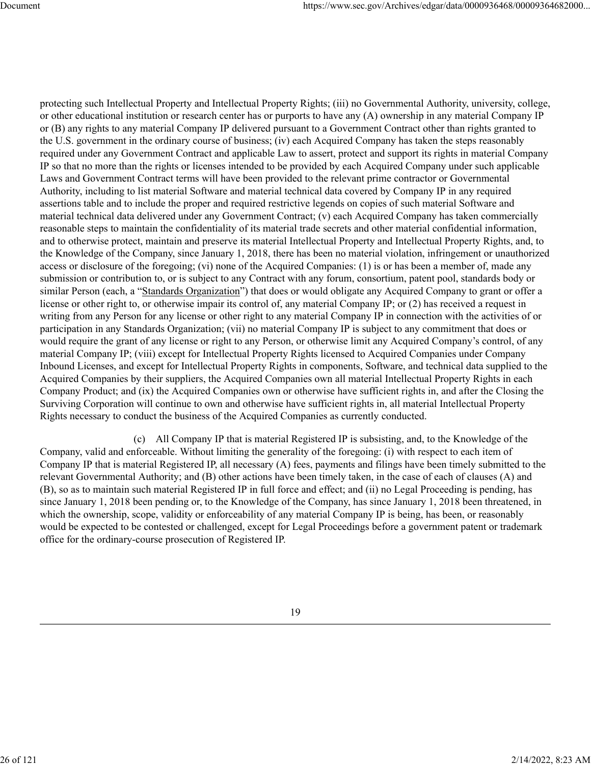protecting such Intellectual Property and Intellectual Property Rights; (iii) no Governmental Authority, university, college, or other educational institution or research center has or purports to have any (A) ownership in any material Company IP or (B) any rights to any material Company IP delivered pursuant to a Government Contract other than rights granted to the U.S. government in the ordinary course of business; (iv) each Acquired Company has taken the steps reasonably required under any Government Contract and applicable Law to assert, protect and support its rights in material Company IP so that no more than the rights or licenses intended to be provided by each Acquired Company under such applicable Laws and Government Contract terms will have been provided to the relevant prime contractor or Governmental Authority, including to list material Software and material technical data covered by Company IP in any required assertions table and to include the proper and required restrictive legends on copies of such material Software and material technical data delivered under any Government Contract; (v) each Acquired Company has taken commercially reasonable steps to maintain the confidentiality of its material trade secrets and other material confidential information, and to otherwise protect, maintain and preserve its material Intellectual Property and Intellectual Property Rights, and, to the Knowledge of the Company, since January 1, 2018, there has been no material violation, infringement or unauthorized access or disclosure of the foregoing; (vi) none of the Acquired Companies: (1) is or has been a member of, made any submission or contribution to, or is subject to any Contract with any forum, consortium, patent pool, standards body or similar Person (each, a "Standards Organization") that does or would obligate any Acquired Company to grant or offer a license or other right to, or otherwise impair its control of, any material Company IP; or (2) has received a request in writing from any Person for any license or other right to any material Company IP in connection with the activities of or participation in any Standards Organization; (vii) no material Company IP is subject to any commitment that does or would require the grant of any license or right to any Person, or otherwise limit any Acquired Company's control, of any material Company IP; (viii) except for Intellectual Property Rights licensed to Acquired Companies under Company Inbound Licenses, and except for Intellectual Property Rights in components, Software, and technical data supplied to the Acquired Companies by their suppliers, the Acquired Companies own all material Intellectual Property Rights in each Company Product; and (ix) the Acquired Companies own or otherwise have sufficient rights in, and after the Closing the Surviving Corporation will continue to own and otherwise have sufficient rights in, all material Intellectual Property Rights necessary to conduct the business of the Acquired Companies as currently conducted.

(c) All Company IP that is material Registered IP is subsisting, and, to the Knowledge of the Company, valid and enforceable. Without limiting the generality of the foregoing: (i) with respect to each item of Company IP that is material Registered IP, all necessary (A) fees, payments and filings have been timely submitted to the relevant Governmental Authority; and (B) other actions have been timely taken, in the case of each of clauses (A) and (B), so as to maintain such material Registered IP in full force and effect; and (ii) no Legal Proceeding is pending, has since January 1, 2018 been pending or, to the Knowledge of the Company, has since January 1, 2018 been threatened, in which the ownership, scope, validity or enforceability of any material Company IP is being, has been, or reasonably would be expected to be contested or challenged, except for Legal Proceedings before a government patent or trademark office for the ordinary-course prosecution of Registered IP.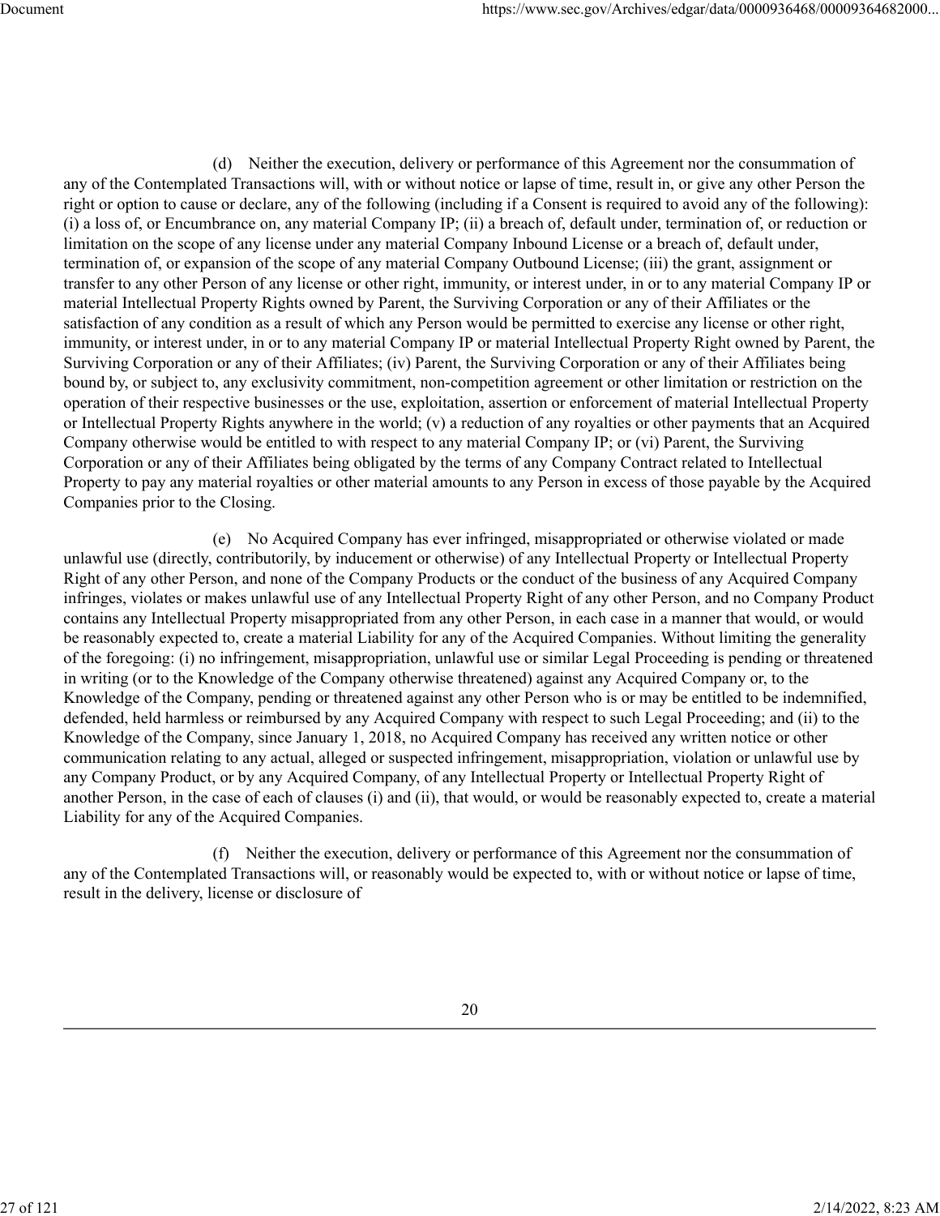(d) Neither the execution, delivery or performance of this Agreement nor the consummation of any of the Contemplated Transactions will, with or without notice or lapse of time, result in, or give any other Person the right or option to cause or declare, any of the following (including if a Consent is required to avoid any of the following): (i) a loss of, or Encumbrance on, any material Company IP; (ii) a breach of, default under, termination of, or reduction or limitation on the scope of any license under any material Company Inbound License or a breach of, default under, termination of, or expansion of the scope of any material Company Outbound License; (iii) the grant, assignment or transfer to any other Person of any license or other right, immunity, or interest under, in or to any material Company IP or material Intellectual Property Rights owned by Parent, the Surviving Corporation or any of their Affiliates or the satisfaction of any condition as a result of which any Person would be permitted to exercise any license or other right, immunity, or interest under, in or to any material Company IP or material Intellectual Property Right owned by Parent, the Surviving Corporation or any of their Affiliates; (iv) Parent, the Surviving Corporation or any of their Affiliates being bound by, or subject to, any exclusivity commitment, non-competition agreement or other limitation or restriction on the operation of their respective businesses or the use, exploitation, assertion or enforcement of material Intellectual Property or Intellectual Property Rights anywhere in the world; (v) a reduction of any royalties or other payments that an Acquired Company otherwise would be entitled to with respect to any material Company IP; or (vi) Parent, the Surviving Corporation or any of their Affiliates being obligated by the terms of any Company Contract related to Intellectual Property to pay any material royalties or other material amounts to any Person in excess of those payable by the Acquired Companies prior to the Closing.

(e) No Acquired Company has ever infringed, misappropriated or otherwise violated or made unlawful use (directly, contributorily, by inducement or otherwise) of any Intellectual Property or Intellectual Property Right of any other Person, and none of the Company Products or the conduct of the business of any Acquired Company infringes, violates or makes unlawful use of any Intellectual Property Right of any other Person, and no Company Product contains any Intellectual Property misappropriated from any other Person, in each case in a manner that would, or would be reasonably expected to, create a material Liability for any of the Acquired Companies. Without limiting the generality of the foregoing: (i) no infringement, misappropriation, unlawful use or similar Legal Proceeding is pending or threatened in writing (or to the Knowledge of the Company otherwise threatened) against any Acquired Company or, to the Knowledge of the Company, pending or threatened against any other Person who is or may be entitled to be indemnified, defended, held harmless or reimbursed by any Acquired Company with respect to such Legal Proceeding; and (ii) to the Knowledge of the Company, since January 1, 2018, no Acquired Company has received any written notice or other communication relating to any actual, alleged or suspected infringement, misappropriation, violation or unlawful use by any Company Product, or by any Acquired Company, of any Intellectual Property or Intellectual Property Right of another Person, in the case of each of clauses (i) and (ii), that would, or would be reasonably expected to, create a material Liability for any of the Acquired Companies.

(f) Neither the execution, delivery or performance of this Agreement nor the consummation of any of the Contemplated Transactions will, or reasonably would be expected to, with or without notice or lapse of time, result in the delivery, license or disclosure of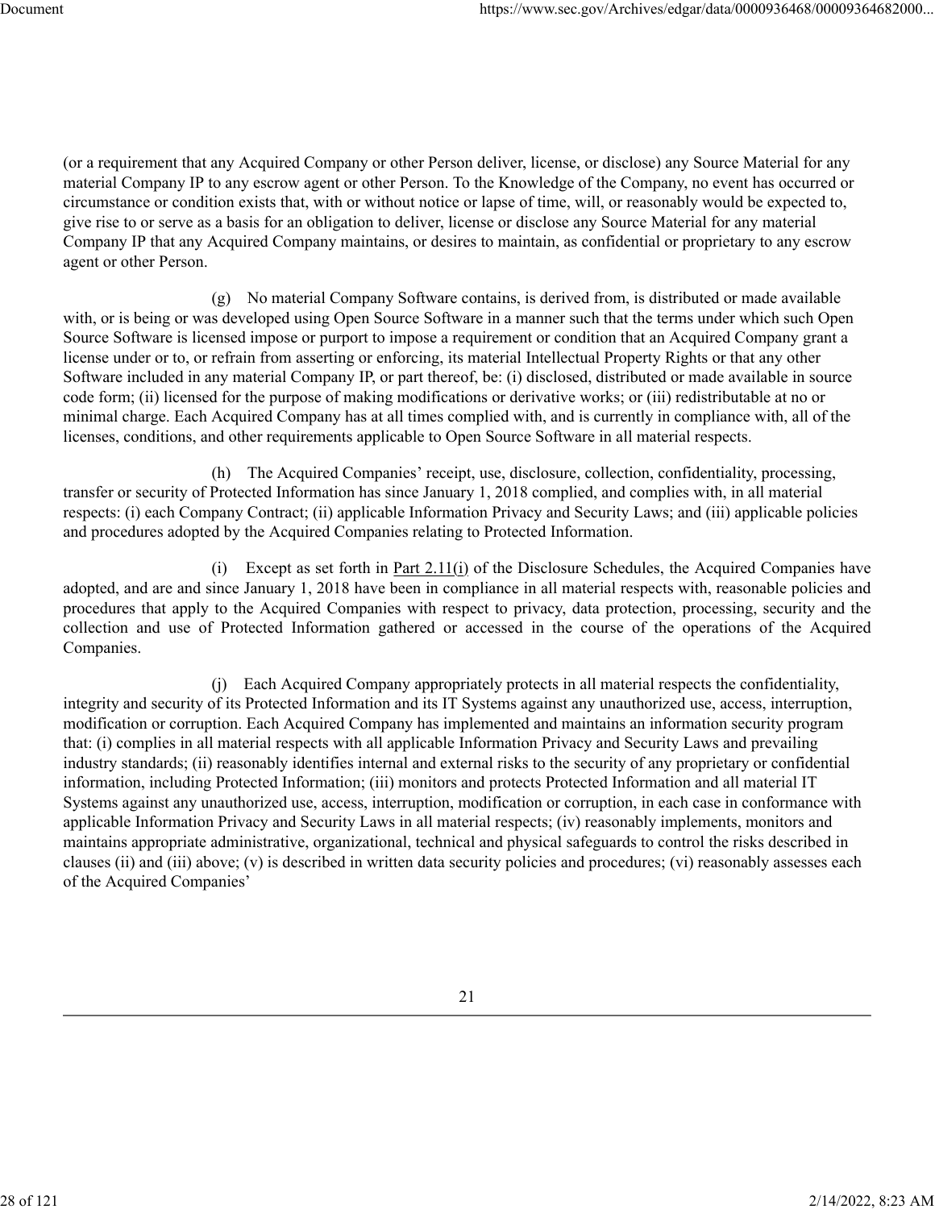(or a requirement that any Acquired Company or other Person deliver, license, or disclose) any Source Material for any material Company IP to any escrow agent or other Person. To the Knowledge of the Company, no event has occurred or circumstance or condition exists that, with or without notice or lapse of time, will, or reasonably would be expected to, give rise to or serve as a basis for an obligation to deliver, license or disclose any Source Material for any material Company IP that any Acquired Company maintains, or desires to maintain, as confidential or proprietary to any escrow agent or other Person.

(g) No material Company Software contains, is derived from, is distributed or made available with, or is being or was developed using Open Source Software in a manner such that the terms under which such Open Source Software is licensed impose or purport to impose a requirement or condition that an Acquired Company grant a license under or to, or refrain from asserting or enforcing, its material Intellectual Property Rights or that any other Software included in any material Company IP, or part thereof, be: (i) disclosed, distributed or made available in source code form; (ii) licensed for the purpose of making modifications or derivative works; or (iii) redistributable at no or minimal charge. Each Acquired Company has at all times complied with, and is currently in compliance with, all of the licenses, conditions, and other requirements applicable to Open Source Software in all material respects.

(h) The Acquired Companies' receipt, use, disclosure, collection, confidentiality, processing, transfer or security of Protected Information has since January 1, 2018 complied, and complies with, in all material respects: (i) each Company Contract; (ii) applicable Information Privacy and Security Laws; and (iii) applicable policies and procedures adopted by the Acquired Companies relating to Protected Information.

(i) Except as set forth in Part 2.11(i) of the Disclosure Schedules, the Acquired Companies have adopted, and are and since January 1, 2018 have been in compliance in all material respects with, reasonable policies and procedures that apply to the Acquired Companies with respect to privacy, data protection, processing, security and the collection and use of Protected Information gathered or accessed in the course of the operations of the Acquired Companies.

(j) Each Acquired Company appropriately protects in all material respects the confidentiality, integrity and security of its Protected Information and its IT Systems against any unauthorized use, access, interruption, modification or corruption. Each Acquired Company has implemented and maintains an information security program that: (i) complies in all material respects with all applicable Information Privacy and Security Laws and prevailing industry standards; (ii) reasonably identifies internal and external risks to the security of any proprietary or confidential information, including Protected Information; (iii) monitors and protects Protected Information and all material IT Systems against any unauthorized use, access, interruption, modification or corruption, in each case in conformance with applicable Information Privacy and Security Laws in all material respects; (iv) reasonably implements, monitors and maintains appropriate administrative, organizational, technical and physical safeguards to control the risks described in clauses (ii) and (iii) above; (v) is described in written data security policies and procedures; (vi) reasonably assesses each of the Acquired Companies'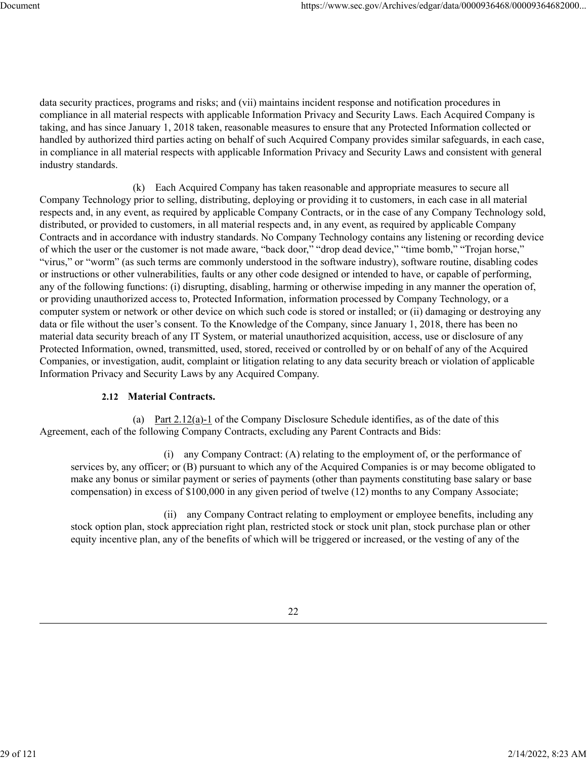data security practices, programs and risks; and (vii) maintains incident response and notification procedures in compliance in all material respects with applicable Information Privacy and Security Laws. Each Acquired Company is taking, and has since January 1, 2018 taken, reasonable measures to ensure that any Protected Information collected or handled by authorized third parties acting on behalf of such Acquired Company provides similar safeguards, in each case, in compliance in all material respects with applicable Information Privacy and Security Laws and consistent with general industry standards.

(k) Each Acquired Company has taken reasonable and appropriate measures to secure all Company Technology prior to selling, distributing, deploying or providing it to customers, in each case in all material respects and, in any event, as required by applicable Company Contracts, or in the case of any Company Technology sold, distributed, or provided to customers, in all material respects and, in any event, as required by applicable Company Contracts and in accordance with industry standards. No Company Technology contains any listening or recording device of which the user or the customer is not made aware, "back door," "drop dead device," "time bomb," "Trojan horse," "virus," or "worm" (as such terms are commonly understood in the software industry), software routine, disabling codes or instructions or other vulnerabilities, faults or any other code designed or intended to have, or capable of performing, any of the following functions: (i) disrupting, disabling, harming or otherwise impeding in any manner the operation of, or providing unauthorized access to, Protected Information, information processed by Company Technology, or a computer system or network or other device on which such code is stored or installed; or (ii) damaging or destroying any data or file without the user's consent. To the Knowledge of the Company, since January 1, 2018, there has been no material data security breach of any IT System, or material unauthorized acquisition, access, use or disclosure of any Protected Information, owned, transmitted, used, stored, received or controlled by or on behalf of any of the Acquired Companies, or investigation, audit, complaint or litigation relating to any data security breach or violation of applicable Information Privacy and Security Laws by any Acquired Company.

**2.12 Material Contracts.**

(a) Part 2.12(a)-1 of the Company Disclosure Schedule identifies, as of the date of this Agreement, each of the following Company Contracts, excluding any Parent Contracts and Bids:

(i) any Company Contract: (A) relating to the employment of, or the performance of services by, any officer; or (B) pursuant to which any of the Acquired Companies is or may become obligated to make any bonus or similar payment or series of payments (other than payments constituting base salary or base compensation) in excess of $100,000 in any given period of twelve (12) months to any Company Associate;

(ii) any Company Contract relating to employment or employee benefits, including any stock option plan, stock appreciation right plan, restricted stock or stock unit plan, stock purchase plan or other equity incentive plan, any of the benefits of which will be triggered or increased, or the vesting of any of the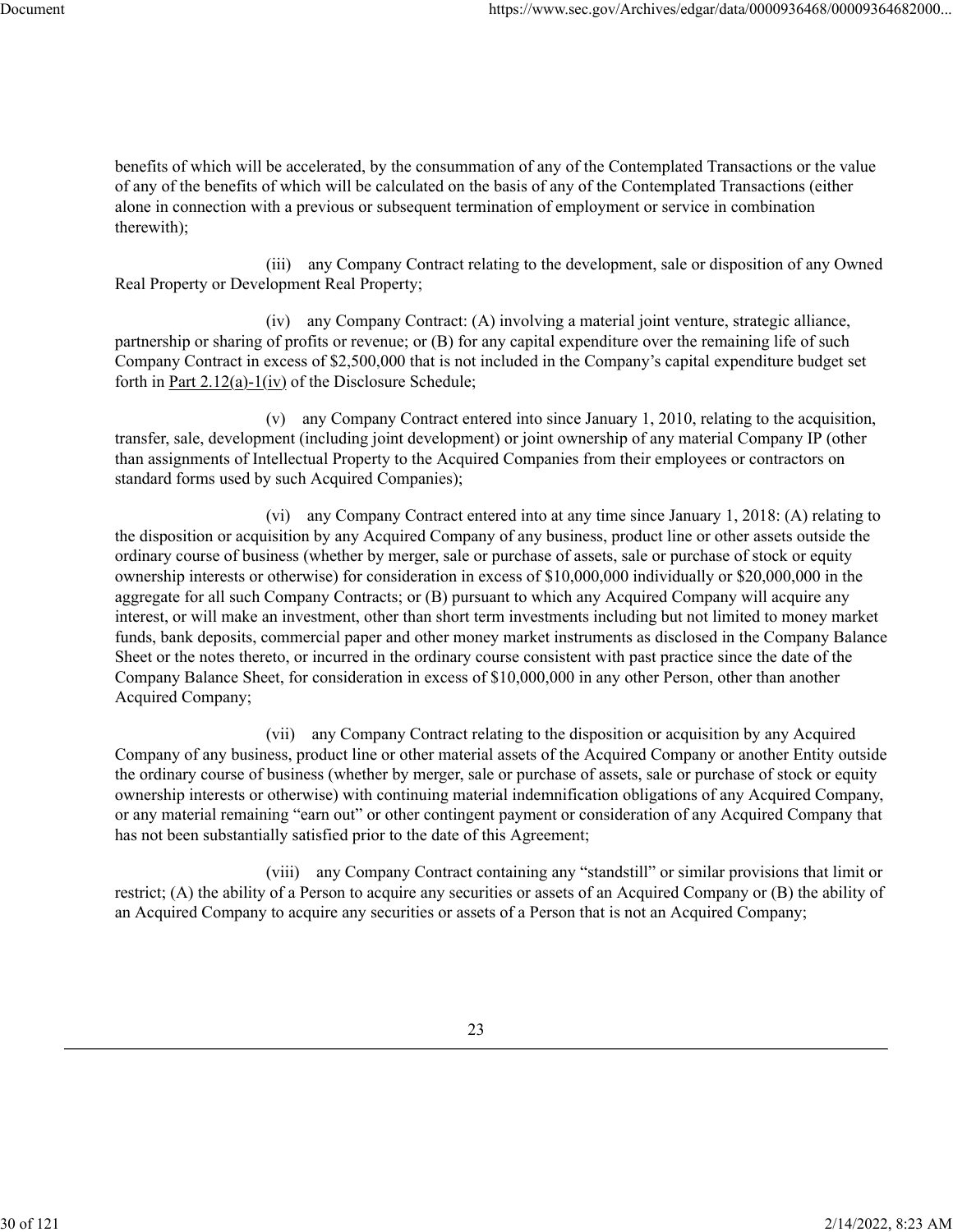benefits of which will be accelerated, by the consummation of any of the Contemplated Transactions or the value of any of the benefits of which will be calculated on the basis of any of the Contemplated Transactions (either alone in connection with a previous or subsequent termination of employment or service in combination therewith);

(iii) any Company Contract relating to the development, sale or disposition of any Owned Real Property or Development Real Property;

(iv) any Company Contract: (A) involving a material joint venture, strategic alliance, partnership or sharing of profits or revenue; or (B) for any capital expenditure over the remaining life of such Company Contract in excess of $2,500,000 that is not included in the Company's capital expenditure budget set forth in Part 2.12(a)-1(iv) of the Disclosure Schedule;

(v) any Company Contract entered into since January 1, 2010, relating to the acquisition, transfer, sale, development (including joint development) or joint ownership of any material Company IP (other than assignments of Intellectual Property to the Acquired Companies from their employees or contractors on standard forms used by such Acquired Companies);

(vi) any Company Contract entered into at any time since January 1, 2018: (A) relating to the disposition or acquisition by any Acquired Company of any business, product line or other assets outside the ordinary course of business (whether by merger, sale or purchase of assets, sale or purchase of stock or equity ownership interests or otherwise) for consideration in excess of $10,000,000 individually or $20,000,000 in the aggregate for all such Company Contracts; or (B) pursuant to which any Acquired Company will acquire any interest, or will make an investment, other than short term investments including but not limited to money market funds, bank deposits, commercial paper and other money market instruments as disclosed in the Company Balance Sheet or the notes thereto, or incurred in the ordinary course consistent with past practice since the date of the Company Balance Sheet, for consideration in excess of $10,000,000 in any other Person, other than another Acquired Company;

(vii) any Company Contract relating to the disposition or acquisition by any Acquired Company of any business, product line or other material assets of the Acquired Company or another Entity outside the ordinary course of business (whether by merger, sale or purchase of assets, sale or purchase of stock or equity ownership interests or otherwise) with continuing material indemnification obligations of any Acquired Company, or any material remaining "earn out" or other contingent payment or consideration of any Acquired Company that has not been substantially satisfied prior to the date of this Agreement;

(viii) any Company Contract containing any "standstill" or similar provisions that limit or restrict; (A) the ability of a Person to acquire any securities or assets of an Acquired Company or (B) the ability of an Acquired Company to acquire any securities or assets of a Person that is not an Acquired Company;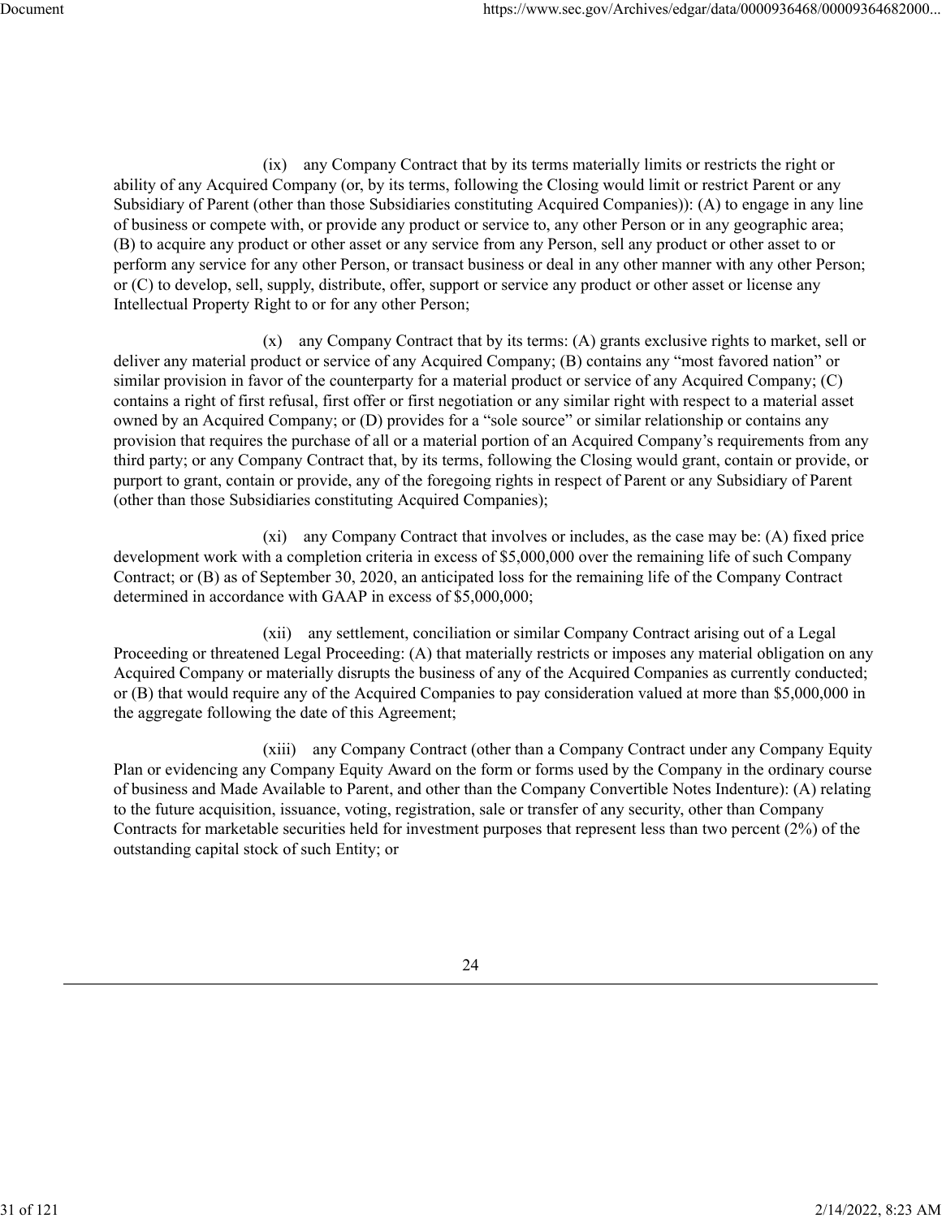(ix) any Company Contract that by its terms materially limits or restricts the right or ability of any Acquired Company (or, by its terms, following the Closing would limit or restrict Parent or any Subsidiary of Parent (other than those Subsidiaries constituting Acquired Companies)): (A) to engage in any line of business or compete with, or provide any product or service to, any other Person or in any geographic area; (B) to acquire any product or other asset or any service from any Person, sell any product or other asset to or perform any service for any other Person, or transact business or deal in any other manner with any other Person; or (C) to develop, sell, supply, distribute, offer, support or service any product or other asset or license any Intellectual Property Right to or for any other Person;

(x) any Company Contract that by its terms: (A) grants exclusive rights to market, sell or deliver any material product or service of any Acquired Company; (B) contains any "most favored nation" or similar provision in favor of the counterparty for a material product or service of any Acquired Company; (C) contains a right of first refusal, first offer or first negotiation or any similar right with respect to a material asset owned by an Acquired Company; or (D) provides for a "sole source" or similar relationship or contains any provision that requires the purchase of all or a material portion of an Acquired Company's requirements from any third party; or any Company Contract that, by its terms, following the Closing would grant, contain or provide, or purport to grant, contain or provide, any of the foregoing rights in respect of Parent or any Subsidiary of Parent (other than those Subsidiaries constituting Acquired Companies);

(xi) any Company Contract that involves or includes, as the case may be: (A) fixed price development work with a completion criteria in excess of $5,000,000 over the remaining life of such Company Contract; or (B) as of September 30, 2020, an anticipated loss for the remaining life of the Company Contract determined in accordance with GAAP in excess of $5,000,000;

(xii) any settlement, conciliation or similar Company Contract arising out of a Legal Proceeding or threatened Legal Proceeding: (A) that materially restricts or imposes any material obligation on any Acquired Company or materially disrupts the business of any of the Acquired Companies as currently conducted; or (B) that would require any of the Acquired Companies to pay consideration valued at more than $5,000,000 in the aggregate following the date of this Agreement;

(xiii) any Company Contract (other than a Company Contract under any Company Equity Plan or evidencing any Company Equity Award on the form or forms used by the Company in the ordinary course of business and Made Available to Parent, and other than the Company Convertible Notes Indenture): (A) relating to the future acquisition, issuance, voting, registration, sale or transfer of any security, other than Company Contracts for marketable securities held for investment purposes that represent less than two percent (2%) of the outstanding capital stock of such Entity; or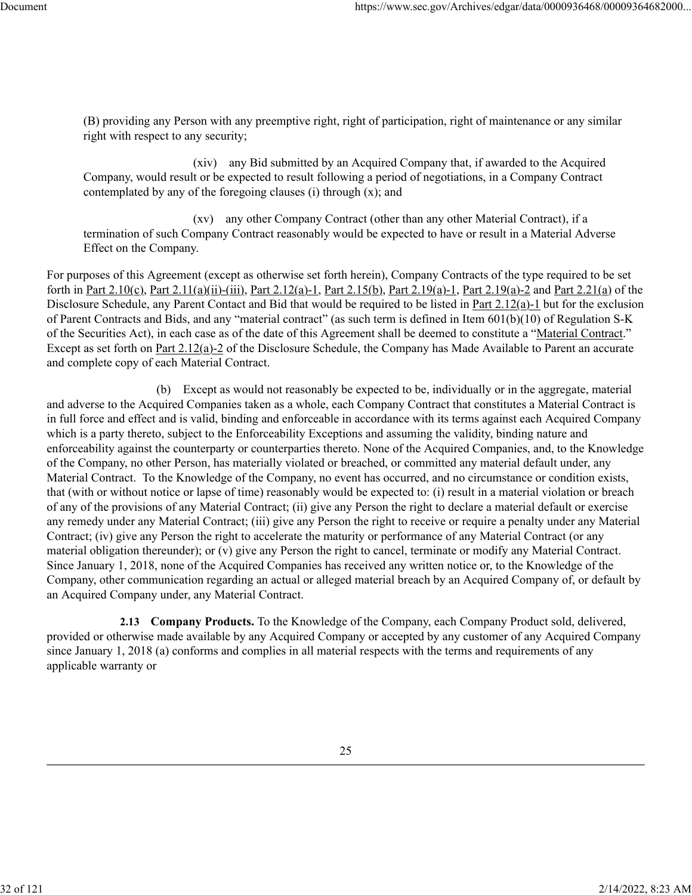(B) providing any Person with any preemptive right, right of participation, right of maintenance or any similar right with respect to any security;

(xiv) any Bid submitted by an Acquired Company that, if awarded to the Acquired Company, would result or be expected to result following a period of negotiations, in a Company Contract contemplated by any of the foregoing clauses (i) through (x); and

(xv) any other Company Contract (other than any other Material Contract), if a termination of such Company Contract reasonably would be expected to have or result in a Material Adverse Effect on the Company.

For purposes of this Agreement (except as otherwise set forth herein), Company Contracts of the type required to be set forth in Part 2.10(c), Part 2.11(a)(ii)-(iii), Part 2.12(a)-1, Part 2.15(b), Part 2.19(a)-1, Part 2.19(a)-2 and Part 2.21(a) of the Disclosure Schedule, any Parent Contact and Bid that would be required to be listed in Part 2.12(a)-1 but for the exclusion of Parent Contracts and Bids, and any "material contract" (as such term is defined in Item 601(b)(10) of Regulation S-K of the Securities Act), in each case as of the date of this Agreement shall be deemed to constitute a "Material Contract." Except as set forth on Part 2.12(a)-2 of the Disclosure Schedule, the Company has Made Available to Parent an accurate and complete copy of each Material Contract.

(b) Except as would not reasonably be expected to be, individually or in the aggregate, material and adverse to the Acquired Companies taken as a whole, each Company Contract that constitutes a Material Contract is in full force and effect and is valid, binding and enforceable in accordance with its terms against each Acquired Company which is a party thereto, subject to the Enforceability Exceptions and assuming the validity, binding nature and enforceability against the counterparty or counterparties thereto. None of the Acquired Companies, and, to the Knowledge of the Company, no other Person, has materially violated or breached, or committed any material default under, any Material Contract. To the Knowledge of the Company, no event has occurred, and no circumstance or condition exists, that (with or without notice or lapse of time) reasonably would be expected to: (i) result in a material violation or breach of any of the provisions of any Material Contract; (ii) give any Person the right to declare a material default or exercise any remedy under any Material Contract; (iii) give any Person the right to receive or require a penalty under any Material Contract; (iv) give any Person the right to accelerate the maturity or performance of any Material Contract (or any material obligation thereunder); or (v) give any Person the right to cancel, terminate or modify any Material Contract. Since January 1, 2018, none of the Acquired Companies has received any written notice or, to the Knowledge of the Company, other communication regarding an actual or alleged material breach by an Acquired Company of, or default by an Acquired Company under, any Material Contract.

**2.13 Company Products.** To the Knowledge of the Company, each Company Product sold, delivered, provided or otherwise made available by any Acquired Company or accepted by any customer of any Acquired Company since January 1, 2018 (a) conforms and complies in all material respects with the terms and requirements of any applicable warranty or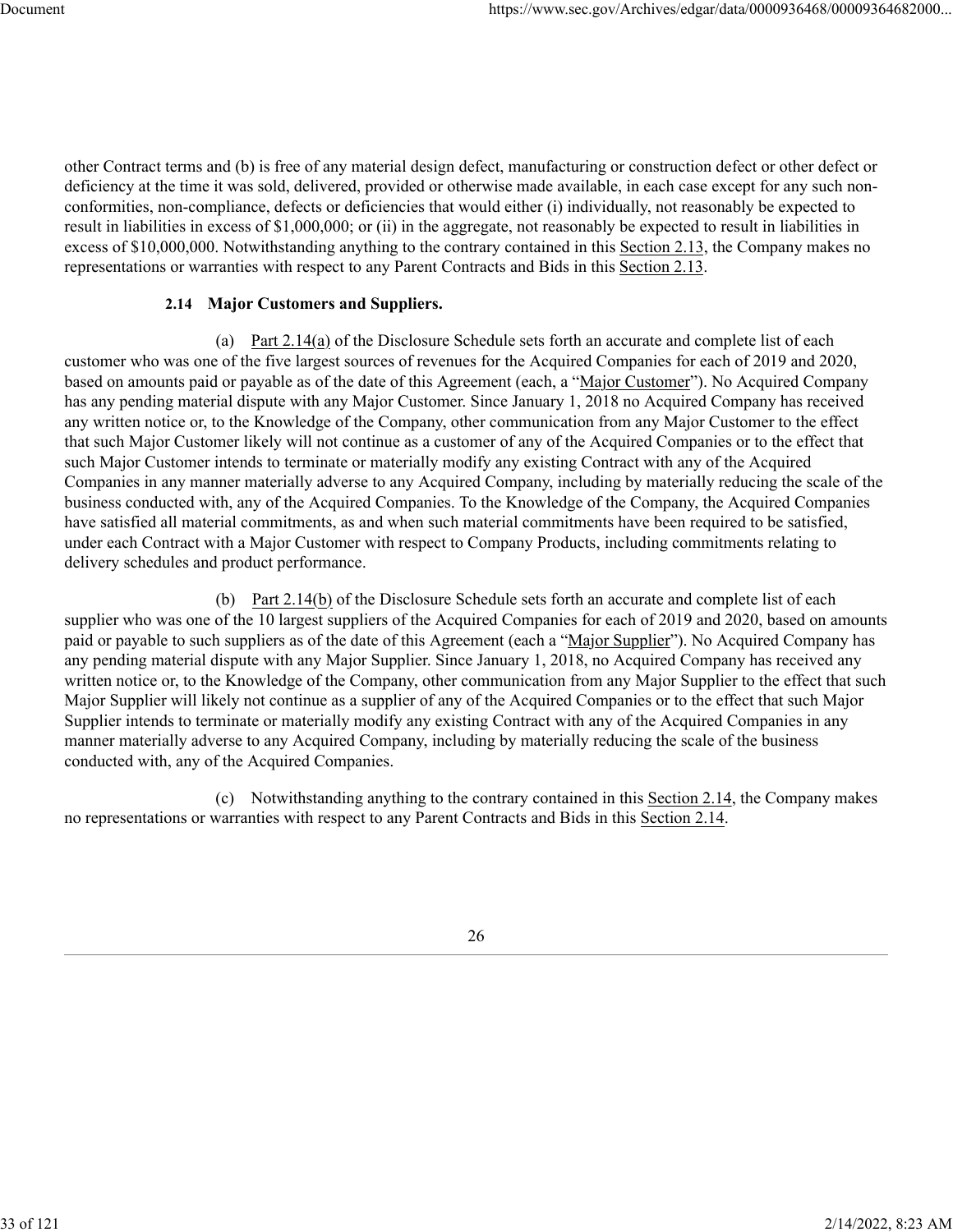other Contract terms and (b) is free of any material design defect, manufacturing or construction defect or other defect or deficiency at the time it was sold, delivered, provided or otherwise made available, in each case except for any such non-conformities, non-compliance, defects or deficiencies that would either (i) individually, not reasonably be expected to result in liabilities in excess of $1,000,000; or (ii) in the aggregate, not reasonably be expected to result in liabilities in excess of $10,000,000. Notwithstanding anything to the contrary contained in this Section 2.13, the Company makes no representations or warranties with respect to any Parent Contracts and Bids in this Section 2.13.

**2.14 Major Customers and Suppliers.**

(a) Part 2.14(a) of the Disclosure Schedule sets forth an accurate and complete list of each customer who was one of the five largest sources of revenues for the Acquired Companies for each of 2019 and 2020, based on amounts paid or payable as of the date of this Agreement (each, a "Major Customer"). No Acquired Company has any pending material dispute with any Major Customer. Since January 1, 2018 no Acquired Company has received any written notice or, to the Knowledge of the Company, other communication from any Major Customer to the effect that such Major Customer likely will not continue as a customer of any of the Acquired Companies or to the effect that such Major Customer intends to terminate or materially modify any existing Contract with any of the Acquired Companies in any manner materially adverse to any Acquired Company, including by materially reducing the scale of the business conducted with, any of the Acquired Companies. To the Knowledge of the Company, the Acquired Companies have satisfied all material commitments, as and when such material commitments have been required to be satisfied, under each Contract with a Major Customer with respect to Company Products, including commitments relating to delivery schedules and product performance.

(b) Part 2.14(b) of the Disclosure Schedule sets forth an accurate and complete list of each supplier who was one of the 10 largest suppliers of the Acquired Companies for each of 2019 and 2020, based on amounts paid or payable to such suppliers as of the date of this Agreement (each a "Major Supplier"). No Acquired Company has any pending material dispute with any Major Supplier. Since January 1, 2018, no Acquired Company has received any written notice or, to the Knowledge of the Company, other communication from any Major Supplier to the effect that such Major Supplier will likely not continue as a supplier of any of the Acquired Companies or to the effect that such Major Supplier intends to terminate or materially modify any existing Contract with any of the Acquired Companies in any manner materially adverse to any Acquired Company, including by materially reducing the scale of the business conducted with, any of the Acquired Companies.

(c) Notwithstanding anything to the contrary contained in this Section 2.14, the Company makes no representations or warranties with respect to any Parent Contracts and Bids in this Section 2.14.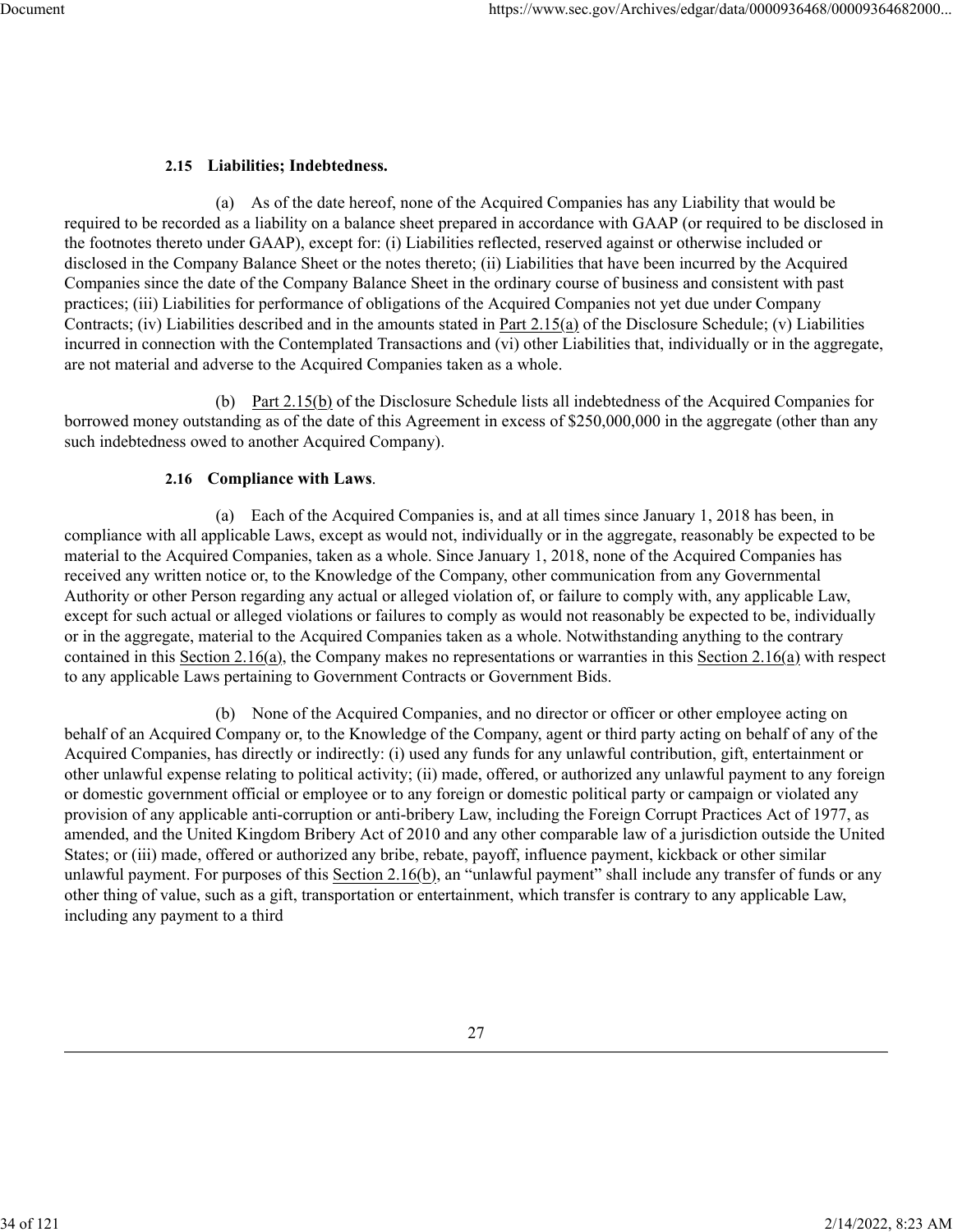**2.15 Liabilities; Indebtedness.**

(a) As of the date hereof, none of the Acquired Companies has any Liability that would be required to be recorded as a liability on a balance sheet prepared in accordance with GAAP (or required to be disclosed in the footnotes thereto under GAAP), except for: (i) Liabilities reflected, reserved against or otherwise included or disclosed in the Company Balance Sheet or the notes thereto; (ii) Liabilities that have been incurred by the Acquired Companies since the date of the Company Balance Sheet in the ordinary course of business and consistent with past practices; (iii) Liabilities for performance of obligations of the Acquired Companies not yet due under Company Contracts; (iv) Liabilities described and in the amounts stated in Part 2.15(a) of the Disclosure Schedule; (v) Liabilities incurred in connection with the Contemplated Transactions and (vi) other Liabilities that, individually or in the aggregate, are not material and adverse to the Acquired Companies taken as a whole.

(b) Part 2.15(b) of the Disclosure Schedule lists all indebtedness of the Acquired Companies for borrowed money outstanding as of the date of this Agreement in excess of $250,000,000 in the aggregate (other than any such indebtedness owed to another Acquired Company).

**2.16 Compliance with Laws**.

(a) Each of the Acquired Companies is, and at all times since January 1, 2018 has been, in compliance with all applicable Laws, except as would not, individually or in the aggregate, reasonably be expected to be material to the Acquired Companies, taken as a whole. Since January 1, 2018, none of the Acquired Companies has received any written notice or, to the Knowledge of the Company, other communication from any Governmental Authority or other Person regarding any actual or alleged violation of, or failure to comply with, any applicable Law, except for such actual or alleged violations or failures to comply as would not reasonably be expected to be, individually or in the aggregate, material to the Acquired Companies taken as a whole. Notwithstanding anything to the contrary contained in this Section 2.16(a), the Company makes no representations or warranties in this Section 2.16(a) with respect to any applicable Laws pertaining to Government Contracts or Government Bids.

(b) None of the Acquired Companies, and no director or officer or other employee acting on behalf of an Acquired Company or, to the Knowledge of the Company, agent or third party acting on behalf of any of the Acquired Companies, has directly or indirectly: (i) used any funds for any unlawful contribution, gift, entertainment or other unlawful expense relating to political activity; (ii) made, offered, or authorized any unlawful payment to any foreign or domestic government official or employee or to any foreign or domestic political party or campaign or violated any provision of any applicable anti-corruption or anti-bribery Law, including the Foreign Corrupt Practices Act of 1977, as amended, and the United Kingdom Bribery Act of 2010 and any other comparable law of a jurisdiction outside the United States; or (iii) made, offered or authorized any bribe, rebate, payoff, influence payment, kickback or other similar unlawful payment. For purposes of this Section 2.16(b), an "unlawful payment" shall include any transfer of funds or any other thing of value, such as a gift, transportation or entertainment, which transfer is contrary to any applicable Law, including any payment to a third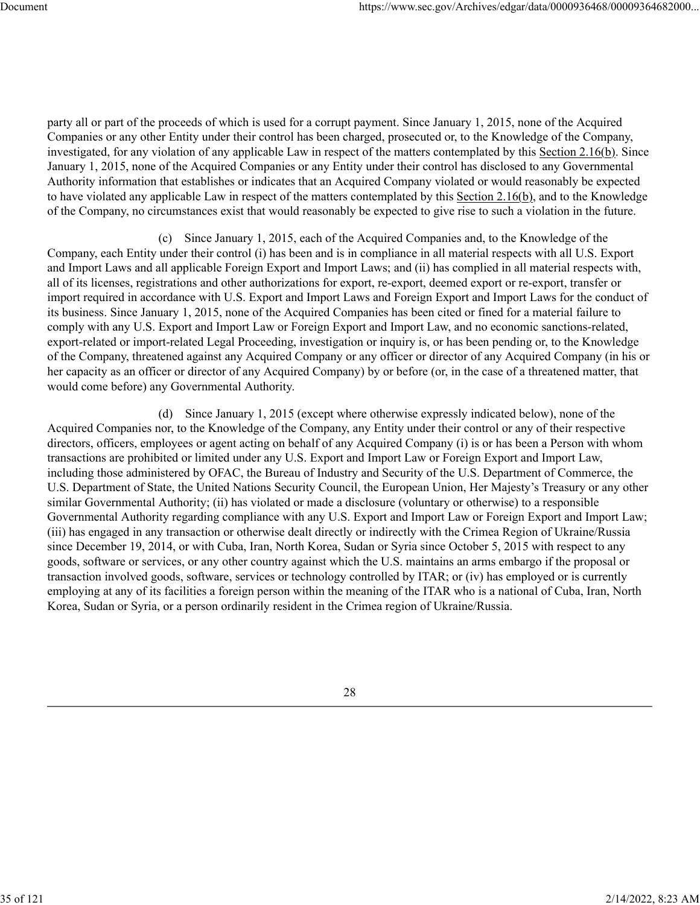party all or part of the proceeds of which is used for a corrupt payment. Since January 1, 2015, none of the Acquired Companies or any other Entity under their control has been charged, prosecuted or, to the Knowledge of the Company, investigated, for any violation of any applicable Law in respect of the matters contemplated by this Section 2.16(b). Since January 1, 2015, none of the Acquired Companies or any Entity under their control has disclosed to any Governmental Authority information that establishes or indicates that an Acquired Company violated or would reasonably be expected to have violated any applicable Law in respect of the matters contemplated by this Section 2.16(b), and to the Knowledge of the Company, no circumstances exist that would reasonably be expected to give rise to such a violation in the future.

(c) Since January 1, 2015, each of the Acquired Companies and, to the Knowledge of the Company, each Entity under their control (i) has been and is in compliance in all material respects with all U.S. Export and Import Laws and all applicable Foreign Export and Import Laws; and (ii) has complied in all material respects with, all of its licenses, registrations and other authorizations for export, re-export, deemed export or re-export, transfer or import required in accordance with U.S. Export and Import Laws and Foreign Export and Import Laws for the conduct of its business. Since January 1, 2015, none of the Acquired Companies has been cited or fined for a material failure to comply with any U.S. Export and Import Law or Foreign Export and Import Law, and no economic sanctions-related, export-related or import-related Legal Proceeding, investigation or inquiry is, or has been pending or, to the Knowledge of the Company, threatened against any Acquired Company or any officer or director of any Acquired Company (in his or her capacity as an officer or director of any Acquired Company) by or before (or, in the case of a threatened matter, that would come before) any Governmental Authority.

(d) Since January 1, 2015 (except where otherwise expressly indicated below), none of the Acquired Companies nor, to the Knowledge of the Company, any Entity under their control or any of their respective directors, officers, employees or agent acting on behalf of any Acquired Company (i) is or has been a Person with whom transactions are prohibited or limited under any U.S. Export and Import Law or Foreign Export and Import Law, including those administered by OFAC, the Bureau of Industry and Security of the U.S. Department of Commerce, the U.S. Department of State, the United Nations Security Council, the European Union, Her Majesty's Treasury or any other similar Governmental Authority; (ii) has violated or made a disclosure (voluntary or otherwise) to a responsible Governmental Authority regarding compliance with any U.S. Export and Import Law or Foreign Export and Import Law; (iii) has engaged in any transaction or otherwise dealt directly or indirectly with the Crimea Region of Ukraine/Russia since December 19, 2014, or with Cuba, Iran, North Korea, Sudan or Syria since October 5, 2015 with respect to any goods, software or services, or any other country against which the U.S. maintains an arms embargo if the proposal or transaction involved goods, software, services or technology controlled by ITAR; or (iv) has employed or is currently employing at any of its facilities a foreign person within the meaning of the ITAR who is a national of Cuba, Iran, North Korea, Sudan or Syria, or a person ordinarily resident in the Crimea region of Ukraine/Russia.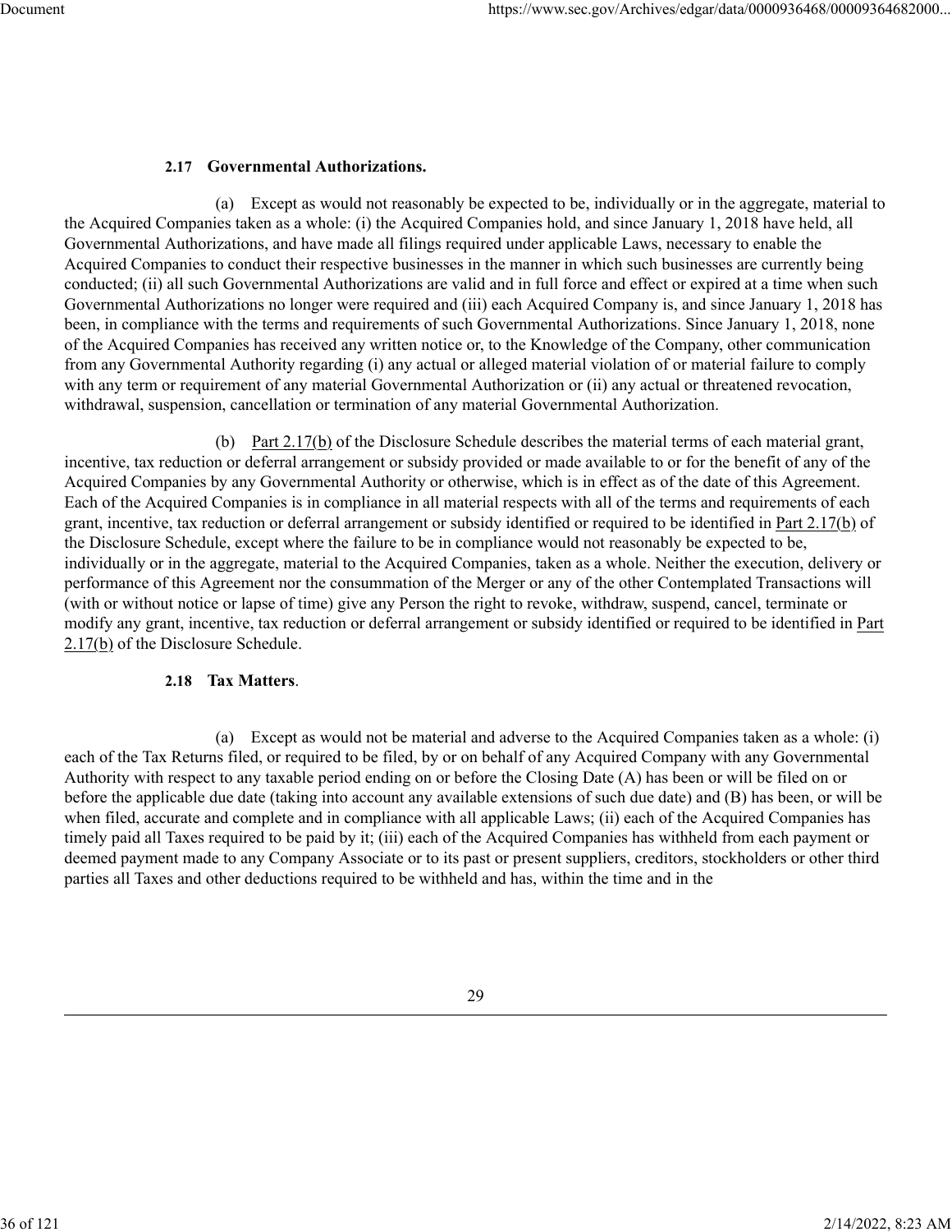**2.17 Governmental Authorizations.**

(a) Except as would not reasonably be expected to be, individually or in the aggregate, material to the Acquired Companies taken as a whole: (i) the Acquired Companies hold, and since January 1, 2018 have held, all Governmental Authorizations, and have made all filings required under applicable Laws, necessary to enable the Acquired Companies to conduct their respective businesses in the manner in which such businesses are currently being conducted; (ii) all such Governmental Authorizations are valid and in full force and effect or expired at a time when such Governmental Authorizations no longer were required and (iii) each Acquired Company is, and since January 1, 2018 has been, in compliance with the terms and requirements of such Governmental Authorizations. Since January 1, 2018, none of the Acquired Companies has received any written notice or, to the Knowledge of the Company, other communication from any Governmental Authority regarding (i) any actual or alleged material violation of or material failure to comply with any term or requirement of any material Governmental Authorization or (ii) any actual or threatened revocation, withdrawal, suspension, cancellation or termination of any material Governmental Authorization.

(b) Part 2.17(b) of the Disclosure Schedule describes the material terms of each material grant, incentive, tax reduction or deferral arrangement or subsidy provided or made available to or for the benefit of any of the Acquired Companies by any Governmental Authority or otherwise, which is in effect as of the date of this Agreement. Each of the Acquired Companies is in compliance in all material respects with all of the terms and requirements of each grant, incentive, tax reduction or deferral arrangement or subsidy identified or required to be identified in Part 2.17(b) of the Disclosure Schedule, except where the failure to be in compliance would not reasonably be expected to be, individually or in the aggregate, material to the Acquired Companies, taken as a whole. Neither the execution, delivery or performance of this Agreement nor the consummation of the Merger or any of the other Contemplated Transactions will (with or without notice or lapse of time) give any Person the right to revoke, withdraw, suspend, cancel, terminate or modify any grant, incentive, tax reduction or deferral arrangement or subsidy identified or required to be identified in Part 2.17(b) of the Disclosure Schedule.

**2.18 Tax Matters**.

(a) Except as would not be material and adverse to the Acquired Companies taken as a whole: (i) each of the Tax Returns filed, or required to be filed, by or on behalf of any Acquired Company with any Governmental Authority with respect to any taxable period ending on or before the Closing Date (A) has been or will be filed on or before the applicable due date (taking into account any available extensions of such due date) and (B) has been, or will be when filed, accurate and complete and in compliance with all applicable Laws; (ii) each of the Acquired Companies has timely paid all Taxes required to be paid by it; (iii) each of the Acquired Companies has withheld from each payment or deemed payment made to any Company Associate or to its past or present suppliers, creditors, stockholders or other third parties all Taxes and other deductions required to be withheld and has, within the time and in the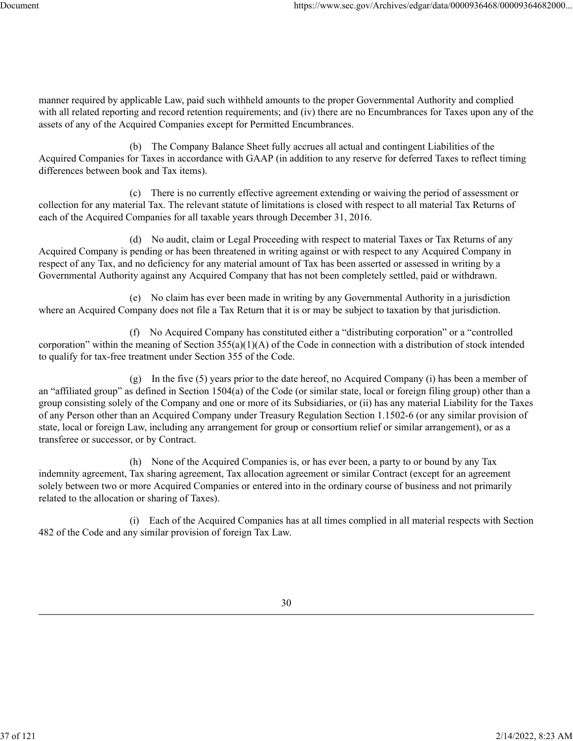manner required by applicable Law, paid such withheld amounts to the proper Governmental Authority and complied with all related reporting and record retention requirements; and (iv) there are no Encumbrances for Taxes upon any of the assets of any of the Acquired Companies except for Permitted Encumbrances.

(b) The Company Balance Sheet fully accrues all actual and contingent Liabilities of the Acquired Companies for Taxes in accordance with GAAP (in addition to any reserve for deferred Taxes to reflect timing differences between book and Tax items).

(c) There is no currently effective agreement extending or waiving the period of assessment or collection for any material Tax. The relevant statute of limitations is closed with respect to all material Tax Returns of each of the Acquired Companies for all taxable years through December 31, 2016.

(d) No audit, claim or Legal Proceeding with respect to material Taxes or Tax Returns of any Acquired Company is pending or has been threatened in writing against or with respect to any Acquired Company in respect of any Tax, and no deficiency for any material amount of Tax has been asserted or assessed in writing by a Governmental Authority against any Acquired Company that has not been completely settled, paid or withdrawn.

(e) No claim has ever been made in writing by any Governmental Authority in a jurisdiction where an Acquired Company does not file a Tax Return that it is or may be subject to taxation by that jurisdiction.

(f) No Acquired Company has constituted either a "distributing corporation" or a "controlled corporation" within the meaning of Section 355(a)(1)(A) of the Code in connection with a distribution of stock intended to qualify for tax-free treatment under Section 355 of the Code.

(g) In the five (5) years prior to the date hereof, no Acquired Company (i) has been a member of an "affiliated group" as defined in Section 1504(a) of the Code (or similar state, local or foreign filing group) other than a group consisting solely of the Company and one or more of its Subsidiaries, or (ii) has any material Liability for the Taxes of any Person other than an Acquired Company under Treasury Regulation Section 1.1502-6 (or any similar provision of state, local or foreign Law, including any arrangement for group or consortium relief or similar arrangement), or as a transferee or successor, or by Contract.

(h) None of the Acquired Companies is, or has ever been, a party to or bound by any Tax indemnity agreement, Tax sharing agreement, Tax allocation agreement or similar Contract (except for an agreement solely between two or more Acquired Companies or entered into in the ordinary course of business and not primarily related to the allocation or sharing of Taxes).

(i) Each of the Acquired Companies has at all times complied in all material respects with Section 482 of the Code and any similar provision of foreign Tax Law.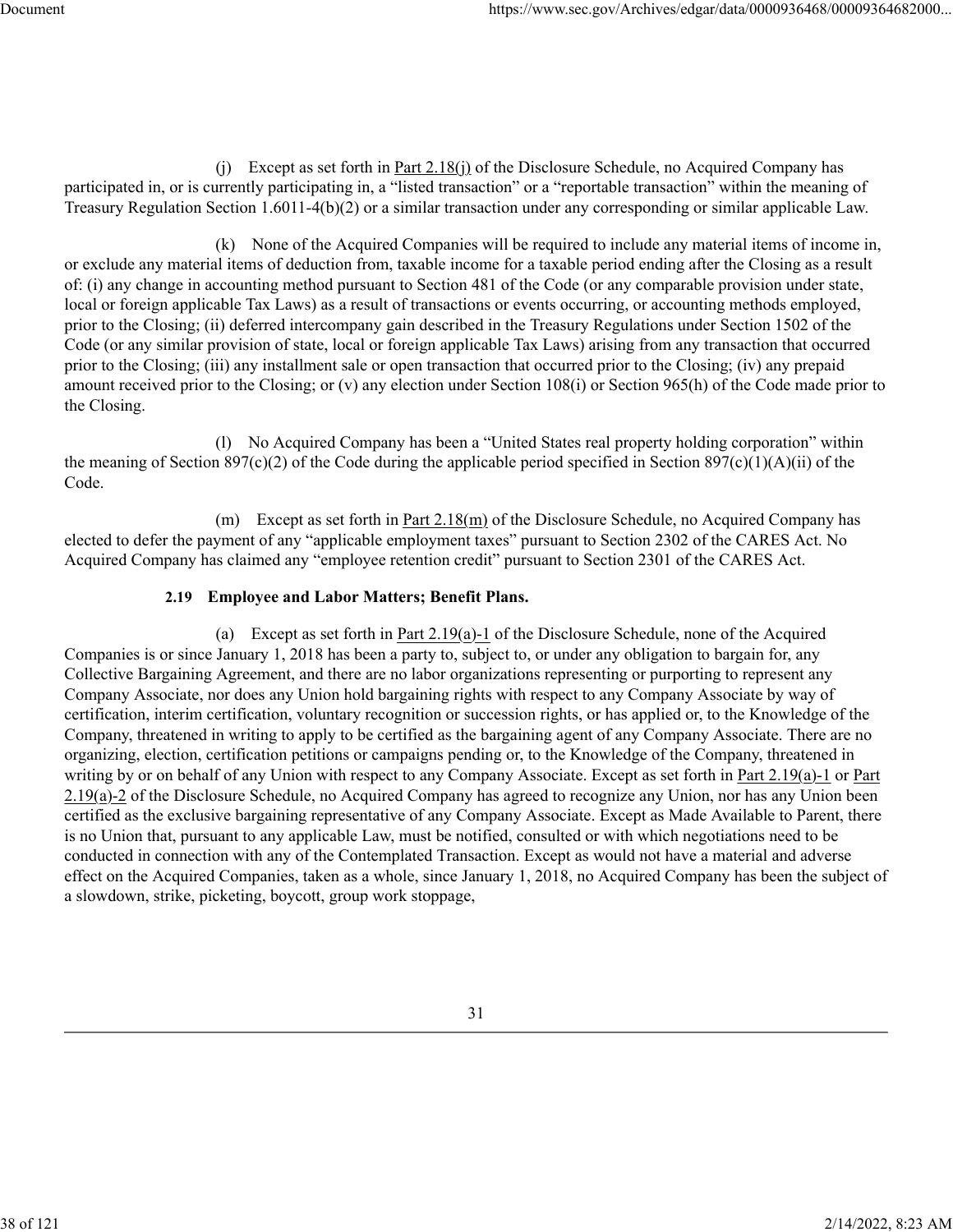(j) Except as set forth in Part 2.18(j) of the Disclosure Schedule, no Acquired Company has participated in, or is currently participating in, a "listed transaction" or a "reportable transaction" within the meaning of Treasury Regulation Section 1.6011-4(b)(2) or a similar transaction under any corresponding or similar applicable Law.

(k) None of the Acquired Companies will be required to include any material items of income in, or exclude any material items of deduction from, taxable income for a taxable period ending after the Closing as a result of: (i) any change in accounting method pursuant to Section 481 of the Code (or any comparable provision under state, local or foreign applicable Tax Laws) as a result of transactions or events occurring, or accounting methods employed, prior to the Closing; (ii) deferred intercompany gain described in the Treasury Regulations under Section 1502 of the Code (or any similar provision of state, local or foreign applicable Tax Laws) arising from any transaction that occurred prior to the Closing; (iii) any installment sale or open transaction that occurred prior to the Closing; (iv) any prepaid amount received prior to the Closing; or (v) any election under Section 108(i) or Section 965(h) of the Code made prior to the Closing.

(l) No Acquired Company has been a "United States real property holding corporation" within the meaning of Section 897(c)(2) of the Code during the applicable period specified in Section 897(c)(1)(A)(ii) of the Code.

(m) Except as set forth in Part 2.18(m) of the Disclosure Schedule, no Acquired Company has elected to defer the payment of any "applicable employment taxes" pursuant to Section 2302 of the CARES Act. No Acquired Company has claimed any "employee retention credit" pursuant to Section 2301 of the CARES Act.

**2.19 Employee and Labor Matters; Benefit Plans.**

(a) Except as set forth in Part 2.19(a)-1 of the Disclosure Schedule, none of the Acquired Companies is or since January 1, 2018 has been a party to, subject to, or under any obligation to bargain for, any Collective Bargaining Agreement, and there are no labor organizations representing or purporting to represent any Company Associate, nor does any Union hold bargaining rights with respect to any Company Associate by way of certification, interim certification, voluntary recognition or succession rights, or has applied or, to the Knowledge of the Company, threatened in writing to apply to be certified as the bargaining agent of any Company Associate. There are no organizing, election, certification petitions or campaigns pending or, to the Knowledge of the Company, threatened in writing by or on behalf of any Union with respect to any Company Associate. Except as set forth in Part 2.19(a)-1 or Part 2.19(a)-2 of the Disclosure Schedule, no Acquired Company has agreed to recognize any Union, nor has any Union been certified as the exclusive bargaining representative of any Company Associate. Except as Made Available to Parent, there is no Union that, pursuant to any applicable Law, must be notified, consulted or with which negotiations need to be conducted in connection with any of the Contemplated Transaction. Except as would not have a material and adverse effect on the Acquired Companies, taken as a whole, since January 1, 2018, no Acquired Company has been the subject of a slowdown, strike, picketing, boycott, group work stoppage,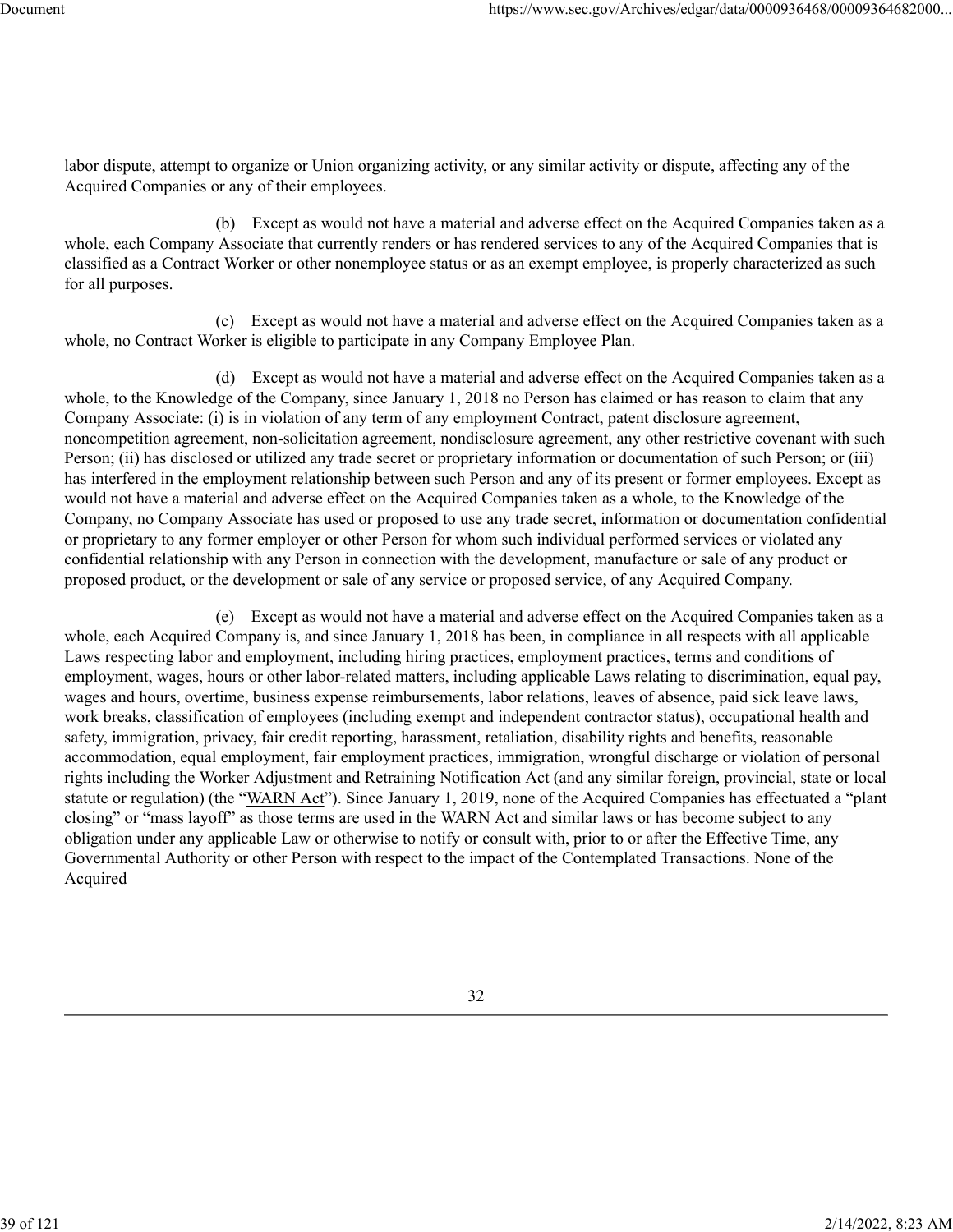labor dispute, attempt to organize or Union organizing activity, or any similar activity or dispute, affecting any of the Acquired Companies or any of their employees.

(b) Except as would not have a material and adverse effect on the Acquired Companies taken as a whole, each Company Associate that currently renders or has rendered services to any of the Acquired Companies that is classified as a Contract Worker or other nonemployee status or as an exempt employee, is properly characterized as such for all purposes.

(c) Except as would not have a material and adverse effect on the Acquired Companies taken as a whole, no Contract Worker is eligible to participate in any Company Employee Plan.

(d) Except as would not have a material and adverse effect on the Acquired Companies taken as a whole, to the Knowledge of the Company, since January 1, 2018 no Person has claimed or has reason to claim that any Company Associate: (i) is in violation of any term of any employment Contract, patent disclosure agreement, noncompetition agreement, non-solicitation agreement, nondisclosure agreement, any other restrictive covenant with such Person; (ii) has disclosed or utilized any trade secret or proprietary information or documentation of such Person; or (iii) has interfered in the employment relationship between such Person and any of its present or former employees. Except as would not have a material and adverse effect on the Acquired Companies taken as a whole, to the Knowledge of the Company, no Company Associate has used or proposed to use any trade secret, information or documentation confidential or proprietary to any former employer or other Person for whom such individual performed services or violated any confidential relationship with any Person in connection with the development, manufacture or sale of any product or proposed product, or the development or sale of any service or proposed service, of any Acquired Company.

(e) Except as would not have a material and adverse effect on the Acquired Companies taken as a whole, each Acquired Company is, and since January 1, 2018 has been, in compliance in all respects with all applicable Laws respecting labor and employment, including hiring practices, employment practices, terms and conditions of employment, wages, hours or other labor-related matters, including applicable Laws relating to discrimination, equal pay, wages and hours, overtime, business expense reimbursements, labor relations, leaves of absence, paid sick leave laws, work breaks, classification of employees (including exempt and independent contractor status), occupational health and safety, immigration, privacy, fair credit reporting, harassment, retaliation, disability rights and benefits, reasonable accommodation, equal employment, fair employment practices, immigration, wrongful discharge or violation of personal rights including the Worker Adjustment and Retraining Notification Act (and any similar foreign, provincial, state or local statute or regulation) (the "WARN Act"). Since January 1, 2019, none of the Acquired Companies has effectuated a "plant closing" or "mass layoff" as those terms are used in the WARN Act and similar laws or has become subject to any obligation under any applicable Law or otherwise to notify or consult with, prior to or after the Effective Time, any Governmental Authority or other Person with respect to the impact of the Contemplated Transactions. None of the Acquired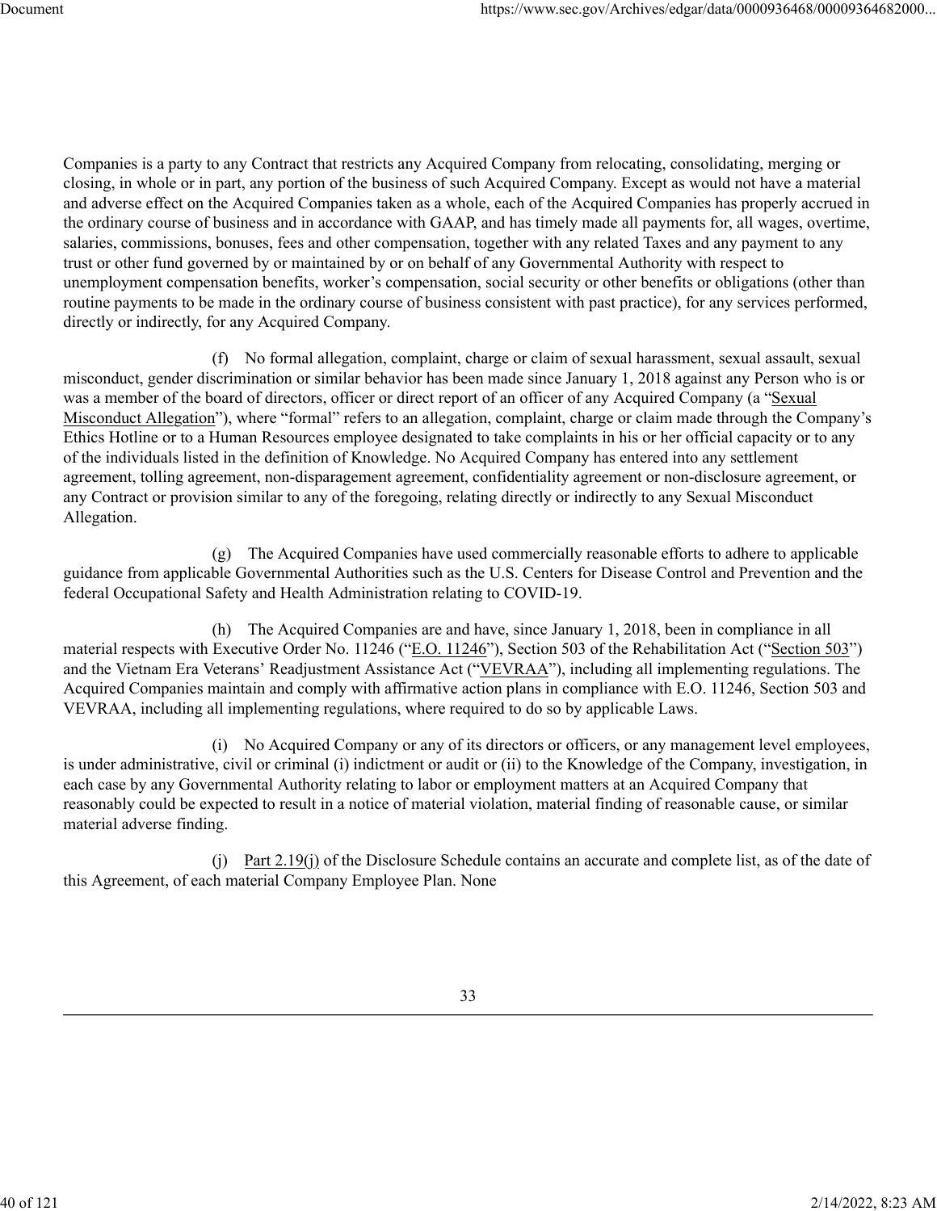Companies is a party to any Contract that restricts any Acquired Company from relocating, consolidating, merging or closing, in whole or in part, any portion of the business of such Acquired Company. Except as would not have a material and adverse effect on the Acquired Companies taken as a whole, each of the Acquired Companies has properly accrued in the ordinary course of business and in accordance with GAAP, and has timely made all payments for, all wages, overtime, salaries, commissions, bonuses, fees and other compensation, together with any related Taxes and any payment to any trust or other fund governed by or maintained by or on behalf of any Governmental Authority with respect to unemployment compensation benefits, worker's compensation, social security or other benefits or obligations (other than routine payments to be made in the ordinary course of business consistent with past practice), for any services performed, directly or indirectly, for any Acquired Company.

(f) No formal allegation, complaint, charge or claim of sexual harassment, sexual assault, sexual misconduct, gender discrimination or similar behavior has been made since January 1, 2018 against any Person who is or was a member of the board of directors, officer or direct report of an officer of any Acquired Company (a "Sexual Misconduct Allegation"), where "formal" refers to an allegation, complaint, charge or claim made through the Company's Ethics Hotline or to a Human Resources employee designated to take complaints in his or her official capacity or to any of the individuals listed in the definition of Knowledge. No Acquired Company has entered into any settlement agreement, tolling agreement, non-disparagement agreement, confidentiality agreement or non-disclosure agreement, or any Contract or provision similar to any of the foregoing, relating directly or indirectly to any Sexual Misconduct Allegation.

(g) The Acquired Companies have used commercially reasonable efforts to adhere to applicable guidance from applicable Governmental Authorities such as the U.S. Centers for Disease Control and Prevention and the federal Occupational Safety and Health Administration relating to COVID-19.

(h) The Acquired Companies are and have, since January 1, 2018, been in compliance in all material respects with Executive Order No. 11246 ("E.O. 11246"), Section 503 of the Rehabilitation Act ("Section 503") and the Vietnam Era Veterans' Readjustment Assistance Act ("VEVRAA"), including all implementing regulations. The Acquired Companies maintain and comply with affirmative action plans in compliance with E.O. 11246, Section 503 and VEVRAA, including all implementing regulations, where required to do so by applicable Laws.

(i) No Acquired Company or any of its directors or officers, or any management level employees, is under administrative, civil or criminal (i) indictment or audit or (ii) to the Knowledge of the Company, investigation, in each case by any Governmental Authority relating to labor or employment matters at an Acquired Company that reasonably could be expected to result in a notice of material violation, material finding of reasonable cause, or similar material adverse finding.

(j) Part 2.19(j) of the Disclosure Schedule contains an accurate and complete list, as of the date of this Agreement, of each material Company Employee Plan. None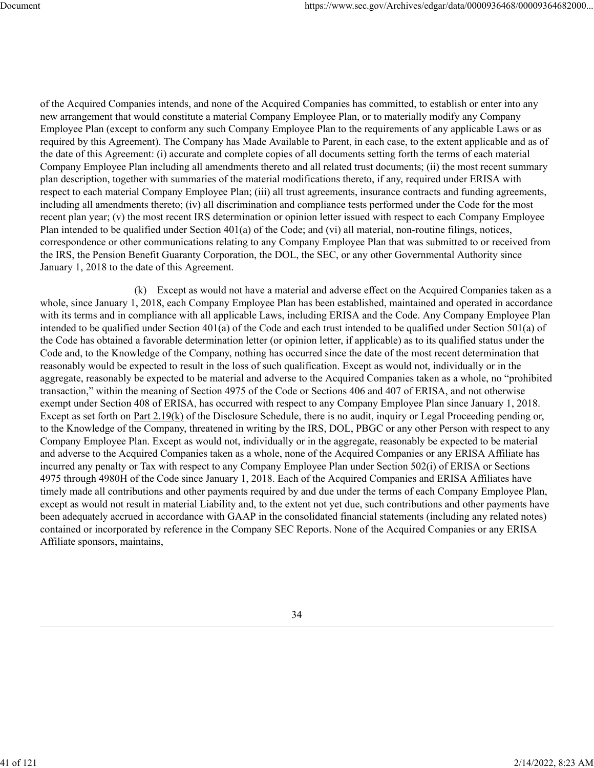of the Acquired Companies intends, and none of the Acquired Companies has committed, to establish or enter into any new arrangement that would constitute a material Company Employee Plan, or to materially modify any Company Employee Plan (except to conform any such Company Employee Plan to the requirements of any applicable Laws or as required by this Agreement). The Company has Made Available to Parent, in each case, to the extent applicable and as of the date of this Agreement: (i) accurate and complete copies of all documents setting forth the terms of each material Company Employee Plan including all amendments thereto and all related trust documents; (ii) the most recent summary plan description, together with summaries of the material modifications thereto, if any, required under ERISA with respect to each material Company Employee Plan; (iii) all trust agreements, insurance contracts and funding agreements, including all amendments thereto; (iv) all discrimination and compliance tests performed under the Code for the most recent plan year; (v) the most recent IRS determination or opinion letter issued with respect to each Company Employee Plan intended to be qualified under Section 401(a) of the Code; and (vi) all material, non-routine filings, notices, correspondence or other communications relating to any Company Employee Plan that was submitted to or received from the IRS, the Pension Benefit Guaranty Corporation, the DOL, the SEC, or any other Governmental Authority since January 1, 2018 to the date of this Agreement.

(k) Except as would not have a material and adverse effect on the Acquired Companies taken as a whole, since January 1, 2018, each Company Employee Plan has been established, maintained and operated in accordance with its terms and in compliance with all applicable Laws, including ERISA and the Code. Any Company Employee Plan intended to be qualified under Section 401(a) of the Code and each trust intended to be qualified under Section 501(a) of the Code has obtained a favorable determination letter (or opinion letter, if applicable) as to its qualified status under the Code and, to the Knowledge of the Company, nothing has occurred since the date of the most recent determination that reasonably would be expected to result in the loss of such qualification. Except as would not, individually or in the aggregate, reasonably be expected to be material and adverse to the Acquired Companies taken as a whole, no "prohibited transaction," within the meaning of Section 4975 of the Code or Sections 406 and 407 of ERISA, and not otherwise exempt under Section 408 of ERISA, has occurred with respect to any Company Employee Plan since January 1, 2018. Except as set forth on Part 2.19(k) of the Disclosure Schedule, there is no audit, inquiry or Legal Proceeding pending or, to the Knowledge of the Company, threatened in writing by the IRS, DOL, PBGC or any other Person with respect to any Company Employee Plan. Except as would not, individually or in the aggregate, reasonably be expected to be material and adverse to the Acquired Companies taken as a whole, none of the Acquired Companies or any ERISA Affiliate has incurred any penalty or Tax with respect to any Company Employee Plan under Section 502(i) of ERISA or Sections 4975 through 4980H of the Code since January 1, 2018. Each of the Acquired Companies and ERISA Affiliates have timely made all contributions and other payments required by and due under the terms of each Company Employee Plan, except as would not result in material Liability and, to the extent not yet due, such contributions and other payments have been adequately accrued in accordance with GAAP in the consolidated financial statements (including any related notes) contained or incorporated by reference in the Company SEC Reports. None of the Acquired Companies or any ERISA Affiliate sponsors, maintains,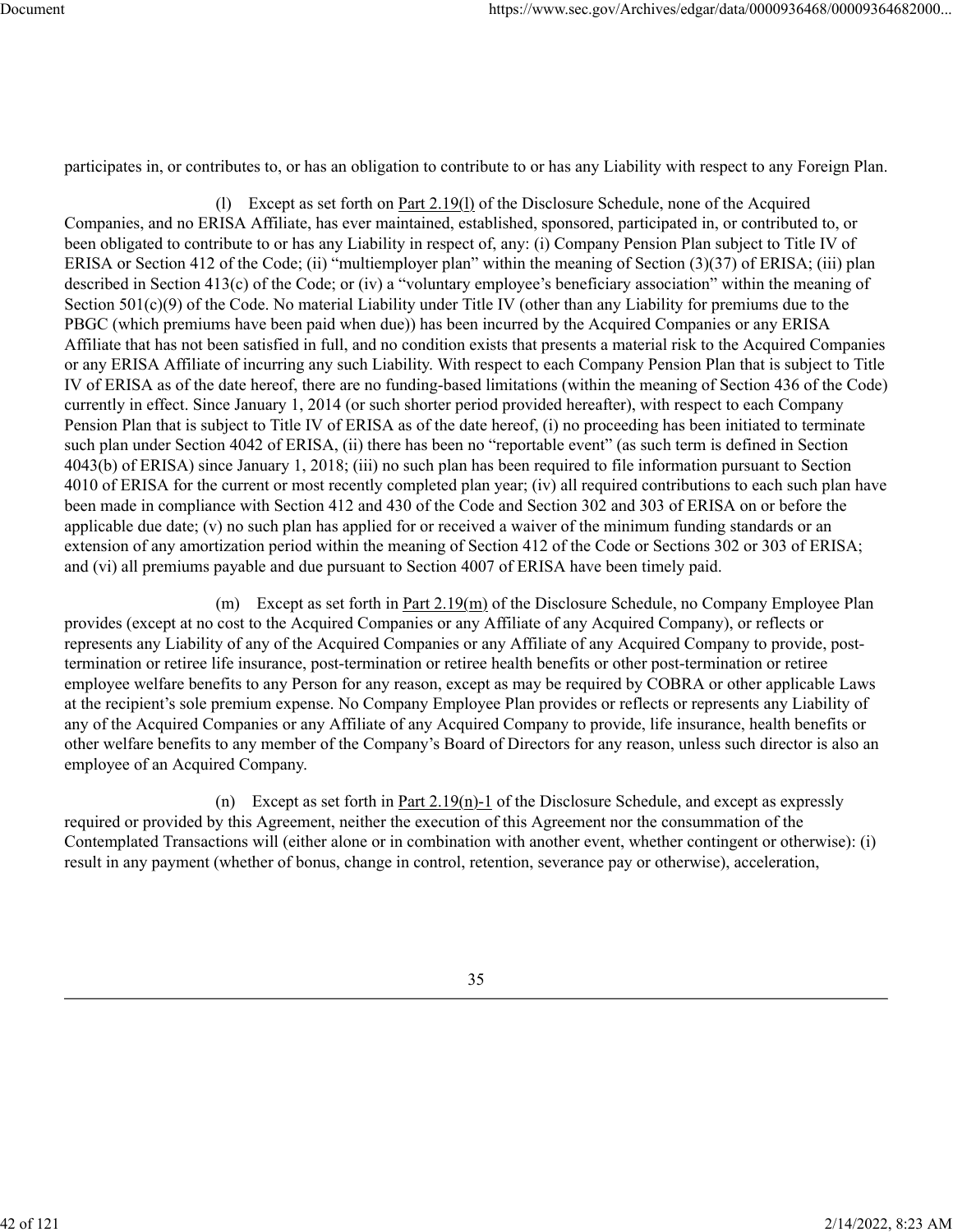participates in, or contributes to, or has an obligation to contribute to or has any Liability with respect to any Foreign Plan.

(l) Except as set forth on Part 2.19(l) of the Disclosure Schedule, none of the Acquired Companies, and no ERISA Affiliate, has ever maintained, established, sponsored, participated in, or contributed to, or been obligated to contribute to or has any Liability in respect of, any: (i) Company Pension Plan subject to Title IV of ERISA or Section 412 of the Code; (ii) "multiemployer plan" within the meaning of Section (3)(37) of ERISA; (iii) plan described in Section 413(c) of the Code; or (iv) a "voluntary employee's beneficiary association" within the meaning of Section 501(c)(9) of the Code. No material Liability under Title IV (other than any Liability for premiums due to the PBGC (which premiums have been paid when due)) has been incurred by the Acquired Companies or any ERISA Affiliate that has not been satisfied in full, and no condition exists that presents a material risk to the Acquired Companies or any ERISA Affiliate of incurring any such Liability. With respect to each Company Pension Plan that is subject to Title IV of ERISA as of the date hereof, there are no funding-based limitations (within the meaning of Section 436 of the Code) currently in effect. Since January 1, 2014 (or such shorter period provided hereafter), with respect to each Company Pension Plan that is subject to Title IV of ERISA as of the date hereof, (i) no proceeding has been initiated to terminate such plan under Section 4042 of ERISA, (ii) there has been no "reportable event" (as such term is defined in Section 4043(b) of ERISA) since January 1, 2018; (iii) no such plan has been required to file information pursuant to Section 4010 of ERISA for the current or most recently completed plan year; (iv) all required contributions to each such plan have been made in compliance with Section 412 and 430 of the Code and Section 302 and 303 of ERISA on or before the applicable due date; (v) no such plan has applied for or received a waiver of the minimum funding standards or an extension of any amortization period within the meaning of Section 412 of the Code or Sections 302 or 303 of ERISA; and (vi) all premiums payable and due pursuant to Section 4007 of ERISA have been timely paid.

(m) Except as set forth in Part 2.19(m) of the Disclosure Schedule, no Company Employee Plan provides (except at no cost to the Acquired Companies or any Affiliate of any Acquired Company), or reflects or represents any Liability of any of the Acquired Companies or any Affiliate of any Acquired Company to provide, post-termination or retiree life insurance, post-termination or retiree health benefits or other post-termination or retiree employee welfare benefits to any Person for any reason, except as may be required by COBRA or other applicable Laws at the recipient's sole premium expense. No Company Employee Plan provides or reflects or represents any Liability of any of the Acquired Companies or any Affiliate of any Acquired Company to provide, life insurance, health benefits or other welfare benefits to any member of the Company's Board of Directors for any reason, unless such director is also an employee of an Acquired Company.

(n) Except as set forth in Part 2.19(n)-1 of the Disclosure Schedule, and except as expressly required or provided by this Agreement, neither the execution of this Agreement nor the consummation of the Contemplated Transactions will (either alone or in combination with another event, whether contingent or otherwise): (i) result in any payment (whether of bonus, change in control, retention, severance pay or otherwise), acceleration,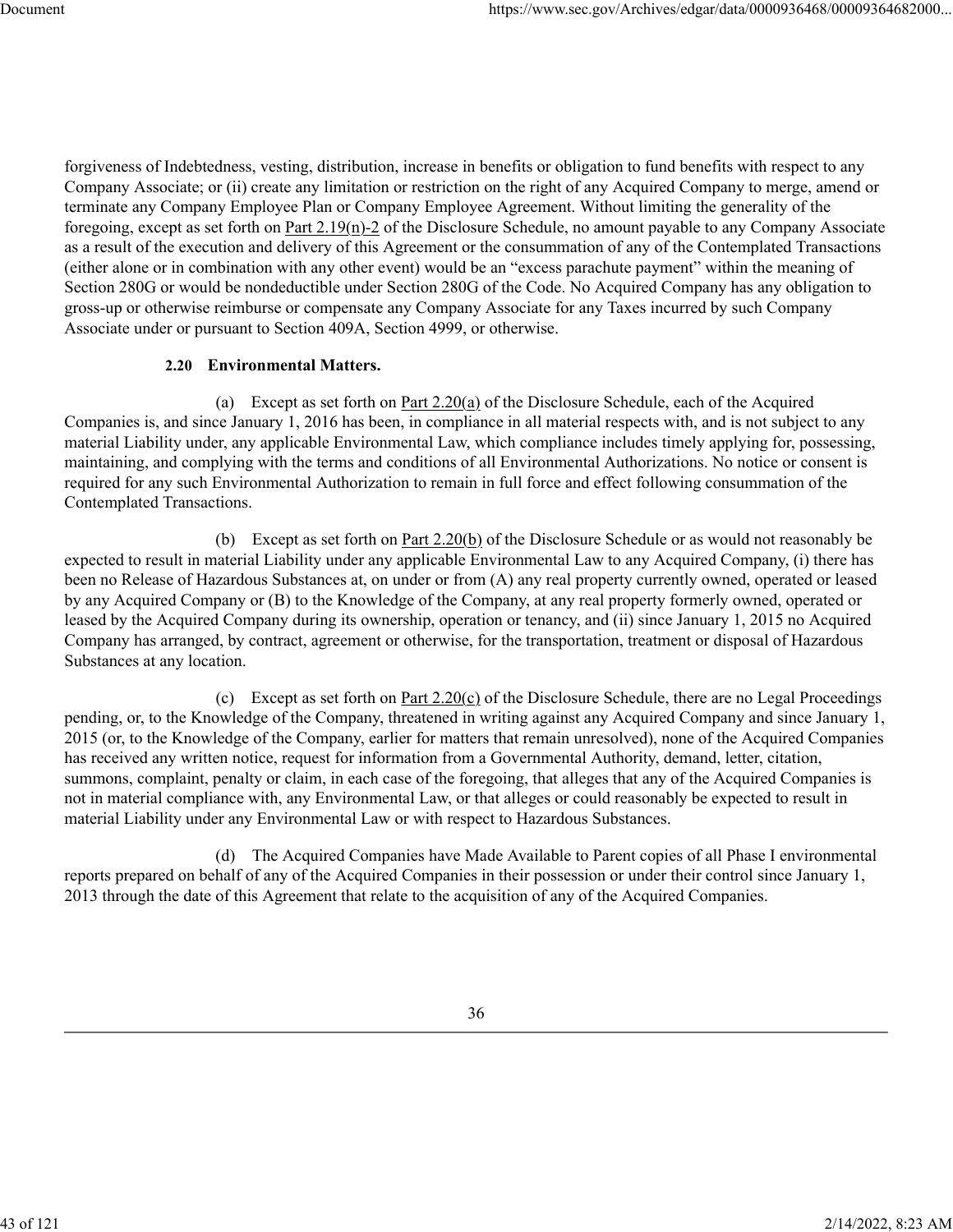forgiveness of Indebtedness, vesting, distribution, increase in benefits or obligation to fund benefits with respect to any Company Associate; or (ii) create any limitation or restriction on the right of any Acquired Company to merge, amend or terminate any Company Employee Plan or Company Employee Agreement. Without limiting the generality of the foregoing, except as set forth on Part 2.19(n)-2 of the Disclosure Schedule, no amount payable to any Company Associate as a result of the execution and delivery of this Agreement or the consummation of any of the Contemplated Transactions (either alone or in combination with any other event) would be an "excess parachute payment" within the meaning of Section 280G or would be nondeductible under Section 280G of the Code. No Acquired Company has any obligation to gross-up or otherwise reimburse or compensate any Company Associate for any Taxes incurred by such Company Associate under or pursuant to Section 409A, Section 4999, or otherwise.

**2.20 Environmental Matters.**

(a) Except as set forth on Part 2.20(a) of the Disclosure Schedule, each of the Acquired Companies is, and since January 1, 2016 has been, in compliance in all material respects with, and is not subject to any material Liability under, any applicable Environmental Law, which compliance includes timely applying for, possessing, maintaining, and complying with the terms and conditions of all Environmental Authorizations. No notice or consent is required for any such Environmental Authorization to remain in full force and effect following consummation of the Contemplated Transactions.

(b) Except as set forth on Part 2.20(b) of the Disclosure Schedule or as would not reasonably be expected to result in material Liability under any applicable Environmental Law to any Acquired Company, (i) there has been no Release of Hazardous Substances at, on under or from (A) any real property currently owned, operated or leased by any Acquired Company or (B) to the Knowledge of the Company, at any real property formerly owned, operated or leased by the Acquired Company during its ownership, operation or tenancy, and (ii) since January 1, 2015 no Acquired Company has arranged, by contract, agreement or otherwise, for the transportation, treatment or disposal of Hazardous Substances at any location.

(c) Except as set forth on Part 2.20(c) of the Disclosure Schedule, there are no Legal Proceedings pending, or, to the Knowledge of the Company, threatened in writing against any Acquired Company and since January 1, 2015 (or, to the Knowledge of the Company, earlier for matters that remain unresolved), none of the Acquired Companies has received any written notice, request for information from a Governmental Authority, demand, letter, citation, summons, complaint, penalty or claim, in each case of the foregoing, that alleges that any of the Acquired Companies is not in material compliance with, any Environmental Law, or that alleges or could reasonably be expected to result in material Liability under any Environmental Law or with respect to Hazardous Substances.

(d) The Acquired Companies have Made Available to Parent copies of all Phase I environmental reports prepared on behalf of any of the Acquired Companies in their possession or under their control since January 1, 2013 through the date of this Agreement that relate to the acquisition of any of the Acquired Companies.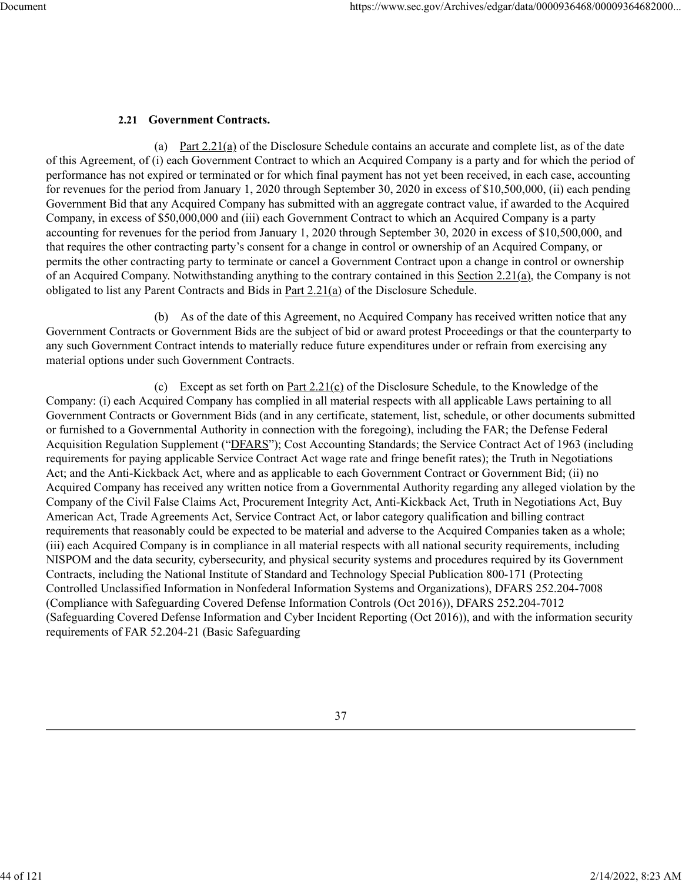**2.21 Government Contracts.**

(a) Part 2.21(a) of the Disclosure Schedule contains an accurate and complete list, as of the date of this Agreement, of (i) each Government Contract to which an Acquired Company is a party and for which the period of performance has not expired or terminated or for which final payment has not yet been received, in each case, accounting for revenues for the period from January 1, 2020 through September 30, 2020 in excess of $10,500,000, (ii) each pending Government Bid that any Acquired Company has submitted with an aggregate contract value, if awarded to the Acquired Company, in excess of $50,000,000 and (iii) each Government Contract to which an Acquired Company is a party accounting for revenues for the period from January 1, 2020 through September 30, 2020 in excess of $10,500,000, and that requires the other contracting party's consent for a change in control or ownership of an Acquired Company, or permits the other contracting party to terminate or cancel a Government Contract upon a change in control or ownership of an Acquired Company. Notwithstanding anything to the contrary contained in this Section 2.21(a), the Company is not obligated to list any Parent Contracts and Bids in Part 2.21(a) of the Disclosure Schedule.

(b) As of the date of this Agreement, no Acquired Company has received written notice that any Government Contracts or Government Bids are the subject of bid or award protest Proceedings or that the counterparty to any such Government Contract intends to materially reduce future expenditures under or refrain from exercising any material options under such Government Contracts.

(c) Except as set forth on Part 2.21(c) of the Disclosure Schedule, to the Knowledge of the Company: (i) each Acquired Company has complied in all material respects with all applicable Laws pertaining to all Government Contracts or Government Bids (and in any certificate, statement, list, schedule, or other documents submitted or furnished to a Governmental Authority in connection with the foregoing), including the FAR; the Defense Federal Acquisition Regulation Supplement ("DFARS"); Cost Accounting Standards; the Service Contract Act of 1963 (including requirements for paying applicable Service Contract Act wage rate and fringe benefit rates); the Truth in Negotiations Act; and the Anti-Kickback Act, where and as applicable to each Government Contract or Government Bid; (ii) no Acquired Company has received any written notice from a Governmental Authority regarding any alleged violation by the Company of the Civil False Claims Act, Procurement Integrity Act, Anti-Kickback Act, Truth in Negotiations Act, Buy American Act, Trade Agreements Act, Service Contract Act, or labor category qualification and billing contract requirements that reasonably could be expected to be material and adverse to the Acquired Companies taken as a whole; (iii) each Acquired Company is in compliance in all material respects with all national security requirements, including NISPOM and the data security, cybersecurity, and physical security systems and procedures required by its Government Contracts, including the National Institute of Standard and Technology Special Publication 800-171 (Protecting Controlled Unclassified Information in Nonfederal Information Systems and Organizations), DFARS 252.204-7008 (Compliance with Safeguarding Covered Defense Information Controls (Oct 2016)), DFARS 252.204-7012 (Safeguarding Covered Defense Information and Cyber Incident Reporting (Oct 2016)), and with the information security requirements of FAR 52.204-21 (Basic Safeguarding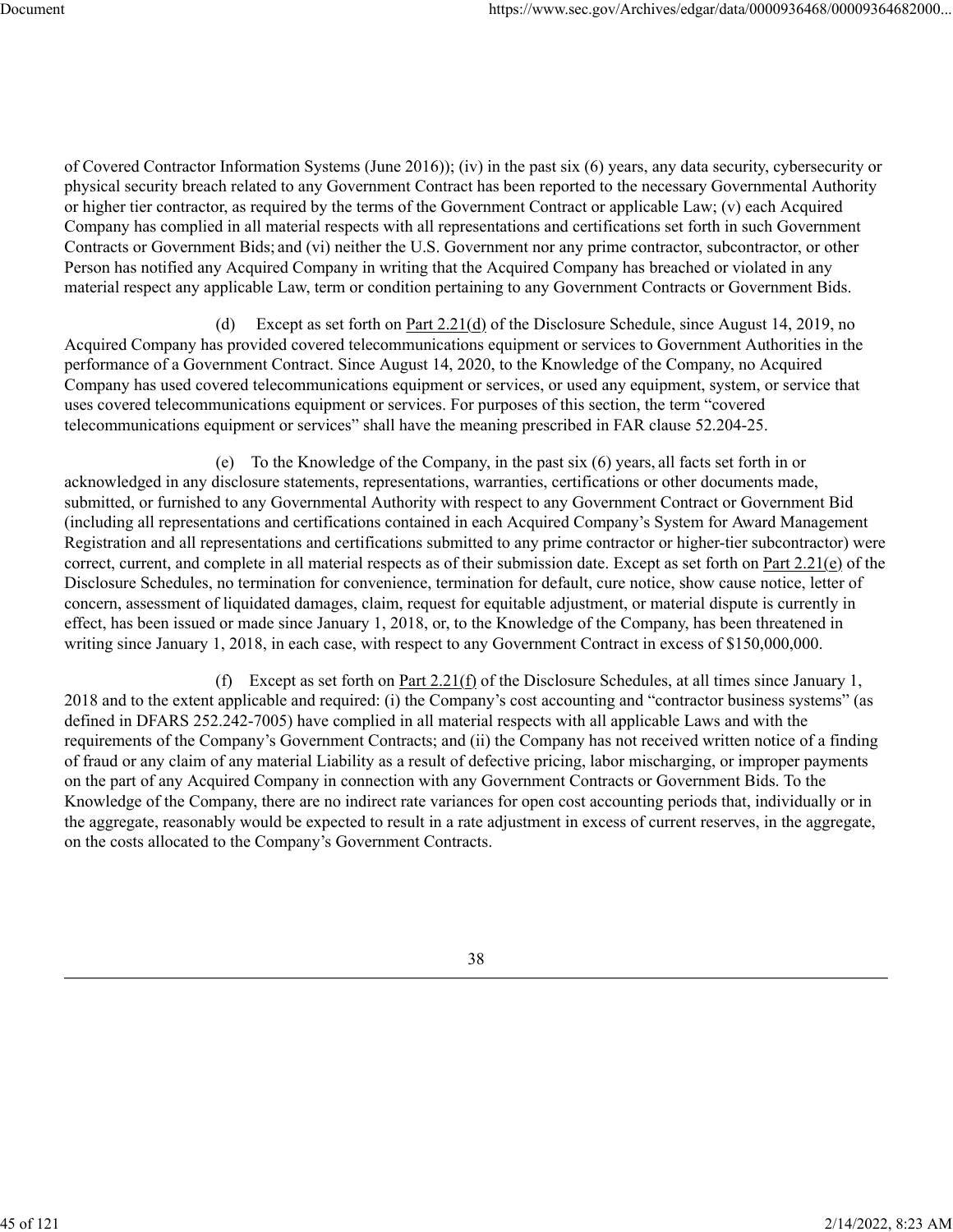of Covered Contractor Information Systems (June 2016)); (iv) in the past six (6) years, any data security, cybersecurity or physical security breach related to any Government Contract has been reported to the necessary Governmental Authority or higher tier contractor, as required by the terms of the Government Contract or applicable Law; (v) each Acquired Company has complied in all material respects with all representations and certifications set forth in such Government Contracts or Government Bids; and (vi) neither the U.S. Government nor any prime contractor, subcontractor, or other Person has notified any Acquired Company in writing that the Acquired Company has breached or violated in any material respect any applicable Law, term or condition pertaining to any Government Contracts or Government Bids.

(d) Except as set forth on Part 2.21(d) of the Disclosure Schedule, since August 14, 2019, no Acquired Company has provided covered telecommunications equipment or services to Government Authorities in the performance of a Government Contract. Since August 14, 2020, to the Knowledge of the Company, no Acquired Company has used covered telecommunications equipment or services, or used any equipment, system, or service that uses covered telecommunications equipment or services. For purposes of this section, the term "covered telecommunications equipment or services" shall have the meaning prescribed in FAR clause 52.204-25.

(e) To the Knowledge of the Company, in the past six (6) years, all facts set forth in or acknowledged in any disclosure statements, representations, warranties, certifications or other documents made, submitted, or furnished to any Governmental Authority with respect to any Government Contract or Government Bid (including all representations and certifications contained in each Acquired Company's System for Award Management Registration and all representations and certifications submitted to any prime contractor or higher-tier subcontractor) were correct, current, and complete in all material respects as of their submission date. Except as set forth on Part 2.21(e) of the Disclosure Schedules, no termination for convenience, termination for default, cure notice, show cause notice, letter of concern, assessment of liquidated damages, claim, request for equitable adjustment, or material dispute is currently in effect, has been issued or made since January 1, 2018, or, to the Knowledge of the Company, has been threatened in writing since January 1, 2018, in each case, with respect to any Government Contract in excess of $150,000,000.

(f) Except as set forth on Part 2.21(f) of the Disclosure Schedules, at all times since January 1, 2018 and to the extent applicable and required: (i) the Company's cost accounting and "contractor business systems" (as defined in DFARS 252.242-7005) have complied in all material respects with all applicable Laws and with the requirements of the Company's Government Contracts; and (ii) the Company has not received written notice of a finding of fraud or any claim of any material Liability as a result of defective pricing, labor mischarging, or improper payments on the part of any Acquired Company in connection with any Government Contracts or Government Bids. To the Knowledge of the Company, there are no indirect rate variances for open cost accounting periods that, individually or in the aggregate, reasonably would be expected to result in a rate adjustment in excess of current reserves, in the aggregate, on the costs allocated to the Company's Government Contracts.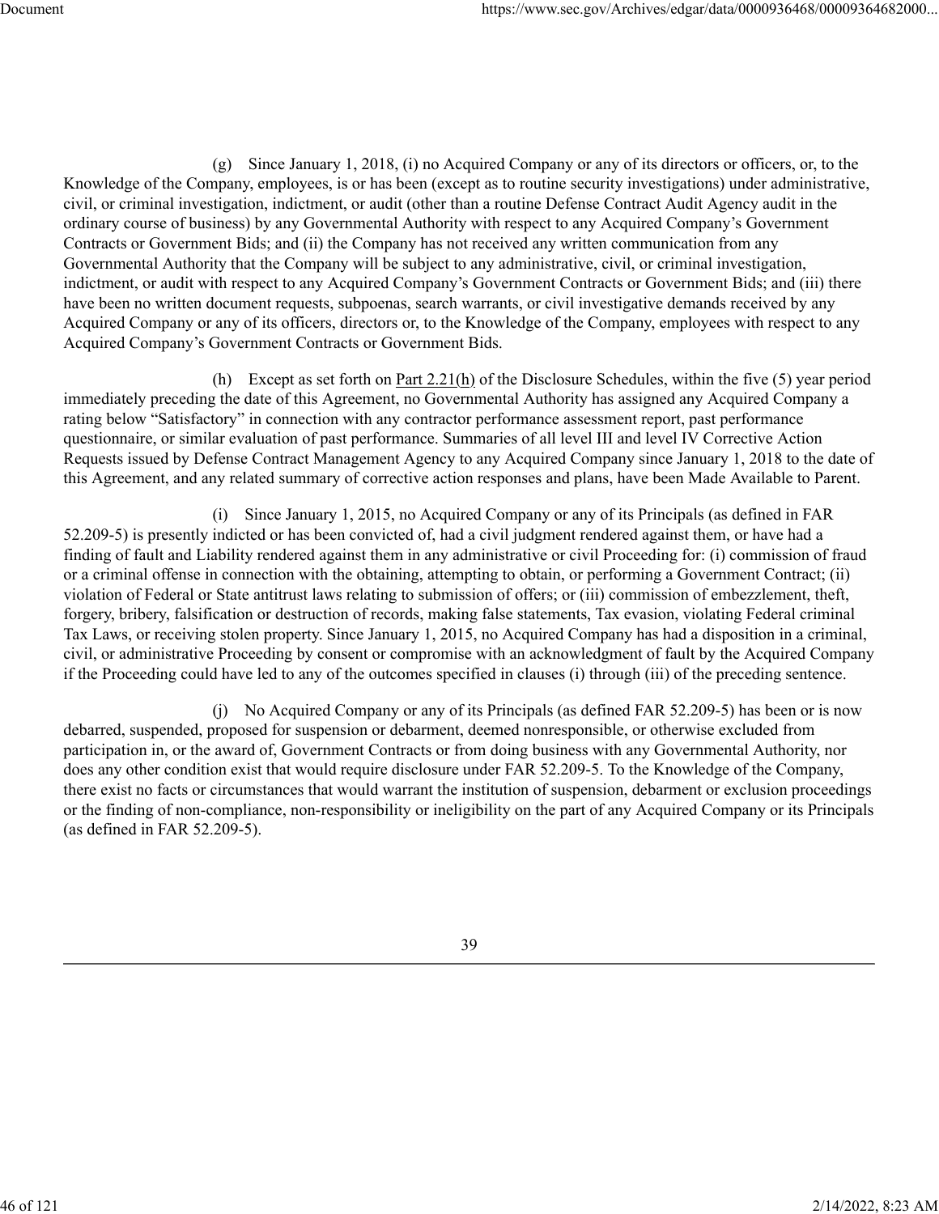(g) Since January 1, 2018, (i) no Acquired Company or any of its directors or officers, or, to the Knowledge of the Company, employees, is or has been (except as to routine security investigations) under administrative, civil, or criminal investigation, indictment, or audit (other than a routine Defense Contract Audit Agency audit in the ordinary course of business) by any Governmental Authority with respect to any Acquired Company's Government Contracts or Government Bids; and (ii) the Company has not received any written communication from any Governmental Authority that the Company will be subject to any administrative, civil, or criminal investigation, indictment, or audit with respect to any Acquired Company's Government Contracts or Government Bids; and (iii) there have been no written document requests, subpoenas, search warrants, or civil investigative demands received by any Acquired Company or any of its officers, directors or, to the Knowledge of the Company, employees with respect to any Acquired Company's Government Contracts or Government Bids.

(h) Except as set forth on Part 2.21(h) of the Disclosure Schedules, within the five (5) year period immediately preceding the date of this Agreement, no Governmental Authority has assigned any Acquired Company a rating below "Satisfactory" in connection with any contractor performance assessment report, past performance questionnaire, or similar evaluation of past performance. Summaries of all level III and level IV Corrective Action Requests issued by Defense Contract Management Agency to any Acquired Company since January 1, 2018 to the date of this Agreement, and any related summary of corrective action responses and plans, have been Made Available to Parent.

(i) Since January 1, 2015, no Acquired Company or any of its Principals (as defined in FAR 52.209-5) is presently indicted or has been convicted of, had a civil judgment rendered against them, or have had a finding of fault and Liability rendered against them in any administrative or civil Proceeding for: (i) commission of fraud or a criminal offense in connection with the obtaining, attempting to obtain, or performing a Government Contract; (ii) violation of Federal or State antitrust laws relating to submission of offers; or (iii) commission of embezzlement, theft, forgery, bribery, falsification or destruction of records, making false statements, Tax evasion, violating Federal criminal Tax Laws, or receiving stolen property. Since January 1, 2015, no Acquired Company has had a disposition in a criminal, civil, or administrative Proceeding by consent or compromise with an acknowledgment of fault by the Acquired Company if the Proceeding could have led to any of the outcomes specified in clauses (i) through (iii) of the preceding sentence.

(j) No Acquired Company or any of its Principals (as defined FAR 52.209-5) has been or is now debarred, suspended, proposed for suspension or debarment, deemed nonresponsible, or otherwise excluded from participation in, or the award of, Government Contracts or from doing business with any Governmental Authority, nor does any other condition exist that would require disclosure under FAR 52.209-5. To the Knowledge of the Company, there exist no facts or circumstances that would warrant the institution of suspension, debarment or exclusion proceedings or the finding of non-compliance, non-responsibility or ineligibility on the part of any Acquired Company or its Principals (as defined in FAR 52.209-5).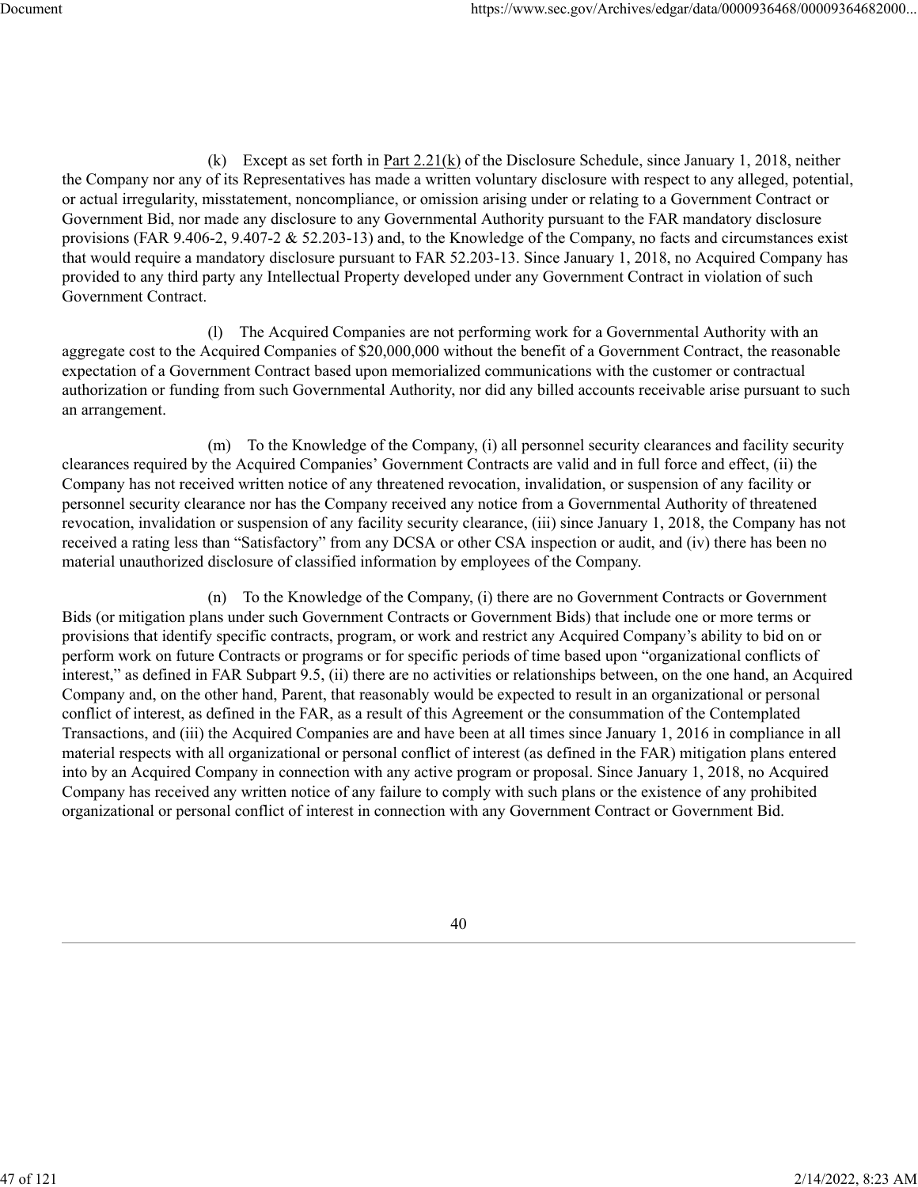(k) Except as set forth in Part 2.21(k) of the Disclosure Schedule, since January 1, 2018, neither the Company nor any of its Representatives has made a written voluntary disclosure with respect to any alleged, potential, or actual irregularity, misstatement, noncompliance, or omission arising under or relating to a Government Contract or Government Bid, nor made any disclosure to any Governmental Authority pursuant to the FAR mandatory disclosure provisions (FAR 9.406-2, 9.407-2 & 52.203-13) and, to the Knowledge of the Company, no facts and circumstances exist that would require a mandatory disclosure pursuant to FAR 52.203-13. Since January 1, 2018, no Acquired Company has provided to any third party any Intellectual Property developed under any Government Contract in violation of such Government Contract.

(l) The Acquired Companies are not performing work for a Governmental Authority with an aggregate cost to the Acquired Companies of $20,000,000 without the benefit of a Government Contract, the reasonable expectation of a Government Contract based upon memorialized communications with the customer or contractual authorization or funding from such Governmental Authority, nor did any billed accounts receivable arise pursuant to such an arrangement.

(m) To the Knowledge of the Company, (i) all personnel security clearances and facility security clearances required by the Acquired Companies' Government Contracts are valid and in full force and effect, (ii) the Company has not received written notice of any threatened revocation, invalidation, or suspension of any facility or personnel security clearance nor has the Company received any notice from a Governmental Authority of threatened revocation, invalidation or suspension of any facility security clearance, (iii) since January 1, 2018, the Company has not received a rating less than "Satisfactory" from any DCSA or other CSA inspection or audit, and (iv) there has been no material unauthorized disclosure of classified information by employees of the Company.

(n) To the Knowledge of the Company, (i) there are no Government Contracts or Government Bids (or mitigation plans under such Government Contracts or Government Bids) that include one or more terms or provisions that identify specific contracts, program, or work and restrict any Acquired Company's ability to bid on or perform work on future Contracts or programs or for specific periods of time based upon "organizational conflicts of interest," as defined in FAR Subpart 9.5, (ii) there are no activities or relationships between, on the one hand, an Acquired Company and, on the other hand, Parent, that reasonably would be expected to result in an organizational or personal conflict of interest, as defined in the FAR, as a result of this Agreement or the consummation of the Contemplated Transactions, and (iii) the Acquired Companies are and have been at all times since January 1, 2016 in compliance in all material respects with all organizational or personal conflict of interest (as defined in the FAR) mitigation plans entered into by an Acquired Company in connection with any active program or proposal. Since January 1, 2018, no Acquired Company has received any written notice of any failure to comply with such plans or the existence of any prohibited organizational or personal conflict of interest in connection with any Government Contract or Government Bid.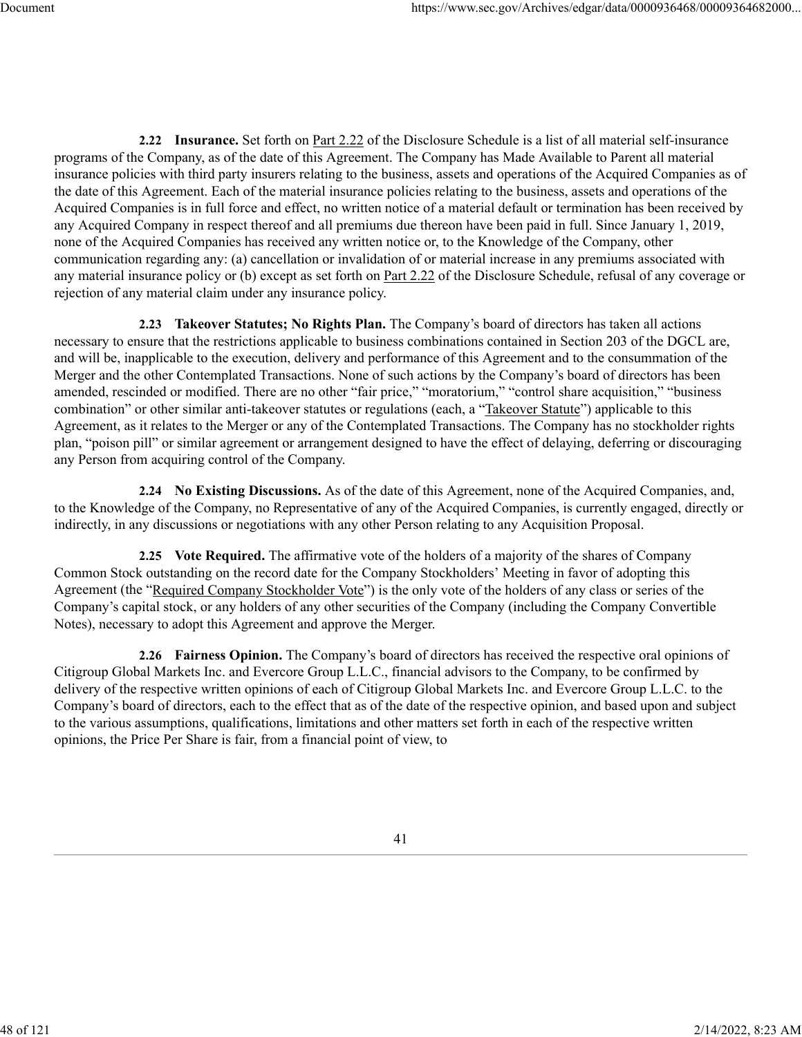**2.22 Insurance.** Set forth on Part 2.22 of the Disclosure Schedule is a list of all material self-insurance programs of the Company, as of the date of this Agreement. The Company has Made Available to Parent all material insurance policies with third party insurers relating to the business, assets and operations of the Acquired Companies as of the date of this Agreement. Each of the material insurance policies relating to the business, assets and operations of the Acquired Companies is in full force and effect, no written notice of a material default or termination has been received by any Acquired Company in respect thereof and all premiums due thereon have been paid in full. Since January 1, 2019, none of the Acquired Companies has received any written notice or, to the Knowledge of the Company, other communication regarding any: (a) cancellation or invalidation of or material increase in any premiums associated with any material insurance policy or (b) except as set forth on Part 2.22 of the Disclosure Schedule, refusal of any coverage or rejection of any material claim under any insurance policy.

**2.23 Takeover Statutes; No Rights Plan.** The Company's board of directors has taken all actions necessary to ensure that the restrictions applicable to business combinations contained in Section 203 of the DGCL are, and will be, inapplicable to the execution, delivery and performance of this Agreement and to the consummation of the Merger and the other Contemplated Transactions. None of such actions by the Company's board of directors has been amended, rescinded or modified. There are no other "fair price," "moratorium," "control share acquisition," "business combination" or other similar anti-takeover statutes or regulations (each, a "Takeover Statute") applicable to this Agreement, as it relates to the Merger or any of the Contemplated Transactions. The Company has no stockholder rights plan, "poison pill" or similar agreement or arrangement designed to have the effect of delaying, deferring or discouraging any Person from acquiring control of the Company.

**2.24 No Existing Discussions.** As of the date of this Agreement, none of the Acquired Companies, and, to the Knowledge of the Company, no Representative of any of the Acquired Companies, is currently engaged, directly or indirectly, in any discussions or negotiations with any other Person relating to any Acquisition Proposal.

**2.25 Vote Required.** The affirmative vote of the holders of a majority of the shares of Company Common Stock outstanding on the record date for the Company Stockholders' Meeting in favor of adopting this Agreement (the "Required Company Stockholder Vote") is the only vote of the holders of any class or series of the Company's capital stock, or any holders of any other securities of the Company (including the Company Convertible Notes), necessary to adopt this Agreement and approve the Merger.

**2.26 Fairness Opinion.** The Company's board of directors has received the respective oral opinions of Citigroup Global Markets Inc. and Evercore Group L.L.C., financial advisors to the Company, to be confirmed by delivery of the respective written opinions of each of Citigroup Global Markets Inc. and Evercore Group L.L.C. to the Company's board of directors, each to the effect that as of the date of the respective opinion, and based upon and subject to the various assumptions, qualifications, limitations and other matters set forth in each of the respective written opinions, the Price Per Share is fair, from a financial point of view, to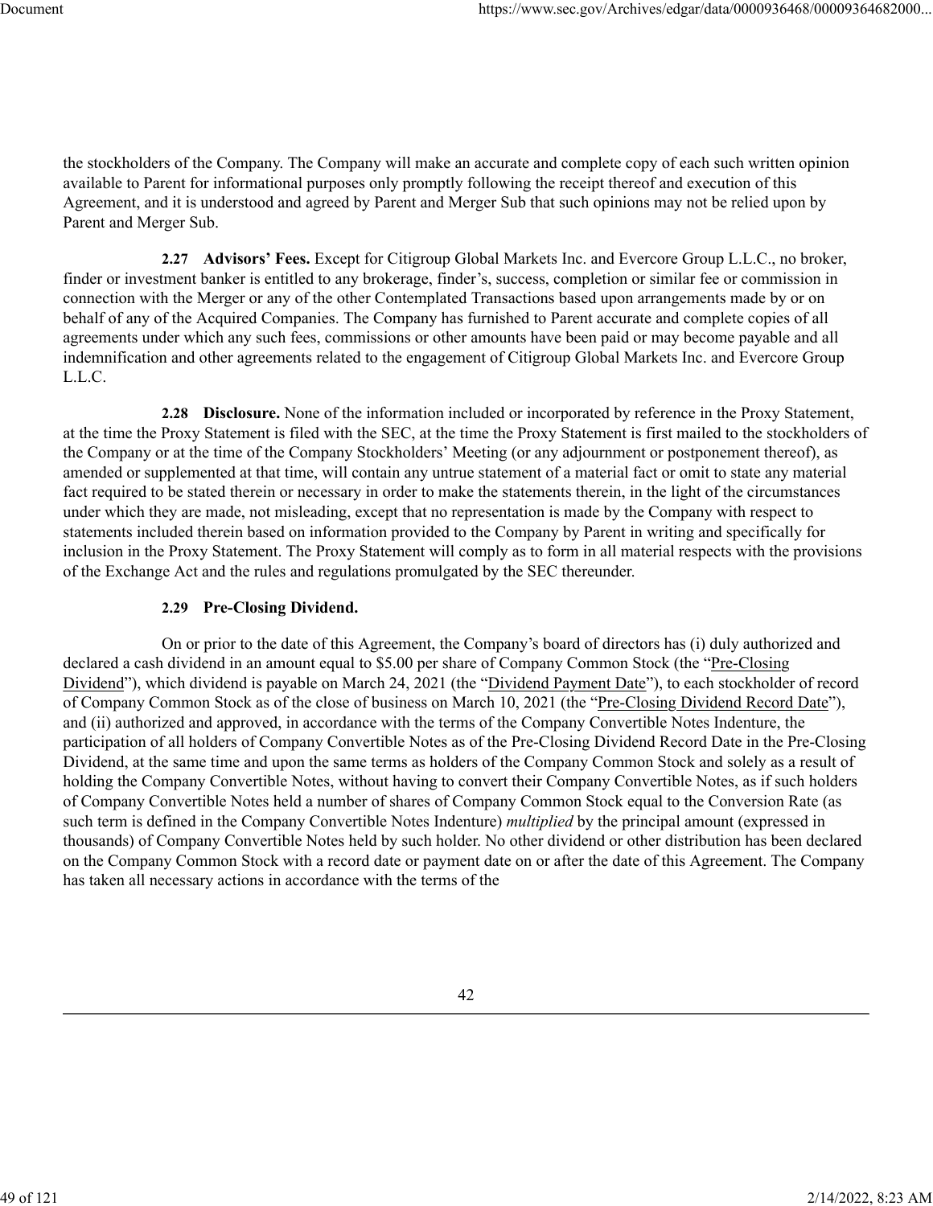the stockholders of the Company. The Company will make an accurate and complete copy of each such written opinion available to Parent for informational purposes only promptly following the receipt thereof and execution of this Agreement, and it is understood and agreed by Parent and Merger Sub that such opinions may not be relied upon by Parent and Merger Sub.

**2.27 Advisors' Fees.** Except for Citigroup Global Markets Inc. and Evercore Group L.L.C., no broker, finder or investment banker is entitled to any brokerage, finder's, success, completion or similar fee or commission in connection with the Merger or any of the other Contemplated Transactions based upon arrangements made by or on behalf of any of the Acquired Companies. The Company has furnished to Parent accurate and complete copies of all agreements under which any such fees, commissions or other amounts have been paid or may become payable and all indemnification and other agreements related to the engagement of Citigroup Global Markets Inc. and Evercore Group L.L.C.

**2.28 Disclosure.** None of the information included or incorporated by reference in the Proxy Statement, at the time the Proxy Statement is filed with the SEC, at the time the Proxy Statement is first mailed to the stockholders of the Company or at the time of the Company Stockholders' Meeting (or any adjournment or postponement thereof), as amended or supplemented at that time, will contain any untrue statement of a material fact or omit to state any material fact required to be stated therein or necessary in order to make the statements therein, in the light of the circumstances under which they are made, not misleading, except that no representation is made by the Company with respect to statements included therein based on information provided to the Company by Parent in writing and specifically for inclusion in the Proxy Statement. The Proxy Statement will comply as to form in all material respects with the provisions of the Exchange Act and the rules and regulations promulgated by the SEC thereunder.

**2.29 Pre-Closing Dividend.**

On or prior to the date of this Agreement, the Company's board of directors has (i) duly authorized and declared a cash dividend in an amount equal to $5.00 per share of Company Common Stock (the "Pre-Closing Dividend"), which dividend is payable on March 24, 2021 (the "Dividend Payment Date"), to each stockholder of record of Company Common Stock as of the close of business on March 10, 2021 (the "Pre-Closing Dividend Record Date"), and (ii) authorized and approved, in accordance with the terms of the Company Convertible Notes Indenture, the participation of all holders of Company Convertible Notes as of the Pre-Closing Dividend Record Date in the Pre-Closing Dividend, at the same time and upon the same terms as holders of the Company Common Stock and solely as a result of holding the Company Convertible Notes, without having to convert their Company Convertible Notes, as if such holders of Company Convertible Notes held a number of shares of Company Common Stock equal to the Conversion Rate (as such term is defined in the Company Convertible Notes Indenture) *multiplied* by the principal amount (expressed in thousands) of Company Convertible Notes held by such holder. No other dividend or other distribution has been declared on the Company Common Stock with a record date or payment date on or after the date of this Agreement. The Company has taken all necessary actions in accordance with the terms of the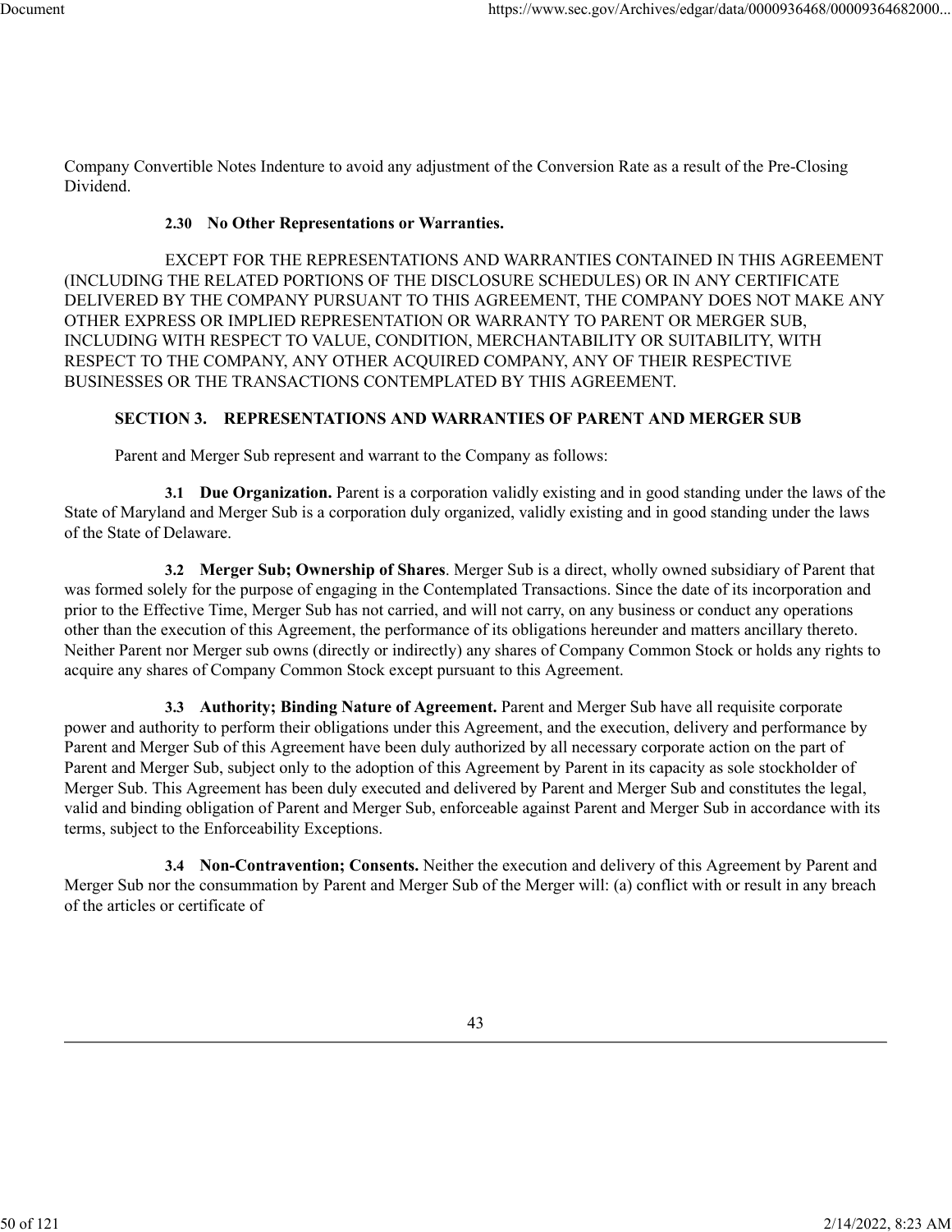Company Convertible Notes Indenture to avoid any adjustment of the Conversion Rate as a result of the Pre-Closing Dividend.

**2.30 No Other Representations or Warranties.**

EXCEPT FOR THE REPRESENTATIONS AND WARRANTIES CONTAINED IN THIS AGREEMENT (INCLUDING THE RELATED PORTIONS OF THE DISCLOSURE SCHEDULES) OR IN ANY CERTIFICATE DELIVERED BY THE COMPANY PURSUANT TO THIS AGREEMENT, THE COMPANY DOES NOT MAKE ANY OTHER EXPRESS OR IMPLIED REPRESENTATION OR WARRANTY TO PARENT OR MERGER SUB, INCLUDING WITH RESPECT TO VALUE, CONDITION, MERCHANTABILITY OR SUITABILITY, WITH RESPECT TO THE COMPANY, ANY OTHER ACQUIRED COMPANY, ANY OF THEIR RESPECTIVE BUSINESSES OR THE TRANSACTIONS CONTEMPLATED BY THIS AGREEMENT.

## SECTION 3. REPRESENTATIONS AND WARRANTIES OF PARENT AND MERGER SUB

Parent and Merger Sub represent and warrant to the Company as follows:

**3.1 Due Organization.** Parent is a corporation validly existing and in good standing under the laws of the State of Maryland and Merger Sub is a corporation duly organized, validly existing and in good standing under the laws of the State of Delaware.

**3.2 Merger Sub; Ownership of Shares**. Merger Sub is a direct, wholly owned subsidiary of Parent that was formed solely for the purpose of engaging in the Contemplated Transactions. Since the date of its incorporation and prior to the Effective Time, Merger Sub has not carried, and will not carry, on any business or conduct any operations other than the execution of this Agreement, the performance of its obligations hereunder and matters ancillary thereto. Neither Parent nor Merger sub owns (directly or indirectly) any shares of Company Common Stock or holds any rights to acquire any shares of Company Common Stock except pursuant to this Agreement.

**3.3 Authority; Binding Nature of Agreement.** Parent and Merger Sub have all requisite corporate power and authority to perform their obligations under this Agreement, and the execution, delivery and performance by Parent and Merger Sub of this Agreement have been duly authorized by all necessary corporate action on the part of Parent and Merger Sub, subject only to the adoption of this Agreement by Parent in its capacity as sole stockholder of Merger Sub. This Agreement has been duly executed and delivered by Parent and Merger Sub and constitutes the legal, valid and binding obligation of Parent and Merger Sub, enforceable against Parent and Merger Sub in accordance with its terms, subject to the Enforceability Exceptions.

**3.4 Non-Contravention; Consents.** Neither the execution and delivery of this Agreement by Parent and Merger Sub nor the consummation by Parent and Merger Sub of the Merger will: (a) conflict with or result in any breach of the articles or certificate of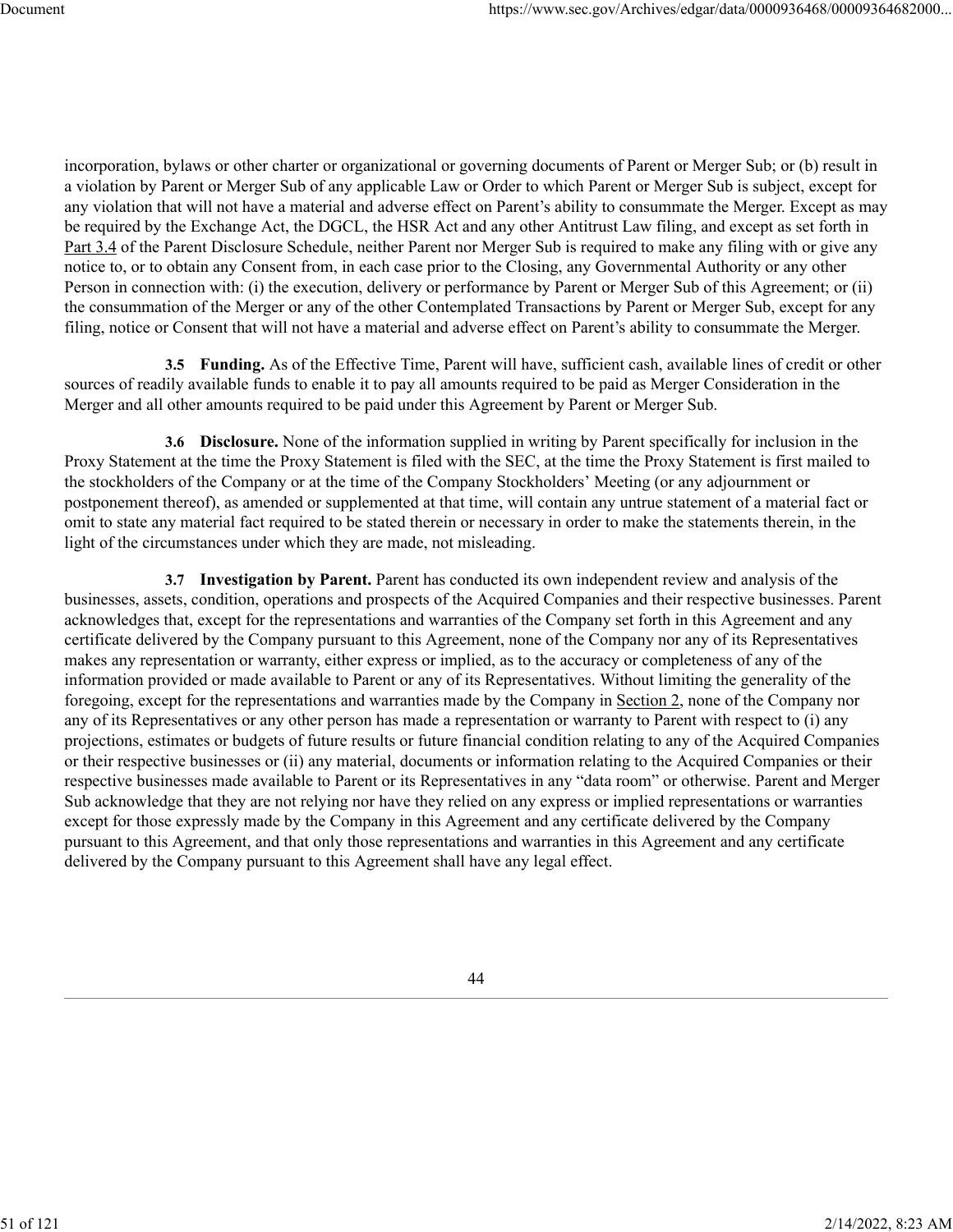incorporation, bylaws or other charter or organizational or governing documents of Parent or Merger Sub; or (b) result in a violation by Parent or Merger Sub of any applicable Law or Order to which Parent or Merger Sub is subject, except for any violation that will not have a material and adverse effect on Parent's ability to consummate the Merger. Except as may be required by the Exchange Act, the DGCL, the HSR Act and any other Antitrust Law filing, and except as set forth in Part 3.4 of the Parent Disclosure Schedule, neither Parent nor Merger Sub is required to make any filing with or give any notice to, or to obtain any Consent from, in each case prior to the Closing, any Governmental Authority or any other Person in connection with: (i) the execution, delivery or performance by Parent or Merger Sub of this Agreement; or (ii) the consummation of the Merger or any of the other Contemplated Transactions by Parent or Merger Sub, except for any filing, notice or Consent that will not have a material and adverse effect on Parent's ability to consummate the Merger.

**3.5 Funding.** As of the Effective Time, Parent will have, sufficient cash, available lines of credit or other sources of readily available funds to enable it to pay all amounts required to be paid as Merger Consideration in the Merger and all other amounts required to be paid under this Agreement by Parent or Merger Sub.

**3.6 Disclosure.** None of the information supplied in writing by Parent specifically for inclusion in the Proxy Statement at the time the Proxy Statement is filed with the SEC, at the time the Proxy Statement is first mailed to the stockholders of the Company or at the time of the Company Stockholders' Meeting (or any adjournment or postponement thereof), as amended or supplemented at that time, will contain any untrue statement of a material fact or omit to state any material fact required to be stated therein or necessary in order to make the statements therein, in the light of the circumstances under which they are made, not misleading.

**3.7 Investigation by Parent.** Parent has conducted its own independent review and analysis of the businesses, assets, condition, operations and prospects of the Acquired Companies and their respective businesses. Parent acknowledges that, except for the representations and warranties of the Company set forth in this Agreement and any certificate delivered by the Company pursuant to this Agreement, none of the Company nor any of its Representatives makes any representation or warranty, either express or implied, as to the accuracy or completeness of any of the information provided or made available to Parent or any of its Representatives. Without limiting the generality of the foregoing, except for the representations and warranties made by the Company in Section 2, none of the Company nor any of its Representatives or any other person has made a representation or warranty to Parent with respect to (i) any projections, estimates or budgets of future results or future financial condition relating to any of the Acquired Companies or their respective businesses or (ii) any material, documents or information relating to the Acquired Companies or their respective businesses made available to Parent or its Representatives in any "data room" or otherwise. Parent and Merger Sub acknowledge that they are not relying nor have they relied on any express or implied representations or warranties except for those expressly made by the Company in this Agreement and any certificate delivered by the Company pursuant to this Agreement, and that only those representations and warranties in this Agreement and any certificate delivered by the Company pursuant to this Agreement shall have any legal effect.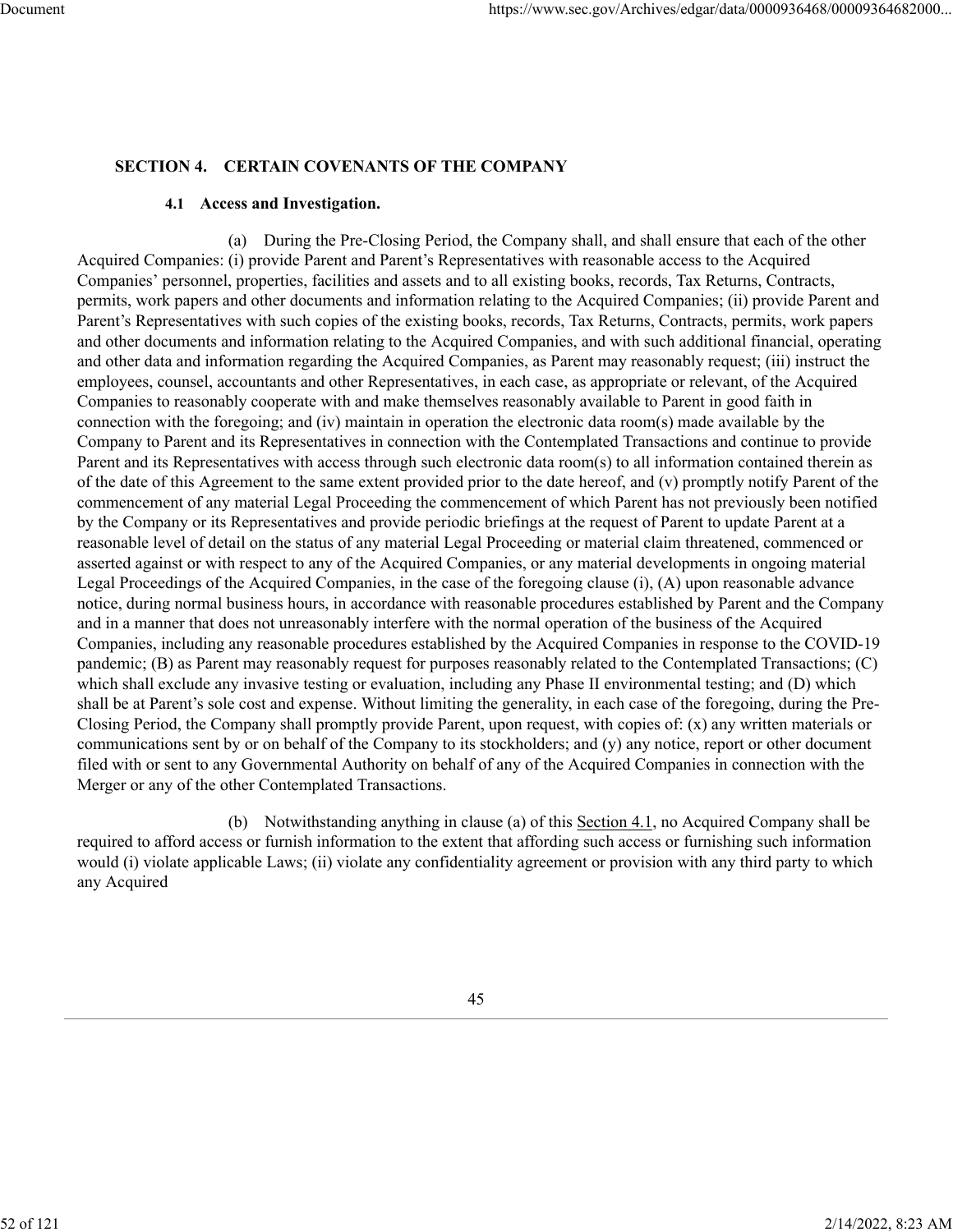## SECTION 4. CERTAIN COVENANTS OF THE COMPANY

### 4.1 Access and Investigation.

(a) During the Pre-Closing Period, the Company shall, and shall ensure that each of the other Acquired Companies: (i) provide Parent and Parent's Representatives with reasonable access to the Acquired Companies' personnel, properties, facilities and assets and to all existing books, records, Tax Returns, Contracts, permits, work papers and other documents and information relating to the Acquired Companies; (ii) provide Parent and Parent's Representatives with such copies of the existing books, records, Tax Returns, Contracts, permits, work papers and other documents and information relating to the Acquired Companies, and with such additional financial, operating and other data and information regarding the Acquired Companies, as Parent may reasonably request; (iii) instruct the employees, counsel, accountants and other Representatives, in each case, as appropriate or relevant, of the Acquired Companies to reasonably cooperate with and make themselves reasonably available to Parent in good faith in connection with the foregoing; and (iv) maintain in operation the electronic data room(s) made available by the Company to Parent and its Representatives in connection with the Contemplated Transactions and continue to provide Parent and its Representatives with access through such electronic data room(s) to all information contained therein as of the date of this Agreement to the same extent provided prior to the date hereof, and (v) promptly notify Parent of the commencement of any material Legal Proceeding the commencement of which Parent has not previously been notified by the Company or its Representatives and provide periodic briefings at the request of Parent to update Parent at a reasonable level of detail on the status of any material Legal Proceeding or material claim threatened, commenced or asserted against or with respect to any of the Acquired Companies, or any material developments in ongoing material Legal Proceedings of the Acquired Companies, in the case of the foregoing clause (i), (A) upon reasonable advance notice, during normal business hours, in accordance with reasonable procedures established by Parent and the Company and in a manner that does not unreasonably interfere with the normal operation of the business of the Acquired Companies, including any reasonable procedures established by the Acquired Companies in response to the COVID-19 pandemic; (B) as Parent may reasonably request for purposes reasonably related to the Contemplated Transactions; (C) which shall exclude any invasive testing or evaluation, including any Phase II environmental testing; and (D) which shall be at Parent's sole cost and expense. Without limiting the generality, in each case of the foregoing, during the Pre-Closing Period, the Company shall promptly provide Parent, upon request, with copies of: (x) any written materials or communications sent by or on behalf of the Company to its stockholders; and (y) any notice, report or other document filed with or sent to any Governmental Authority on behalf of any of the Acquired Companies in connection with the Merger or any of the other Contemplated Transactions.

(b) Notwithstanding anything in clause (a) of this Section 4.1, no Acquired Company shall be required to afford access or furnish information to the extent that affording such access or furnishing such information would (i) violate applicable Laws; (ii) violate any confidentiality agreement or provision with any third party to which any Acquired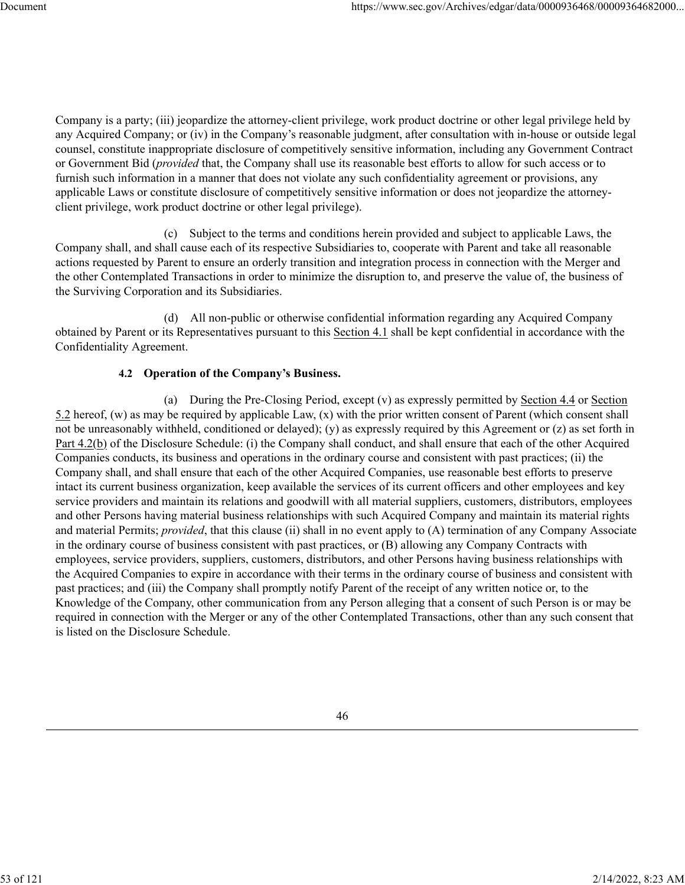Company is a party; (iii) jeopardize the attorney-client privilege, work product doctrine or other legal privilege held by any Acquired Company; or (iv) in the Company's reasonable judgment, after consultation with in-house or outside legal counsel, constitute inappropriate disclosure of competitively sensitive information, including any Government Contract or Government Bid (*provided* that, the Company shall use its reasonable best efforts to allow for such access or to furnish such information in a manner that does not violate any such confidentiality agreement or provisions, any applicable Laws or constitute disclosure of competitively sensitive information or does not jeopardize the attorney-client privilege, work product doctrine or other legal privilege).

(c) Subject to the terms and conditions herein provided and subject to applicable Laws, the Company shall, and shall cause each of its respective Subsidiaries to, cooperate with Parent and take all reasonable actions requested by Parent to ensure an orderly transition and integration process in connection with the Merger and the other Contemplated Transactions in order to minimize the disruption to, and preserve the value of, the business of the Surviving Corporation and its Subsidiaries.

(d) All non-public or otherwise confidential information regarding any Acquired Company obtained by Parent or its Representatives pursuant to this Section 4.1 shall be kept confidential in accordance with the Confidentiality Agreement.

#### 4.2 Operation of the Company's Business.

(a) During the Pre-Closing Period, except (v) as expressly permitted by Section 4.4 or Section 5.2 hereof, (w) as may be required by applicable Law, (x) with the prior written consent of Parent (which consent shall not be unreasonably withheld, conditioned or delayed); (y) as expressly required by this Agreement or (z) as set forth in Part 4.2(b) of the Disclosure Schedule: (i) the Company shall conduct, and shall ensure that each of the other Acquired Companies conducts, its business and operations in the ordinary course and consistent with past practices; (ii) the Company shall, and shall ensure that each of the other Acquired Companies, use reasonable best efforts to preserve intact its current business organization, keep available the services of its current officers and other employees and key service providers and maintain its relations and goodwill with all material suppliers, customers, distributors, employees and other Persons having material business relationships with such Acquired Company and maintain its material rights and material Permits; *provided*, that this clause (ii) shall in no event apply to (A) termination of any Company Associate in the ordinary course of business consistent with past practices, or (B) allowing any Company Contracts with employees, service providers, suppliers, customers, distributors, and other Persons having business relationships with the Acquired Companies to expire in accordance with their terms in the ordinary course of business and consistent with past practices; and (iii) the Company shall promptly notify Parent of the receipt of any written notice or, to the Knowledge of the Company, other communication from any Person alleging that a consent of such Person is or may be required in connection with the Merger or any of the other Contemplated Transactions, other than any such consent that is listed on the Disclosure Schedule.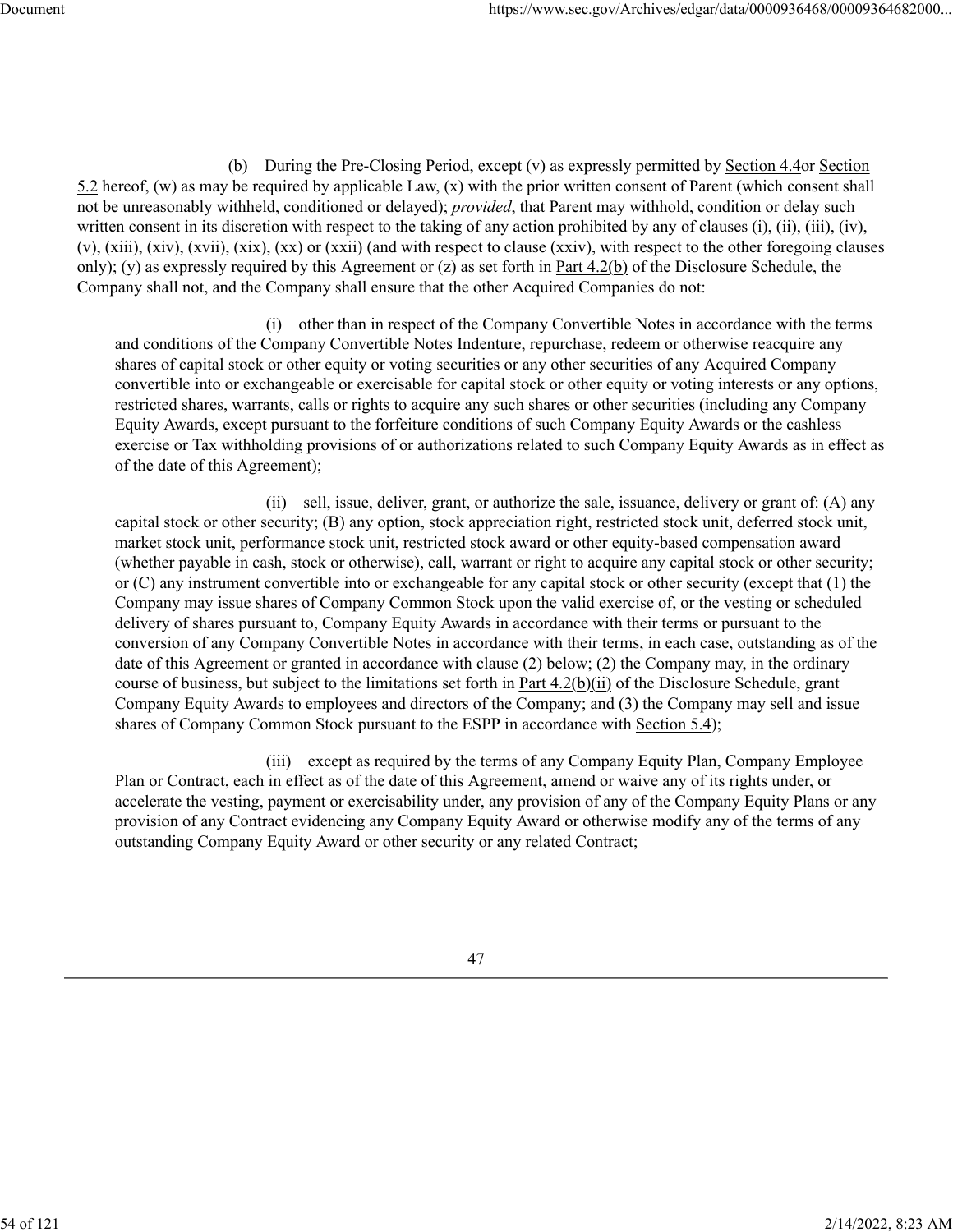(b) During the Pre-Closing Period, except (v) as expressly permitted by Section 4.4or Section 5.2 hereof, (w) as may be required by applicable Law, (x) with the prior written consent of Parent (which consent shall not be unreasonably withheld, conditioned or delayed); *provided*, that Parent may withhold, condition or delay such written consent in its discretion with respect to the taking of any action prohibited by any of clauses (i), (ii), (iii), (iv), (v), (xiii), (xiv), (xvii), (xix), (xx) or (xxii) (and with respect to clause (xxiv), with respect to the other foregoing clauses only); (y) as expressly required by this Agreement or (z) as set forth in Part 4.2(b) of the Disclosure Schedule, the Company shall not, and the Company shall ensure that the other Acquired Companies do not:

(i) other than in respect of the Company Convertible Notes in accordance with the terms and conditions of the Company Convertible Notes Indenture, repurchase, redeem or otherwise reacquire any shares of capital stock or other equity or voting securities or any other securities of any Acquired Company convertible into or exchangeable or exercisable for capital stock or other equity or voting interests or any options, restricted shares, warrants, calls or rights to acquire any such shares or other securities (including any Company Equity Awards, except pursuant to the forfeiture conditions of such Company Equity Awards or the cashless exercise or Tax withholding provisions of or authorizations related to such Company Equity Awards as in effect as of the date of this Agreement);

(ii) sell, issue, deliver, grant, or authorize the sale, issuance, delivery or grant of: (A) any capital stock or other security; (B) any option, stock appreciation right, restricted stock unit, deferred stock unit, market stock unit, performance stock unit, restricted stock award or other equity-based compensation award (whether payable in cash, stock or otherwise), call, warrant or right to acquire any capital stock or other security; or (C) any instrument convertible into or exchangeable for any capital stock or other security (except that (1) the Company may issue shares of Company Common Stock upon the valid exercise of, or the vesting or scheduled delivery of shares pursuant to, Company Equity Awards in accordance with their terms or pursuant to the conversion of any Company Convertible Notes in accordance with their terms, in each case, outstanding as of the date of this Agreement or granted in accordance with clause (2) below; (2) the Company may, in the ordinary course of business, but subject to the limitations set forth in Part 4.2(b)(ii) of the Disclosure Schedule, grant Company Equity Awards to employees and directors of the Company; and (3) the Company may sell and issue shares of Company Common Stock pursuant to the ESPP in accordance with Section 5.4);

(iii) except as required by the terms of any Company Equity Plan, Company Employee Plan or Contract, each in effect as of the date of this Agreement, amend or waive any of its rights under, or accelerate the vesting, payment or exercisability under, any provision of any of the Company Equity Plans or any provision of any Contract evidencing any Company Equity Award or otherwise modify any of the terms of any outstanding Company Equity Award or other security or any related Contract;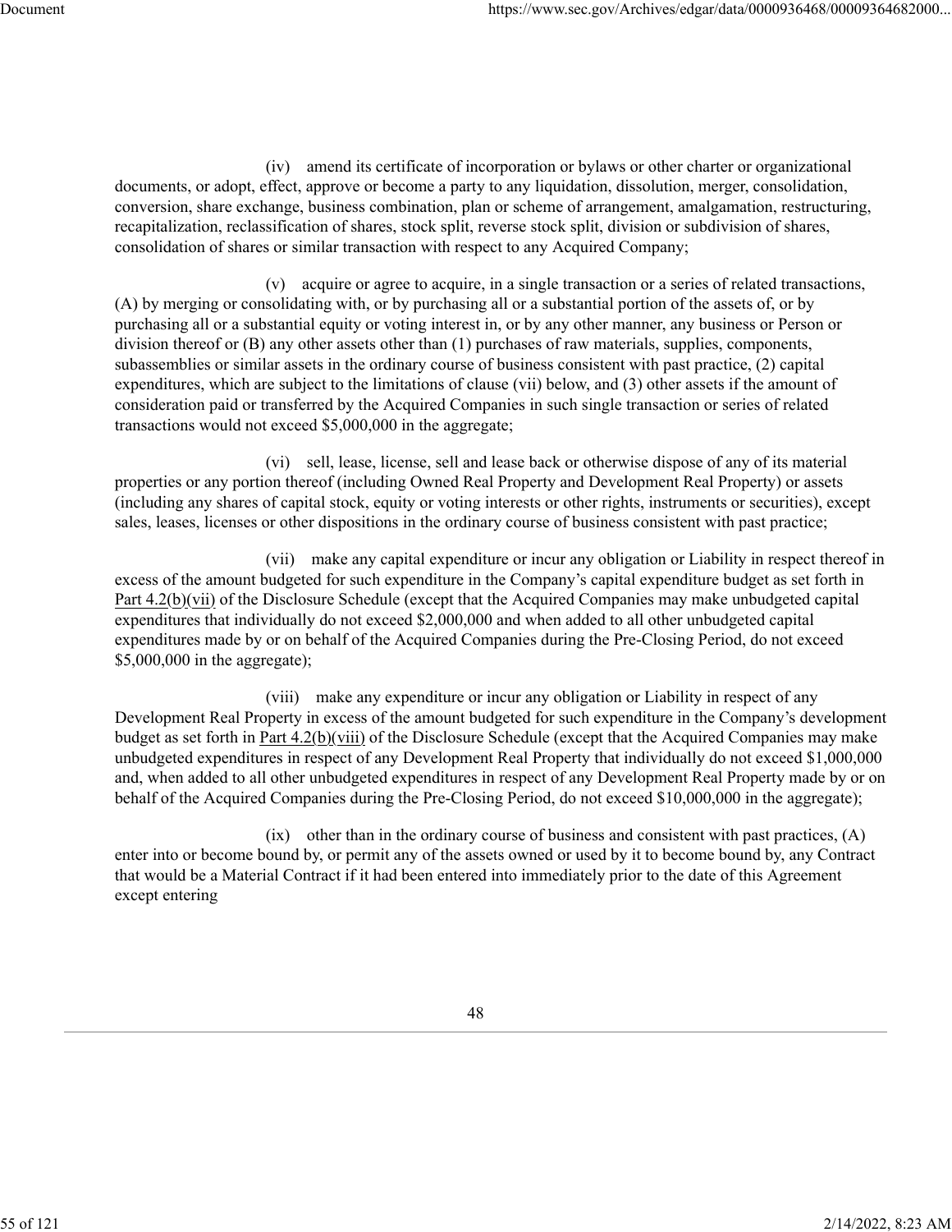(iv) amend its certificate of incorporation or bylaws or other charter or organizational documents, or adopt, effect, approve or become a party to any liquidation, dissolution, merger, consolidation, conversion, share exchange, business combination, plan or scheme of arrangement, amalgamation, restructuring, recapitalization, reclassification of shares, stock split, reverse stock split, division or subdivision of shares, consolidation of shares or similar transaction with respect to any Acquired Company;

(v) acquire or agree to acquire, in a single transaction or a series of related transactions, (A) by merging or consolidating with, or by purchasing all or a substantial portion of the assets of, or by purchasing all or a substantial equity or voting interest in, or by any other manner, any business or Person or division thereof or (B) any other assets other than (1) purchases of raw materials, supplies, components, subassemblies or similar assets in the ordinary course of business consistent with past practice, (2) capital expenditures, which are subject to the limitations of clause (vii) below, and (3) other assets if the amount of consideration paid or transferred by the Acquired Companies in such single transaction or series of related transactions would not exceed $5,000,000 in the aggregate;

(vi) sell, lease, license, sell and lease back or otherwise dispose of any of its material properties or any portion thereof (including Owned Real Property and Development Real Property) or assets (including any shares of capital stock, equity or voting interests or other rights, instruments or securities), except sales, leases, licenses or other dispositions in the ordinary course of business consistent with past practice;

(vii) make any capital expenditure or incur any obligation or Liability in respect thereof in excess of the amount budgeted for such expenditure in the Company's capital expenditure budget as set forth in Part 4.2(b)(vii) of the Disclosure Schedule (except that the Acquired Companies may make unbudgeted capital expenditures that individually do not exceed $2,000,000 and when added to all other unbudgeted capital expenditures made by or on behalf of the Acquired Companies during the Pre-Closing Period, do not exceed $5,000,000 in the aggregate);

(viii) make any expenditure or incur any obligation or Liability in respect of any Development Real Property in excess of the amount budgeted for such expenditure in the Company's development budget as set forth in Part 4.2(b)(viii) of the Disclosure Schedule (except that the Acquired Companies may make unbudgeted expenditures in respect of any Development Real Property that individually do not exceed $1,000,000 and, when added to all other unbudgeted expenditures in respect of any Development Real Property made by or on behalf of the Acquired Companies during the Pre-Closing Period, do not exceed $10,000,000 in the aggregate);

(ix) other than in the ordinary course of business and consistent with past practices, (A) enter into or become bound by, or permit any of the assets owned or used by it to become bound by, any Contract that would be a Material Contract if it had been entered into immediately prior to the date of this Agreement except entering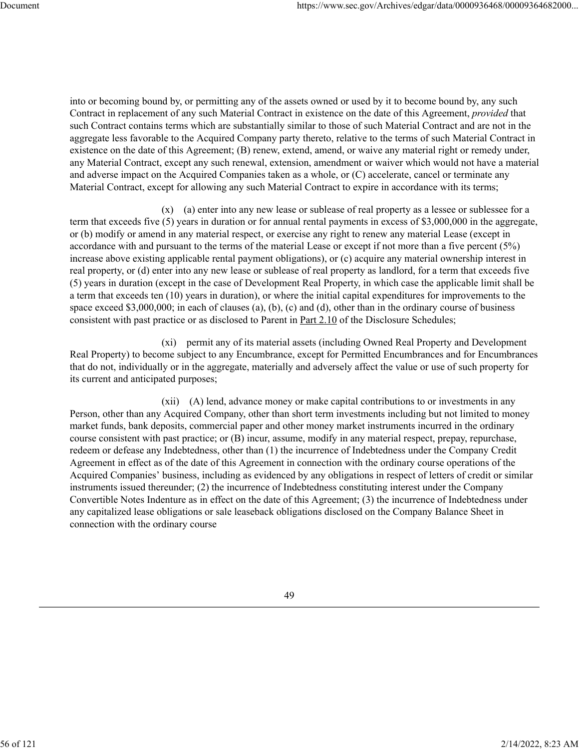into or becoming bound by, or permitting any of the assets owned or used by it to become bound by, any such Contract in replacement of any such Material Contract in existence on the date of this Agreement, *provided* that such Contract contains terms which are substantially similar to those of such Material Contract and are not in the aggregate less favorable to the Acquired Company party thereto, relative to the terms of such Material Contract in existence on the date of this Agreement; (B) renew, extend, amend, or waive any material right or remedy under, any Material Contract, except any such renewal, extension, amendment or waiver which would not have a material and adverse impact on the Acquired Companies taken as a whole, or (C) accelerate, cancel or terminate any Material Contract, except for allowing any such Material Contract to expire in accordance with its terms;

(x) (a) enter into any new lease or sublease of real property as a lessee or sublessee for a term that exceeds five (5) years in duration or for annual rental payments in excess of $3,000,000 in the aggregate, or (b) modify or amend in any material respect, or exercise any right to renew any material Lease (except in accordance with and pursuant to the terms of the material Lease or except if not more than a five percent (5%) increase above existing applicable rental payment obligations), or (c) acquire any material ownership interest in real property, or (d) enter into any new lease or sublease of real property as landlord, for a term that exceeds five (5) years in duration (except in the case of Development Real Property, in which case the applicable limit shall be a term that exceeds ten (10) years in duration), or where the initial capital expenditures for improvements to the space exceed $3,000,000; in each of clauses (a), (b), (c) and (d), other than in the ordinary course of business consistent with past practice or as disclosed to Parent in Part 2.10 of the Disclosure Schedules;

(xi) permit any of its material assets (including Owned Real Property and Development Real Property) to become subject to any Encumbrance, except for Permitted Encumbrances and for Encumbrances that do not, individually or in the aggregate, materially and adversely affect the value or use of such property for its current and anticipated purposes;

(xii) (A) lend, advance money or make capital contributions to or investments in any Person, other than any Acquired Company, other than short term investments including but not limited to money market funds, bank deposits, commercial paper and other money market instruments incurred in the ordinary course consistent with past practice; or (B) incur, assume, modify in any material respect, prepay, repurchase, redeem or defease any Indebtedness, other than (1) the incurrence of Indebtedness under the Company Credit Agreement in effect as of the date of this Agreement in connection with the ordinary course operations of the Acquired Companies' business, including as evidenced by any obligations in respect of letters of credit or similar instruments issued thereunder; (2) the incurrence of Indebtedness constituting interest under the Company Convertible Notes Indenture as in effect on the date of this Agreement; (3) the incurrence of Indebtedness under any capitalized lease obligations or sale leaseback obligations disclosed on the Company Balance Sheet in connection with the ordinary course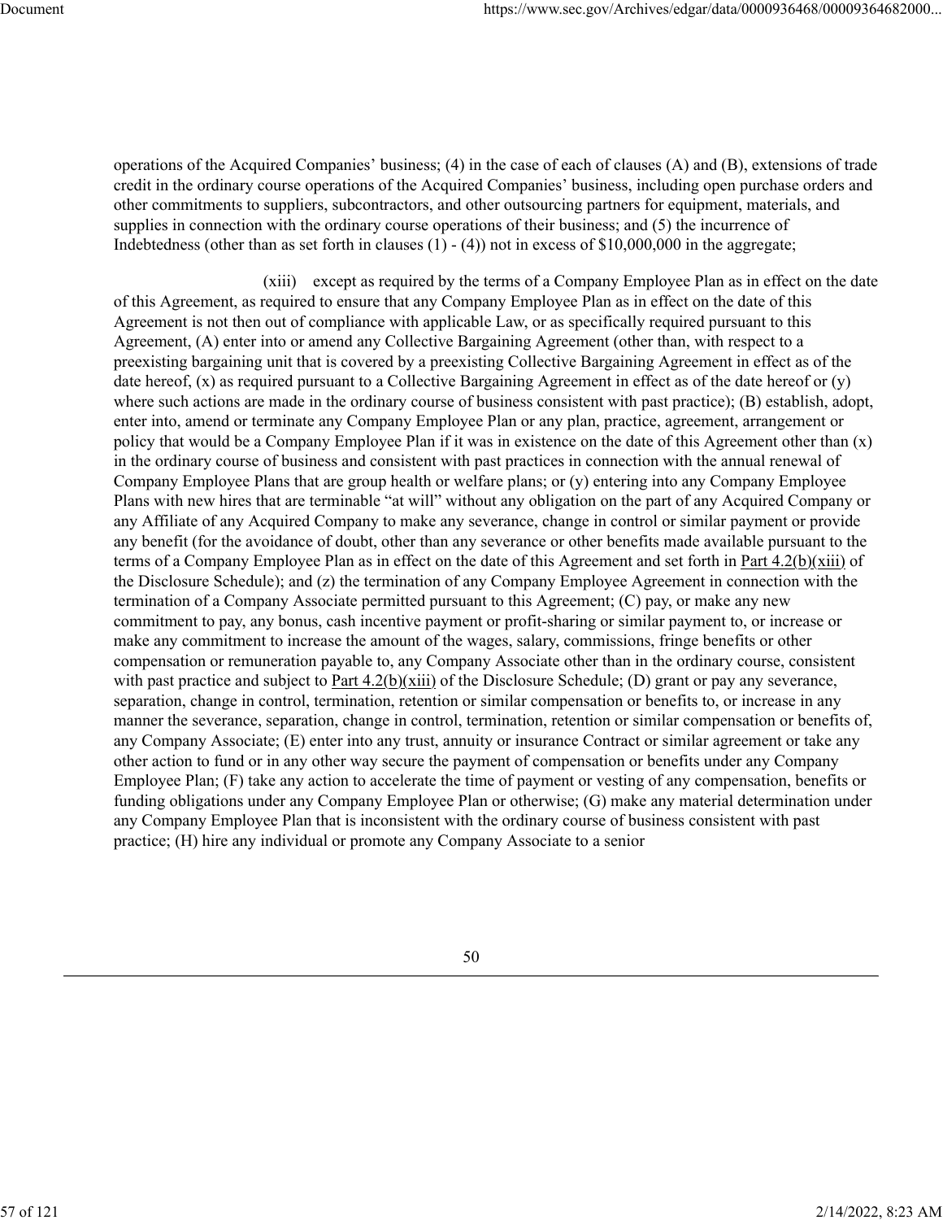operations of the Acquired Companies' business; (4) in the case of each of clauses (A) and (B), extensions of trade credit in the ordinary course operations of the Acquired Companies' business, including open purchase orders and other commitments to suppliers, subcontractors, and other outsourcing partners for equipment, materials, and supplies in connection with the ordinary course operations of their business; and (5) the incurrence of Indebtedness (other than as set forth in clauses (1) - (4)) not in excess of $10,000,000 in the aggregate;

(xiii) except as required by the terms of a Company Employee Plan as in effect on the date of this Agreement, as required to ensure that any Company Employee Plan as in effect on the date of this Agreement is not then out of compliance with applicable Law, or as specifically required pursuant to this Agreement, (A) enter into or amend any Collective Bargaining Agreement (other than, with respect to a preexisting bargaining unit that is covered by a preexisting Collective Bargaining Agreement in effect as of the date hereof, (x) as required pursuant to a Collective Bargaining Agreement in effect as of the date hereof or (y) where such actions are made in the ordinary course of business consistent with past practice); (B) establish, adopt, enter into, amend or terminate any Company Employee Plan or any plan, practice, agreement, arrangement or policy that would be a Company Employee Plan if it was in existence on the date of this Agreement other than (x) in the ordinary course of business and consistent with past practices in connection with the annual renewal of Company Employee Plans that are group health or welfare plans; or (y) entering into any Company Employee Plans with new hires that are terminable "at will" without any obligation on the part of any Acquired Company or any Affiliate of any Acquired Company to make any severance, change in control or similar payment or provide any benefit (for the avoidance of doubt, other than any severance or other benefits made available pursuant to the terms of a Company Employee Plan as in effect on the date of this Agreement and set forth in Part 4.2(b)(xiii) of the Disclosure Schedule); and (z) the termination of any Company Employee Agreement in connection with the termination of a Company Associate permitted pursuant to this Agreement; (C) pay, or make any new commitment to pay, any bonus, cash incentive payment or profit-sharing or similar payment to, or increase or make any commitment to increase the amount of the wages, salary, commissions, fringe benefits or other compensation or remuneration payable to, any Company Associate other than in the ordinary course, consistent with past practice and subject to Part 4.2(b)(xiii) of the Disclosure Schedule; (D) grant or pay any severance, separation, change in control, termination, retention or similar compensation or benefits to, or increase in any manner the severance, separation, change in control, termination, retention or similar compensation or benefits of, any Company Associate; (E) enter into any trust, annuity or insurance Contract or similar agreement or take any other action to fund or in any other way secure the payment of compensation or benefits under any Company Employee Plan; (F) take any action to accelerate the time of payment or vesting of any compensation, benefits or funding obligations under any Company Employee Plan or otherwise; (G) make any material determination under any Company Employee Plan that is inconsistent with the ordinary course of business consistent with past practice; (H) hire any individual or promote any Company Associate to a senior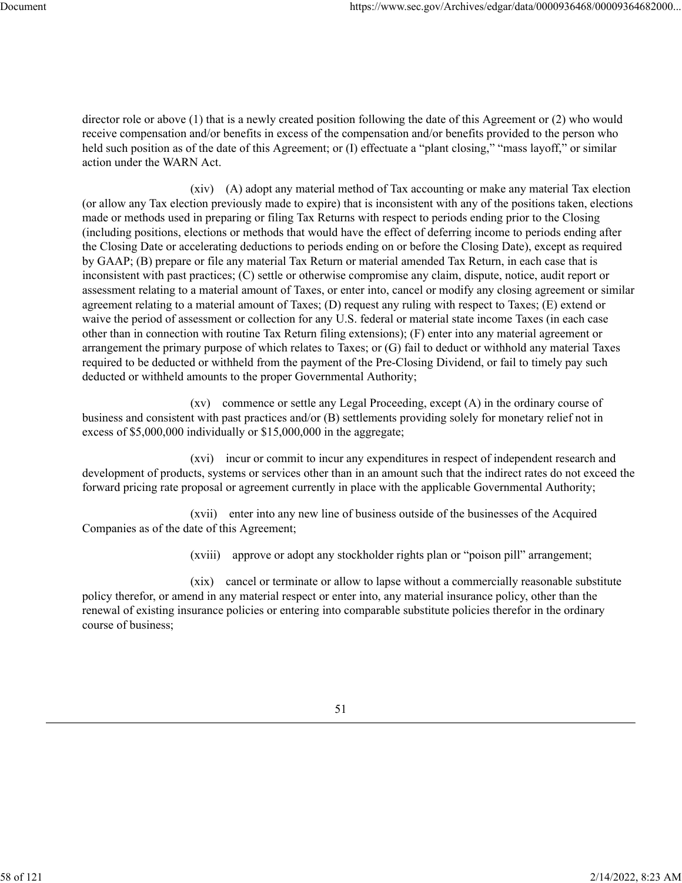director role or above (1) that is a newly created position following the date of this Agreement or (2) who would receive compensation and/or benefits in excess of the compensation and/or benefits provided to the person who held such position as of the date of this Agreement; or (I) effectuate a "plant closing," "mass layoff," or similar action under the WARN Act.

(xiv) (A) adopt any material method of Tax accounting or make any material Tax election (or allow any Tax election previously made to expire) that is inconsistent with any of the positions taken, elections made or methods used in preparing or filing Tax Returns with respect to periods ending prior to the Closing (including positions, elections or methods that would have the effect of deferring income to periods ending after the Closing Date or accelerating deductions to periods ending on or before the Closing Date), except as required by GAAP; (B) prepare or file any material Tax Return or material amended Tax Return, in each case that is inconsistent with past practices; (C) settle or otherwise compromise any claim, dispute, notice, audit report or assessment relating to a material amount of Taxes, or enter into, cancel or modify any closing agreement or similar agreement relating to a material amount of Taxes; (D) request any ruling with respect to Taxes; (E) extend or waive the period of assessment or collection for any U.S. federal or material state income Taxes (in each case other than in connection with routine Tax Return filing extensions); (F) enter into any material agreement or arrangement the primary purpose of which relates to Taxes; or (G) fail to deduct or withhold any material Taxes required to be deducted or withheld from the payment of the Pre-Closing Dividend, or fail to timely pay such deducted or withheld amounts to the proper Governmental Authority;

(xv) commence or settle any Legal Proceeding, except (A) in the ordinary course of business and consistent with past practices and/or (B) settlements providing solely for monetary relief not in excess of $5,000,000 individually or $15,000,000 in the aggregate;

(xvi) incur or commit to incur any expenditures in respect of independent research and development of products, systems or services other than in an amount such that the indirect rates do not exceed the forward pricing rate proposal or agreement currently in place with the applicable Governmental Authority;

(xvii) enter into any new line of business outside of the businesses of the Acquired Companies as of the date of this Agreement;

(xviii) approve or adopt any stockholder rights plan or "poison pill" arrangement;

(xix) cancel or terminate or allow to lapse without a commercially reasonable substitute policy therefor, or amend in any material respect or enter into, any material insurance policy, other than the renewal of existing insurance policies or entering into comparable substitute policies therefor in the ordinary course of business;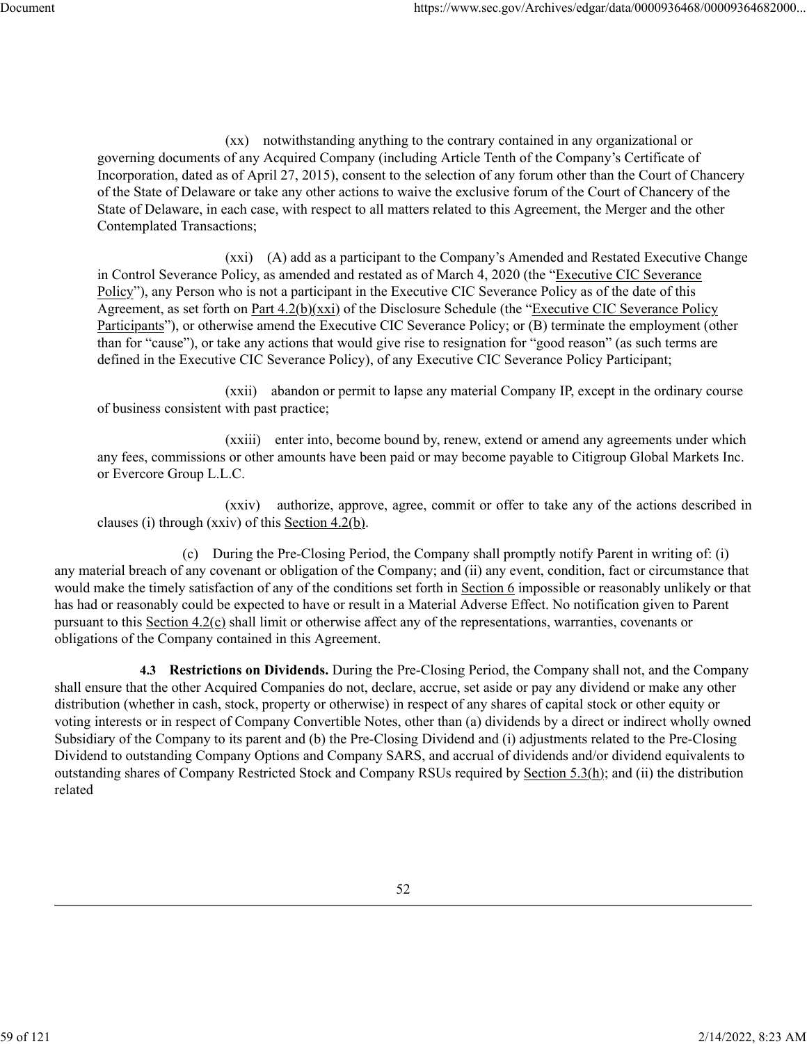(xx) notwithstanding anything to the contrary contained in any organizational or governing documents of any Acquired Company (including Article Tenth of the Company's Certificate of Incorporation, dated as of April 27, 2015), consent to the selection of any forum other than the Court of Chancery of the State of Delaware or take any other actions to waive the exclusive forum of the Court of Chancery of the State of Delaware, in each case, with respect to all matters related to this Agreement, the Merger and the other Contemplated Transactions;

(xxi) (A) add as a participant to the Company's Amended and Restated Executive Change in Control Severance Policy, as amended and restated as of March 4, 2020 (the "Executive CIC Severance Policy"), any Person who is not a participant in the Executive CIC Severance Policy as of the date of this Agreement, as set forth on Part 4.2(b)(xxi) of the Disclosure Schedule (the "Executive CIC Severance Policy Participants"), or otherwise amend the Executive CIC Severance Policy; or (B) terminate the employment (other than for "cause"), or take any actions that would give rise to resignation for "good reason" (as such terms are defined in the Executive CIC Severance Policy), of any Executive CIC Severance Policy Participant;

(xxii) abandon or permit to lapse any material Company IP, except in the ordinary course of business consistent with past practice;

(xxiii) enter into, become bound by, renew, extend or amend any agreements under which any fees, commissions or other amounts have been paid or may become payable to Citigroup Global Markets Inc. or Evercore Group L.L.C.

(xxiv) authorize, approve, agree, commit or offer to take any of the actions described in clauses (i) through (xxiv) of this Section 4.2(b).

(c) During the Pre-Closing Period, the Company shall promptly notify Parent in writing of: (i) any material breach of any covenant or obligation of the Company; and (ii) any event, condition, fact or circumstance that would make the timely satisfaction of any of the conditions set forth in Section 6 impossible or reasonably unlikely or that has had or reasonably could be expected to have or result in a Material Adverse Effect. No notification given to Parent pursuant to this Section 4.2(c) shall limit or otherwise affect any of the representations, warranties, covenants or obligations of the Company contained in this Agreement.

**4.3 Restrictions on Dividends.** During the Pre-Closing Period, the Company shall not, and the Company shall ensure that the other Acquired Companies do not, declare, accrue, set aside or pay any dividend or make any other distribution (whether in cash, stock, property or otherwise) in respect of any shares of capital stock or other equity or voting interests or in respect of Company Convertible Notes, other than (a) dividends by a direct or indirect wholly owned Subsidiary of the Company to its parent and (b) the Pre-Closing Dividend and (i) adjustments related to the Pre-Closing Dividend to outstanding Company Options and Company SARS, and accrual of dividends and/or dividend equivalents to outstanding shares of Company Restricted Stock and Company RSUs required by Section 5.3(h); and (ii) the distribution related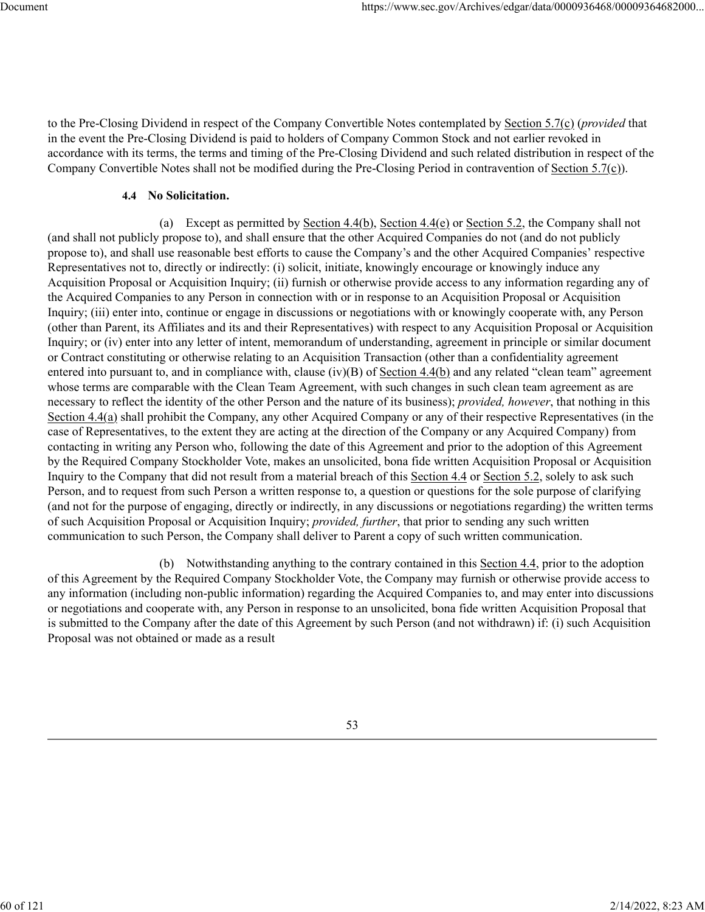to the Pre-Closing Dividend in respect of the Company Convertible Notes contemplated by Section 5.7(c) (*provided* that in the event the Pre-Closing Dividend is paid to holders of Company Common Stock and not earlier revoked in accordance with its terms, the terms and timing of the Pre-Closing Dividend and such related distribution in respect of the Company Convertible Notes shall not be modified during the Pre-Closing Period in contravention of Section 5.7(c)).

**4.4 No Solicitation.**

(a) Except as permitted by Section 4.4(b), Section 4.4(e) or Section 5.2, the Company shall not (and shall not publicly propose to), and shall ensure that the other Acquired Companies do not (and do not publicly propose to), and shall use reasonable best efforts to cause the Company's and the other Acquired Companies' respective Representatives not to, directly or indirectly: (i) solicit, initiate, knowingly encourage or knowingly induce any Acquisition Proposal or Acquisition Inquiry; (ii) furnish or otherwise provide access to any information regarding any of the Acquired Companies to any Person in connection with or in response to an Acquisition Proposal or Acquisition Inquiry; (iii) enter into, continue or engage in discussions or negotiations with or knowingly cooperate with, any Person (other than Parent, its Affiliates and its and their Representatives) with respect to any Acquisition Proposal or Acquisition Inquiry; or (iv) enter into any letter of intent, memorandum of understanding, agreement in principle or similar document or Contract constituting or otherwise relating to an Acquisition Transaction (other than a confidentiality agreement entered into pursuant to, and in compliance with, clause (iv)(B) of Section 4.4(b) and any related "clean team" agreement whose terms are comparable with the Clean Team Agreement, with such changes in such clean team agreement as are necessary to reflect the identity of the other Person and the nature of its business); *provided, however*, that nothing in this Section 4.4(a) shall prohibit the Company, any other Acquired Company or any of their respective Representatives (in the case of Representatives, to the extent they are acting at the direction of the Company or any Acquired Company) from contacting in writing any Person who, following the date of this Agreement and prior to the adoption of this Agreement by the Required Company Stockholder Vote, makes an unsolicited, bona fide written Acquisition Proposal or Acquisition Inquiry to the Company that did not result from a material breach of this Section 4.4 or Section 5.2, solely to ask such Person, and to request from such Person a written response to, a question or questions for the sole purpose of clarifying (and not for the purpose of engaging, directly or indirectly, in any discussions or negotiations regarding) the written terms of such Acquisition Proposal or Acquisition Inquiry; *provided, further*, that prior to sending any such written communication to such Person, the Company shall deliver to Parent a copy of such written communication.

(b) Notwithstanding anything to the contrary contained in this Section 4.4, prior to the adoption of this Agreement by the Required Company Stockholder Vote, the Company may furnish or otherwise provide access to any information (including non-public information) regarding the Acquired Companies to, and may enter into discussions or negotiations and cooperate with, any Person in response to an unsolicited, bona fide written Acquisition Proposal that is submitted to the Company after the date of this Agreement by such Person (and not withdrawn) if: (i) such Acquisition Proposal was not obtained or made as a result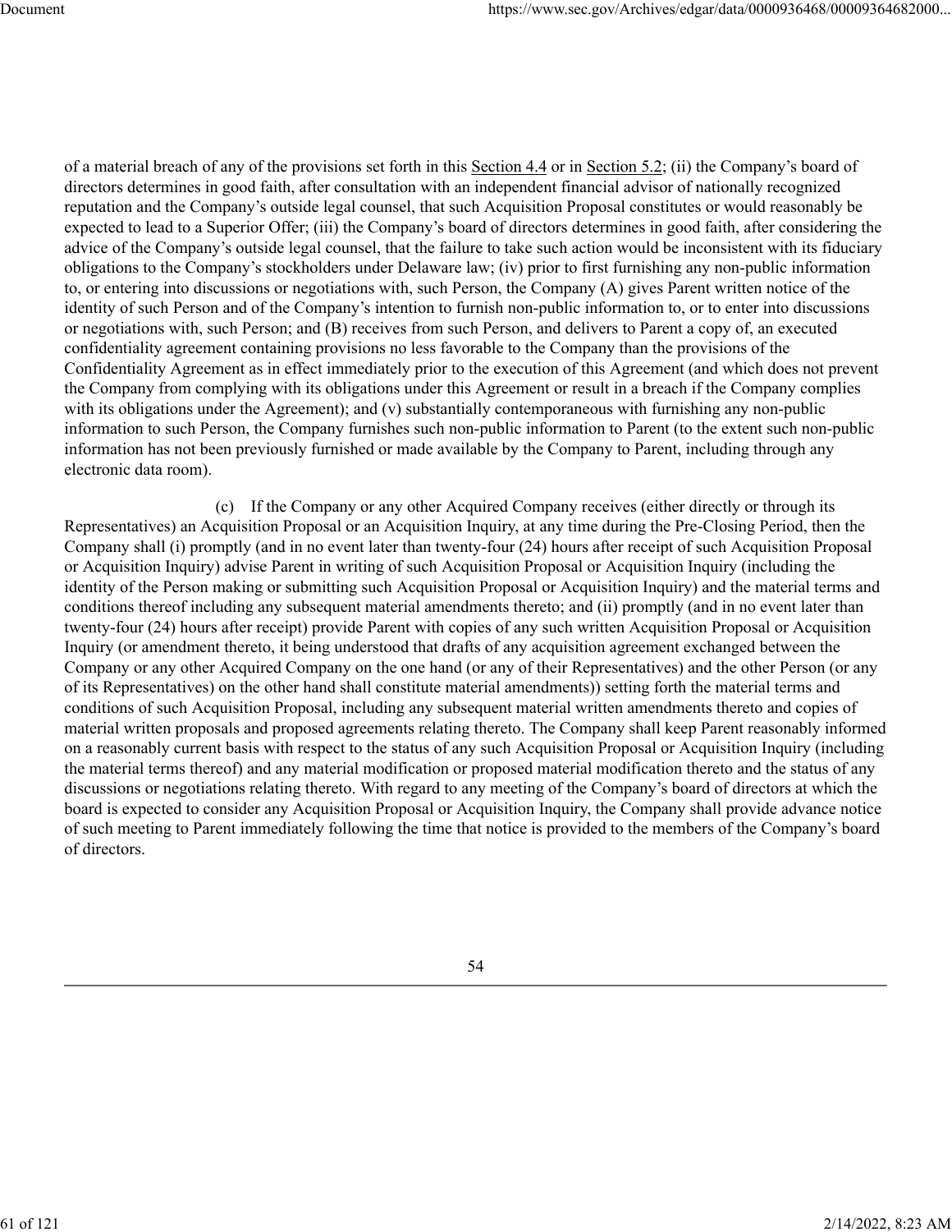of a material breach of any of the provisions set forth in this Section 4.4 or in Section 5.2; (ii) the Company's board of directors determines in good faith, after consultation with an independent financial advisor of nationally recognized reputation and the Company's outside legal counsel, that such Acquisition Proposal constitutes or would reasonably be expected to lead to a Superior Offer; (iii) the Company's board of directors determines in good faith, after considering the advice of the Company's outside legal counsel, that the failure to take such action would be inconsistent with its fiduciary obligations to the Company's stockholders under Delaware law; (iv) prior to first furnishing any non-public information to, or entering into discussions or negotiations with, such Person, the Company (A) gives Parent written notice of the identity of such Person and of the Company's intention to furnish non-public information to, or to enter into discussions or negotiations with, such Person; and (B) receives from such Person, and delivers to Parent a copy of, an executed confidentiality agreement containing provisions no less favorable to the Company than the provisions of the Confidentiality Agreement as in effect immediately prior to the execution of this Agreement (and which does not prevent the Company from complying with its obligations under this Agreement or result in a breach if the Company complies with its obligations under the Agreement); and (v) substantially contemporaneous with furnishing any non-public information to such Person, the Company furnishes such non-public information to Parent (to the extent such non-public information has not been previously furnished or made available by the Company to Parent, including through any electronic data room).

(c) If the Company or any other Acquired Company receives (either directly or through its Representatives) an Acquisition Proposal or an Acquisition Inquiry, at any time during the Pre-Closing Period, then the Company shall (i) promptly (and in no event later than twenty-four (24) hours after receipt of such Acquisition Proposal or Acquisition Inquiry) advise Parent in writing of such Acquisition Proposal or Acquisition Inquiry (including the identity of the Person making or submitting such Acquisition Proposal or Acquisition Inquiry) and the material terms and conditions thereof including any subsequent material amendments thereto; and (ii) promptly (and in no event later than twenty-four (24) hours after receipt) provide Parent with copies of any such written Acquisition Proposal or Acquisition Inquiry (or amendment thereto, it being understood that drafts of any acquisition agreement exchanged between the Company or any other Acquired Company on the one hand (or any of their Representatives) and the other Person (or any of its Representatives) on the other hand shall constitute material amendments)) setting forth the material terms and conditions of such Acquisition Proposal, including any subsequent material written amendments thereto and copies of material written proposals and proposed agreements relating thereto. The Company shall keep Parent reasonably informed on a reasonably current basis with respect to the status of any such Acquisition Proposal or Acquisition Inquiry (including the material terms thereof) and any material modification or proposed material modification thereto and the status of any discussions or negotiations relating thereto. With regard to any meeting of the Company's board of directors at which the board is expected to consider any Acquisition Proposal or Acquisition Inquiry, the Company shall provide advance notice of such meeting to Parent immediately following the time that notice is provided to the members of the Company's board of directors.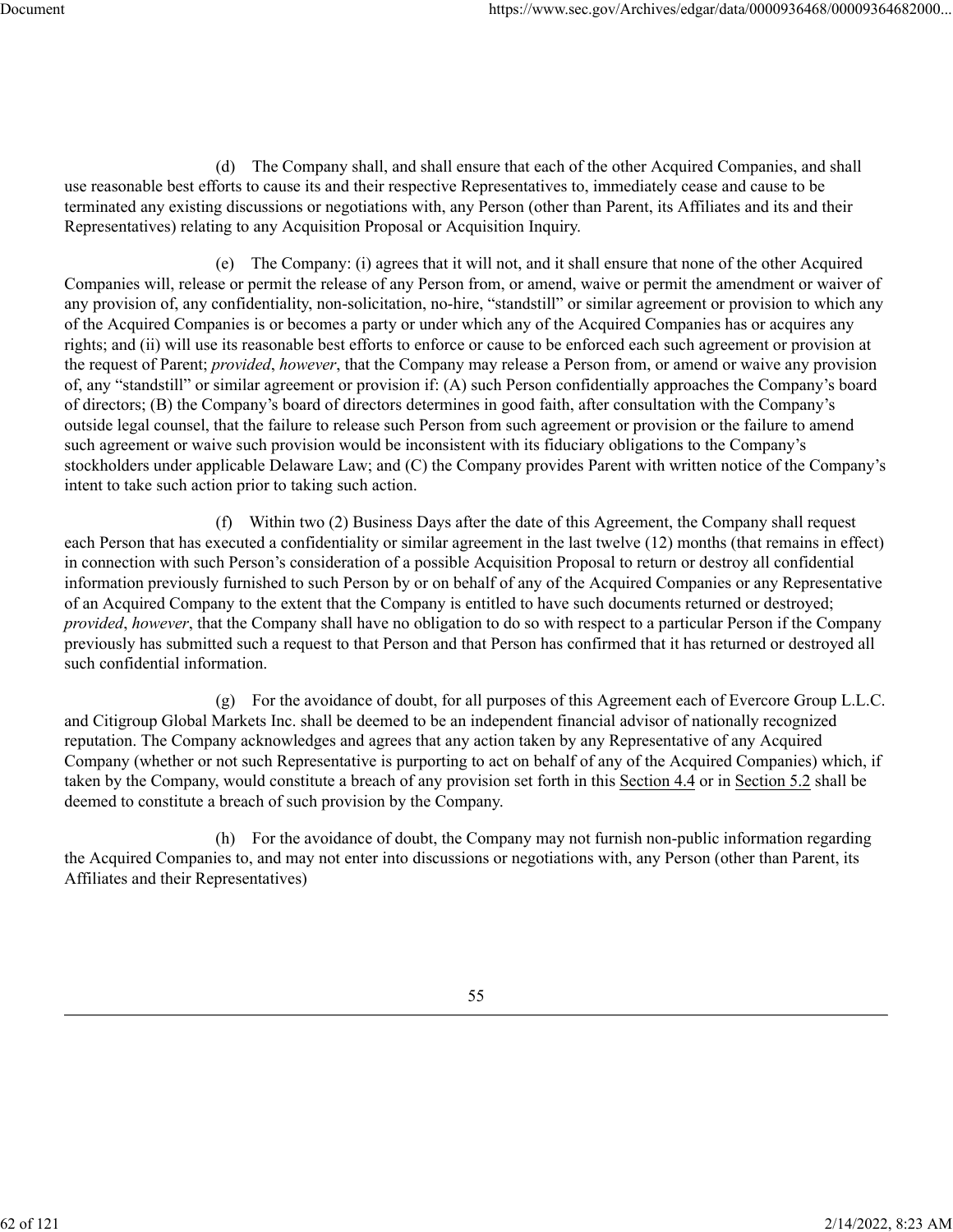(d) The Company shall, and shall ensure that each of the other Acquired Companies, and shall use reasonable best efforts to cause its and their respective Representatives to, immediately cease and cause to be terminated any existing discussions or negotiations with, any Person (other than Parent, its Affiliates and its and their Representatives) relating to any Acquisition Proposal or Acquisition Inquiry.

(e) The Company: (i) agrees that it will not, and it shall ensure that none of the other Acquired Companies will, release or permit the release of any Person from, or amend, waive or permit the amendment or waiver of any provision of, any confidentiality, non-solicitation, no-hire, "standstill" or similar agreement or provision to which any of the Acquired Companies is or becomes a party or under which any of the Acquired Companies has or acquires any rights; and (ii) will use its reasonable best efforts to enforce or cause to be enforced each such agreement or provision at the request of Parent; *provided*, *however*, that the Company may release a Person from, or amend or waive any provision of, any "standstill" or similar agreement or provision if: (A) such Person confidentially approaches the Company's board of directors; (B) the Company's board of directors determines in good faith, after consultation with the Company's outside legal counsel, that the failure to release such Person from such agreement or provision or the failure to amend such agreement or waive such provision would be inconsistent with its fiduciary obligations to the Company's stockholders under applicable Delaware Law; and (C) the Company provides Parent with written notice of the Company's intent to take such action prior to taking such action.

(f) Within two (2) Business Days after the date of this Agreement, the Company shall request each Person that has executed a confidentiality or similar agreement in the last twelve (12) months (that remains in effect) in connection with such Person's consideration of a possible Acquisition Proposal to return or destroy all confidential information previously furnished to such Person by or on behalf of any of the Acquired Companies or any Representative of an Acquired Company to the extent that the Company is entitled to have such documents returned or destroyed; *provided*, *however*, that the Company shall have no obligation to do so with respect to a particular Person if the Company previously has submitted such a request to that Person and that Person has confirmed that it has returned or destroyed all such confidential information.

(g) For the avoidance of doubt, for all purposes of this Agreement each of Evercore Group L.L.C. and Citigroup Global Markets Inc. shall be deemed to be an independent financial advisor of nationally recognized reputation. The Company acknowledges and agrees that any action taken by any Representative of any Acquired Company (whether or not such Representative is purporting to act on behalf of any of the Acquired Companies) which, if taken by the Company, would constitute a breach of any provision set forth in this Section 4.4 or in Section 5.2 shall be deemed to constitute a breach of such provision by the Company.

(h) For the avoidance of doubt, the Company may not furnish non-public information regarding the Acquired Companies to, and may not enter into discussions or negotiations with, any Person (other than Parent, its Affiliates and their Representatives)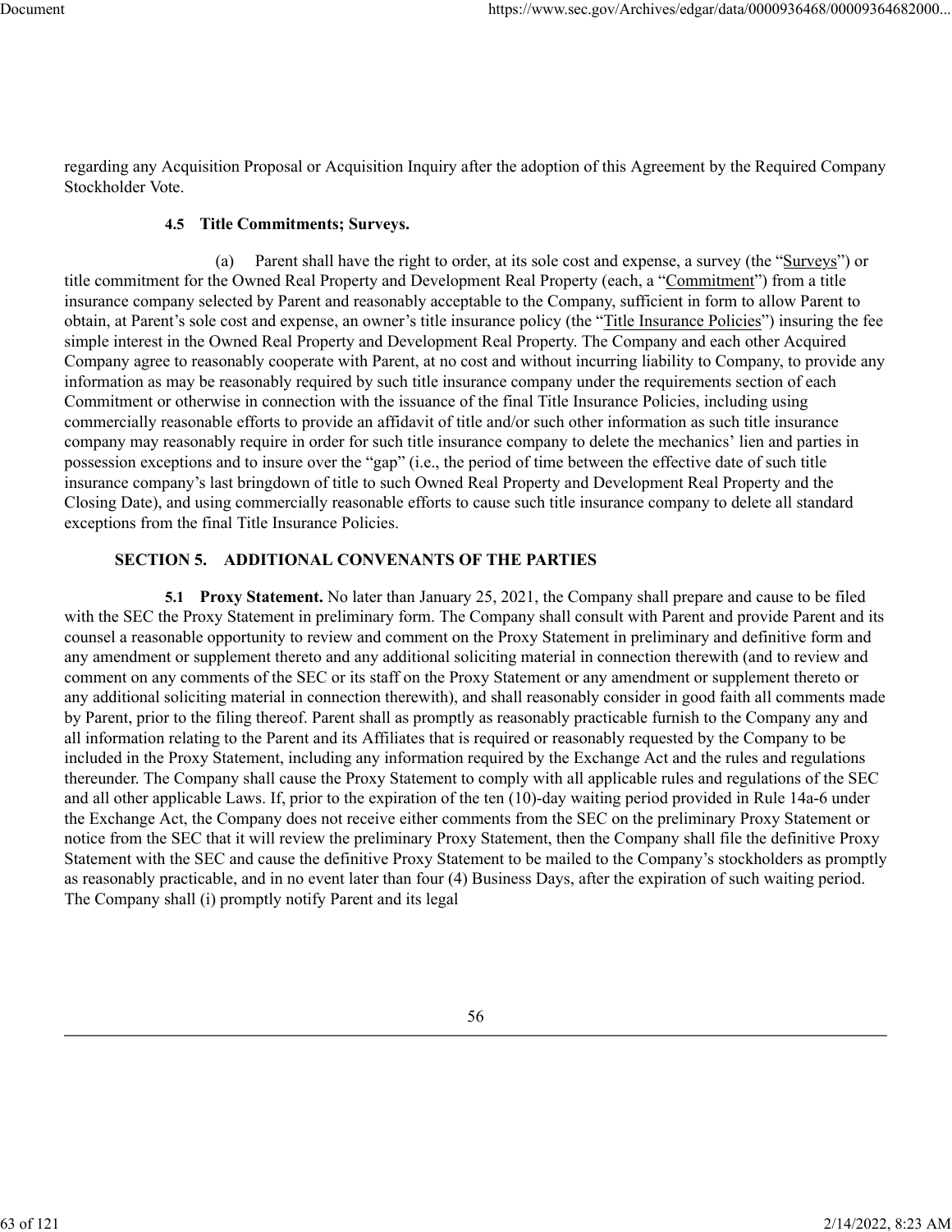regarding any Acquisition Proposal or Acquisition Inquiry after the adoption of this Agreement by the Required Company Stockholder Vote.

**4.5 Title Commitments; Surveys.**

(a) Parent shall have the right to order, at its sole cost and expense, a survey (the "Surveys") or title commitment for the Owned Real Property and Development Real Property (each, a "Commitment") from a title insurance company selected by Parent and reasonably acceptable to the Company, sufficient in form to allow Parent to obtain, at Parent's sole cost and expense, an owner's title insurance policy (the "Title Insurance Policies") insuring the fee simple interest in the Owned Real Property and Development Real Property. The Company and each other Acquired Company agree to reasonably cooperate with Parent, at no cost and without incurring liability to Company, to provide any information as may be reasonably required by such title insurance company under the requirements section of each Commitment or otherwise in connection with the issuance of the final Title Insurance Policies, including using commercially reasonable efforts to provide an affidavit of title and/or such other information as such title insurance company may reasonably require in order for such title insurance company to delete the mechanics' lien and parties in possession exceptions and to insure over the "gap" (i.e., the period of time between the effective date of such title insurance company's last bringdown of title to such Owned Real Property and Development Real Property and the Closing Date), and using commercially reasonable efforts to cause such title insurance company to delete all standard exceptions from the final Title Insurance Policies.

## SECTION 5. ADDITIONAL CONVENANTS OF THE PARTIES

**5.1 Proxy Statement.** No later than January 25, 2021, the Company shall prepare and cause to be filed with the SEC the Proxy Statement in preliminary form. The Company shall consult with Parent and provide Parent and its counsel a reasonable opportunity to review and comment on the Proxy Statement in preliminary and definitive form and any amendment or supplement thereto and any additional soliciting material in connection therewith (and to review and comment on any comments of the SEC or its staff on the Proxy Statement or any amendment or supplement thereto or any additional soliciting material in connection therewith), and shall reasonably consider in good faith all comments made by Parent, prior to the filing thereof. Parent shall as promptly as reasonably practicable furnish to the Company any and all information relating to the Parent and its Affiliates that is required or reasonably requested by the Company to be included in the Proxy Statement, including any information required by the Exchange Act and the rules and regulations thereunder. The Company shall cause the Proxy Statement to comply with all applicable rules and regulations of the SEC and all other applicable Laws. If, prior to the expiration of the ten (10)-day waiting period provided in Rule 14a-6 under the Exchange Act, the Company does not receive either comments from the SEC on the preliminary Proxy Statement or notice from the SEC that it will review the preliminary Proxy Statement, then the Company shall file the definitive Proxy Statement with the SEC and cause the definitive Proxy Statement to be mailed to the Company's stockholders as promptly as reasonably practicable, and in no event later than four (4) Business Days, after the expiration of such waiting period. The Company shall (i) promptly notify Parent and its legal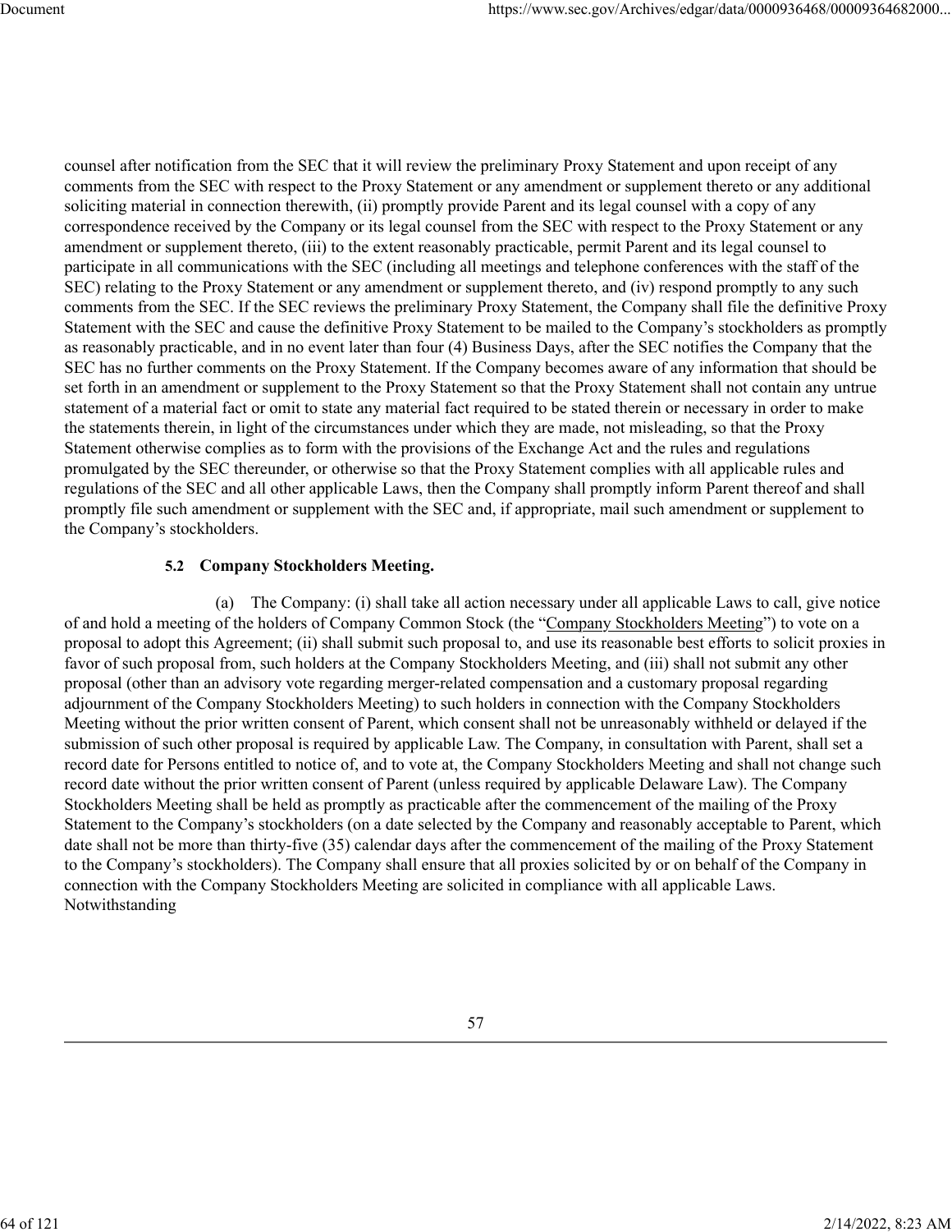counsel after notification from the SEC that it will review the preliminary Proxy Statement and upon receipt of any comments from the SEC with respect to the Proxy Statement or any amendment or supplement thereto or any additional soliciting material in connection therewith, (ii) promptly provide Parent and its legal counsel with a copy of any correspondence received by the Company or its legal counsel from the SEC with respect to the Proxy Statement or any amendment or supplement thereto, (iii) to the extent reasonably practicable, permit Parent and its legal counsel to participate in all communications with the SEC (including all meetings and telephone conferences with the staff of the SEC) relating to the Proxy Statement or any amendment or supplement thereto, and (iv) respond promptly to any such comments from the SEC. If the SEC reviews the preliminary Proxy Statement, the Company shall file the definitive Proxy Statement with the SEC and cause the definitive Proxy Statement to be mailed to the Company's stockholders as promptly as reasonably practicable, and in no event later than four (4) Business Days, after the SEC notifies the Company that the SEC has no further comments on the Proxy Statement. If the Company becomes aware of any information that should be set forth in an amendment or supplement to the Proxy Statement so that the Proxy Statement shall not contain any untrue statement of a material fact or omit to state any material fact required to be stated therein or necessary in order to make the statements therein, in light of the circumstances under which they are made, not misleading, so that the Proxy Statement otherwise complies as to form with the provisions of the Exchange Act and the rules and regulations promulgated by the SEC thereunder, or otherwise so that the Proxy Statement complies with all applicable rules and regulations of the SEC and all other applicable Laws, then the Company shall promptly inform Parent thereof and shall promptly file such amendment or supplement with the SEC and, if appropriate, mail such amendment or supplement to the Company's stockholders.

**5.2 Company Stockholders Meeting.**

(a) The Company: (i) shall take all action necessary under all applicable Laws to call, give notice of and hold a meeting of the holders of Company Common Stock (the "Company Stockholders Meeting") to vote on a proposal to adopt this Agreement; (ii) shall submit such proposal to, and use its reasonable best efforts to solicit proxies in favor of such proposal from, such holders at the Company Stockholders Meeting, and (iii) shall not submit any other proposal (other than an advisory vote regarding merger-related compensation and a customary proposal regarding adjournment of the Company Stockholders Meeting) to such holders in connection with the Company Stockholders Meeting without the prior written consent of Parent, which consent shall not be unreasonably withheld or delayed if the submission of such other proposal is required by applicable Law. The Company, in consultation with Parent, shall set a record date for Persons entitled to notice of, and to vote at, the Company Stockholders Meeting and shall not change such record date without the prior written consent of Parent (unless required by applicable Delaware Law). The Company Stockholders Meeting shall be held as promptly as practicable after the commencement of the mailing of the Proxy Statement to the Company's stockholders (on a date selected by the Company and reasonably acceptable to Parent, which date shall not be more than thirty-five (35) calendar days after the commencement of the mailing of the Proxy Statement to the Company's stockholders). The Company shall ensure that all proxies solicited by or on behalf of the Company in connection with the Company Stockholders Meeting are solicited in compliance with all applicable Laws. Notwithstanding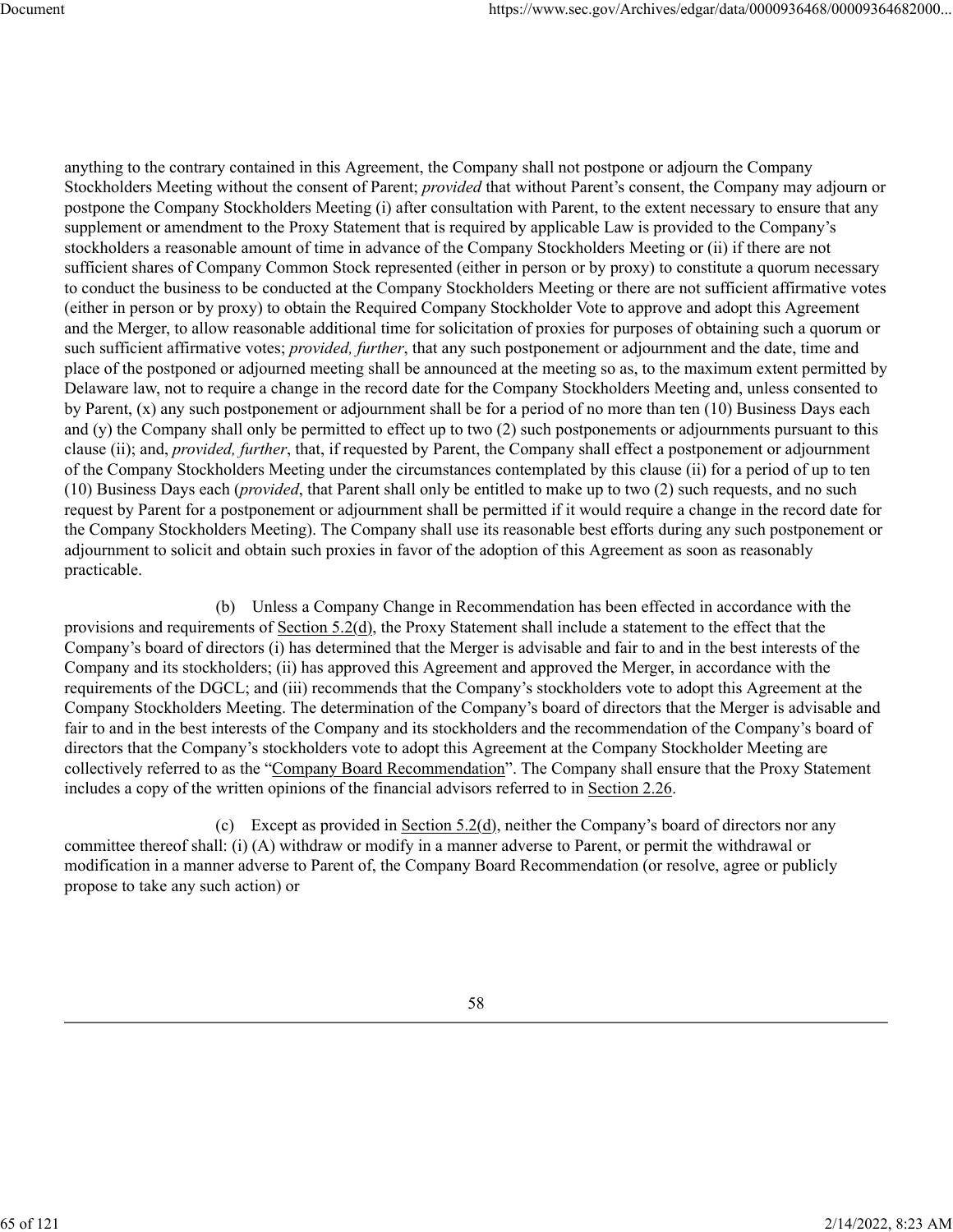anything to the contrary contained in this Agreement, the Company shall not postpone or adjourn the Company Stockholders Meeting without the consent of Parent; *provided* that without Parent's consent, the Company may adjourn or postpone the Company Stockholders Meeting (i) after consultation with Parent, to the extent necessary to ensure that any supplement or amendment to the Proxy Statement that is required by applicable Law is provided to the Company's stockholders a reasonable amount of time in advance of the Company Stockholders Meeting or (ii) if there are not sufficient shares of Company Common Stock represented (either in person or by proxy) to constitute a quorum necessary to conduct the business to be conducted at the Company Stockholders Meeting or there are not sufficient affirmative votes (either in person or by proxy) to obtain the Required Company Stockholder Vote to approve and adopt this Agreement and the Merger, to allow reasonable additional time for solicitation of proxies for purposes of obtaining such a quorum or such sufficient affirmative votes; *provided, further*, that any such postponement or adjournment and the date, time and place of the postponed or adjourned meeting shall be announced at the meeting so as, to the maximum extent permitted by Delaware law, not to require a change in the record date for the Company Stockholders Meeting and, unless consented to by Parent, (x) any such postponement or adjournment shall be for a period of no more than ten (10) Business Days each and (y) the Company shall only be permitted to effect up to two (2) such postponements or adjournments pursuant to this clause (ii); and, *provided, further*, that, if requested by Parent, the Company shall effect a postponement or adjournment of the Company Stockholders Meeting under the circumstances contemplated by this clause (ii) for a period of up to ten (10) Business Days each (*provided*, that Parent shall only be entitled to make up to two (2) such requests, and no such request by Parent for a postponement or adjournment shall be permitted if it would require a change in the record date for the Company Stockholders Meeting). The Company shall use its reasonable best efforts during any such postponement or adjournment to solicit and obtain such proxies in favor of the adoption of this Agreement as soon as reasonably practicable.

(b) Unless a Company Change in Recommendation has been effected in accordance with the provisions and requirements of Section 5.2(d), the Proxy Statement shall include a statement to the effect that the Company's board of directors (i) has determined that the Merger is advisable and fair to and in the best interests of the Company and its stockholders; (ii) has approved this Agreement and approved the Merger, in accordance with the requirements of the DGCL; and (iii) recommends that the Company's stockholders vote to adopt this Agreement at the Company Stockholders Meeting. The determination of the Company's board of directors that the Merger is advisable and fair to and in the best interests of the Company and its stockholders and the recommendation of the Company's board of directors that the Company's stockholders vote to adopt this Agreement at the Company Stockholder Meeting are collectively referred to as the "Company Board Recommendation". The Company shall ensure that the Proxy Statement includes a copy of the written opinions of the financial advisors referred to in Section 2.26.

(c) Except as provided in Section 5.2(d), neither the Company's board of directors nor any committee thereof shall: (i) (A) withdraw or modify in a manner adverse to Parent, or permit the withdrawal or modification in a manner adverse to Parent of, the Company Board Recommendation (or resolve, agree or publicly propose to take any such action) or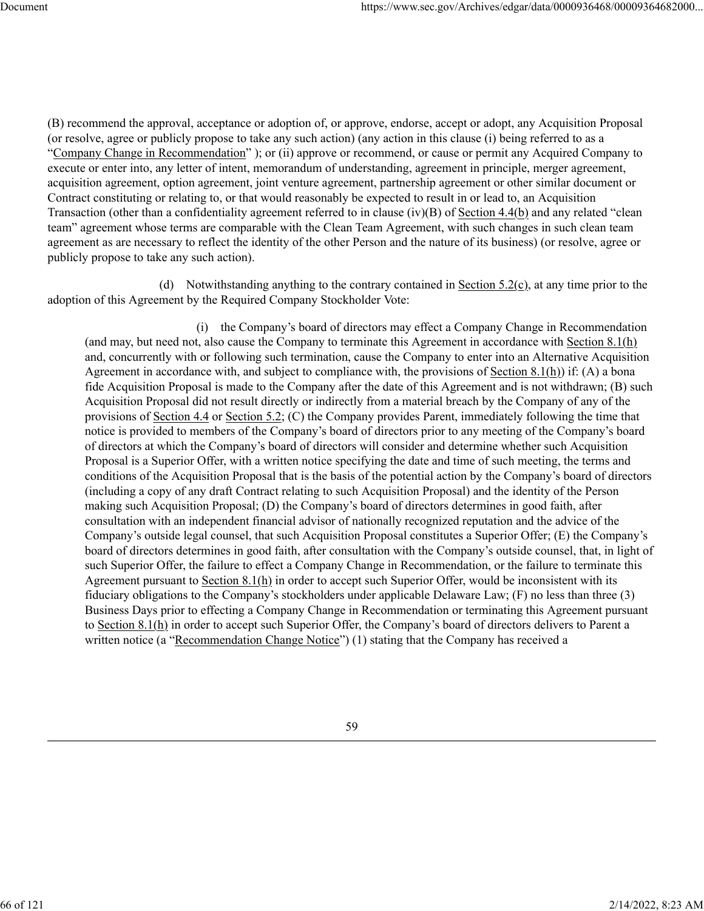(B) recommend the approval, acceptance or adoption of, or approve, endorse, accept or adopt, any Acquisition Proposal (or resolve, agree or publicly propose to take any such action) (any action in this clause (i) being referred to as a "Company Change in Recommendation" ); or (ii) approve or recommend, or cause or permit any Acquired Company to execute or enter into, any letter of intent, memorandum of understanding, agreement in principle, merger agreement, acquisition agreement, option agreement, joint venture agreement, partnership agreement or other similar document or Contract constituting or relating to, or that would reasonably be expected to result in or lead to, an Acquisition Transaction (other than a confidentiality agreement referred to in clause (iv)(B) of Section 4.4(b) and any related "clean team" agreement whose terms are comparable with the Clean Team Agreement, with such changes in such clean team agreement as are necessary to reflect the identity of the other Person and the nature of its business) (or resolve, agree or publicly propose to take any such action).

(d) Notwithstanding anything to the contrary contained in Section 5.2(c), at any time prior to the adoption of this Agreement by the Required Company Stockholder Vote:

(i) the Company's board of directors may effect a Company Change in Recommendation (and may, but need not, also cause the Company to terminate this Agreement in accordance with Section 8.1(h) and, concurrently with or following such termination, cause the Company to enter into an Alternative Acquisition Agreement in accordance with, and subject to compliance with, the provisions of Section 8.1(h)) if: (A) a bona fide Acquisition Proposal is made to the Company after the date of this Agreement and is not withdrawn; (B) such Acquisition Proposal did not result directly or indirectly from a material breach by the Company of any of the provisions of Section 4.4 or Section 5.2; (C) the Company provides Parent, immediately following the time that notice is provided to members of the Company's board of directors prior to any meeting of the Company's board of directors at which the Company's board of directors will consider and determine whether such Acquisition Proposal is a Superior Offer, with a written notice specifying the date and time of such meeting, the terms and conditions of the Acquisition Proposal that is the basis of the potential action by the Company's board of directors (including a copy of any draft Contract relating to such Acquisition Proposal) and the identity of the Person making such Acquisition Proposal; (D) the Company's board of directors determines in good faith, after consultation with an independent financial advisor of nationally recognized reputation and the advice of the Company's outside legal counsel, that such Acquisition Proposal constitutes a Superior Offer; (E) the Company's board of directors determines in good faith, after consultation with the Company's outside counsel, that, in light of such Superior Offer, the failure to effect a Company Change in Recommendation, or the failure to terminate this Agreement pursuant to Section 8.1(h) in order to accept such Superior Offer, would be inconsistent with its fiduciary obligations to the Company's stockholders under applicable Delaware Law; (F) no less than three (3) Business Days prior to effecting a Company Change in Recommendation or terminating this Agreement pursuant to Section 8.1(h) in order to accept such Superior Offer, the Company's board of directors delivers to Parent a written notice (a "Recommendation Change Notice") (1) stating that the Company has received a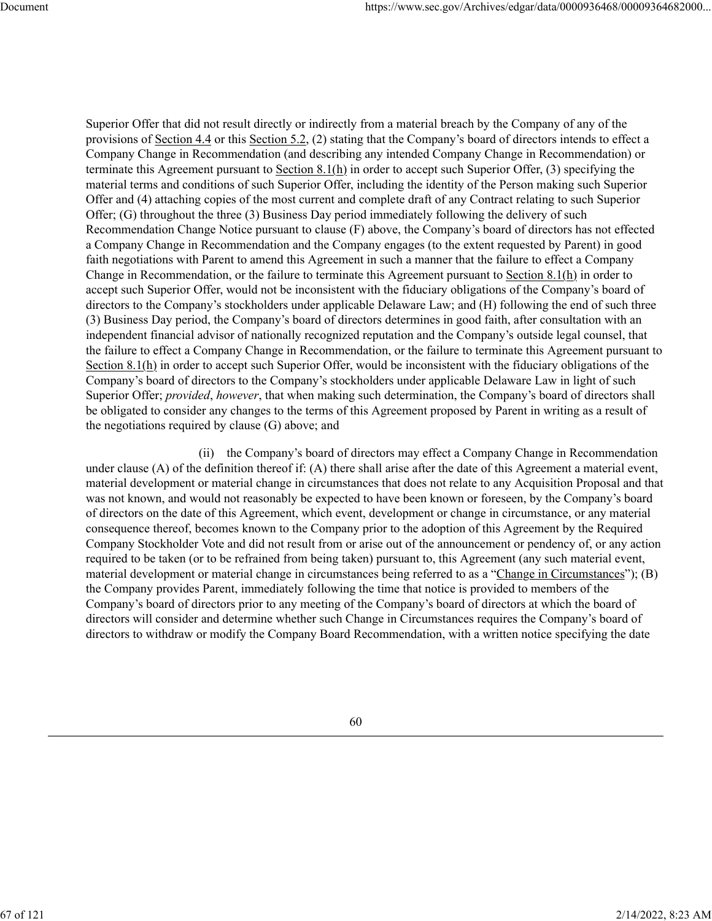Superior Offer that did not result directly or indirectly from a material breach by the Company of any of the provisions of Section 4.4 or this Section 5.2, (2) stating that the Company's board of directors intends to effect a Company Change in Recommendation (and describing any intended Company Change in Recommendation) or terminate this Agreement pursuant to Section 8.1(h) in order to accept such Superior Offer, (3) specifying the material terms and conditions of such Superior Offer, including the identity of the Person making such Superior Offer and (4) attaching copies of the most current and complete draft of any Contract relating to such Superior Offer; (G) throughout the three (3) Business Day period immediately following the delivery of such Recommendation Change Notice pursuant to clause (F) above, the Company's board of directors has not effected a Company Change in Recommendation and the Company engages (to the extent requested by Parent) in good faith negotiations with Parent to amend this Agreement in such a manner that the failure to effect a Company Change in Recommendation, or the failure to terminate this Agreement pursuant to Section 8.1(h) in order to accept such Superior Offer, would not be inconsistent with the fiduciary obligations of the Company's board of directors to the Company's stockholders under applicable Delaware Law; and (H) following the end of such three (3) Business Day period, the Company's board of directors determines in good faith, after consultation with an independent financial advisor of nationally recognized reputation and the Company's outside legal counsel, that the failure to effect a Company Change in Recommendation, or the failure to terminate this Agreement pursuant to Section 8.1(h) in order to accept such Superior Offer, would be inconsistent with the fiduciary obligations of the Company's board of directors to the Company's stockholders under applicable Delaware Law in light of such Superior Offer; *provided*, *however*, that when making such determination, the Company's board of directors shall be obligated to consider any changes to the terms of this Agreement proposed by Parent in writing as a result of the negotiations required by clause (G) above; and

(ii) the Company's board of directors may effect a Company Change in Recommendation under clause (A) of the definition thereof if: (A) there shall arise after the date of this Agreement a material event, material development or material change in circumstances that does not relate to any Acquisition Proposal and that was not known, and would not reasonably be expected to have been known or foreseen, by the Company's board of directors on the date of this Agreement, which event, development or change in circumstance, or any material consequence thereof, becomes known to the Company prior to the adoption of this Agreement by the Required Company Stockholder Vote and did not result from or arise out of the announcement or pendency of, or any action required to be taken (or to be refrained from being taken) pursuant to, this Agreement (any such material event, material development or material change in circumstances being referred to as a "Change in Circumstances"); (B) the Company provides Parent, immediately following the time that notice is provided to members of the Company's board of directors prior to any meeting of the Company's board of directors at which the board of directors will consider and determine whether such Change in Circumstances requires the Company's board of directors to withdraw or modify the Company Board Recommendation, with a written notice specifying the date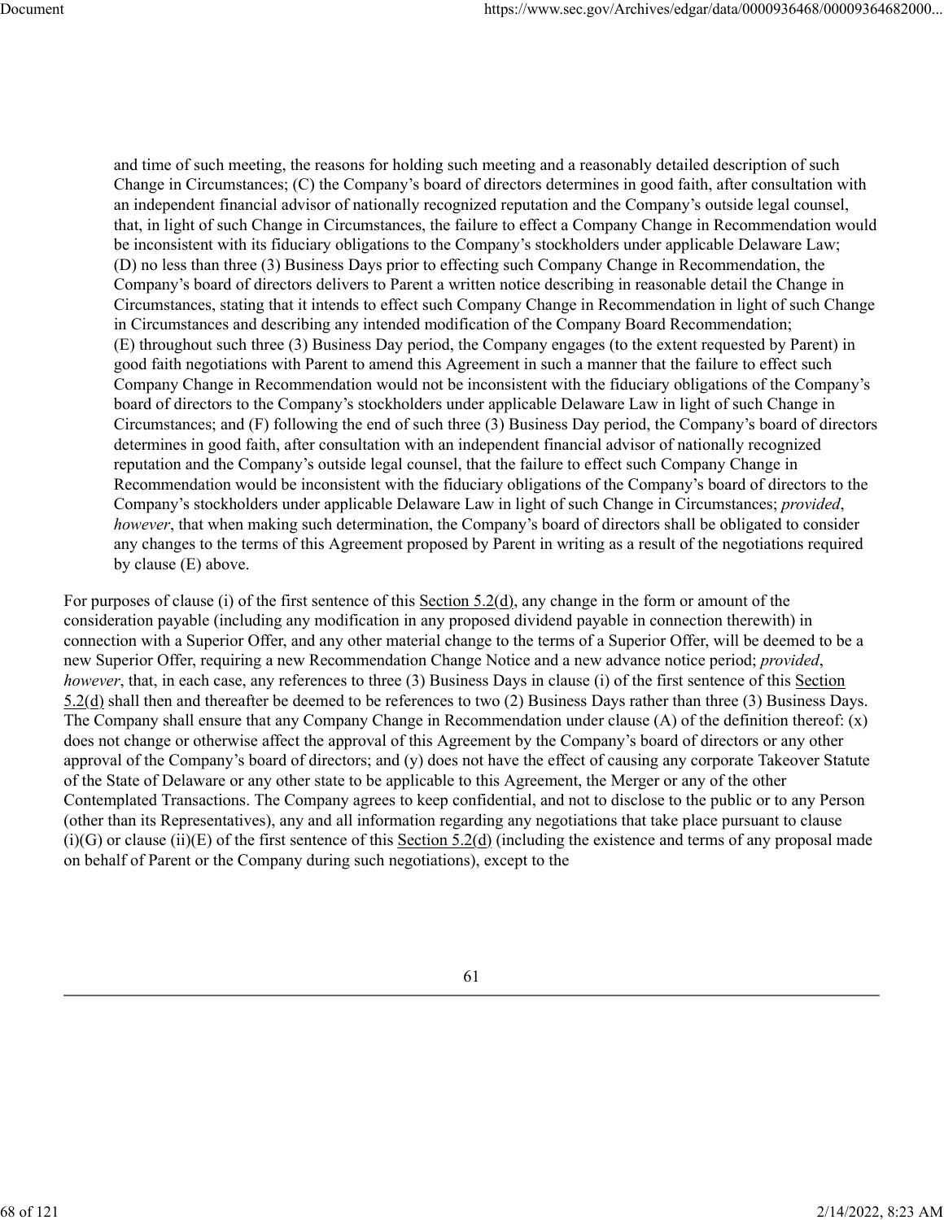and time of such meeting, the reasons for holding such meeting and a reasonably detailed description of such Change in Circumstances; (C) the Company's board of directors determines in good faith, after consultation with an independent financial advisor of nationally recognized reputation and the Company's outside legal counsel, that, in light of such Change in Circumstances, the failure to effect a Company Change in Recommendation would be inconsistent with its fiduciary obligations to the Company's stockholders under applicable Delaware Law; (D) no less than three (3) Business Days prior to effecting such Company Change in Recommendation, the Company's board of directors delivers to Parent a written notice describing in reasonable detail the Change in Circumstances, stating that it intends to effect such Company Change in Recommendation in light of such Change in Circumstances and describing any intended modification of the Company Board Recommendation; (E) throughout such three (3) Business Day period, the Company engages (to the extent requested by Parent) in good faith negotiations with Parent to amend this Agreement in such a manner that the failure to effect such Company Change in Recommendation would not be inconsistent with the fiduciary obligations of the Company's board of directors to the Company's stockholders under applicable Delaware Law in light of such Change in Circumstances; and (F) following the end of such three (3) Business Day period, the Company's board of directors determines in good faith, after consultation with an independent financial advisor of nationally recognized reputation and the Company's outside legal counsel, that the failure to effect such Company Change in Recommendation would be inconsistent with the fiduciary obligations of the Company's board of directors to the Company's stockholders under applicable Delaware Law in light of such Change in Circumstances; *provided*, *however*, that when making such determination, the Company's board of directors shall be obligated to consider any changes to the terms of this Agreement proposed by Parent in writing as a result of the negotiations required by clause (E) above.

For purposes of clause (i) of the first sentence of this Section 5.2(d), any change in the form or amount of the consideration payable (including any modification in any proposed dividend payable in connection therewith) in connection with a Superior Offer, and any other material change to the terms of a Superior Offer, will be deemed to be a new Superior Offer, requiring a new Recommendation Change Notice and a new advance notice period; *provided*, *however*, that, in each case, any references to three (3) Business Days in clause (i) of the first sentence of this Section 5.2(d) shall then and thereafter be deemed to be references to two (2) Business Days rather than three (3) Business Days. The Company shall ensure that any Company Change in Recommendation under clause (A) of the definition thereof: (x) does not change or otherwise affect the approval of this Agreement by the Company's board of directors or any other approval of the Company's board of directors; and (y) does not have the effect of causing any corporate Takeover Statute of the State of Delaware or any other state to be applicable to this Agreement, the Merger or any of the other Contemplated Transactions. The Company agrees to keep confidential, and not to disclose to the public or to any Person (other than its Representatives), any and all information regarding any negotiations that take place pursuant to clause (i)(G) or clause (ii)(E) of the first sentence of this Section 5.2(d) (including the existence and terms of any proposal made on behalf of Parent or the Company during such negotiations), except to the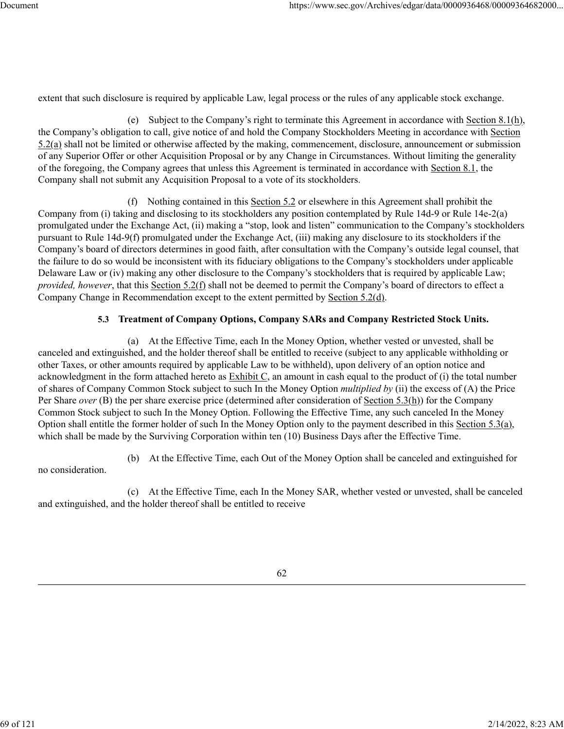extent that such disclosure is required by applicable Law, legal process or the rules of any applicable stock exchange.

(e) Subject to the Company's right to terminate this Agreement in accordance with Section 8.1(h), the Company's obligation to call, give notice of and hold the Company Stockholders Meeting in accordance with Section 5.2(a) shall not be limited or otherwise affected by the making, commencement, disclosure, announcement or submission of any Superior Offer or other Acquisition Proposal or by any Change in Circumstances. Without limiting the generality of the foregoing, the Company agrees that unless this Agreement is terminated in accordance with Section 8.1, the Company shall not submit any Acquisition Proposal to a vote of its stockholders.

(f) Nothing contained in this Section 5.2 or elsewhere in this Agreement shall prohibit the Company from (i) taking and disclosing to its stockholders any position contemplated by Rule 14d-9 or Rule 14e-2(a) promulgated under the Exchange Act, (ii) making a "stop, look and listen" communication to the Company's stockholders pursuant to Rule 14d-9(f) promulgated under the Exchange Act, (iii) making any disclosure to its stockholders if the Company's board of directors determines in good faith, after consultation with the Company's outside legal counsel, that the failure to do so would be inconsistent with its fiduciary obligations to the Company's stockholders under applicable Delaware Law or (iv) making any other disclosure to the Company's stockholders that is required by applicable Law; *provided, however*, that this Section 5.2(f) shall not be deemed to permit the Company's board of directors to effect a Company Change in Recommendation except to the extent permitted by Section 5.2(d).

**5.3 Treatment of Company Options, Company SARs and Company Restricted Stock Units.**

(a) At the Effective Time, each In the Money Option, whether vested or unvested, shall be canceled and extinguished, and the holder thereof shall be entitled to receive (subject to any applicable withholding or other Taxes, or other amounts required by applicable Law to be withheld), upon delivery of an option notice and acknowledgment in the form attached hereto as Exhibit C, an amount in cash equal to the product of (i) the total number of shares of Company Common Stock subject to such In the Money Option *multiplied by* (ii) the excess of (A) the Price Per Share *over* (B) the per share exercise price (determined after consideration of Section 5.3(h)) for the Company Common Stock subject to such In the Money Option. Following the Effective Time, any such canceled In the Money Option shall entitle the former holder of such In the Money Option only to the payment described in this Section 5.3(a), which shall be made by the Surviving Corporation within ten (10) Business Days after the Effective Time.

(b) At the Effective Time, each Out of the Money Option shall be canceled and extinguished for no consideration.

(c) At the Effective Time, each In the Money SAR, whether vested or unvested, shall be canceled and extinguished, and the holder thereof shall be entitled to receive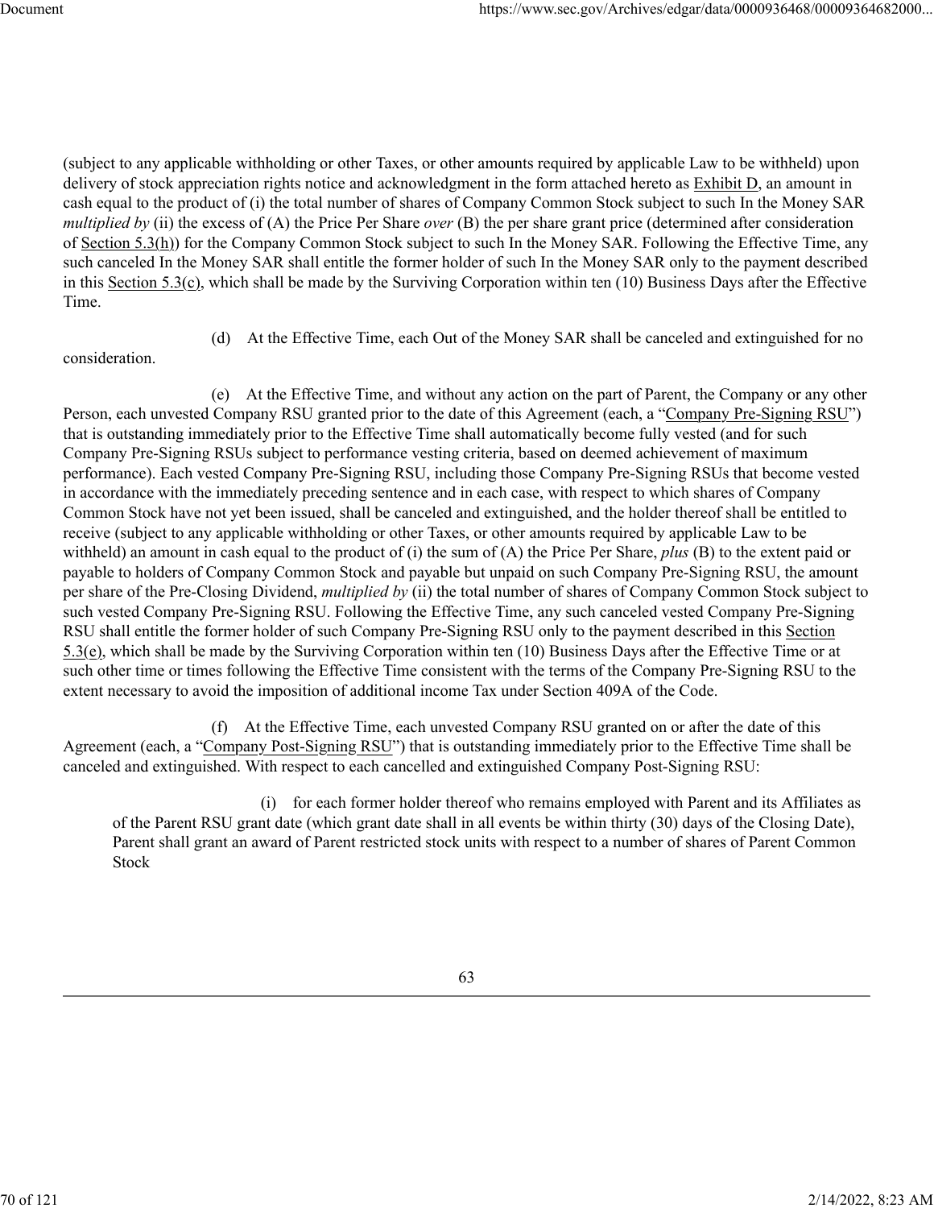(subject to any applicable withholding or other Taxes, or other amounts required by applicable Law to be withheld) upon delivery of stock appreciation rights notice and acknowledgment in the form attached hereto as Exhibit D, an amount in cash equal to the product of (i) the total number of shares of Company Common Stock subject to such In the Money SAR *multiplied by* (ii) the excess of (A) the Price Per Share *over* (B) the per share grant price (determined after consideration of Section 5.3(h)) for the Company Common Stock subject to such In the Money SAR. Following the Effective Time, any such canceled In the Money SAR shall entitle the former holder of such In the Money SAR only to the payment described in this Section 5.3(c), which shall be made by the Surviving Corporation within ten (10) Business Days after the Effective Time.

(d) At the Effective Time, each Out of the Money SAR shall be canceled and extinguished for no consideration.

(e) At the Effective Time, and without any action on the part of Parent, the Company or any other Person, each unvested Company RSU granted prior to the date of this Agreement (each, a "Company Pre-Signing RSU") that is outstanding immediately prior to the Effective Time shall automatically become fully vested (and for such Company Pre-Signing RSUs subject to performance vesting criteria, based on deemed achievement of maximum performance). Each vested Company Pre-Signing RSU, including those Company Pre-Signing RSUs that become vested in accordance with the immediately preceding sentence and in each case, with respect to which shares of Company Common Stock have not yet been issued, shall be canceled and extinguished, and the holder thereof shall be entitled to receive (subject to any applicable withholding or other Taxes, or other amounts required by applicable Law to be withheld) an amount in cash equal to the product of (i) the sum of (A) the Price Per Share, *plus* (B) to the extent paid or payable to holders of Company Common Stock and payable but unpaid on such Company Pre-Signing RSU, the amount per share of the Pre-Closing Dividend, *multiplied by* (ii) the total number of shares of Company Common Stock subject to such vested Company Pre-Signing RSU. Following the Effective Time, any such canceled vested Company Pre-Signing RSU shall entitle the former holder of such Company Pre-Signing RSU only to the payment described in this Section 5.3(e), which shall be made by the Surviving Corporation within ten (10) Business Days after the Effective Time or at such other time or times following the Effective Time consistent with the terms of the Company Pre-Signing RSU to the extent necessary to avoid the imposition of additional income Tax under Section 409A of the Code.

(f) At the Effective Time, each unvested Company RSU granted on or after the date of this Agreement (each, a "Company Post-Signing RSU") that is outstanding immediately prior to the Effective Time shall be canceled and extinguished. With respect to each cancelled and extinguished Company Post-Signing RSU:

(i) for each former holder thereof who remains employed with Parent and its Affiliates as of the Parent RSU grant date (which grant date shall in all events be within thirty (30) days of the Closing Date), Parent shall grant an award of Parent restricted stock units with respect to a number of shares of Parent Common Stock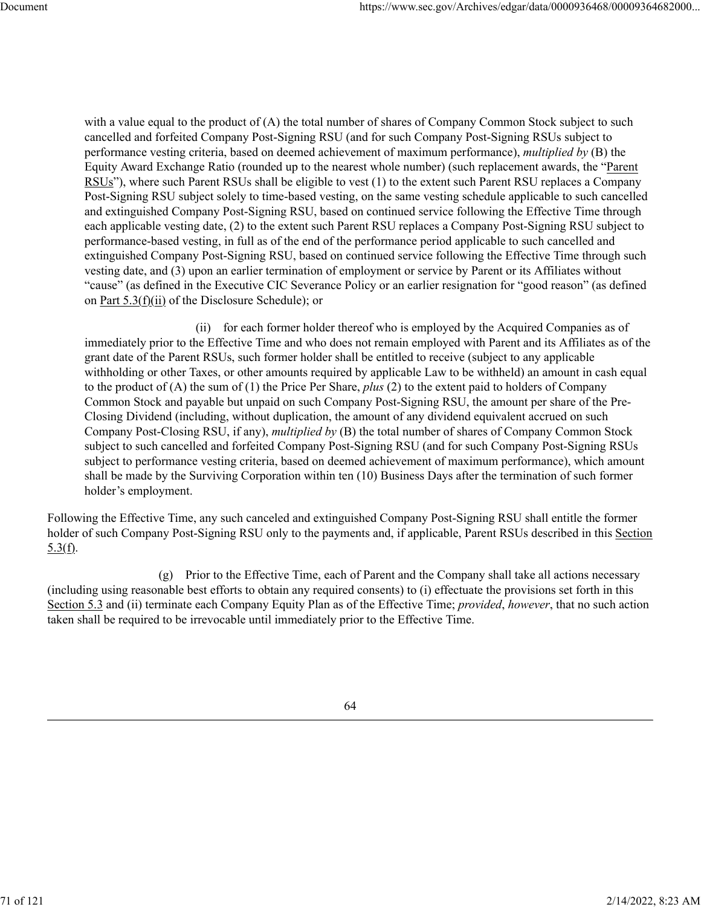with a value equal to the product of (A) the total number of shares of Company Common Stock subject to such cancelled and forfeited Company Post-Signing RSU (and for such Company Post-Signing RSUs subject to performance vesting criteria, based on deemed achievement of maximum performance), *multiplied by* (B) the Equity Award Exchange Ratio (rounded up to the nearest whole number) (such replacement awards, the "Parent RSUs"), where such Parent RSUs shall be eligible to vest (1) to the extent such Parent RSU replaces a Company Post-Signing RSU subject solely to time-based vesting, on the same vesting schedule applicable to such cancelled and extinguished Company Post-Signing RSU, based on continued service following the Effective Time through each applicable vesting date, (2) to the extent such Parent RSU replaces a Company Post-Signing RSU subject to performance-based vesting, in full as of the end of the performance period applicable to such cancelled and extinguished Company Post-Signing RSU, based on continued service following the Effective Time through such vesting date, and (3) upon an earlier termination of employment or service by Parent or its Affiliates without "cause" (as defined in the Executive CIC Severance Policy or an earlier resignation for "good reason" (as defined on Part 5.3(f)(ii) of the Disclosure Schedule); or

(ii) for each former holder thereof who is employed by the Acquired Companies as of immediately prior to the Effective Time and who does not remain employed with Parent and its Affiliates as of the grant date of the Parent RSUs, such former holder shall be entitled to receive (subject to any applicable withholding or other Taxes, or other amounts required by applicable Law to be withheld) an amount in cash equal to the product of (A) the sum of (1) the Price Per Share, *plus* (2) to the extent paid to holders of Company Common Stock and payable but unpaid on such Company Post-Signing RSU, the amount per share of the Pre-Closing Dividend (including, without duplication, the amount of any dividend equivalent accrued on such Company Post-Closing RSU, if any), *multiplied by* (B) the total number of shares of Company Common Stock subject to such cancelled and forfeited Company Post-Signing RSU (and for such Company Post-Signing RSUs subject to performance vesting criteria, based on deemed achievement of maximum performance), which amount shall be made by the Surviving Corporation within ten (10) Business Days after the termination of such former holder's employment.

Following the Effective Time, any such canceled and extinguished Company Post-Signing RSU shall entitle the former holder of such Company Post-Signing RSU only to the payments and, if applicable, Parent RSUs described in this Section 5.3(f).

(g) Prior to the Effective Time, each of Parent and the Company shall take all actions necessary (including using reasonable best efforts to obtain any required consents) to (i) effectuate the provisions set forth in this Section 5.3 and (ii) terminate each Company Equity Plan as of the Effective Time; *provided*, *however*, that no such action taken shall be required to be irrevocable until immediately prior to the Effective Time.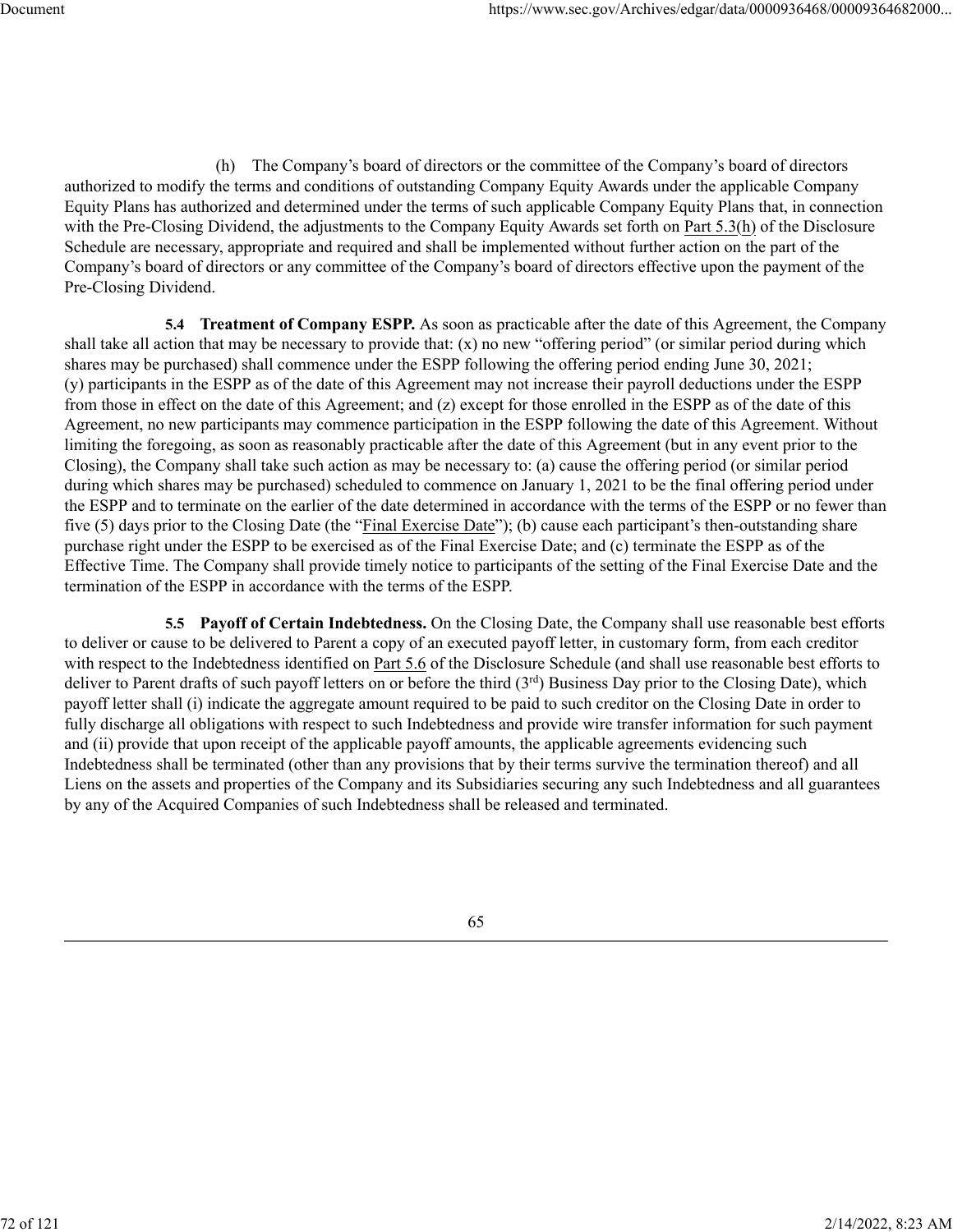(h) The Company's board of directors or the committee of the Company's board of directors authorized to modify the terms and conditions of outstanding Company Equity Awards under the applicable Company Equity Plans has authorized and determined under the terms of such applicable Company Equity Plans that, in connection with the Pre-Closing Dividend, the adjustments to the Company Equity Awards set forth on Part 5.3(h) of the Disclosure Schedule are necessary, appropriate and required and shall be implemented without further action on the part of the Company's board of directors or any committee of the Company's board of directors effective upon the payment of the Pre-Closing Dividend.

**5.4 Treatment of Company ESPP.** As soon as practicable after the date of this Agreement, the Company shall take all action that may be necessary to provide that: (x) no new "offering period" (or similar period during which shares may be purchased) shall commence under the ESPP following the offering period ending June 30, 2021; (y) participants in the ESPP as of the date of this Agreement may not increase their payroll deductions under the ESPP from those in effect on the date of this Agreement; and (z) except for those enrolled in the ESPP as of the date of this Agreement, no new participants may commence participation in the ESPP following the date of this Agreement. Without limiting the foregoing, as soon as reasonably practicable after the date of this Agreement (but in any event prior to the Closing), the Company shall take such action as may be necessary to: (a) cause the offering period (or similar period during which shares may be purchased) scheduled to commence on January 1, 2021 to be the final offering period under the ESPP and to terminate on the earlier of the date determined in accordance with the terms of the ESPP or no fewer than five (5) days prior to the Closing Date (the "Final Exercise Date"); (b) cause each participant's then-outstanding share purchase right under the ESPP to be exercised as of the Final Exercise Date; and (c) terminate the ESPP as of the Effective Time. The Company shall provide timely notice to participants of the setting of the Final Exercise Date and the termination of the ESPP in accordance with the terms of the ESPP.

**5.5 Payoff of Certain Indebtedness.** On the Closing Date, the Company shall use reasonable best efforts to deliver or cause to be delivered to Parent a copy of an executed payoff letter, in customary form, from each creditor with respect to the Indebtedness identified on Part 5.6 of the Disclosure Schedule (and shall use reasonable best efforts to deliver to Parent drafts of such payoff letters on or before the third (3rd) Business Day prior to the Closing Date), which payoff letter shall (i) indicate the aggregate amount required to be paid to such creditor on the Closing Date in order to fully discharge all obligations with respect to such Indebtedness and provide wire transfer information for such payment and (ii) provide that upon receipt of the applicable payoff amounts, the applicable agreements evidencing such Indebtedness shall be terminated (other than any provisions that by their terms survive the termination thereof) and all Liens on the assets and properties of the Company and its Subsidiaries securing any such Indebtedness and all guarantees by any of the Acquired Companies of such Indebtedness shall be released and terminated.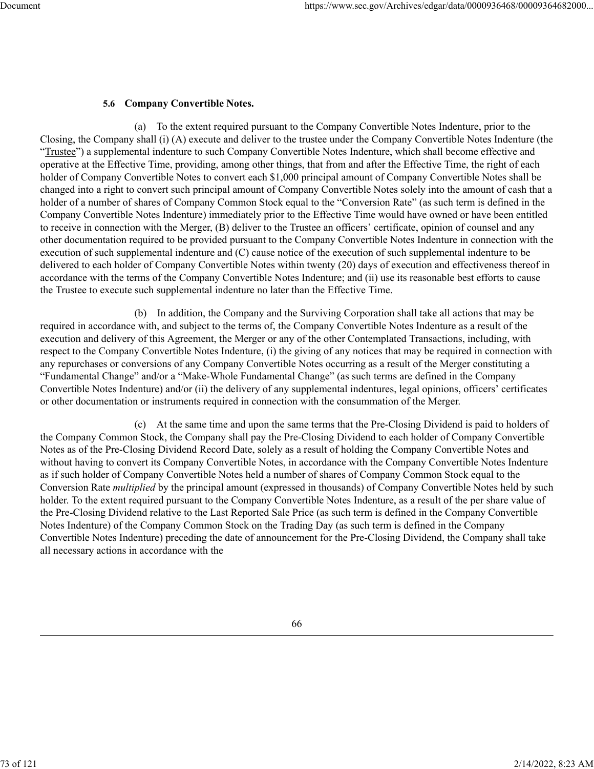**5.6 Company Convertible Notes.**

(a) To the extent required pursuant to the Company Convertible Notes Indenture, prior to the Closing, the Company shall (i) (A) execute and deliver to the trustee under the Company Convertible Notes Indenture (the "Trustee") a supplemental indenture to such Company Convertible Notes Indenture, which shall become effective and operative at the Effective Time, providing, among other things, that from and after the Effective Time, the right of each holder of Company Convertible Notes to convert each $1,000 principal amount of Company Convertible Notes shall be changed into a right to convert such principal amount of Company Convertible Notes solely into the amount of cash that a holder of a number of shares of Company Common Stock equal to the "Conversion Rate" (as such term is defined in the Company Convertible Notes Indenture) immediately prior to the Effective Time would have owned or have been entitled to receive in connection with the Merger, (B) deliver to the Trustee an officers' certificate, opinion of counsel and any other documentation required to be provided pursuant to the Company Convertible Notes Indenture in connection with the execution of such supplemental indenture and (C) cause notice of the execution of such supplemental indenture to be delivered to each holder of Company Convertible Notes within twenty (20) days of execution and effectiveness thereof in accordance with the terms of the Company Convertible Notes Indenture; and (ii) use its reasonable best efforts to cause the Trustee to execute such supplemental indenture no later than the Effective Time.

(b) In addition, the Company and the Surviving Corporation shall take all actions that may be required in accordance with, and subject to the terms of, the Company Convertible Notes Indenture as a result of the execution and delivery of this Agreement, the Merger or any of the other Contemplated Transactions, including, with respect to the Company Convertible Notes Indenture, (i) the giving of any notices that may be required in connection with any repurchases or conversions of any Company Convertible Notes occurring as a result of the Merger constituting a "Fundamental Change" and/or a "Make-Whole Fundamental Change" (as such terms are defined in the Company Convertible Notes Indenture) and/or (ii) the delivery of any supplemental indentures, legal opinions, officers' certificates or other documentation or instruments required in connection with the consummation of the Merger.

(c) At the same time and upon the same terms that the Pre-Closing Dividend is paid to holders of the Company Common Stock, the Company shall pay the Pre-Closing Dividend to each holder of Company Convertible Notes as of the Pre-Closing Dividend Record Date, solely as a result of holding the Company Convertible Notes and without having to convert its Company Convertible Notes, in accordance with the Company Convertible Notes Indenture as if such holder of Company Convertible Notes held a number of shares of Company Common Stock equal to the Conversion Rate *multiplied* by the principal amount (expressed in thousands) of Company Convertible Notes held by such holder. To the extent required pursuant to the Company Convertible Notes Indenture, as a result of the per share value of the Pre-Closing Dividend relative to the Last Reported Sale Price (as such term is defined in the Company Convertible Notes Indenture) of the Company Common Stock on the Trading Day (as such term is defined in the Company Convertible Notes Indenture) preceding the date of announcement for the Pre-Closing Dividend, the Company shall take all necessary actions in accordance with the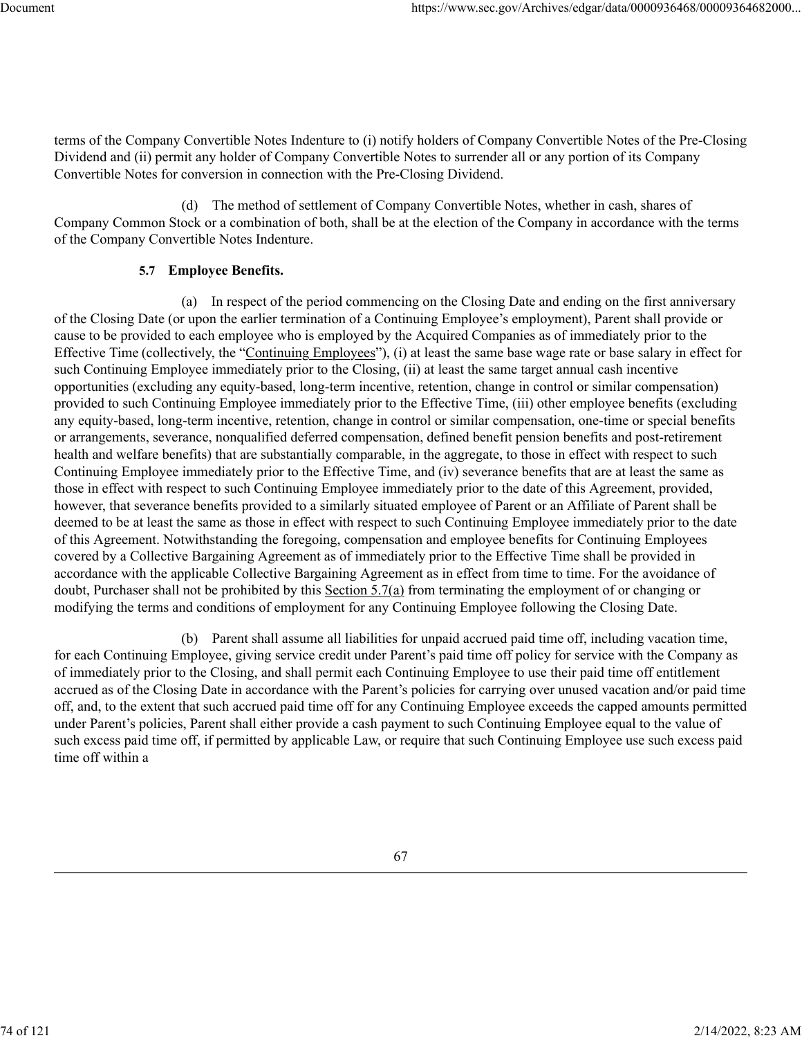terms of the Company Convertible Notes Indenture to (i) notify holders of Company Convertible Notes of the Pre-Closing Dividend and (ii) permit any holder of Company Convertible Notes to surrender all or any portion of its Company Convertible Notes for conversion in connection with the Pre-Closing Dividend.

(d) The method of settlement of Company Convertible Notes, whether in cash, shares of Company Common Stock or a combination of both, shall be at the election of the Company in accordance with the terms of the Company Convertible Notes Indenture.

**5.7 Employee Benefits.**

(a) In respect of the period commencing on the Closing Date and ending on the first anniversary of the Closing Date (or upon the earlier termination of a Continuing Employee's employment), Parent shall provide or cause to be provided to each employee who is employed by the Acquired Companies as of immediately prior to the Effective Time (collectively, the "Continuing Employees"), (i) at least the same base wage rate or base salary in effect for such Continuing Employee immediately prior to the Closing, (ii) at least the same target annual cash incentive opportunities (excluding any equity-based, long-term incentive, retention, change in control or similar compensation) provided to such Continuing Employee immediately prior to the Effective Time, (iii) other employee benefits (excluding any equity-based, long-term incentive, retention, change in control or similar compensation, one-time or special benefits or arrangements, severance, nonqualified deferred compensation, defined benefit pension benefits and post-retirement health and welfare benefits) that are substantially comparable, in the aggregate, to those in effect with respect to such Continuing Employee immediately prior to the Effective Time, and (iv) severance benefits that are at least the same as those in effect with respect to such Continuing Employee immediately prior to the date of this Agreement, provided, however, that severance benefits provided to a similarly situated employee of Parent or an Affiliate of Parent shall be deemed to be at least the same as those in effect with respect to such Continuing Employee immediately prior to the date of this Agreement. Notwithstanding the foregoing, compensation and employee benefits for Continuing Employees covered by a Collective Bargaining Agreement as of immediately prior to the Effective Time shall be provided in accordance with the applicable Collective Bargaining Agreement as in effect from time to time. For the avoidance of doubt, Purchaser shall not be prohibited by this Section 5.7(a) from terminating the employment of or changing or modifying the terms and conditions of employment for any Continuing Employee following the Closing Date.

(b) Parent shall assume all liabilities for unpaid accrued paid time off, including vacation time, for each Continuing Employee, giving service credit under Parent's paid time off policy for service with the Company as of immediately prior to the Closing, and shall permit each Continuing Employee to use their paid time off entitlement accrued as of the Closing Date in accordance with the Parent's policies for carrying over unused vacation and/or paid time off, and, to the extent that such accrued paid time off for any Continuing Employee exceeds the capped amounts permitted under Parent's policies, Parent shall either provide a cash payment to such Continuing Employee equal to the value of such excess paid time off, if permitted by applicable Law, or require that such Continuing Employee use such excess paid time off within a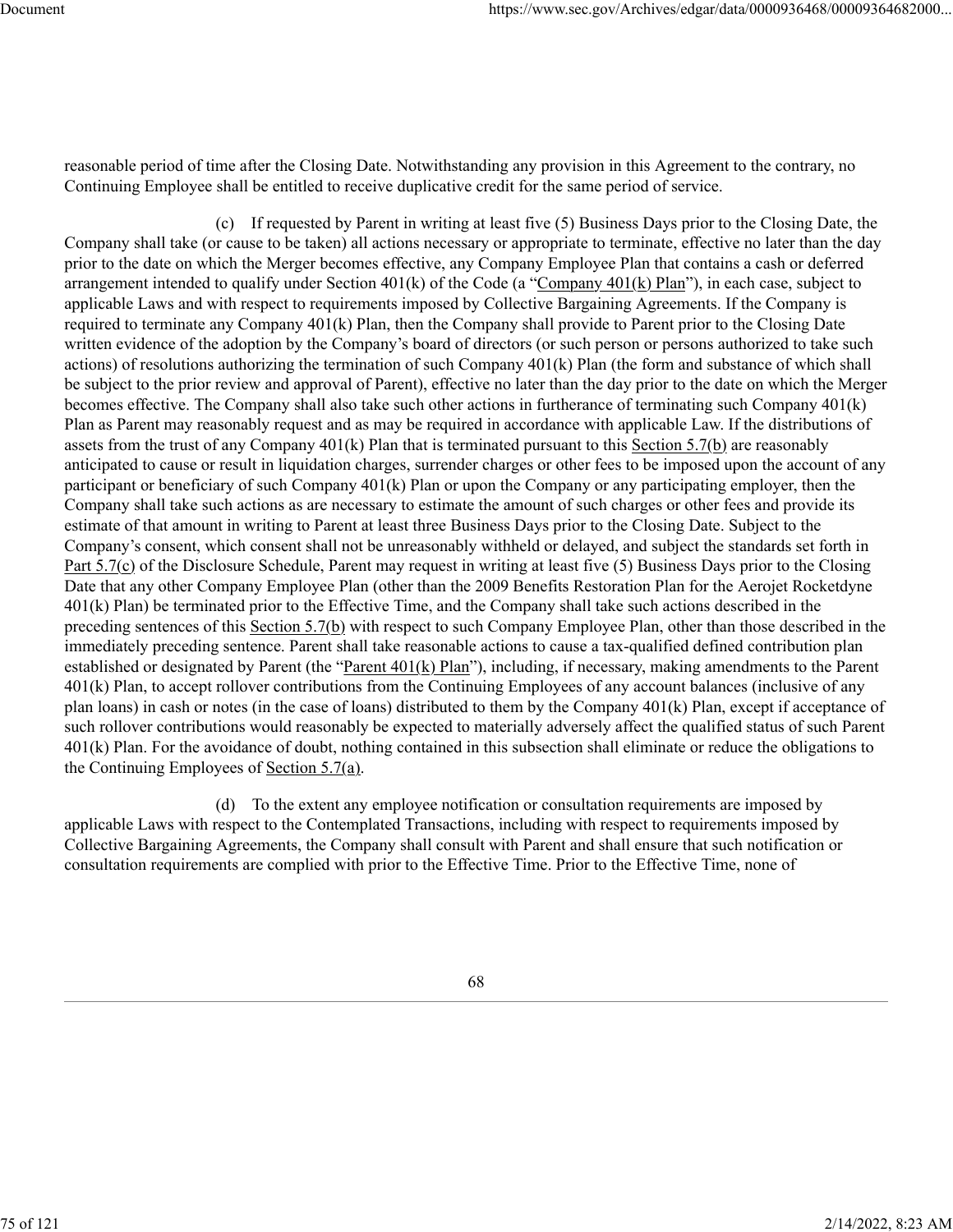reasonable period of time after the Closing Date. Notwithstanding any provision in this Agreement to the contrary, no Continuing Employee shall be entitled to receive duplicative credit for the same period of service.

(c) If requested by Parent in writing at least five (5) Business Days prior to the Closing Date, the Company shall take (or cause to be taken) all actions necessary or appropriate to terminate, effective no later than the day prior to the date on which the Merger becomes effective, any Company Employee Plan that contains a cash or deferred arrangement intended to qualify under Section 401(k) of the Code (a "Company 401(k) Plan"), in each case, subject to applicable Laws and with respect to requirements imposed by Collective Bargaining Agreements. If the Company is required to terminate any Company 401(k) Plan, then the Company shall provide to Parent prior to the Closing Date written evidence of the adoption by the Company's board of directors (or such person or persons authorized to take such actions) of resolutions authorizing the termination of such Company 401(k) Plan (the form and substance of which shall be subject to the prior review and approval of Parent), effective no later than the day prior to the date on which the Merger becomes effective. The Company shall also take such other actions in furtherance of terminating such Company 401(k) Plan as Parent may reasonably request and as may be required in accordance with applicable Law. If the distributions of assets from the trust of any Company 401(k) Plan that is terminated pursuant to this Section 5.7(b) are reasonably anticipated to cause or result in liquidation charges, surrender charges or other fees to be imposed upon the account of any participant or beneficiary of such Company 401(k) Plan or upon the Company or any participating employer, then the Company shall take such actions as are necessary to estimate the amount of such charges or other fees and provide its estimate of that amount in writing to Parent at least three Business Days prior to the Closing Date. Subject to the Company's consent, which consent shall not be unreasonably withheld or delayed, and subject the standards set forth in Part 5.7(c) of the Disclosure Schedule, Parent may request in writing at least five (5) Business Days prior to the Closing Date that any other Company Employee Plan (other than the 2009 Benefits Restoration Plan for the Aerojet Rocketdyne 401(k) Plan) be terminated prior to the Effective Time, and the Company shall take such actions described in the preceding sentences of this Section 5.7(b) with respect to such Company Employee Plan, other than those described in the immediately preceding sentence. Parent shall take reasonable actions to cause a tax-qualified defined contribution plan established or designated by Parent (the "Parent 401(k) Plan"), including, if necessary, making amendments to the Parent 401(k) Plan, to accept rollover contributions from the Continuing Employees of any account balances (inclusive of any plan loans) in cash or notes (in the case of loans) distributed to them by the Company 401(k) Plan, except if acceptance of such rollover contributions would reasonably be expected to materially adversely affect the qualified status of such Parent 401(k) Plan. For the avoidance of doubt, nothing contained in this subsection shall eliminate or reduce the obligations to the Continuing Employees of Section 5.7(a).

(d) To the extent any employee notification or consultation requirements are imposed by applicable Laws with respect to the Contemplated Transactions, including with respect to requirements imposed by Collective Bargaining Agreements, the Company shall consult with Parent and shall ensure that such notification or consultation requirements are complied with prior to the Effective Time. Prior to the Effective Time, none of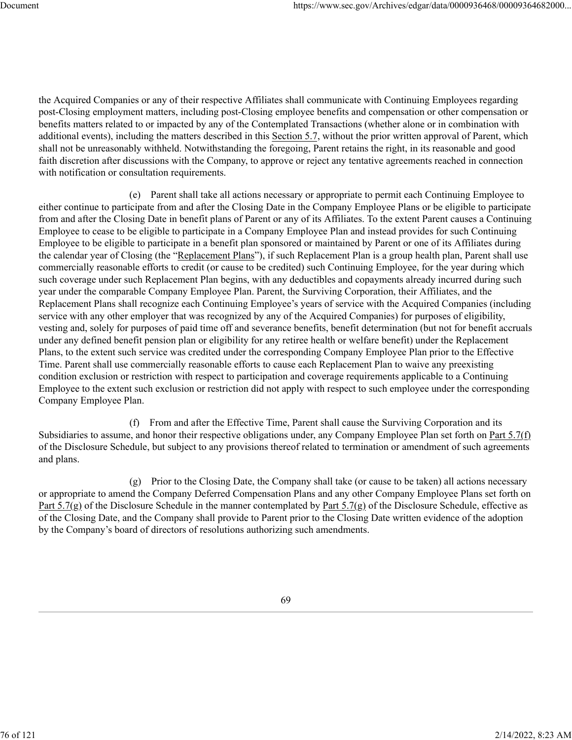the Acquired Companies or any of their respective Affiliates shall communicate with Continuing Employees regarding post-Closing employment matters, including post-Closing employee benefits and compensation or other compensation or benefits matters related to or impacted by any of the Contemplated Transactions (whether alone or in combination with additional events), including the matters described in this Section 5.7, without the prior written approval of Parent, which shall not be unreasonably withheld. Notwithstanding the foregoing, Parent retains the right, in its reasonable and good faith discretion after discussions with the Company, to approve or reject any tentative agreements reached in connection with notification or consultation requirements.

(e) Parent shall take all actions necessary or appropriate to permit each Continuing Employee to either continue to participate from and after the Closing Date in the Company Employee Plans or be eligible to participate from and after the Closing Date in benefit plans of Parent or any of its Affiliates. To the extent Parent causes a Continuing Employee to cease to be eligible to participate in a Company Employee Plan and instead provides for such Continuing Employee to be eligible to participate in a benefit plan sponsored or maintained by Parent or one of its Affiliates during the calendar year of Closing (the "Replacement Plans"), if such Replacement Plan is a group health plan, Parent shall use commercially reasonable efforts to credit (or cause to be credited) such Continuing Employee, for the year during which such coverage under such Replacement Plan begins, with any deductibles and copayments already incurred during such year under the comparable Company Employee Plan. Parent, the Surviving Corporation, their Affiliates, and the Replacement Plans shall recognize each Continuing Employee's years of service with the Acquired Companies (including service with any other employer that was recognized by any of the Acquired Companies) for purposes of eligibility, vesting and, solely for purposes of paid time off and severance benefits, benefit determination (but not for benefit accruals under any defined benefit pension plan or eligibility for any retiree health or welfare benefit) under the Replacement Plans, to the extent such service was credited under the corresponding Company Employee Plan prior to the Effective Time. Parent shall use commercially reasonable efforts to cause each Replacement Plan to waive any preexisting condition exclusion or restriction with respect to participation and coverage requirements applicable to a Continuing Employee to the extent such exclusion or restriction did not apply with respect to such employee under the corresponding Company Employee Plan.

(f) From and after the Effective Time, Parent shall cause the Surviving Corporation and its Subsidiaries to assume, and honor their respective obligations under, any Company Employee Plan set forth on Part 5.7(f) of the Disclosure Schedule, but subject to any provisions thereof related to termination or amendment of such agreements and plans.

(g) Prior to the Closing Date, the Company shall take (or cause to be taken) all actions necessary or appropriate to amend the Company Deferred Compensation Plans and any other Company Employee Plans set forth on Part 5.7(g) of the Disclosure Schedule in the manner contemplated by Part 5.7(g) of the Disclosure Schedule, effective as of the Closing Date, and the Company shall provide to Parent prior to the Closing Date written evidence of the adoption by the Company's board of directors of resolutions authorizing such amendments.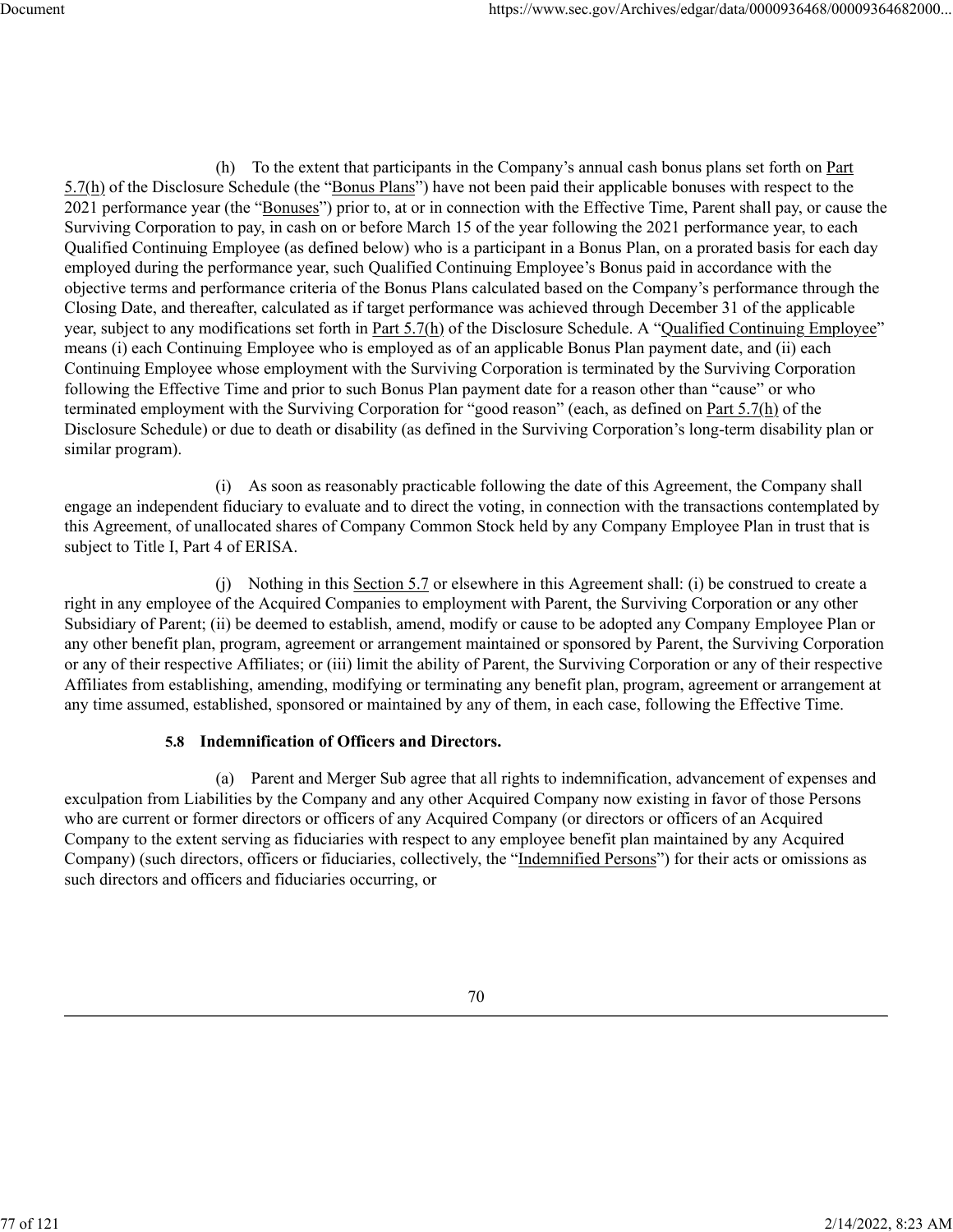(h) To the extent that participants in the Company's annual cash bonus plans set forth on Part 5.7(h) of the Disclosure Schedule (the "Bonus Plans") have not been paid their applicable bonuses with respect to the 2021 performance year (the "Bonuses") prior to, at or in connection with the Effective Time, Parent shall pay, or cause the Surviving Corporation to pay, in cash on or before March 15 of the year following the 2021 performance year, to each Qualified Continuing Employee (as defined below) who is a participant in a Bonus Plan, on a prorated basis for each day employed during the performance year, such Qualified Continuing Employee's Bonus paid in accordance with the objective terms and performance criteria of the Bonus Plans calculated based on the Company's performance through the Closing Date, and thereafter, calculated as if target performance was achieved through December 31 of the applicable year, subject to any modifications set forth in Part 5.7(h) of the Disclosure Schedule. A "Qualified Continuing Employee" means (i) each Continuing Employee who is employed as of an applicable Bonus Plan payment date, and (ii) each Continuing Employee whose employment with the Surviving Corporation is terminated by the Surviving Corporation following the Effective Time and prior to such Bonus Plan payment date for a reason other than "cause" or who terminated employment with the Surviving Corporation for "good reason" (each, as defined on Part 5.7(h) of the Disclosure Schedule) or due to death or disability (as defined in the Surviving Corporation's long-term disability plan or similar program).

(i) As soon as reasonably practicable following the date of this Agreement, the Company shall engage an independent fiduciary to evaluate and to direct the voting, in connection with the transactions contemplated by this Agreement, of unallocated shares of Company Common Stock held by any Company Employee Plan in trust that is subject to Title I, Part 4 of ERISA.

(j) Nothing in this Section 5.7 or elsewhere in this Agreement shall: (i) be construed to create a right in any employee of the Acquired Companies to employment with Parent, the Surviving Corporation or any other Subsidiary of Parent; (ii) be deemed to establish, amend, modify or cause to be adopted any Company Employee Plan or any other benefit plan, program, agreement or arrangement maintained or sponsored by Parent, the Surviving Corporation or any of their respective Affiliates; or (iii) limit the ability of Parent, the Surviving Corporation or any of their respective Affiliates from establishing, amending, modifying or terminating any benefit plan, program, agreement or arrangement at any time assumed, established, sponsored or maintained by any of them, in each case, following the Effective Time.

**5.8 Indemnification of Officers and Directors.**

(a) Parent and Merger Sub agree that all rights to indemnification, advancement of expenses and exculpation from Liabilities by the Company and any other Acquired Company now existing in favor of those Persons who are current or former directors or officers of any Acquired Company (or directors or officers of an Acquired Company to the extent serving as fiduciaries with respect to any employee benefit plan maintained by any Acquired Company) (such directors, officers or fiduciaries, collectively, the "Indemnified Persons") for their acts or omissions as such directors and officers and fiduciaries occurring, or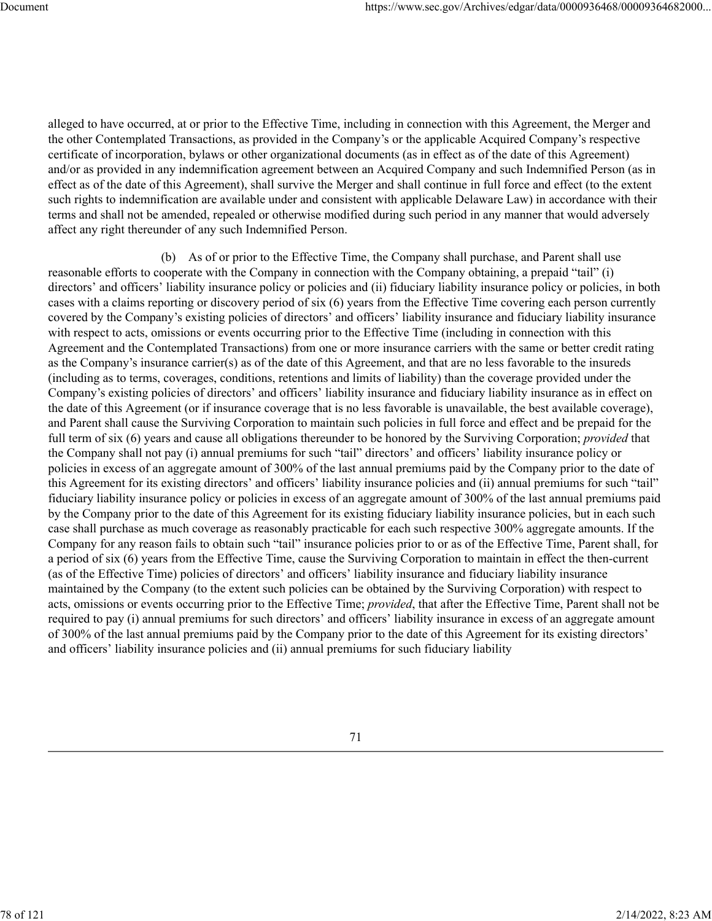alleged to have occurred, at or prior to the Effective Time, including in connection with this Agreement, the Merger and the other Contemplated Transactions, as provided in the Company's or the applicable Acquired Company's respective certificate of incorporation, bylaws or other organizational documents (as in effect as of the date of this Agreement) and/or as provided in any indemnification agreement between an Acquired Company and such Indemnified Person (as in effect as of the date of this Agreement), shall survive the Merger and shall continue in full force and effect (to the extent such rights to indemnification are available under and consistent with applicable Delaware Law) in accordance with their terms and shall not be amended, repealed or otherwise modified during such period in any manner that would adversely affect any right thereunder of any such Indemnified Person.

(b) As of or prior to the Effective Time, the Company shall purchase, and Parent shall use reasonable efforts to cooperate with the Company in connection with the Company obtaining, a prepaid "tail" (i) directors' and officers' liability insurance policy or policies and (ii) fiduciary liability insurance policy or policies, in both cases with a claims reporting or discovery period of six (6) years from the Effective Time covering each person currently covered by the Company's existing policies of directors' and officers' liability insurance and fiduciary liability insurance with respect to acts, omissions or events occurring prior to the Effective Time (including in connection with this Agreement and the Contemplated Transactions) from one or more insurance carriers with the same or better credit rating as the Company's insurance carrier(s) as of the date of this Agreement, and that are no less favorable to the insureds (including as to terms, coverages, conditions, retentions and limits of liability) than the coverage provided under the Company's existing policies of directors' and officers' liability insurance and fiduciary liability insurance as in effect on the date of this Agreement (or if insurance coverage that is no less favorable is unavailable, the best available coverage), and Parent shall cause the Surviving Corporation to maintain such policies in full force and effect and be prepaid for the full term of six (6) years and cause all obligations thereunder to be honored by the Surviving Corporation; *provided* that the Company shall not pay (i) annual premiums for such "tail" directors' and officers' liability insurance policy or policies in excess of an aggregate amount of 300% of the last annual premiums paid by the Company prior to the date of this Agreement for its existing directors' and officers' liability insurance policies and (ii) annual premiums for such "tail" fiduciary liability insurance policy or policies in excess of an aggregate amount of 300% of the last annual premiums paid by the Company prior to the date of this Agreement for its existing fiduciary liability insurance policies, but in each such case shall purchase as much coverage as reasonably practicable for each such respective 300% aggregate amounts. If the Company for any reason fails to obtain such "tail" insurance policies prior to or as of the Effective Time, Parent shall, for a period of six (6) years from the Effective Time, cause the Surviving Corporation to maintain in effect the then-current (as of the Effective Time) policies of directors' and officers' liability insurance and fiduciary liability insurance maintained by the Company (to the extent such policies can be obtained by the Surviving Corporation) with respect to acts, omissions or events occurring prior to the Effective Time; *provided*, that after the Effective Time, Parent shall not be required to pay (i) annual premiums for such directors' and officers' liability insurance in excess of an aggregate amount of 300% of the last annual premiums paid by the Company prior to the date of this Agreement for its existing directors' and officers' liability insurance policies and (ii) annual premiums for such fiduciary liability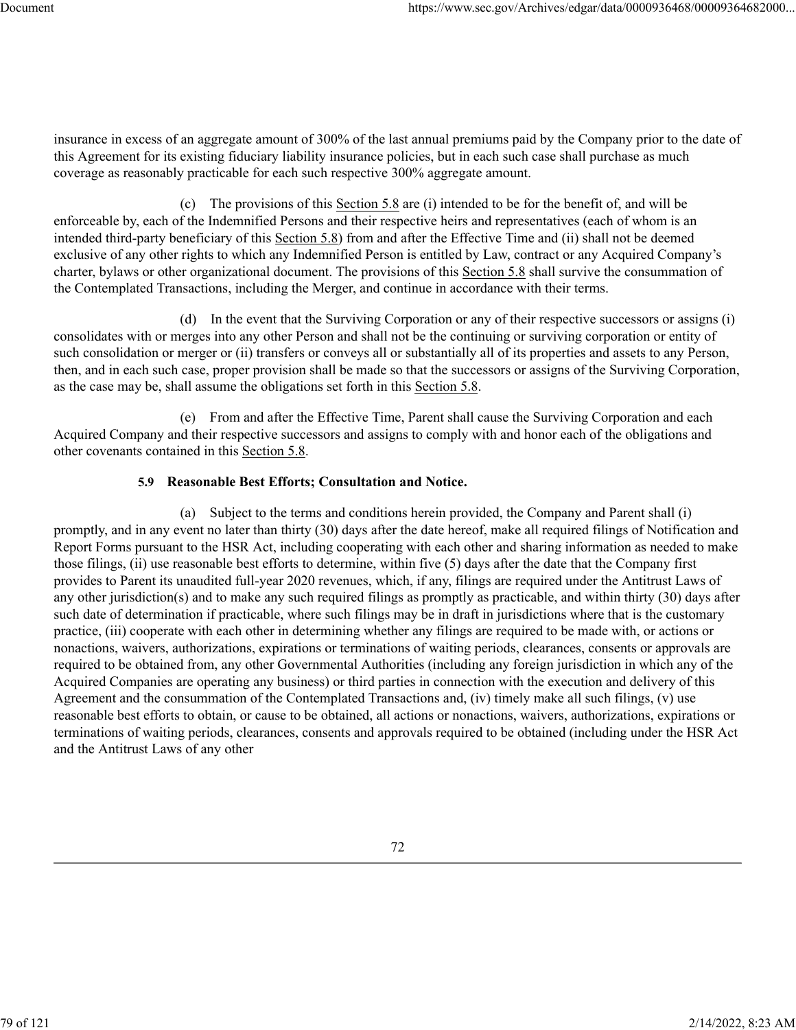insurance in excess of an aggregate amount of 300% of the last annual premiums paid by the Company prior to the date of this Agreement for its existing fiduciary liability insurance policies, but in each such case shall purchase as much coverage as reasonably practicable for each such respective 300% aggregate amount.

(c) The provisions of this Section 5.8 are (i) intended to be for the benefit of, and will be enforceable by, each of the Indemnified Persons and their respective heirs and representatives (each of whom is an intended third-party beneficiary of this Section 5.8) from and after the Effective Time and (ii) shall not be deemed exclusive of any other rights to which any Indemnified Person is entitled by Law, contract or any Acquired Company's charter, bylaws or other organizational document. The provisions of this Section 5.8 shall survive the consummation of the Contemplated Transactions, including the Merger, and continue in accordance with their terms.

(d) In the event that the Surviving Corporation or any of their respective successors or assigns (i) consolidates with or merges into any other Person and shall not be the continuing or surviving corporation or entity of such consolidation or merger or (ii) transfers or conveys all or substantially all of its properties and assets to any Person, then, and in each such case, proper provision shall be made so that the successors or assigns of the Surviving Corporation, as the case may be, shall assume the obligations set forth in this Section 5.8.

(e) From and after the Effective Time, Parent shall cause the Surviving Corporation and each Acquired Company and their respective successors and assigns to comply with and honor each of the obligations and other covenants contained in this Section 5.8.

**5.9 Reasonable Best Efforts; Consultation and Notice.**

(a) Subject to the terms and conditions herein provided, the Company and Parent shall (i) promptly, and in any event no later than thirty (30) days after the date hereof, make all required filings of Notification and Report Forms pursuant to the HSR Act, including cooperating with each other and sharing information as needed to make those filings, (ii) use reasonable best efforts to determine, within five (5) days after the date that the Company first provides to Parent its unaudited full-year 2020 revenues, which, if any, filings are required under the Antitrust Laws of any other jurisdiction(s) and to make any such required filings as promptly as practicable, and within thirty (30) days after such date of determination if practicable, where such filings may be in draft in jurisdictions where that is the customary practice, (iii) cooperate with each other in determining whether any filings are required to be made with, or actions or nonactions, waivers, authorizations, expirations or terminations of waiting periods, clearances, consents or approvals are required to be obtained from, any other Governmental Authorities (including any foreign jurisdiction in which any of the Acquired Companies are operating any business) or third parties in connection with the execution and delivery of this Agreement and the consummation of the Contemplated Transactions and, (iv) timely make all such filings, (v) use reasonable best efforts to obtain, or cause to be obtained, all actions or nonactions, waivers, authorizations, expirations or terminations of waiting periods, clearances, consents and approvals required to be obtained (including under the HSR Act and the Antitrust Laws of any other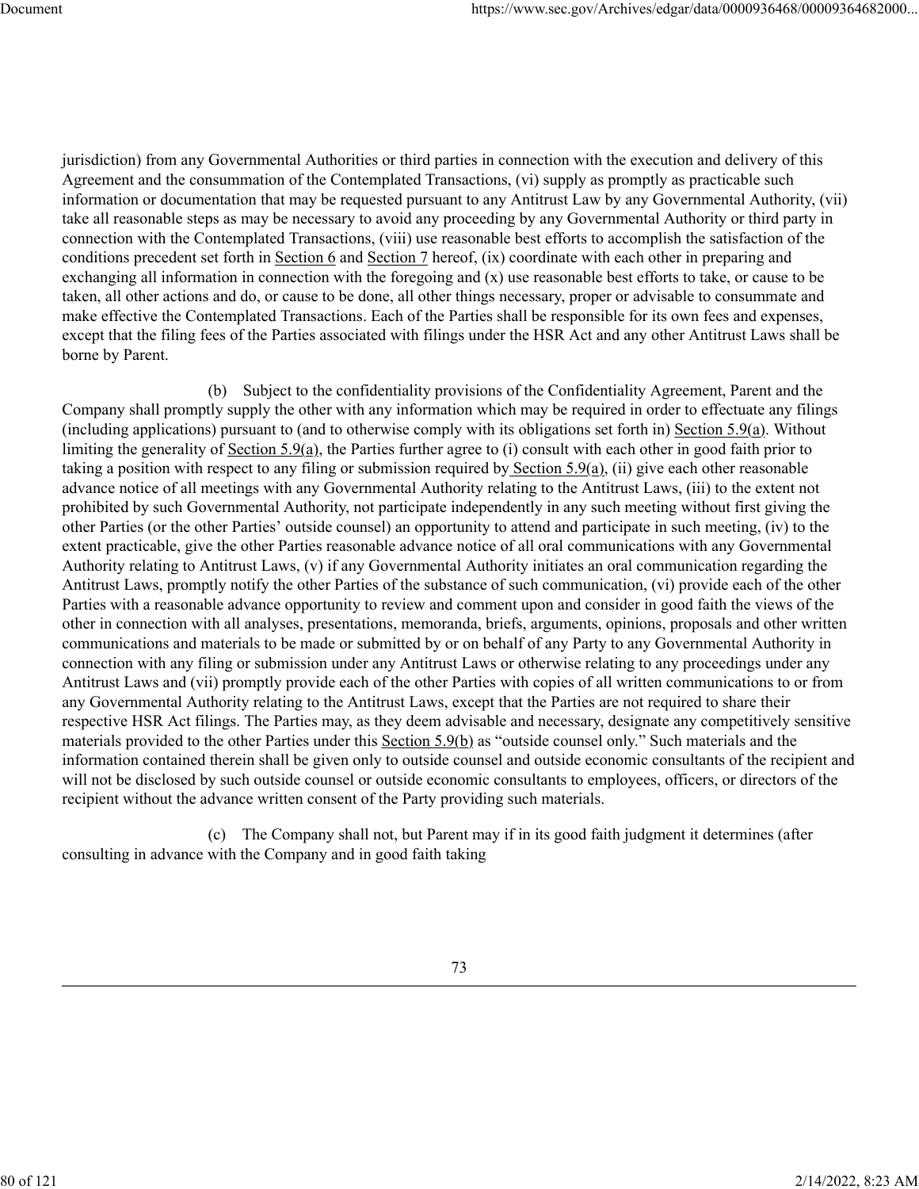jurisdiction) from any Governmental Authorities or third parties in connection with the execution and delivery of this Agreement and the consummation of the Contemplated Transactions, (vi) supply as promptly as practicable such information or documentation that may be requested pursuant to any Antitrust Law by any Governmental Authority, (vii) take all reasonable steps as may be necessary to avoid any proceeding by any Governmental Authority or third party in connection with the Contemplated Transactions, (viii) use reasonable best efforts to accomplish the satisfaction of the conditions precedent set forth in Section 6 and Section 7 hereof, (ix) coordinate with each other in preparing and exchanging all information in connection with the foregoing and (x) use reasonable best efforts to take, or cause to be taken, all other actions and do, or cause to be done, all other things necessary, proper or advisable to consummate and make effective the Contemplated Transactions. Each of the Parties shall be responsible for its own fees and expenses, except that the filing fees of the Parties associated with filings under the HSR Act and any other Antitrust Laws shall be borne by Parent.

(b) Subject to the confidentiality provisions of the Confidentiality Agreement, Parent and the Company shall promptly supply the other with any information which may be required in order to effectuate any filings (including applications) pursuant to (and to otherwise comply with its obligations set forth in) Section 5.9(a). Without limiting the generality of Section 5.9(a), the Parties further agree to (i) consult with each other in good faith prior to taking a position with respect to any filing or submission required by Section 5.9(a), (ii) give each other reasonable advance notice of all meetings with any Governmental Authority relating to the Antitrust Laws, (iii) to the extent not prohibited by such Governmental Authority, not participate independently in any such meeting without first giving the other Parties (or the other Parties' outside counsel) an opportunity to attend and participate in such meeting, (iv) to the extent practicable, give the other Parties reasonable advance notice of all oral communications with any Governmental Authority relating to Antitrust Laws, (v) if any Governmental Authority initiates an oral communication regarding the Antitrust Laws, promptly notify the other Parties of the substance of such communication, (vi) provide each of the other Parties with a reasonable advance opportunity to review and comment upon and consider in good faith the views of the other in connection with all analyses, presentations, memoranda, briefs, arguments, opinions, proposals and other written communications and materials to be made or submitted by or on behalf of any Party to any Governmental Authority in connection with any filing or submission under any Antitrust Laws or otherwise relating to any proceedings under any Antitrust Laws and (vii) promptly provide each of the other Parties with copies of all written communications to or from any Governmental Authority relating to the Antitrust Laws, except that the Parties are not required to share their respective HSR Act filings. The Parties may, as they deem advisable and necessary, designate any competitively sensitive materials provided to the other Parties under this Section 5.9(b) as "outside counsel only." Such materials and the information contained therein shall be given only to outside counsel and outside economic consultants of the recipient and will not be disclosed by such outside counsel or outside economic consultants to employees, officers, or directors of the recipient without the advance written consent of the Party providing such materials.

(c) The Company shall not, but Parent may if in its good faith judgment it determines (after consulting in advance with the Company and in good faith taking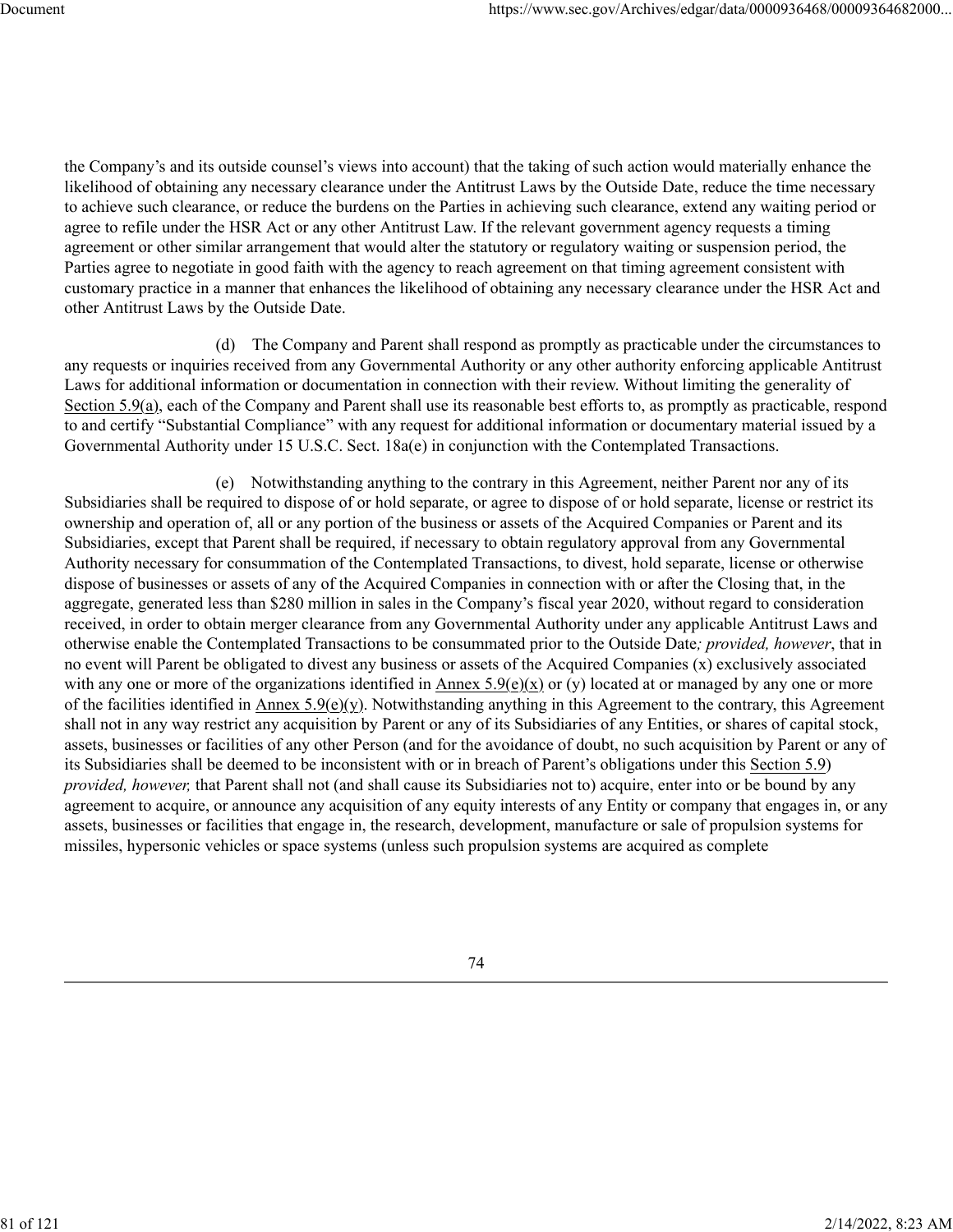the Company's and its outside counsel's views into account) that the taking of such action would materially enhance the likelihood of obtaining any necessary clearance under the Antitrust Laws by the Outside Date, reduce the time necessary to achieve such clearance, or reduce the burdens on the Parties in achieving such clearance, extend any waiting period or agree to refile under the HSR Act or any other Antitrust Law. If the relevant government agency requests a timing agreement or other similar arrangement that would alter the statutory or regulatory waiting or suspension period, the Parties agree to negotiate in good faith with the agency to reach agreement on that timing agreement consistent with customary practice in a manner that enhances the likelihood of obtaining any necessary clearance under the HSR Act and other Antitrust Laws by the Outside Date.

(d) The Company and Parent shall respond as promptly as practicable under the circumstances to any requests or inquiries received from any Governmental Authority or any other authority enforcing applicable Antitrust Laws for additional information or documentation in connection with their review. Without limiting the generality of Section 5.9(a), each of the Company and Parent shall use its reasonable best efforts to, as promptly as practicable, respond to and certify "Substantial Compliance" with any request for additional information or documentary material issued by a Governmental Authority under 15 U.S.C. Sect. 18a(e) in conjunction with the Contemplated Transactions.

(e) Notwithstanding anything to the contrary in this Agreement, neither Parent nor any of its Subsidiaries shall be required to dispose of or hold separate, or agree to dispose of or hold separate, license or restrict its ownership and operation of, all or any portion of the business or assets of the Acquired Companies or Parent and its Subsidiaries, except that Parent shall be required, if necessary to obtain regulatory approval from any Governmental Authority necessary for consummation of the Contemplated Transactions, to divest, hold separate, license or otherwise dispose of businesses or assets of any of the Acquired Companies in connection with or after the Closing that, in the aggregate, generated less than $280 million in sales in the Company's fiscal year 2020, without regard to consideration received, in order to obtain merger clearance from any Governmental Authority under any applicable Antitrust Laws and otherwise enable the Contemplated Transactions to be consummated prior to the Outside Date*; provided, however*, that in no event will Parent be obligated to divest any business or assets of the Acquired Companies (x) exclusively associated with any one or more of the organizations identified in Annex 5.9(e)(x) or (y) located at or managed by any one or more of the facilities identified in Annex 5.9(e)(y). Notwithstanding anything in this Agreement to the contrary, this Agreement shall not in any way restrict any acquisition by Parent or any of its Subsidiaries of any Entities, or shares of capital stock, assets, businesses or facilities of any other Person (and for the avoidance of doubt, no such acquisition by Parent or any of its Subsidiaries shall be deemed to be inconsistent with or in breach of Parent's obligations under this Section 5.9) *provided, however,* that Parent shall not (and shall cause its Subsidiaries not to) acquire, enter into or be bound by any agreement to acquire, or announce any acquisition of any equity interests of any Entity or company that engages in, or any assets, businesses or facilities that engage in, the research, development, manufacture or sale of propulsion systems for missiles, hypersonic vehicles or space systems (unless such propulsion systems are acquired as complete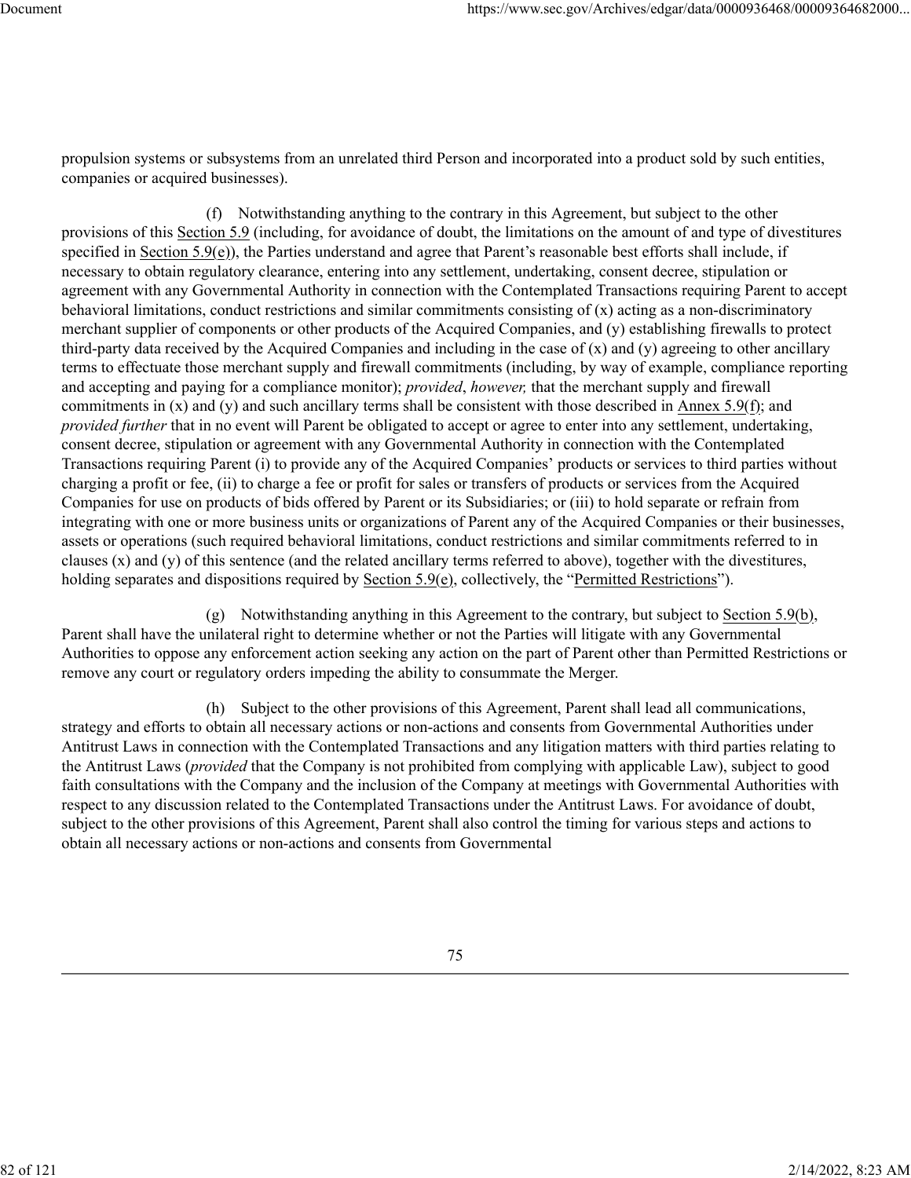propulsion systems or subsystems from an unrelated third Person and incorporated into a product sold by such entities, companies or acquired businesses).

(f) Notwithstanding anything to the contrary in this Agreement, but subject to the other provisions of this Section 5.9 (including, for avoidance of doubt, the limitations on the amount of and type of divestitures specified in Section 5.9(e)), the Parties understand and agree that Parent's reasonable best efforts shall include, if necessary to obtain regulatory clearance, entering into any settlement, undertaking, consent decree, stipulation or agreement with any Governmental Authority in connection with the Contemplated Transactions requiring Parent to accept behavioral limitations, conduct restrictions and similar commitments consisting of (x) acting as a non-discriminatory merchant supplier of components or other products of the Acquired Companies, and (y) establishing firewalls to protect third-party data received by the Acquired Companies and including in the case of (x) and (y) agreeing to other ancillary terms to effectuate those merchant supply and firewall commitments (including, by way of example, compliance reporting and accepting and paying for a compliance monitor); *provided*, *however,* that the merchant supply and firewall commitments in (x) and (y) and such ancillary terms shall be consistent with those described in Annex 5.9(f); and *provided further* that in no event will Parent be obligated to accept or agree to enter into any settlement, undertaking, consent decree, stipulation or agreement with any Governmental Authority in connection with the Contemplated Transactions requiring Parent (i) to provide any of the Acquired Companies' products or services to third parties without charging a profit or fee, (ii) to charge a fee or profit for sales or transfers of products or services from the Acquired Companies for use on products of bids offered by Parent or its Subsidiaries; or (iii) to hold separate or refrain from integrating with one or more business units or organizations of Parent any of the Acquired Companies or their businesses, assets or operations (such required behavioral limitations, conduct restrictions and similar commitments referred to in clauses (x) and (y) of this sentence (and the related ancillary terms referred to above), together with the divestitures, holding separates and dispositions required by Section 5.9(e), collectively, the "Permitted Restrictions").

(g) Notwithstanding anything in this Agreement to the contrary, but subject to Section 5.9(b), Parent shall have the unilateral right to determine whether or not the Parties will litigate with any Governmental Authorities to oppose any enforcement action seeking any action on the part of Parent other than Permitted Restrictions or remove any court or regulatory orders impeding the ability to consummate the Merger.

(h) Subject to the other provisions of this Agreement, Parent shall lead all communications, strategy and efforts to obtain all necessary actions or non-actions and consents from Governmental Authorities under Antitrust Laws in connection with the Contemplated Transactions and any litigation matters with third parties relating to the Antitrust Laws (*provided* that the Company is not prohibited from complying with applicable Law), subject to good faith consultations with the Company and the inclusion of the Company at meetings with Governmental Authorities with respect to any discussion related to the Contemplated Transactions under the Antitrust Laws. For avoidance of doubt, subject to the other provisions of this Agreement, Parent shall also control the timing for various steps and actions to obtain all necessary actions or non-actions and consents from Governmental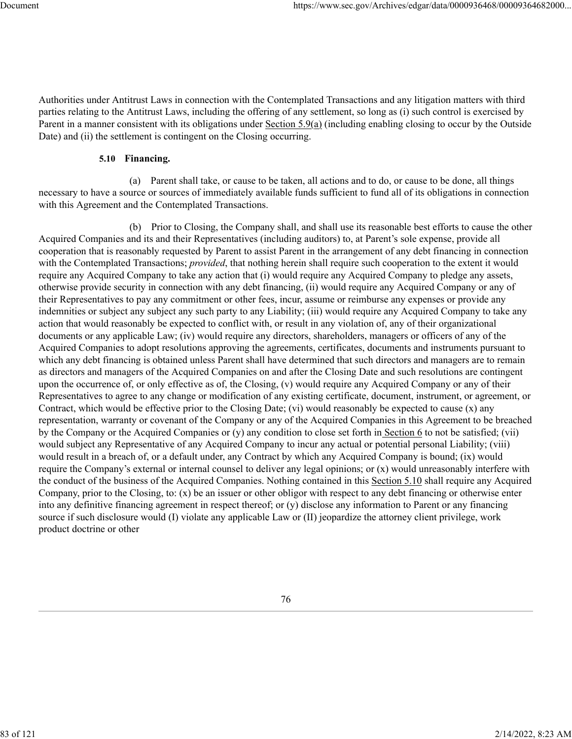Authorities under Antitrust Laws in connection with the Contemplated Transactions and any litigation matters with third parties relating to the Antitrust Laws, including the offering of any settlement, so long as (i) such control is exercised by Parent in a manner consistent with its obligations under Section 5.9(a) (including enabling closing to occur by the Outside Date) and (ii) the settlement is contingent on the Closing occurring.

**5.10 Financing.**

(a) Parent shall take, or cause to be taken, all actions and to do, or cause to be done, all things necessary to have a source or sources of immediately available funds sufficient to fund all of its obligations in connection with this Agreement and the Contemplated Transactions.

(b) Prior to Closing, the Company shall, and shall use its reasonable best efforts to cause the other Acquired Companies and its and their Representatives (including auditors) to, at Parent's sole expense, provide all cooperation that is reasonably requested by Parent to assist Parent in the arrangement of any debt financing in connection with the Contemplated Transactions; *provided*, that nothing herein shall require such cooperation to the extent it would require any Acquired Company to take any action that (i) would require any Acquired Company to pledge any assets, otherwise provide security in connection with any debt financing, (ii) would require any Acquired Company or any of their Representatives to pay any commitment or other fees, incur, assume or reimburse any expenses or provide any indemnities or subject any subject any such party to any Liability; (iii) would require any Acquired Company to take any action that would reasonably be expected to conflict with, or result in any violation of, any of their organizational documents or any applicable Law; (iv) would require any directors, shareholders, managers or officers of any of the Acquired Companies to adopt resolutions approving the agreements, certificates, documents and instruments pursuant to which any debt financing is obtained unless Parent shall have determined that such directors and managers are to remain as directors and managers of the Acquired Companies on and after the Closing Date and such resolutions are contingent upon the occurrence of, or only effective as of, the Closing, (v) would require any Acquired Company or any of their Representatives to agree to any change or modification of any existing certificate, document, instrument, or agreement, or Contract, which would be effective prior to the Closing Date; (vi) would reasonably be expected to cause (x) any representation, warranty or covenant of the Company or any of the Acquired Companies in this Agreement to be breached by the Company or the Acquired Companies or (y) any condition to close set forth in Section 6 to not be satisfied; (vii) would subject any Representative of any Acquired Company to incur any actual or potential personal Liability; (viii) would result in a breach of, or a default under, any Contract by which any Acquired Company is bound; (ix) would require the Company's external or internal counsel to deliver any legal opinions; or (x) would unreasonably interfere with the conduct of the business of the Acquired Companies. Nothing contained in this Section 5.10 shall require any Acquired Company, prior to the Closing, to: (x) be an issuer or other obligor with respect to any debt financing or otherwise enter into any definitive financing agreement in respect thereof; or (y) disclose any information to Parent or any financing source if such disclosure would (I) violate any applicable Law or (II) jeopardize the attorney client privilege, work product doctrine or other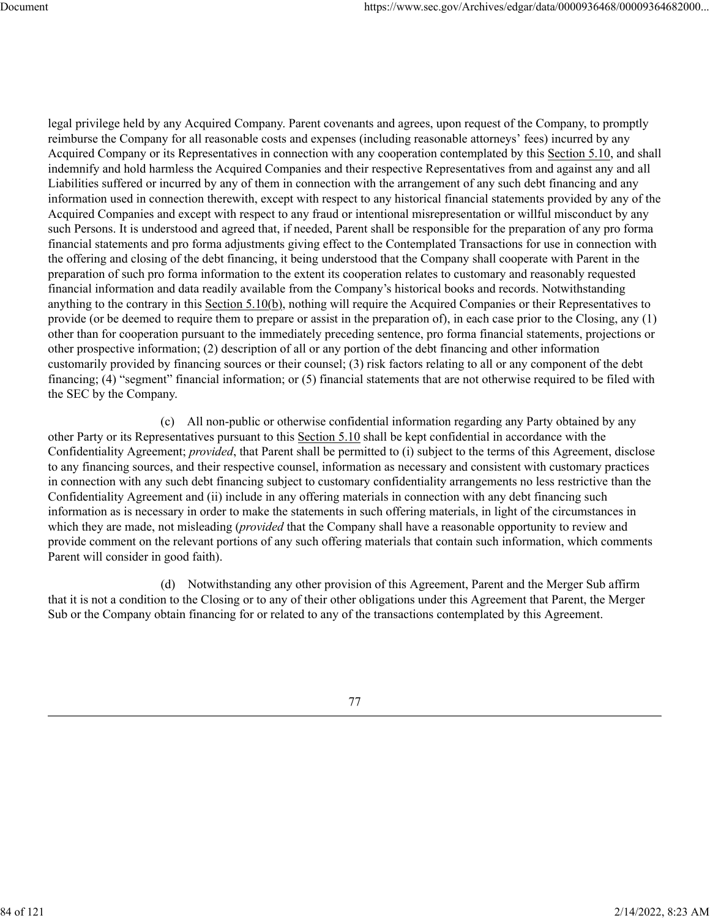legal privilege held by any Acquired Company. Parent covenants and agrees, upon request of the Company, to promptly reimburse the Company for all reasonable costs and expenses (including reasonable attorneys' fees) incurred by any Acquired Company or its Representatives in connection with any cooperation contemplated by this Section 5.10, and shall indemnify and hold harmless the Acquired Companies and their respective Representatives from and against any and all Liabilities suffered or incurred by any of them in connection with the arrangement of any such debt financing and any information used in connection therewith, except with respect to any historical financial statements provided by any of the Acquired Companies and except with respect to any fraud or intentional misrepresentation or willful misconduct by any such Persons. It is understood and agreed that, if needed, Parent shall be responsible for the preparation of any pro forma financial statements and pro forma adjustments giving effect to the Contemplated Transactions for use in connection with the offering and closing of the debt financing, it being understood that the Company shall cooperate with Parent in the preparation of such pro forma information to the extent its cooperation relates to customary and reasonably requested financial information and data readily available from the Company's historical books and records. Notwithstanding anything to the contrary in this Section 5.10(b), nothing will require the Acquired Companies or their Representatives to provide (or be deemed to require them to prepare or assist in the preparation of), in each case prior to the Closing, any (1) other than for cooperation pursuant to the immediately preceding sentence, pro forma financial statements, projections or other prospective information; (2) description of all or any portion of the debt financing and other information customarily provided by financing sources or their counsel; (3) risk factors relating to all or any component of the debt financing; (4) "segment" financial information; or (5) financial statements that are not otherwise required to be filed with the SEC by the Company.

(c) All non-public or otherwise confidential information regarding any Party obtained by any other Party or its Representatives pursuant to this Section 5.10 shall be kept confidential in accordance with the Confidentiality Agreement; *provided*, that Parent shall be permitted to (i) subject to the terms of this Agreement, disclose to any financing sources, and their respective counsel, information as necessary and consistent with customary practices in connection with any such debt financing subject to customary confidentiality arrangements no less restrictive than the Confidentiality Agreement and (ii) include in any offering materials in connection with any debt financing such information as is necessary in order to make the statements in such offering materials, in light of the circumstances in which they are made, not misleading (*provided* that the Company shall have a reasonable opportunity to review and provide comment on the relevant portions of any such offering materials that contain such information, which comments Parent will consider in good faith).

(d) Notwithstanding any other provision of this Agreement, Parent and the Merger Sub affirm that it is not a condition to the Closing or to any of their other obligations under this Agreement that Parent, the Merger Sub or the Company obtain financing for or related to any of the transactions contemplated by this Agreement.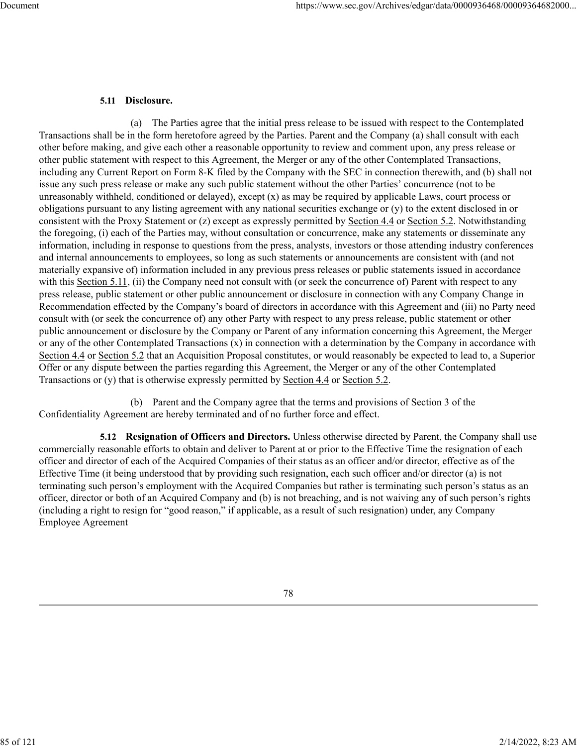**5.11 Disclosure.**

(a) The Parties agree that the initial press release to be issued with respect to the Contemplated Transactions shall be in the form heretofore agreed by the Parties. Parent and the Company (a) shall consult with each other before making, and give each other a reasonable opportunity to review and comment upon, any press release or other public statement with respect to this Agreement, the Merger or any of the other Contemplated Transactions, including any Current Report on Form 8-K filed by the Company with the SEC in connection therewith, and (b) shall not issue any such press release or make any such public statement without the other Parties' concurrence (not to be unreasonably withheld, conditioned or delayed), except (x) as may be required by applicable Laws, court process or obligations pursuant to any listing agreement with any national securities exchange or (y) to the extent disclosed in or consistent with the Proxy Statement or (z) except as expressly permitted by Section 4.4 or Section 5.2. Notwithstanding the foregoing, (i) each of the Parties may, without consultation or concurrence, make any statements or disseminate any information, including in response to questions from the press, analysts, investors or those attending industry conferences and internal announcements to employees, so long as such statements or announcements are consistent with (and not materially expansive of) information included in any previous press releases or public statements issued in accordance with this Section 5.11, (ii) the Company need not consult with (or seek the concurrence of) Parent with respect to any press release, public statement or other public announcement or disclosure in connection with any Company Change in Recommendation effected by the Company's board of directors in accordance with this Agreement and (iii) no Party need consult with (or seek the concurrence of) any other Party with respect to any press release, public statement or other public announcement or disclosure by the Company or Parent of any information concerning this Agreement, the Merger or any of the other Contemplated Transactions (x) in connection with a determination by the Company in accordance with Section 4.4 or Section 5.2 that an Acquisition Proposal constitutes, or would reasonably be expected to lead to, a Superior Offer or any dispute between the parties regarding this Agreement, the Merger or any of the other Contemplated Transactions or (y) that is otherwise expressly permitted by Section 4.4 or Section 5.2.

(b) Parent and the Company agree that the terms and provisions of Section 3 of the Confidentiality Agreement are hereby terminated and of no further force and effect.

**5.12 Resignation of Officers and Directors.** Unless otherwise directed by Parent, the Company shall use commercially reasonable efforts to obtain and deliver to Parent at or prior to the Effective Time the resignation of each officer and director of each of the Acquired Companies of their status as an officer and/or director, effective as of the Effective Time (it being understood that by providing such resignation, each such officer and/or director (a) is not terminating such person's employment with the Acquired Companies but rather is terminating such person's status as an officer, director or both of an Acquired Company and (b) is not breaching, and is not waiving any of such person's rights (including a right to resign for "good reason," if applicable, as a result of such resignation) under, any Company Employee Agreement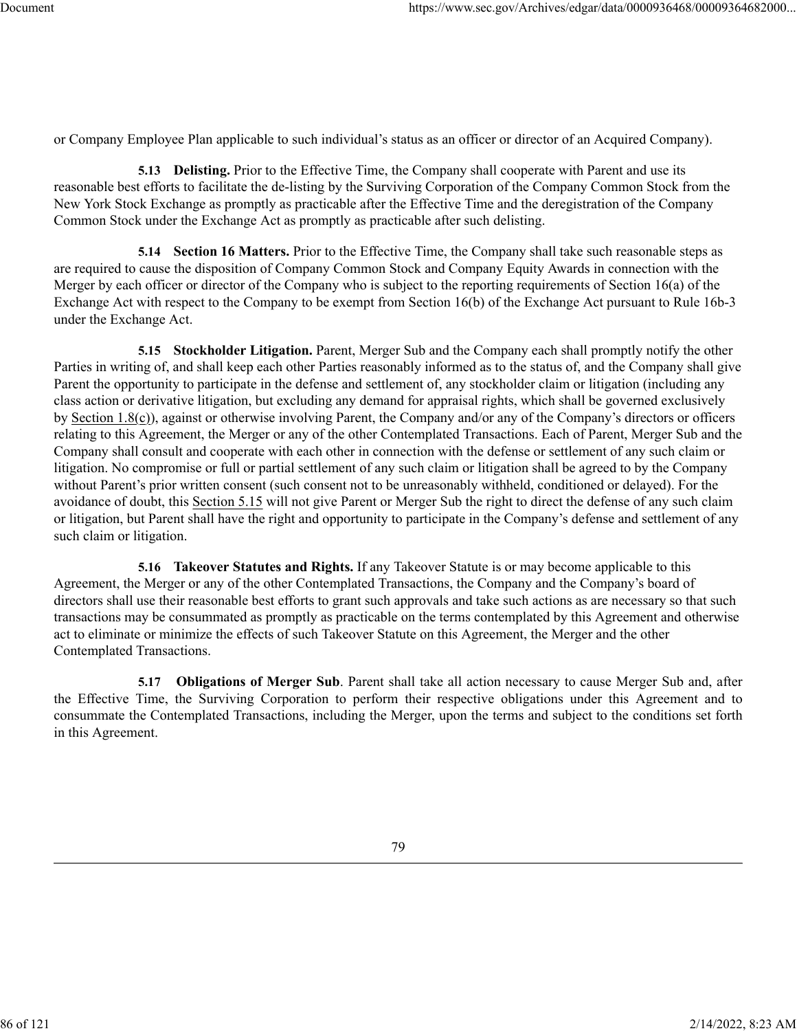or Company Employee Plan applicable to such individual's status as an officer or director of an Acquired Company).

**5.13 Delisting.** Prior to the Effective Time, the Company shall cooperate with Parent and use its reasonable best efforts to facilitate the de-listing by the Surviving Corporation of the Company Common Stock from the New York Stock Exchange as promptly as practicable after the Effective Time and the deregistration of the Company Common Stock under the Exchange Act as promptly as practicable after such delisting.

**5.14 Section 16 Matters.** Prior to the Effective Time, the Company shall take such reasonable steps as are required to cause the disposition of Company Common Stock and Company Equity Awards in connection with the Merger by each officer or director of the Company who is subject to the reporting requirements of Section 16(a) of the Exchange Act with respect to the Company to be exempt from Section 16(b) of the Exchange Act pursuant to Rule 16b-3 under the Exchange Act.

**5.15 Stockholder Litigation.** Parent, Merger Sub and the Company each shall promptly notify the other Parties in writing of, and shall keep each other Parties reasonably informed as to the status of, and the Company shall give Parent the opportunity to participate in the defense and settlement of, any stockholder claim or litigation (including any class action or derivative litigation, but excluding any demand for appraisal rights, which shall be governed exclusively by Section 1.8(c)), against or otherwise involving Parent, the Company and/or any of the Company's directors or officers relating to this Agreement, the Merger or any of the other Contemplated Transactions. Each of Parent, Merger Sub and the Company shall consult and cooperate with each other in connection with the defense or settlement of any such claim or litigation. No compromise or full or partial settlement of any such claim or litigation shall be agreed to by the Company without Parent's prior written consent (such consent not to be unreasonably withheld, conditioned or delayed). For the avoidance of doubt, this Section 5.15 will not give Parent or Merger Sub the right to direct the defense of any such claim or litigation, but Parent shall have the right and opportunity to participate in the Company's defense and settlement of any such claim or litigation.

**5.16 Takeover Statutes and Rights.** If any Takeover Statute is or may become applicable to this Agreement, the Merger or any of the other Contemplated Transactions, the Company and the Company's board of directors shall use their reasonable best efforts to grant such approvals and take such actions as are necessary so that such transactions may be consummated as promptly as practicable on the terms contemplated by this Agreement and otherwise act to eliminate or minimize the effects of such Takeover Statute on this Agreement, the Merger and the other Contemplated Transactions.

**5.17 Obligations of Merger Sub**. Parent shall take all action necessary to cause Merger Sub and, after the Effective Time, the Surviving Corporation to perform their respective obligations under this Agreement and to consummate the Contemplated Transactions, including the Merger, upon the terms and subject to the conditions set forth in this Agreement.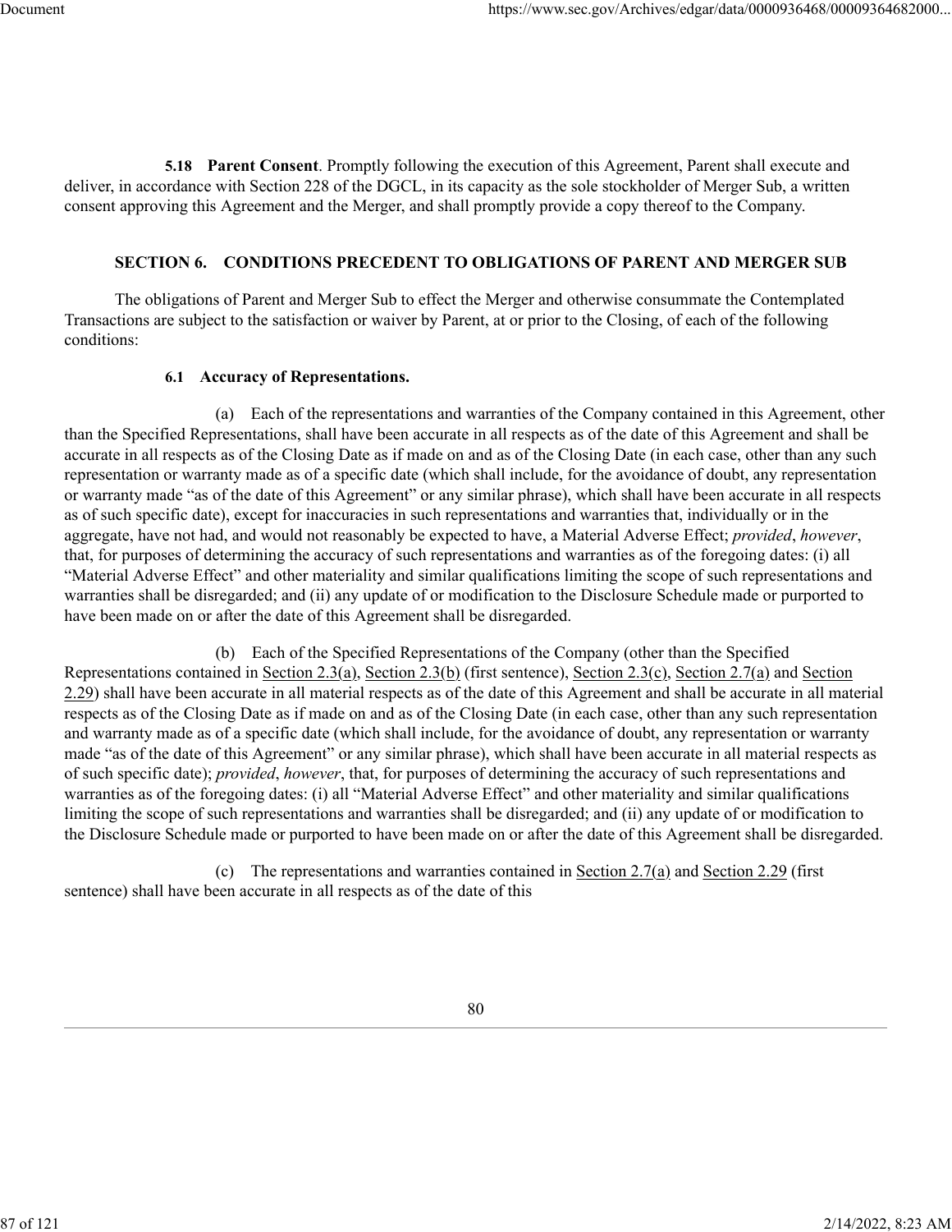**5.18 Parent Consent**. Promptly following the execution of this Agreement, Parent shall execute and deliver, in accordance with Section 228 of the DGCL, in its capacity as the sole stockholder of Merger Sub, a written consent approving this Agreement and the Merger, and shall promptly provide a copy thereof to the Company.

## SECTION 6. CONDITIONS PRECEDENT TO OBLIGATIONS OF PARENT AND MERGER SUB

The obligations of Parent and Merger Sub to effect the Merger and otherwise consummate the Contemplated Transactions are subject to the satisfaction or waiver by Parent, at or prior to the Closing, of each of the following conditions:

**6.1 Accuracy of Representations.**

(a) Each of the representations and warranties of the Company contained in this Agreement, other than the Specified Representations, shall have been accurate in all respects as of the date of this Agreement and shall be accurate in all respects as of the Closing Date as if made on and as of the Closing Date (in each case, other than any such representation or warranty made as of a specific date (which shall include, for the avoidance of doubt, any representation or warranty made "as of the date of this Agreement" or any similar phrase), which shall have been accurate in all respects as of such specific date), except for inaccuracies in such representations and warranties that, individually or in the aggregate, have not had, and would not reasonably be expected to have, a Material Adverse Effect; *provided*, *however*, that, for purposes of determining the accuracy of such representations and warranties as of the foregoing dates: (i) all "Material Adverse Effect" and other materiality and similar qualifications limiting the scope of such representations and warranties shall be disregarded; and (ii) any update of or modification to the Disclosure Schedule made or purported to have been made on or after the date of this Agreement shall be disregarded.

(b) Each of the Specified Representations of the Company (other than the Specified Representations contained in Section 2.3(a), Section 2.3(b) (first sentence), Section 2.3(c), Section 2.7(a) and Section 2.29) shall have been accurate in all material respects as of the date of this Agreement and shall be accurate in all material respects as of the Closing Date as if made on and as of the Closing Date (in each case, other than any such representation and warranty made as of a specific date (which shall include, for the avoidance of doubt, any representation or warranty made "as of the date of this Agreement" or any similar phrase), which shall have been accurate in all material respects as of such specific date); *provided*, *however*, that, for purposes of determining the accuracy of such representations and warranties as of the foregoing dates: (i) all "Material Adverse Effect" and other materiality and similar qualifications limiting the scope of such representations and warranties shall be disregarded; and (ii) any update of or modification to the Disclosure Schedule made or purported to have been made on or after the date of this Agreement shall be disregarded.

(c) The representations and warranties contained in Section 2.7(a) and Section 2.29 (first sentence) shall have been accurate in all respects as of the date of this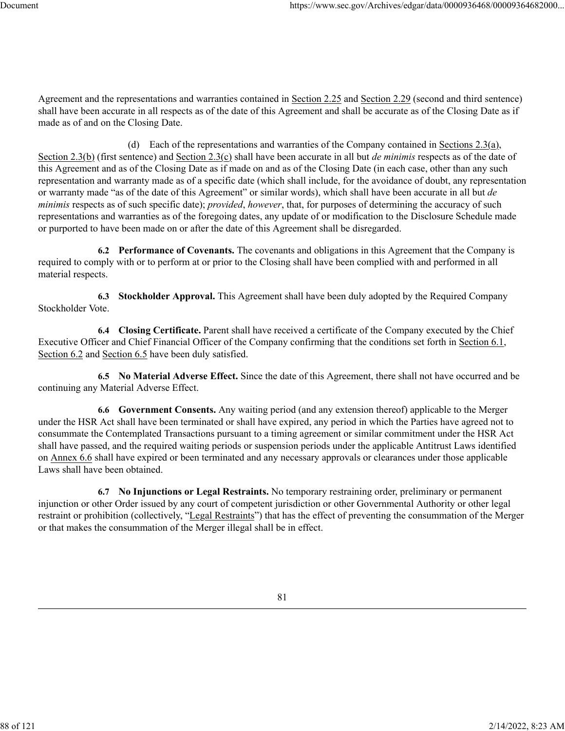Agreement and the representations and warranties contained in Section 2.25 and Section 2.29 (second and third sentence) shall have been accurate in all respects as of the date of this Agreement and shall be accurate as of the Closing Date as if made as of and on the Closing Date.

(d) Each of the representations and warranties of the Company contained in Sections 2.3(a), Section 2.3(b) (first sentence) and Section 2.3(c) shall have been accurate in all but *de minimis* respects as of the date of this Agreement and as of the Closing Date as if made on and as of the Closing Date (in each case, other than any such representation and warranty made as of a specific date (which shall include, for the avoidance of doubt, any representation or warranty made "as of the date of this Agreement" or similar words), which shall have been accurate in all but *de minimis* respects as of such specific date); *provided*, *however*, that, for purposes of determining the accuracy of such representations and warranties as of the foregoing dates, any update of or modification to the Disclosure Schedule made or purported to have been made on or after the date of this Agreement shall be disregarded.

**6.2 Performance of Covenants.** The covenants and obligations in this Agreement that the Company is required to comply with or to perform at or prior to the Closing shall have been complied with and performed in all material respects.

**6.3 Stockholder Approval.** This Agreement shall have been duly adopted by the Required Company Stockholder Vote.

**6.4 Closing Certificate.** Parent shall have received a certificate of the Company executed by the Chief Executive Officer and Chief Financial Officer of the Company confirming that the conditions set forth in Section 6.1, Section 6.2 and Section 6.5 have been duly satisfied.

**6.5 No Material Adverse Effect.** Since the date of this Agreement, there shall not have occurred and be continuing any Material Adverse Effect.

**6.6 Government Consents.** Any waiting period (and any extension thereof) applicable to the Merger under the HSR Act shall have been terminated or shall have expired, any period in which the Parties have agreed not to consummate the Contemplated Transactions pursuant to a timing agreement or similar commitment under the HSR Act shall have passed, and the required waiting periods or suspension periods under the applicable Antitrust Laws identified on Annex 6.6 shall have expired or been terminated and any necessary approvals or clearances under those applicable Laws shall have been obtained.

**6.7 No Injunctions or Legal Restraints.** No temporary restraining order, preliminary or permanent injunction or other Order issued by any court of competent jurisdiction or other Governmental Authority or other legal restraint or prohibition (collectively, "Legal Restraints") that has the effect of preventing the consummation of the Merger or that makes the consummation of the Merger illegal shall be in effect.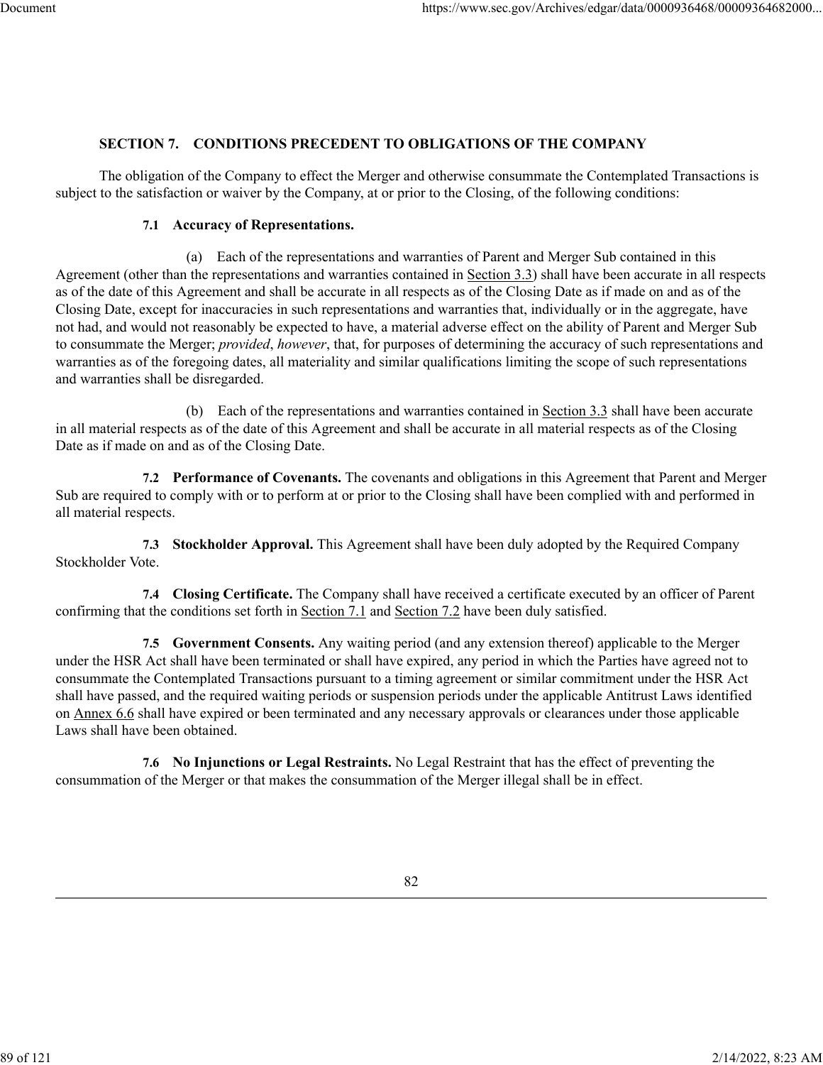## SECTION 7. CONDITIONS PRECEDENT TO OBLIGATIONS OF THE COMPANY

The obligation of the Company to effect the Merger and otherwise consummate the Contemplated Transactions is subject to the satisfaction or waiver by the Company, at or prior to the Closing, of the following conditions:

**7.1 Accuracy of Representations.**

(a) Each of the representations and warranties of Parent and Merger Sub contained in this Agreement (other than the representations and warranties contained in Section 3.3) shall have been accurate in all respects as of the date of this Agreement and shall be accurate in all respects as of the Closing Date as if made on and as of the Closing Date, except for inaccuracies in such representations and warranties that, individually or in the aggregate, have not had, and would not reasonably be expected to have, a material adverse effect on the ability of Parent and Merger Sub to consummate the Merger; *provided*, *however*, that, for purposes of determining the accuracy of such representations and warranties as of the foregoing dates, all materiality and similar qualifications limiting the scope of such representations and warranties shall be disregarded.

(b) Each of the representations and warranties contained in Section 3.3 shall have been accurate in all material respects as of the date of this Agreement and shall be accurate in all material respects as of the Closing Date as if made on and as of the Closing Date.

**7.2 Performance of Covenants.** The covenants and obligations in this Agreement that Parent and Merger Sub are required to comply with or to perform at or prior to the Closing shall have been complied with and performed in all material respects.

**7.3 Stockholder Approval.** This Agreement shall have been duly adopted by the Required Company Stockholder Vote.

**7.4 Closing Certificate.** The Company shall have received a certificate executed by an officer of Parent confirming that the conditions set forth in Section 7.1 and Section 7.2 have been duly satisfied.

**7.5 Government Consents.** Any waiting period (and any extension thereof) applicable to the Merger under the HSR Act shall have been terminated or shall have expired, any period in which the Parties have agreed not to consummate the Contemplated Transactions pursuant to a timing agreement or similar commitment under the HSR Act shall have passed, and the required waiting periods or suspension periods under the applicable Antitrust Laws identified on Annex 6.6 shall have expired or been terminated and any necessary approvals or clearances under those applicable Laws shall have been obtained.

**7.6 No Injunctions or Legal Restraints.** No Legal Restraint that has the effect of preventing the consummation of the Merger or that makes the consummation of the Merger illegal shall be in effect.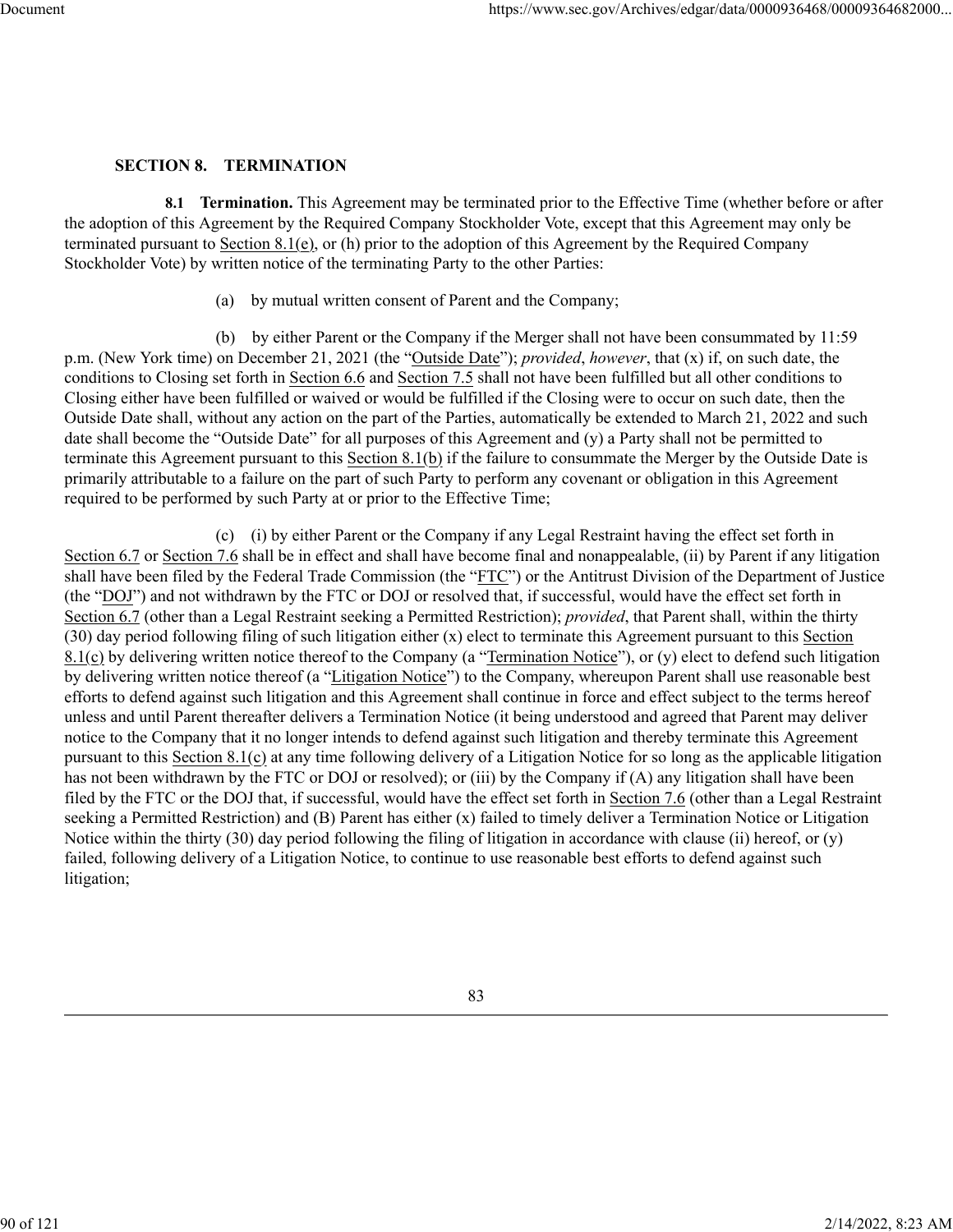## SECTION 8. TERMINATION

**8.1 Termination.** This Agreement may be terminated prior to the Effective Time (whether before or after the adoption of this Agreement by the Required Company Stockholder Vote, except that this Agreement may only be terminated pursuant to Section 8.1(e), or (h) prior to the adoption of this Agreement by the Required Company Stockholder Vote) by written notice of the terminating Party to the other Parties:

(a) by mutual written consent of Parent and the Company;

(b) by either Parent or the Company if the Merger shall not have been consummated by 11:59 p.m. (New York time) on December 21, 2021 (the "Outside Date"); *provided*, *however*, that (x) if, on such date, the conditions to Closing set forth in Section 6.6 and Section 7.5 shall not have been fulfilled but all other conditions to Closing either have been fulfilled or waived or would be fulfilled if the Closing were to occur on such date, then the Outside Date shall, without any action on the part of the Parties, automatically be extended to March 21, 2022 and such date shall become the "Outside Date" for all purposes of this Agreement and (y) a Party shall not be permitted to terminate this Agreement pursuant to this Section 8.1(b) if the failure to consummate the Merger by the Outside Date is primarily attributable to a failure on the part of such Party to perform any covenant or obligation in this Agreement required to be performed by such Party at or prior to the Effective Time;

(c) (i) by either Parent or the Company if any Legal Restraint having the effect set forth in Section 6.7 or Section 7.6 shall be in effect and shall have become final and nonappealable, (ii) by Parent if any litigation shall have been filed by the Federal Trade Commission (the "FTC") or the Antitrust Division of the Department of Justice (the "DOJ") and not withdrawn by the FTC or DOJ or resolved that, if successful, would have the effect set forth in Section 6.7 (other than a Legal Restraint seeking a Permitted Restriction); *provided*, that Parent shall, within the thirty (30) day period following filing of such litigation either (x) elect to terminate this Agreement pursuant to this Section 8.1(c) by delivering written notice thereof to the Company (a "Termination Notice"), or (y) elect to defend such litigation by delivering written notice thereof (a "Litigation Notice") to the Company, whereupon Parent shall use reasonable best efforts to defend against such litigation and this Agreement shall continue in force and effect subject to the terms hereof unless and until Parent thereafter delivers a Termination Notice (it being understood and agreed that Parent may deliver notice to the Company that it no longer intends to defend against such litigation and thereby terminate this Agreement pursuant to this Section 8.1(c) at any time following delivery of a Litigation Notice for so long as the applicable litigation has not been withdrawn by the FTC or DOJ or resolved); or (iii) by the Company if (A) any litigation shall have been filed by the FTC or the DOJ that, if successful, would have the effect set forth in Section 7.6 (other than a Legal Restraint seeking a Permitted Restriction) and (B) Parent has either (x) failed to timely deliver a Termination Notice or Litigation Notice within the thirty (30) day period following the filing of litigation in accordance with clause (ii) hereof, or (y) failed, following delivery of a Litigation Notice, to continue to use reasonable best efforts to defend against such litigation;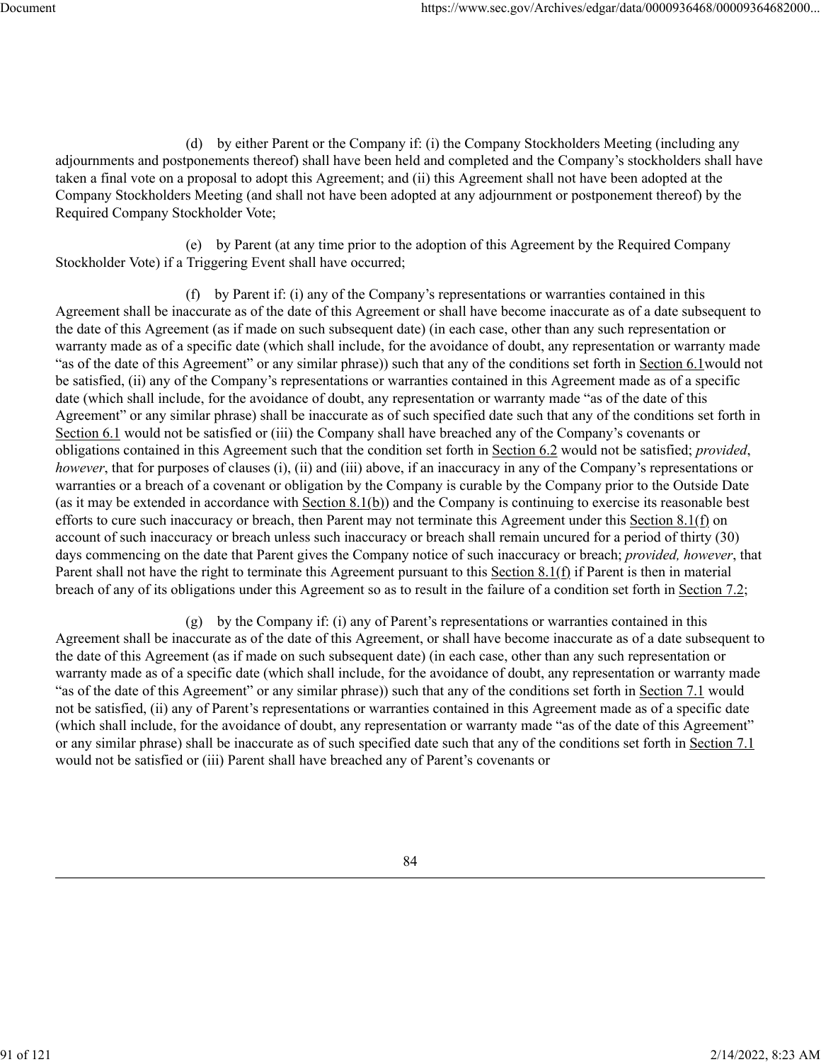(d) by either Parent or the Company if: (i) the Company Stockholders Meeting (including any adjournments and postponements thereof) shall have been held and completed and the Company's stockholders shall have taken a final vote on a proposal to adopt this Agreement; and (ii) this Agreement shall not have been adopted at the Company Stockholders Meeting (and shall not have been adopted at any adjournment or postponement thereof) by the Required Company Stockholder Vote;

(e) by Parent (at any time prior to the adoption of this Agreement by the Required Company Stockholder Vote) if a Triggering Event shall have occurred;

(f) by Parent if: (i) any of the Company's representations or warranties contained in this Agreement shall be inaccurate as of the date of this Agreement or shall have become inaccurate as of a date subsequent to the date of this Agreement (as if made on such subsequent date) (in each case, other than any such representation or warranty made as of a specific date (which shall include, for the avoidance of doubt, any representation or warranty made "as of the date of this Agreement" or any similar phrase)) such that any of the conditions set forth in Section 6.1would not be satisfied, (ii) any of the Company's representations or warranties contained in this Agreement made as of a specific date (which shall include, for the avoidance of doubt, any representation or warranty made "as of the date of this Agreement" or any similar phrase) shall be inaccurate as of such specified date such that any of the conditions set forth in Section 6.1 would not be satisfied or (iii) the Company shall have breached any of the Company's covenants or obligations contained in this Agreement such that the condition set forth in Section 6.2 would not be satisfied; *provided*, *however*, that for purposes of clauses (i), (ii) and (iii) above, if an inaccuracy in any of the Company's representations or warranties or a breach of a covenant or obligation by the Company is curable by the Company prior to the Outside Date (as it may be extended in accordance with Section 8.1(b)) and the Company is continuing to exercise its reasonable best efforts to cure such inaccuracy or breach, then Parent may not terminate this Agreement under this Section 8.1(f) on account of such inaccuracy or breach unless such inaccuracy or breach shall remain uncured for a period of thirty (30) days commencing on the date that Parent gives the Company notice of such inaccuracy or breach; *provided, however*, that Parent shall not have the right to terminate this Agreement pursuant to this Section 8.1(f) if Parent is then in material breach of any of its obligations under this Agreement so as to result in the failure of a condition set forth in Section 7.2;

(g) by the Company if: (i) any of Parent's representations or warranties contained in this Agreement shall be inaccurate as of the date of this Agreement, or shall have become inaccurate as of a date subsequent to the date of this Agreement (as if made on such subsequent date) (in each case, other than any such representation or warranty made as of a specific date (which shall include, for the avoidance of doubt, any representation or warranty made "as of the date of this Agreement" or any similar phrase)) such that any of the conditions set forth in Section 7.1 would not be satisfied, (ii) any of Parent's representations or warranties contained in this Agreement made as of a specific date (which shall include, for the avoidance of doubt, any representation or warranty made "as of the date of this Agreement" or any similar phrase) shall be inaccurate as of such specified date such that any of the conditions set forth in Section 7.1 would not be satisfied or (iii) Parent shall have breached any of Parent's covenants or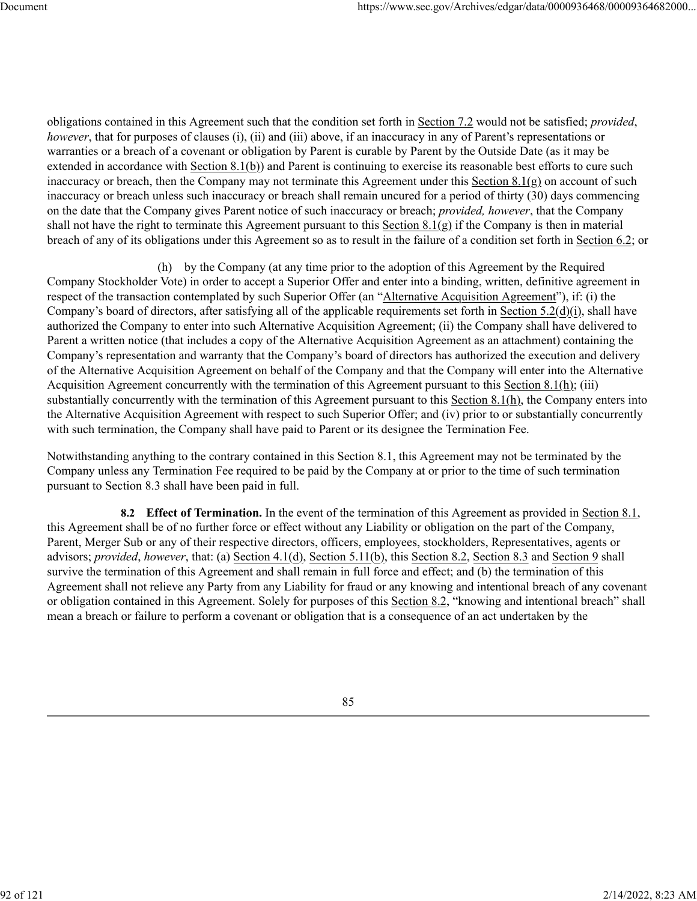obligations contained in this Agreement such that the condition set forth in Section 7.2 would not be satisfied; *provided*, *however*, that for purposes of clauses (i), (ii) and (iii) above, if an inaccuracy in any of Parent's representations or warranties or a breach of a covenant or obligation by Parent is curable by Parent by the Outside Date (as it may be extended in accordance with Section 8.1(b)) and Parent is continuing to exercise its reasonable best efforts to cure such inaccuracy or breach, then the Company may not terminate this Agreement under this Section 8.1(g) on account of such inaccuracy or breach unless such inaccuracy or breach shall remain uncured for a period of thirty (30) days commencing on the date that the Company gives Parent notice of such inaccuracy or breach; *provided, however*, that the Company shall not have the right to terminate this Agreement pursuant to this Section 8.1(g) if the Company is then in material breach of any of its obligations under this Agreement so as to result in the failure of a condition set forth in Section 6.2; or

(h) by the Company (at any time prior to the adoption of this Agreement by the Required Company Stockholder Vote) in order to accept a Superior Offer and enter into a binding, written, definitive agreement in respect of the transaction contemplated by such Superior Offer (an "Alternative Acquisition Agreement"), if: (i) the Company's board of directors, after satisfying all of the applicable requirements set forth in Section 5.2(d)(i), shall have authorized the Company to enter into such Alternative Acquisition Agreement; (ii) the Company shall have delivered to Parent a written notice (that includes a copy of the Alternative Acquisition Agreement as an attachment) containing the Company's representation and warranty that the Company's board of directors has authorized the execution and delivery of the Alternative Acquisition Agreement on behalf of the Company and that the Company will enter into the Alternative Acquisition Agreement concurrently with the termination of this Agreement pursuant to this Section 8.1(h); (iii) substantially concurrently with the termination of this Agreement pursuant to this Section 8.1(h), the Company enters into the Alternative Acquisition Agreement with respect to such Superior Offer; and (iv) prior to or substantially concurrently with such termination, the Company shall have paid to Parent or its designee the Termination Fee.

Notwithstanding anything to the contrary contained in this Section 8.1, this Agreement may not be terminated by the Company unless any Termination Fee required to be paid by the Company at or prior to the time of such termination pursuant to Section 8.3 shall have been paid in full.

**8.2 Effect of Termination.** In the event of the termination of this Agreement as provided in Section 8.1, this Agreement shall be of no further force or effect without any Liability or obligation on the part of the Company, Parent, Merger Sub or any of their respective directors, officers, employees, stockholders, Representatives, agents or advisors; *provided*, *however*, that: (a) Section 4.1(d), Section 5.11(b), this Section 8.2, Section 8.3 and Section 9 shall survive the termination of this Agreement and shall remain in full force and effect; and (b) the termination of this Agreement shall not relieve any Party from any Liability for fraud or any knowing and intentional breach of any covenant or obligation contained in this Agreement. Solely for purposes of this Section 8.2, "knowing and intentional breach" shall mean a breach or failure to perform a covenant or obligation that is a consequence of an act undertaken by the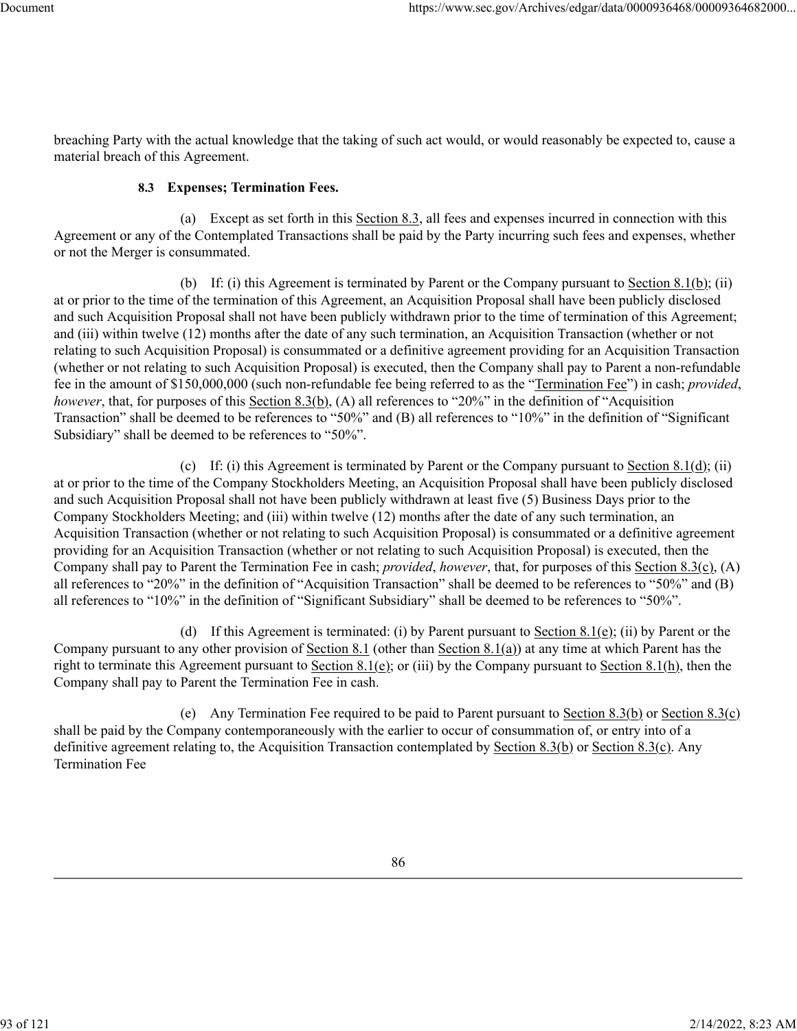breaching Party with the actual knowledge that the taking of such act would, or would reasonably be expected to, cause a material breach of this Agreement.

**8.3 Expenses; Termination Fees.**

(a) Except as set forth in this Section 8.3, all fees and expenses incurred in connection with this Agreement or any of the Contemplated Transactions shall be paid by the Party incurring such fees and expenses, whether or not the Merger is consummated.

(b) If: (i) this Agreement is terminated by Parent or the Company pursuant to Section 8.1(b); (ii) at or prior to the time of the termination of this Agreement, an Acquisition Proposal shall have been publicly disclosed and such Acquisition Proposal shall not have been publicly withdrawn prior to the time of termination of this Agreement; and (iii) within twelve (12) months after the date of any such termination, an Acquisition Transaction (whether or not relating to such Acquisition Proposal) is consummated or a definitive agreement providing for an Acquisition Transaction (whether or not relating to such Acquisition Proposal) is executed, then the Company shall pay to Parent a non-refundable fee in the amount of $150,000,000 (such non-refundable fee being referred to as the "Termination Fee") in cash; *provided*, *however*, that, for purposes of this Section 8.3(b), (A) all references to "20%" in the definition of "Acquisition Transaction" shall be deemed to be references to "50%" and (B) all references to "10%" in the definition of "Significant Subsidiary" shall be deemed to be references to "50%".

(c) If: (i) this Agreement is terminated by Parent or the Company pursuant to Section 8.1(d); (ii) at or prior to the time of the Company Stockholders Meeting, an Acquisition Proposal shall have been publicly disclosed and such Acquisition Proposal shall not have been publicly withdrawn at least five (5) Business Days prior to the Company Stockholders Meeting; and (iii) within twelve (12) months after the date of any such termination, an Acquisition Transaction (whether or not relating to such Acquisition Proposal) is consummated or a definitive agreement providing for an Acquisition Transaction (whether or not relating to such Acquisition Proposal) is executed, then the Company shall pay to Parent the Termination Fee in cash; *provided*, *however*, that, for purposes of this Section 8.3(c), (A) all references to "20%" in the definition of "Acquisition Transaction" shall be deemed to be references to "50%" and (B) all references to "10%" in the definition of "Significant Subsidiary" shall be deemed to be references to "50%".

(d) If this Agreement is terminated: (i) by Parent pursuant to Section 8.1(e); (ii) by Parent or the Company pursuant to any other provision of Section 8.1 (other than Section 8.1(a)) at any time at which Parent has the right to terminate this Agreement pursuant to Section 8.1(e); or (iii) by the Company pursuant to Section 8.1(h), then the Company shall pay to Parent the Termination Fee in cash.

(e) Any Termination Fee required to be paid to Parent pursuant to Section 8.3(b) or Section 8.3(c) shall be paid by the Company contemporaneously with the earlier to occur of consummation of, or entry into of a definitive agreement relating to, the Acquisition Transaction contemplated by Section 8.3(b) or Section 8.3(c). Any Termination Fee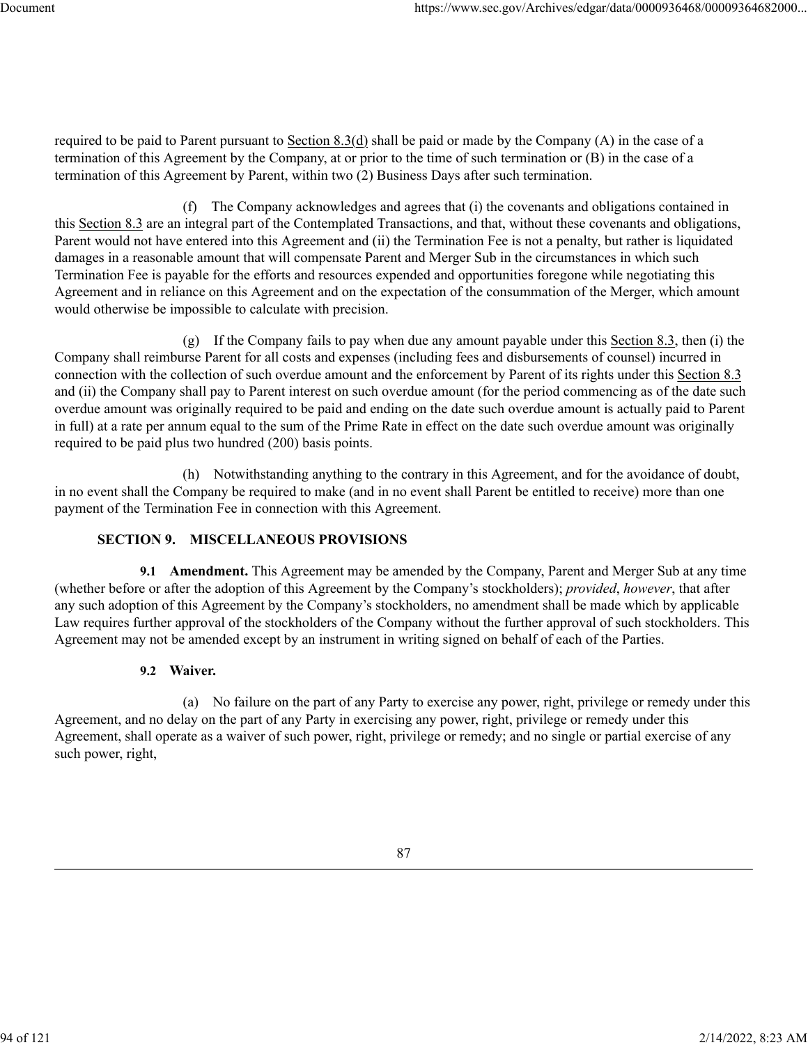required to be paid to Parent pursuant to Section 8.3(d) shall be paid or made by the Company (A) in the case of a termination of this Agreement by the Company, at or prior to the time of such termination or (B) in the case of a termination of this Agreement by Parent, within two (2) Business Days after such termination.

(f) The Company acknowledges and agrees that (i) the covenants and obligations contained in this Section 8.3 are an integral part of the Contemplated Transactions, and that, without these covenants and obligations, Parent would not have entered into this Agreement and (ii) the Termination Fee is not a penalty, but rather is liquidated damages in a reasonable amount that will compensate Parent and Merger Sub in the circumstances in which such Termination Fee is payable for the efforts and resources expended and opportunities foregone while negotiating this Agreement and in reliance on this Agreement and on the expectation of the consummation of the Merger, which amount would otherwise be impossible to calculate with precision.

(g) If the Company fails to pay when due any amount payable under this Section 8.3, then (i) the Company shall reimburse Parent for all costs and expenses (including fees and disbursements of counsel) incurred in connection with the collection of such overdue amount and the enforcement by Parent of its rights under this Section 8.3 and (ii) the Company shall pay to Parent interest on such overdue amount (for the period commencing as of the date such overdue amount was originally required to be paid and ending on the date such overdue amount is actually paid to Parent in full) at a rate per annum equal to the sum of the Prime Rate in effect on the date such overdue amount was originally required to be paid plus two hundred (200) basis points.

(h) Notwithstanding anything to the contrary in this Agreement, and for the avoidance of doubt, in no event shall the Company be required to make (and in no event shall Parent be entitled to receive) more than one payment of the Termination Fee in connection with this Agreement.

## SECTION 9. MISCELLANEOUS PROVISIONS

**9.1 Amendment.** This Agreement may be amended by the Company, Parent and Merger Sub at any time (whether before or after the adoption of this Agreement by the Company's stockholders); *provided*, *however*, that after any such adoption of this Agreement by the Company's stockholders, no amendment shall be made which by applicable Law requires further approval of the stockholders of the Company without the further approval of such stockholders. This Agreement may not be amended except by an instrument in writing signed on behalf of each of the Parties.

**9.2 Waiver.**

(a) No failure on the part of any Party to exercise any power, right, privilege or remedy under this Agreement, and no delay on the part of any Party in exercising any power, right, privilege or remedy under this Agreement, shall operate as a waiver of such power, right, privilege or remedy; and no single or partial exercise of any such power, right,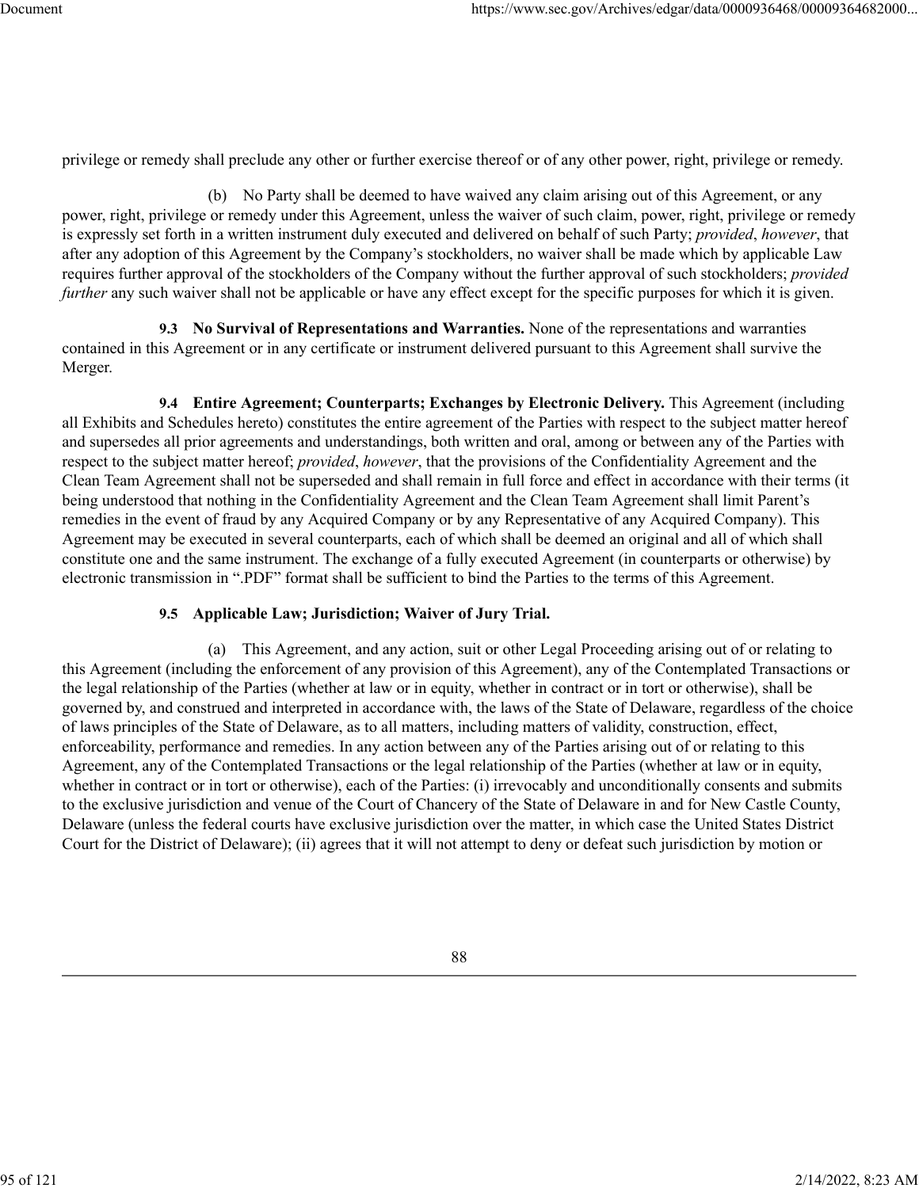privilege or remedy shall preclude any other or further exercise thereof or of any other power, right, privilege or remedy.

(b) No Party shall be deemed to have waived any claim arising out of this Agreement, or any power, right, privilege or remedy under this Agreement, unless the waiver of such claim, power, right, privilege or remedy is expressly set forth in a written instrument duly executed and delivered on behalf of such Party; *provided*, *however*, that after any adoption of this Agreement by the Company's stockholders, no waiver shall be made which by applicable Law requires further approval of the stockholders of the Company without the further approval of such stockholders; *provided further* any such waiver shall not be applicable or have any effect except for the specific purposes for which it is given.

**9.3 No Survival of Representations and Warranties.** None of the representations and warranties contained in this Agreement or in any certificate or instrument delivered pursuant to this Agreement shall survive the Merger.

**9.4 Entire Agreement; Counterparts; Exchanges by Electronic Delivery.** This Agreement (including all Exhibits and Schedules hereto) constitutes the entire agreement of the Parties with respect to the subject matter hereof and supersedes all prior agreements and understandings, both written and oral, among or between any of the Parties with respect to the subject matter hereof; *provided*, *however*, that the provisions of the Confidentiality Agreement and the Clean Team Agreement shall not be superseded and shall remain in full force and effect in accordance with their terms (it being understood that nothing in the Confidentiality Agreement and the Clean Team Agreement shall limit Parent's remedies in the event of fraud by any Acquired Company or by any Representative of any Acquired Company). This Agreement may be executed in several counterparts, each of which shall be deemed an original and all of which shall constitute one and the same instrument. The exchange of a fully executed Agreement (in counterparts or otherwise) by electronic transmission in ".PDF" format shall be sufficient to bind the Parties to the terms of this Agreement.

**9.5 Applicable Law; Jurisdiction; Waiver of Jury Trial.**

(a) This Agreement, and any action, suit or other Legal Proceeding arising out of or relating to this Agreement (including the enforcement of any provision of this Agreement), any of the Contemplated Transactions or the legal relationship of the Parties (whether at law or in equity, whether in contract or in tort or otherwise), shall be governed by, and construed and interpreted in accordance with, the laws of the State of Delaware, regardless of the choice of laws principles of the State of Delaware, as to all matters, including matters of validity, construction, effect, enforceability, performance and remedies. In any action between any of the Parties arising out of or relating to this Agreement, any of the Contemplated Transactions or the legal relationship of the Parties (whether at law or in equity, whether in contract or in tort or otherwise), each of the Parties: (i) irrevocably and unconditionally consents and submits to the exclusive jurisdiction and venue of the Court of Chancery of the State of Delaware in and for New Castle County, Delaware (unless the federal courts have exclusive jurisdiction over the matter, in which case the United States District Court for the District of Delaware); (ii) agrees that it will not attempt to deny or defeat such jurisdiction by motion or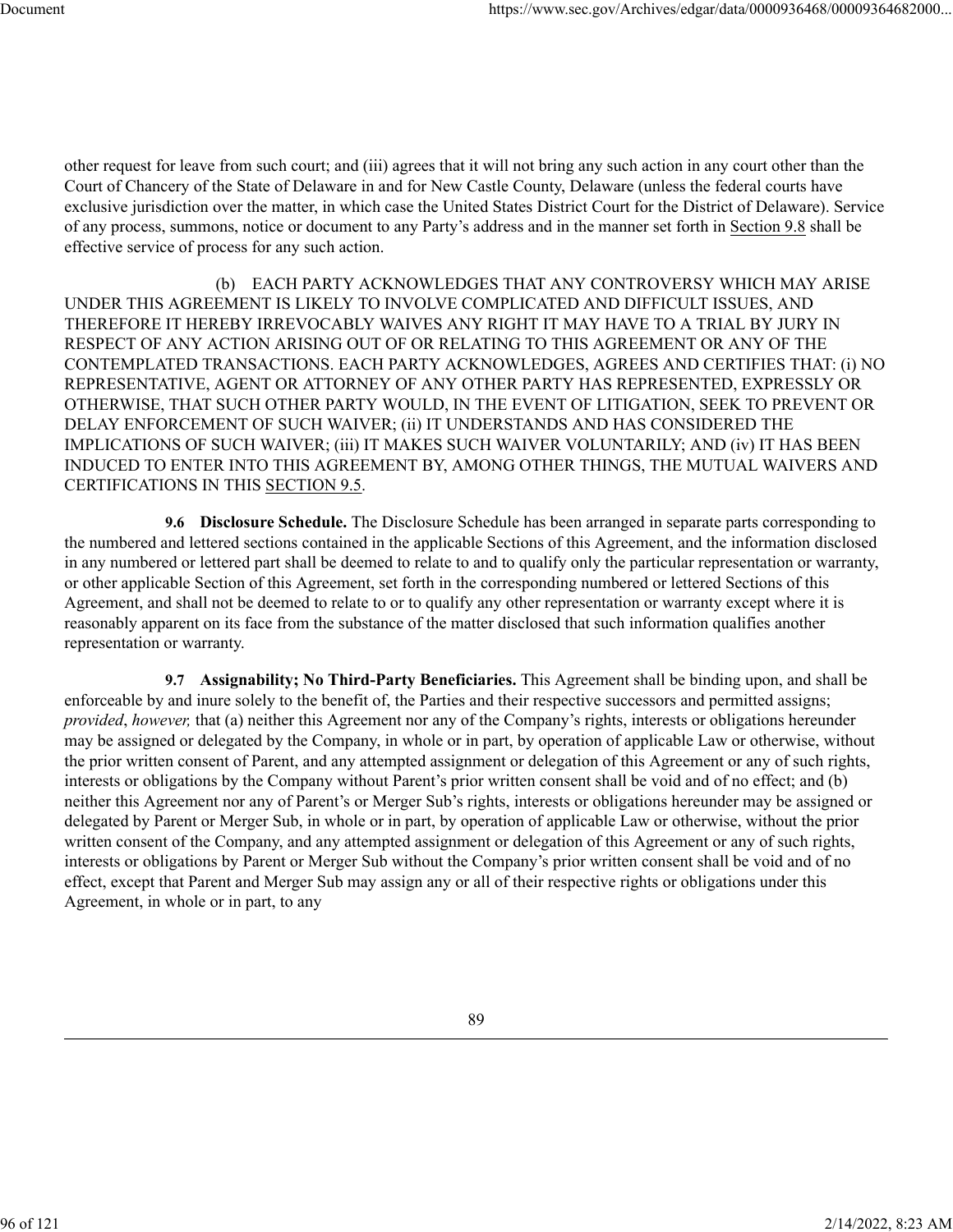other request for leave from such court; and (iii) agrees that it will not bring any such action in any court other than the Court of Chancery of the State of Delaware in and for New Castle County, Delaware (unless the federal courts have exclusive jurisdiction over the matter, in which case the United States District Court for the District of Delaware). Service of any process, summons, notice or document to any Party's address and in the manner set forth in Section 9.8 shall be effective service of process for any such action.

(b) EACH PARTY ACKNOWLEDGES THAT ANY CONTROVERSY WHICH MAY ARISE UNDER THIS AGREEMENT IS LIKELY TO INVOLVE COMPLICATED AND DIFFICULT ISSUES, AND THEREFORE IT HEREBY IRREVOCABLY WAIVES ANY RIGHT IT MAY HAVE TO A TRIAL BY JURY IN RESPECT OF ANY ACTION ARISING OUT OF OR RELATING TO THIS AGREEMENT OR ANY OF THE CONTEMPLATED TRANSACTIONS. EACH PARTY ACKNOWLEDGES, AGREES AND CERTIFIES THAT: (i) NO REPRESENTATIVE, AGENT OR ATTORNEY OF ANY OTHER PARTY HAS REPRESENTED, EXPRESSLY OR OTHERWISE, THAT SUCH OTHER PARTY WOULD, IN THE EVENT OF LITIGATION, SEEK TO PREVENT OR DELAY ENFORCEMENT OF SUCH WAIVER; (ii) IT UNDERSTANDS AND HAS CONSIDERED THE IMPLICATIONS OF SUCH WAIVER; (iii) IT MAKES SUCH WAIVER VOLUNTARILY; AND (iv) IT HAS BEEN INDUCED TO ENTER INTO THIS AGREEMENT BY, AMONG OTHER THINGS, THE MUTUAL WAIVERS AND CERTIFICATIONS IN THIS SECTION 9.5.

**9.6 Disclosure Schedule.** The Disclosure Schedule has been arranged in separate parts corresponding to the numbered and lettered sections contained in the applicable Sections of this Agreement, and the information disclosed in any numbered or lettered part shall be deemed to relate to and to qualify only the particular representation or warranty, or other applicable Section of this Agreement, set forth in the corresponding numbered or lettered Sections of this Agreement, and shall not be deemed to relate to or to qualify any other representation or warranty except where it is reasonably apparent on its face from the substance of the matter disclosed that such information qualifies another representation or warranty.

**9.7 Assignability; No Third-Party Beneficiaries.** This Agreement shall be binding upon, and shall be enforceable by and inure solely to the benefit of, the Parties and their respective successors and permitted assigns; *provided*, *however,* that (a) neither this Agreement nor any of the Company's rights, interests or obligations hereunder may be assigned or delegated by the Company, in whole or in part, by operation of applicable Law or otherwise, without the prior written consent of Parent, and any attempted assignment or delegation of this Agreement or any of such rights, interests or obligations by the Company without Parent's prior written consent shall be void and of no effect; and (b) neither this Agreement nor any of Parent's or Merger Sub's rights, interests or obligations hereunder may be assigned or delegated by Parent or Merger Sub, in whole or in part, by operation of applicable Law or otherwise, without the prior written consent of the Company, and any attempted assignment or delegation of this Agreement or any of such rights, interests or obligations by Parent or Merger Sub without the Company's prior written consent shall be void and of no effect, except that Parent and Merger Sub may assign any or all of their respective rights or obligations under this Agreement, in whole or in part, to any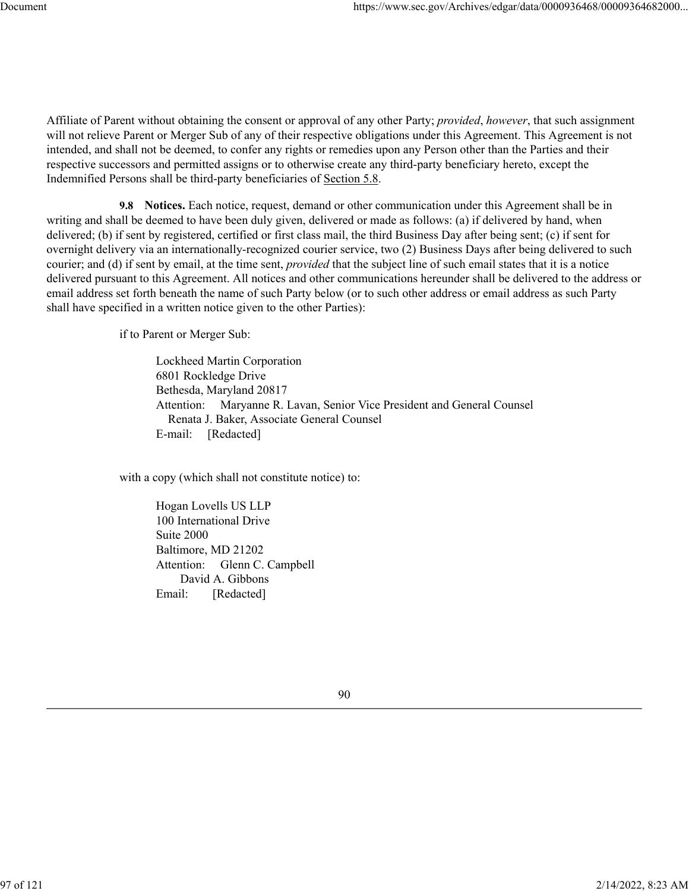Affiliate of Parent without obtaining the consent or approval of any other Party; *provided*, *however*, that such assignment will not relieve Parent or Merger Sub of any of their respective obligations under this Agreement. This Agreement is not intended, and shall not be deemed, to confer any rights or remedies upon any Person other than the Parties and their respective successors and permitted assigns or to otherwise create any third-party beneficiary hereto, except the Indemnified Persons shall be third-party beneficiaries of Section 5.8.

**9.8 Notices.** Each notice, request, demand or other communication under this Agreement shall be in writing and shall be deemed to have been duly given, delivered or made as follows: (a) if delivered by hand, when delivered; (b) if sent by registered, certified or first class mail, the third Business Day after being sent; (c) if sent for overnight delivery via an internationally-recognized courier service, two (2) Business Days after being delivered to such courier; and (d) if sent by email, at the time sent, *provided* that the subject line of such email states that it is a notice delivered pursuant to this Agreement. All notices and other communications hereunder shall be delivered to the address or email address set forth beneath the name of such Party below (or to such other address or email address as such Party shall have specified in a written notice given to the other Parties):

if to Parent or Merger Sub:

Lockheed Martin Corporation
6801 Rockledge Drive
Bethesda, Maryland 20817
Attention: Maryanne R. Lavan, Senior Vice President and General Counsel
Renata J. Baker, Associate General Counsel
E-mail: [Redacted]

with a copy (which shall not constitute notice) to:

Hogan Lovells US LLP
100 International Drive
Suite 2000
Baltimore, MD 21202
Attention: Glenn C. Campbell
David A. Gibbons
Email: [Redacted]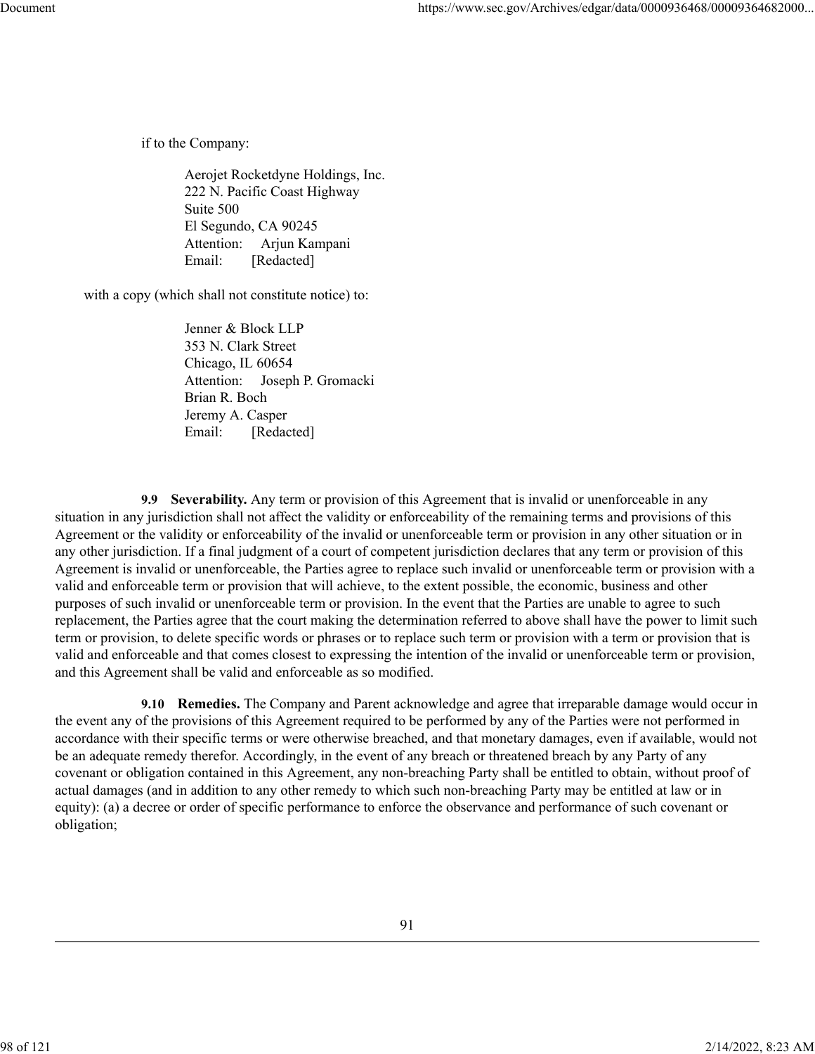if to the Company:

Aerojet Rocketdyne Holdings, Inc.
222 N. Pacific Coast Highway
Suite 500
El Segundo, CA 90245
Attention: Arjun Kampani
Email: [Redacted]

with a copy (which shall not constitute notice) to:

Jenner & Block LLP
353 N. Clark Street
Chicago, IL 60654
Attention: Joseph P. Gromacki
Brian R. Boch
Jeremy A. Casper
Email: [Redacted]

**9.9 Severability.** Any term or provision of this Agreement that is invalid or unenforceable in any situation in any jurisdiction shall not affect the validity or enforceability of the remaining terms and provisions of this Agreement or the validity or enforceability of the invalid or unenforceable term or provision in any other situation or in any other jurisdiction. If a final judgment of a court of competent jurisdiction declares that any term or provision of this Agreement is invalid or unenforceable, the Parties agree to replace such invalid or unenforceable term or provision with a valid and enforceable term or provision that will achieve, to the extent possible, the economic, business and other purposes of such invalid or unenforceable term or provision. In the event that the Parties are unable to agree to such replacement, the Parties agree that the court making the determination referred to above shall have the power to limit such term or provision, to delete specific words or phrases or to replace such term or provision with a term or provision that is valid and enforceable and that comes closest to expressing the intention of the invalid or unenforceable term or provision, and this Agreement shall be valid and enforceable as so modified.

**9.10 Remedies.** The Company and Parent acknowledge and agree that irreparable damage would occur in the event any of the provisions of this Agreement required to be performed by any of the Parties were not performed in accordance with their specific terms or were otherwise breached, and that monetary damages, even if available, would not be an adequate remedy therefor. Accordingly, in the event of any breach or threatened breach by any Party of any covenant or obligation contained in this Agreement, any non-breaching Party shall be entitled to obtain, without proof of actual damages (and in addition to any other remedy to which such non-breaching Party may be entitled at law or in equity): (a) a decree or order of specific performance to enforce the observance and performance of such covenant or obligation;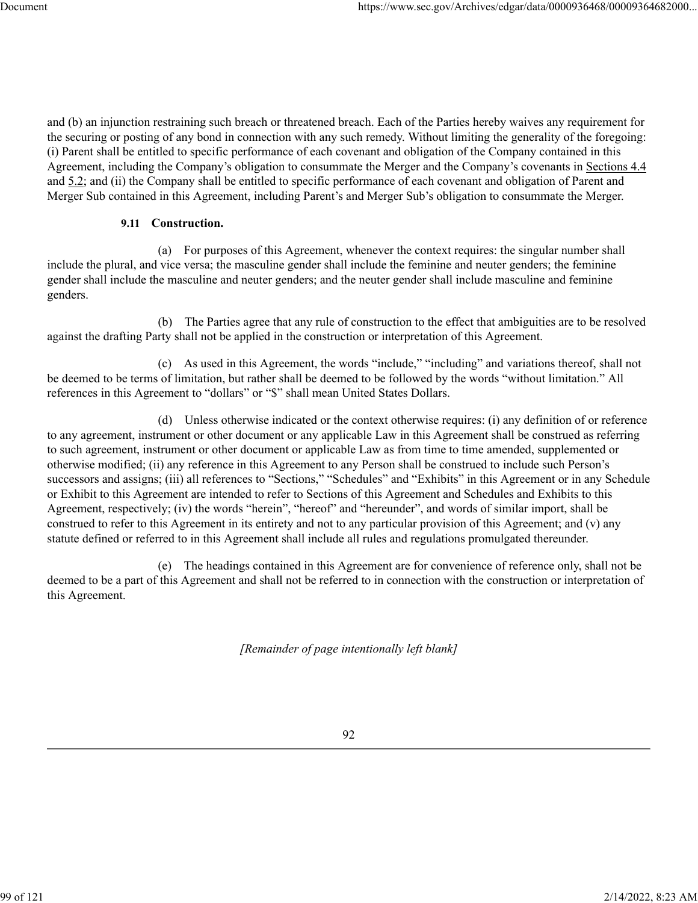and (b) an injunction restraining such breach or threatened breach. Each of the Parties hereby waives any requirement for the securing or posting of any bond in connection with any such remedy. Without limiting the generality of the foregoing: (i) Parent shall be entitled to specific performance of each covenant and obligation of the Company contained in this Agreement, including the Company's obligation to consummate the Merger and the Company's covenants in Sections 4.4 and 5.2; and (ii) the Company shall be entitled to specific performance of each covenant and obligation of Parent and Merger Sub contained in this Agreement, including Parent's and Merger Sub's obligation to consummate the Merger.

**9.11 Construction.**

(a) For purposes of this Agreement, whenever the context requires: the singular number shall include the plural, and vice versa; the masculine gender shall include the feminine and neuter genders; the feminine gender shall include the masculine and neuter genders; and the neuter gender shall include masculine and feminine genders.

(b) The Parties agree that any rule of construction to the effect that ambiguities are to be resolved against the drafting Party shall not be applied in the construction or interpretation of this Agreement.

(c) As used in this Agreement, the words "include," "including" and variations thereof, shall not be deemed to be terms of limitation, but rather shall be deemed to be followed by the words "without limitation." All references in this Agreement to "dollars" or "$" shall mean United States Dollars.

(d) Unless otherwise indicated or the context otherwise requires: (i) any definition of or reference to any agreement, instrument or other document or any applicable Law in this Agreement shall be construed as referring to such agreement, instrument or other document or applicable Law as from time to time amended, supplemented or otherwise modified; (ii) any reference in this Agreement to any Person shall be construed to include such Person's successors and assigns; (iii) all references to "Sections," "Schedules" and "Exhibits" in this Agreement or in any Schedule or Exhibit to this Agreement are intended to refer to Sections of this Agreement and Schedules and Exhibits to this Agreement, respectively; (iv) the words "herein", "hereof" and "hereunder", and words of similar import, shall be construed to refer to this Agreement in its entirety and not to any particular provision of this Agreement; and (v) any statute defined or referred to in this Agreement shall include all rules and regulations promulgated thereunder.

(e) The headings contained in this Agreement are for convenience of reference only, shall not be deemed to be a part of this Agreement and shall not be referred to in connection with the construction or interpretation of this Agreement.

*[Remainder of page intentionally left blank]*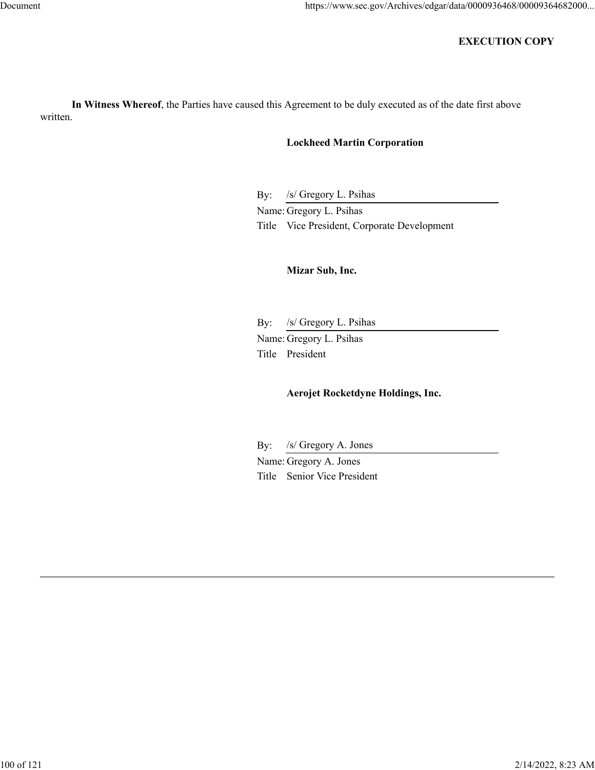**EXECUTION COPY**

**In Witness Whereof**, the Parties have caused this Agreement to be duly executed as of the date first above written.

**Lockheed Martin Corporation**

By: /s/ Gregory L. Psihas
Name: Gregory L. Psihas
Title Vice President, Corporate Development

**Mizar Sub, Inc.**

By: /s/ Gregory L. Psihas
Name: Gregory L. Psihas
Title President

**Aerojet Rocketdyne Holdings, Inc.**

By: /s/ Gregory A. Jones
Name: Gregory A. Jones
Title Senior Vice President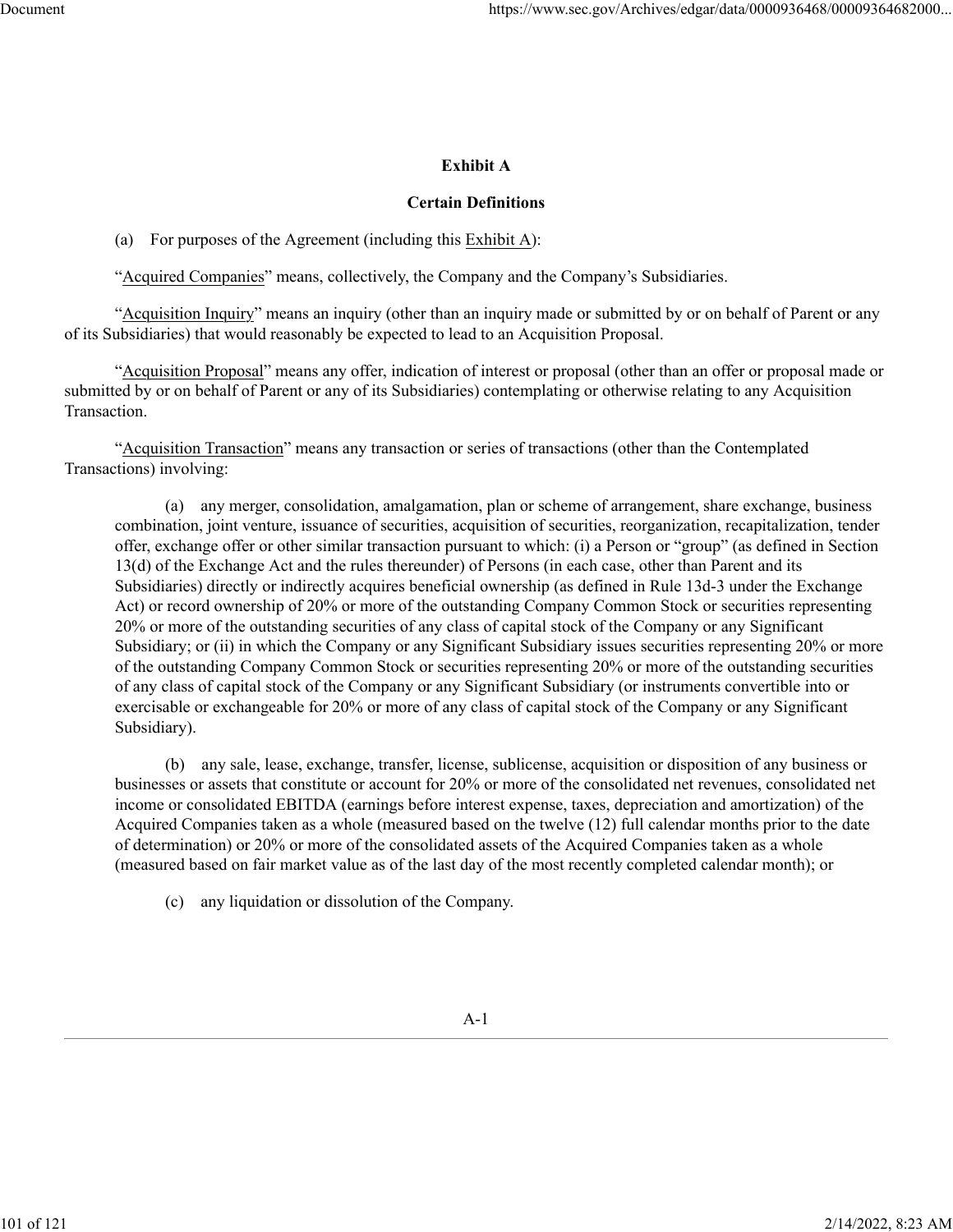**Exhibit A**

**Certain Definitions**

(a) For purposes of the Agreement (including this Exhibit A):

"Acquired Companies" means, collectively, the Company and the Company's Subsidiaries.

"Acquisition Inquiry" means an inquiry (other than an inquiry made or submitted by or on behalf of Parent or any of its Subsidiaries) that would reasonably be expected to lead to an Acquisition Proposal.

"Acquisition Proposal" means any offer, indication of interest or proposal (other than an offer or proposal made or submitted by or on behalf of Parent or any of its Subsidiaries) contemplating or otherwise relating to any Acquisition Transaction.

"Acquisition Transaction" means any transaction or series of transactions (other than the Contemplated Transactions) involving:

(a) any merger, consolidation, amalgamation, plan or scheme of arrangement, share exchange, business combination, joint venture, issuance of securities, acquisition of securities, reorganization, recapitalization, tender offer, exchange offer or other similar transaction pursuant to which: (i) a Person or "group" (as defined in Section 13(d) of the Exchange Act and the rules thereunder) of Persons (in each case, other than Parent and its Subsidiaries) directly or indirectly acquires beneficial ownership (as defined in Rule 13d-3 under the Exchange Act) or record ownership of 20% or more of the outstanding Company Common Stock or securities representing 20% or more of the outstanding securities of any class of capital stock of the Company or any Significant Subsidiary; or (ii) in which the Company or any Significant Subsidiary issues securities representing 20% or more of the outstanding Company Common Stock or securities representing 20% or more of the outstanding securities of any class of capital stock of the Company or any Significant Subsidiary (or instruments convertible into or exercisable or exchangeable for 20% or more of any class of capital stock of the Company or any Significant Subsidiary).

(b) any sale, lease, exchange, transfer, license, sublicense, acquisition or disposition of any business or businesses or assets that constitute or account for 20% or more of the consolidated net revenues, consolidated net income or consolidated EBITDA (earnings before interest expense, taxes, depreciation and amortization) of the Acquired Companies taken as a whole (measured based on the twelve (12) full calendar months prior to the date of determination) or 20% or more of the consolidated assets of the Acquired Companies taken as a whole (measured based on fair market value as of the last day of the most recently completed calendar month); or

(c) any liquidation or dissolution of the Company.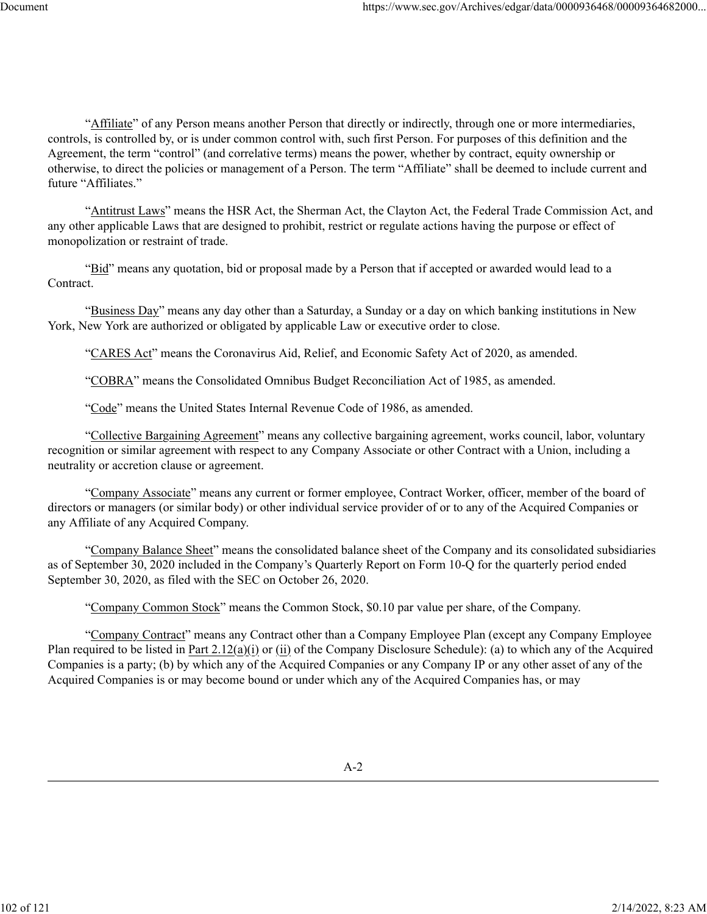"Affiliate" of any Person means another Person that directly or indirectly, through one or more intermediaries, controls, is controlled by, or is under common control with, such first Person. For purposes of this definition and the Agreement, the term "control" (and correlative terms) means the power, whether by contract, equity ownership or otherwise, to direct the policies or management of a Person. The term "Affiliate" shall be deemed to include current and future "Affiliates."

"Antitrust Laws" means the HSR Act, the Sherman Act, the Clayton Act, the Federal Trade Commission Act, and any other applicable Laws that are designed to prohibit, restrict or regulate actions having the purpose or effect of monopolization or restraint of trade.

"Bid" means any quotation, bid or proposal made by a Person that if accepted or awarded would lead to a Contract.

"Business Day" means any day other than a Saturday, a Sunday or a day on which banking institutions in New York, New York are authorized or obligated by applicable Law or executive order to close.

"CARES Act" means the Coronavirus Aid, Relief, and Economic Safety Act of 2020, as amended.

"COBRA" means the Consolidated Omnibus Budget Reconciliation Act of 1985, as amended.

"Code" means the United States Internal Revenue Code of 1986, as amended.

"Collective Bargaining Agreement" means any collective bargaining agreement, works council, labor, voluntary recognition or similar agreement with respect to any Company Associate or other Contract with a Union, including a neutrality or accretion clause or agreement.

"Company Associate" means any current or former employee, Contract Worker, officer, member of the board of directors or managers (or similar body) or other individual service provider of or to any of the Acquired Companies or any Affiliate of any Acquired Company.

"Company Balance Sheet" means the consolidated balance sheet of the Company and its consolidated subsidiaries as of September 30, 2020 included in the Company's Quarterly Report on Form 10-Q for the quarterly period ended September 30, 2020, as filed with the SEC on October 26, 2020.

"Company Common Stock" means the Common Stock, $0.10 par value per share, of the Company.

"Company Contract" means any Contract other than a Company Employee Plan (except any Company Employee Plan required to be listed in Part 2.12(a)(i) or (ii) of the Company Disclosure Schedule): (a) to which any of the Acquired Companies is a party; (b) by which any of the Acquired Companies or any Company IP or any other asset of any of the Acquired Companies is or may become bound or under which any of the Acquired Companies has, or may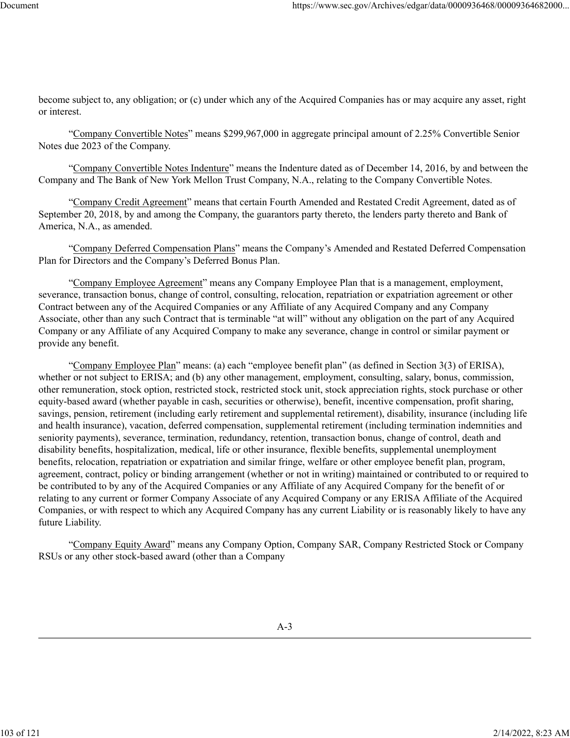become subject to, any obligation; or (c) under which any of the Acquired Companies has or may acquire any asset, right or interest.

"Company Convertible Notes" means $299,967,000 in aggregate principal amount of 2.25% Convertible Senior Notes due 2023 of the Company.

"Company Convertible Notes Indenture" means the Indenture dated as of December 14, 2016, by and between the Company and The Bank of New York Mellon Trust Company, N.A., relating to the Company Convertible Notes.

"Company Credit Agreement" means that certain Fourth Amended and Restated Credit Agreement, dated as of September 20, 2018, by and among the Company, the guarantors party thereto, the lenders party thereto and Bank of America, N.A., as amended.

"Company Deferred Compensation Plans" means the Company's Amended and Restated Deferred Compensation Plan for Directors and the Company's Deferred Bonus Plan.

"Company Employee Agreement" means any Company Employee Plan that is a management, employment, severance, transaction bonus, change of control, consulting, relocation, repatriation or expatriation agreement or other Contract between any of the Acquired Companies or any Affiliate of any Acquired Company and any Company Associate, other than any such Contract that is terminable "at will" without any obligation on the part of any Acquired Company or any Affiliate of any Acquired Company to make any severance, change in control or similar payment or provide any benefit.

"Company Employee Plan" means: (a) each "employee benefit plan" (as defined in Section 3(3) of ERISA), whether or not subject to ERISA; and (b) any other management, employment, consulting, salary, bonus, commission, other remuneration, stock option, restricted stock, restricted stock unit, stock appreciation rights, stock purchase or other equity-based award (whether payable in cash, securities or otherwise), benefit, incentive compensation, profit sharing, savings, pension, retirement (including early retirement and supplemental retirement), disability, insurance (including life and health insurance), vacation, deferred compensation, supplemental retirement (including termination indemnities and seniority payments), severance, termination, redundancy, retention, transaction bonus, change of control, death and disability benefits, hospitalization, medical, life or other insurance, flexible benefits, supplemental unemployment benefits, relocation, repatriation or expatriation and similar fringe, welfare or other employee benefit plan, program, agreement, contract, policy or binding arrangement (whether or not in writing) maintained or contributed to or required to be contributed to by any of the Acquired Companies or any Affiliate of any Acquired Company for the benefit of or relating to any current or former Company Associate of any Acquired Company or any ERISA Affiliate of the Acquired Companies, or with respect to which any Acquired Company has any current Liability or is reasonably likely to have any future Liability.

"Company Equity Award" means any Company Option, Company SAR, Company Restricted Stock or Company RSUs or any other stock-based award (other than a Company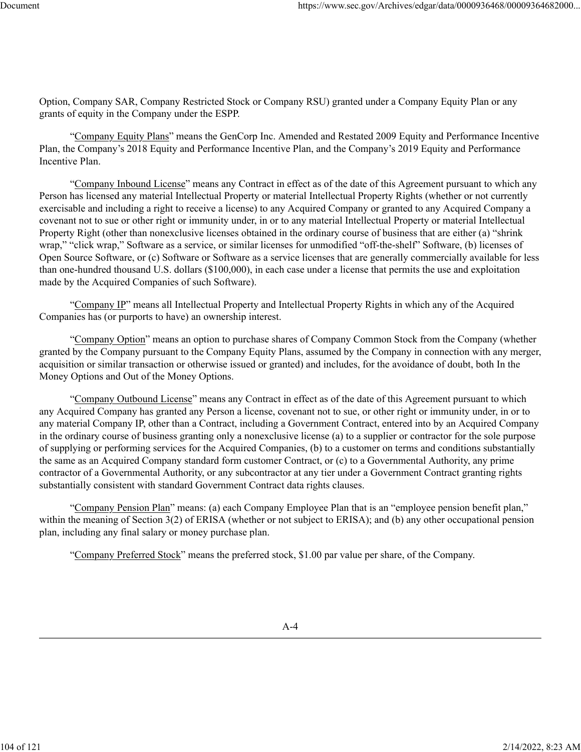Option, Company SAR, Company Restricted Stock or Company RSU) granted under a Company Equity Plan or any grants of equity in the Company under the ESPP.

"Company Equity Plans" means the GenCorp Inc. Amended and Restated 2009 Equity and Performance Incentive Plan, the Company's 2018 Equity and Performance Incentive Plan, and the Company's 2019 Equity and Performance Incentive Plan.

"Company Inbound License" means any Contract in effect as of the date of this Agreement pursuant to which any Person has licensed any material Intellectual Property or material Intellectual Property Rights (whether or not currently exercisable and including a right to receive a license) to any Acquired Company or granted to any Acquired Company a covenant not to sue or other right or immunity under, in or to any material Intellectual Property or material Intellectual Property Right (other than nonexclusive licenses obtained in the ordinary course of business that are either (a) "shrink wrap," "click wrap," Software as a service, or similar licenses for unmodified "off-the-shelf" Software, (b) licenses of Open Source Software, or (c) Software or Software as a service licenses that are generally commercially available for less than one-hundred thousand U.S. dollars ($100,000), in each case under a license that permits the use and exploitation made by the Acquired Companies of such Software).

"Company IP" means all Intellectual Property and Intellectual Property Rights in which any of the Acquired Companies has (or purports to have) an ownership interest.

"Company Option" means an option to purchase shares of Company Common Stock from the Company (whether granted by the Company pursuant to the Company Equity Plans, assumed by the Company in connection with any merger, acquisition or similar transaction or otherwise issued or granted) and includes, for the avoidance of doubt, both In the Money Options and Out of the Money Options.

"Company Outbound License" means any Contract in effect as of the date of this Agreement pursuant to which any Acquired Company has granted any Person a license, covenant not to sue, or other right or immunity under, in or to any material Company IP, other than a Contract, including a Government Contract, entered into by an Acquired Company in the ordinary course of business granting only a nonexclusive license (a) to a supplier or contractor for the sole purpose of supplying or performing services for the Acquired Companies, (b) to a customer on terms and conditions substantially the same as an Acquired Company standard form customer Contract, or (c) to a Governmental Authority, any prime contractor of a Governmental Authority, or any subcontractor at any tier under a Government Contract granting rights substantially consistent with standard Government Contract data rights clauses.

"Company Pension Plan" means: (a) each Company Employee Plan that is an "employee pension benefit plan," within the meaning of Section 3(2) of ERISA (whether or not subject to ERISA); and (b) any other occupational pension plan, including any final salary or money purchase plan.

"Company Preferred Stock" means the preferred stock, $1.00 par value per share, of the Company.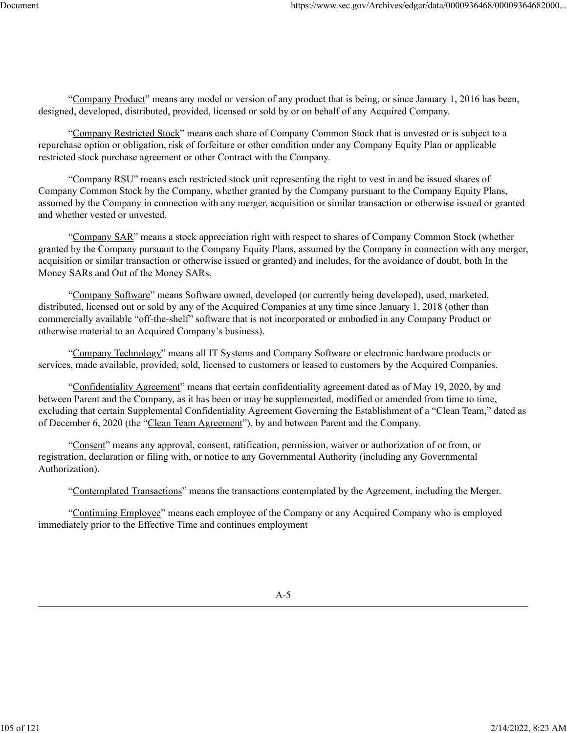"Company Product" means any model or version of any product that is being, or since January 1, 2016 has been, designed, developed, distributed, provided, licensed or sold by or on behalf of any Acquired Company.

"Company Restricted Stock" means each share of Company Common Stock that is unvested or is subject to a repurchase option or obligation, risk of forfeiture or other condition under any Company Equity Plan or applicable restricted stock purchase agreement or other Contract with the Company.

"Company RSU" means each restricted stock unit representing the right to vest in and be issued shares of Company Common Stock by the Company, whether granted by the Company pursuant to the Company Equity Plans, assumed by the Company in connection with any merger, acquisition or similar transaction or otherwise issued or granted and whether vested or unvested.

"Company SAR" means a stock appreciation right with respect to shares of Company Common Stock (whether granted by the Company pursuant to the Company Equity Plans, assumed by the Company in connection with any merger, acquisition or similar transaction or otherwise issued or granted) and includes, for the avoidance of doubt, both In the Money SARs and Out of the Money SARs.

"Company Software" means Software owned, developed (or currently being developed), used, marketed, distributed, licensed out or sold by any of the Acquired Companies at any time since January 1, 2018 (other than commercially available "off-the-shelf" software that is not incorporated or embodied in any Company Product or otherwise material to an Acquired Company's business).

"Company Technology" means all IT Systems and Company Software or electronic hardware products or services, made available, provided, sold, licensed to customers or leased to customers by the Acquired Companies.

"Confidentiality Agreement" means that certain confidentiality agreement dated as of May 19, 2020, by and between Parent and the Company, as it has been or may be supplemented, modified or amended from time to time, excluding that certain Supplemental Confidentiality Agreement Governing the Establishment of a "Clean Team," dated as of December 6, 2020 (the "Clean Team Agreement"), by and between Parent and the Company.

"Consent" means any approval, consent, ratification, permission, waiver or authorization of or from, or registration, declaration or filing with, or notice to any Governmental Authority (including any Governmental Authorization).

"Contemplated Transactions" means the transactions contemplated by the Agreement, including the Merger.

"Continuing Employee" means each employee of the Company or any Acquired Company who is employed immediately prior to the Effective Time and continues employment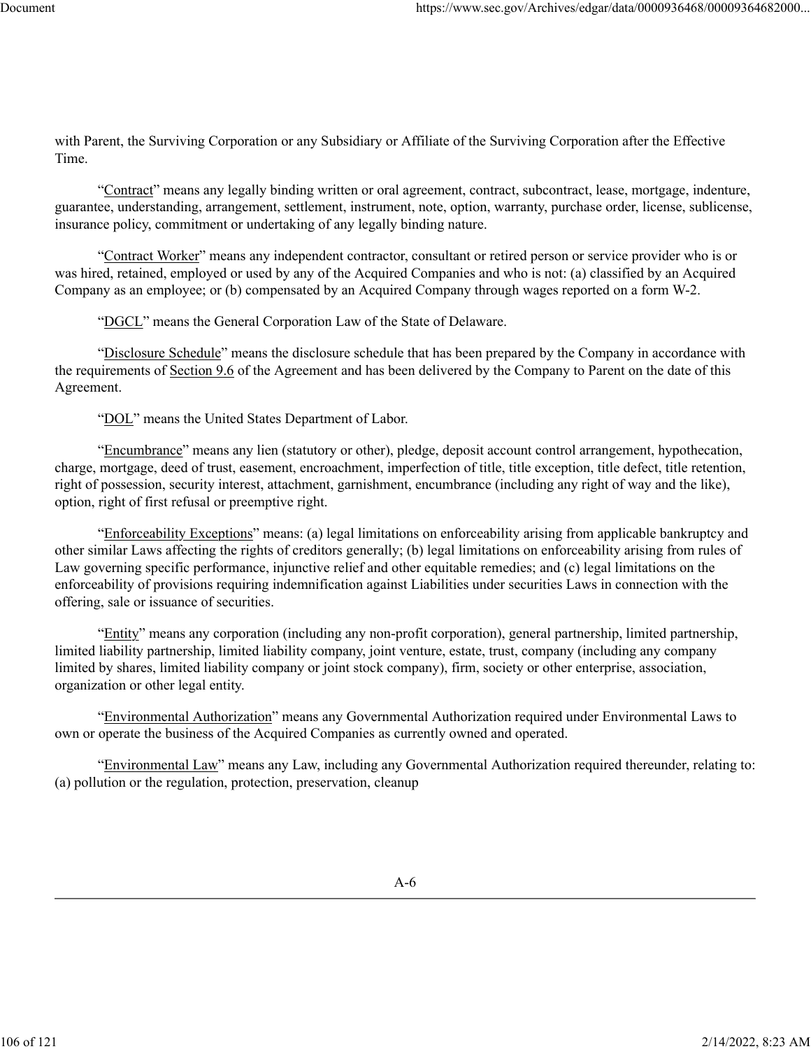with Parent, the Surviving Corporation or any Subsidiary or Affiliate of the Surviving Corporation after the Effective Time.

"Contract" means any legally binding written or oral agreement, contract, subcontract, lease, mortgage, indenture, guarantee, understanding, arrangement, settlement, instrument, note, option, warranty, purchase order, license, sublicense, insurance policy, commitment or undertaking of any legally binding nature.

"Contract Worker" means any independent contractor, consultant or retired person or service provider who is or was hired, retained, employed or used by any of the Acquired Companies and who is not: (a) classified by an Acquired Company as an employee; or (b) compensated by an Acquired Company through wages reported on a form W-2.

"DGCL" means the General Corporation Law of the State of Delaware.

"Disclosure Schedule" means the disclosure schedule that has been prepared by the Company in accordance with the requirements of Section 9.6 of the Agreement and has been delivered by the Company to Parent on the date of this Agreement.

"DOL" means the United States Department of Labor.

"Encumbrance" means any lien (statutory or other), pledge, deposit account control arrangement, hypothecation, charge, mortgage, deed of trust, easement, encroachment, imperfection of title, title exception, title defect, title retention, right of possession, security interest, attachment, garnishment, encumbrance (including any right of way and the like), option, right of first refusal or preemptive right.

"Enforceability Exceptions" means: (a) legal limitations on enforceability arising from applicable bankruptcy and other similar Laws affecting the rights of creditors generally; (b) legal limitations on enforceability arising from rules of Law governing specific performance, injunctive relief and other equitable remedies; and (c) legal limitations on the enforceability of provisions requiring indemnification against Liabilities under securities Laws in connection with the offering, sale or issuance of securities.

"Entity" means any corporation (including any non-profit corporation), general partnership, limited partnership, limited liability partnership, limited liability company, joint venture, estate, trust, company (including any company limited by shares, limited liability company or joint stock company), firm, society or other enterprise, association, organization or other legal entity.

"Environmental Authorization" means any Governmental Authorization required under Environmental Laws to own or operate the business of the Acquired Companies as currently owned and operated.

"Environmental Law" means any Law, including any Governmental Authorization required thereunder, relating to: (a) pollution or the regulation, protection, preservation, cleanup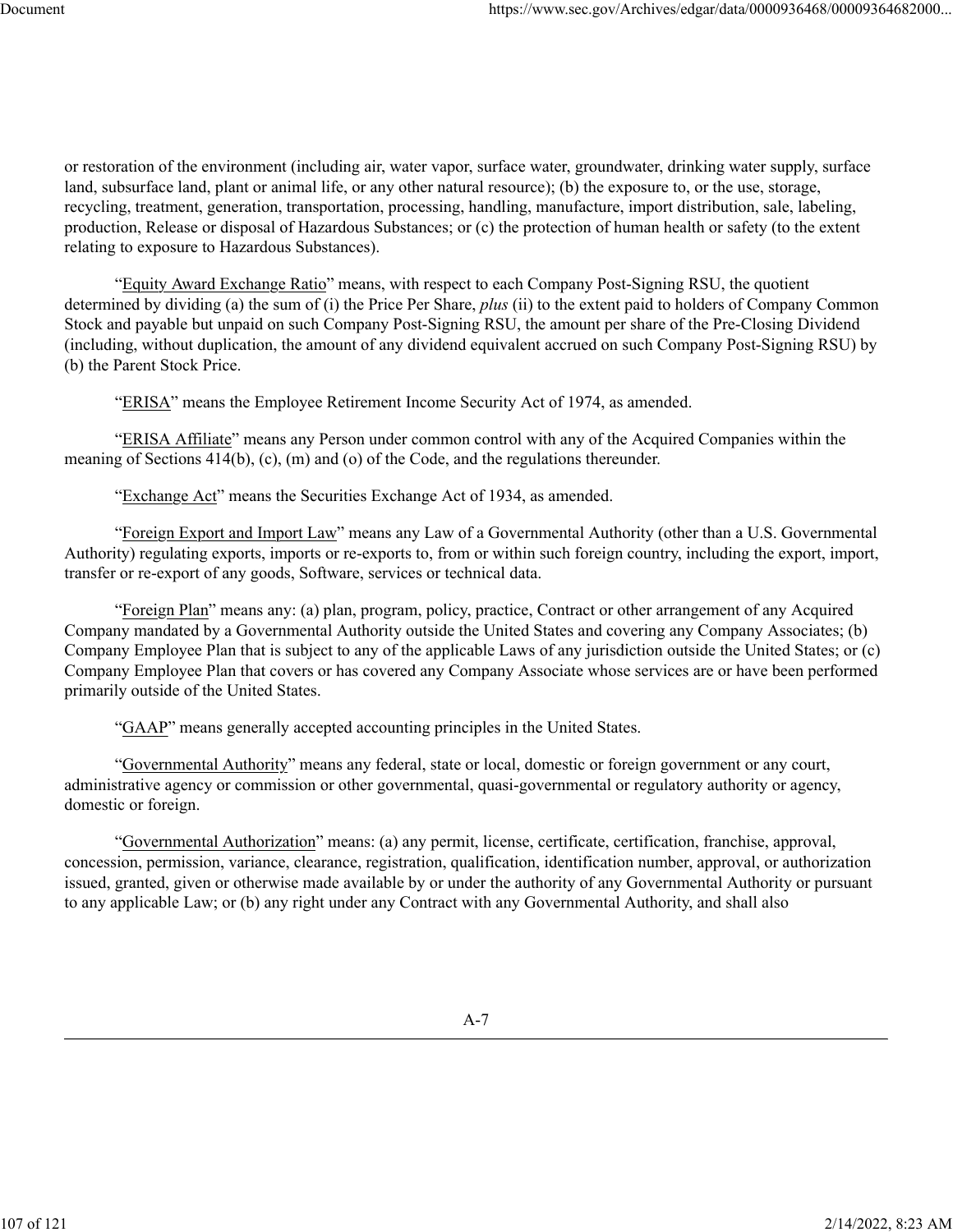or restoration of the environment (including air, water vapor, surface water, groundwater, drinking water supply, surface land, subsurface land, plant or animal life, or any other natural resource); (b) the exposure to, or the use, storage, recycling, treatment, generation, transportation, processing, handling, manufacture, import distribution, sale, labeling, production, Release or disposal of Hazardous Substances; or (c) the protection of human health or safety (to the extent relating to exposure to Hazardous Substances).

"Equity Award Exchange Ratio" means, with respect to each Company Post-Signing RSU, the quotient determined by dividing (a) the sum of (i) the Price Per Share, *plus* (ii) to the extent paid to holders of Company Common Stock and payable but unpaid on such Company Post-Signing RSU, the amount per share of the Pre-Closing Dividend (including, without duplication, the amount of any dividend equivalent accrued on such Company Post-Signing RSU) by (b) the Parent Stock Price.

"ERISA" means the Employee Retirement Income Security Act of 1974, as amended.

"ERISA Affiliate" means any Person under common control with any of the Acquired Companies within the meaning of Sections 414(b), (c), (m) and (o) of the Code, and the regulations thereunder.

"Exchange Act" means the Securities Exchange Act of 1934, as amended.

"Foreign Export and Import Law" means any Law of a Governmental Authority (other than a U.S. Governmental Authority) regulating exports, imports or re-exports to, from or within such foreign country, including the export, import, transfer or re-export of any goods, Software, services or technical data.

"Foreign Plan" means any: (a) plan, program, policy, practice, Contract or other arrangement of any Acquired Company mandated by a Governmental Authority outside the United States and covering any Company Associates; (b) Company Employee Plan that is subject to any of the applicable Laws of any jurisdiction outside the United States; or (c) Company Employee Plan that covers or has covered any Company Associate whose services are or have been performed primarily outside of the United States.

"GAAP" means generally accepted accounting principles in the United States.

"Governmental Authority" means any federal, state or local, domestic or foreign government or any court, administrative agency or commission or other governmental, quasi-governmental or regulatory authority or agency, domestic or foreign.

"Governmental Authorization" means: (a) any permit, license, certificate, certification, franchise, approval, concession, permission, variance, clearance, registration, qualification, identification number, approval, or authorization issued, granted, given or otherwise made available by or under the authority of any Governmental Authority or pursuant to any applicable Law; or (b) any right under any Contract with any Governmental Authority, and shall also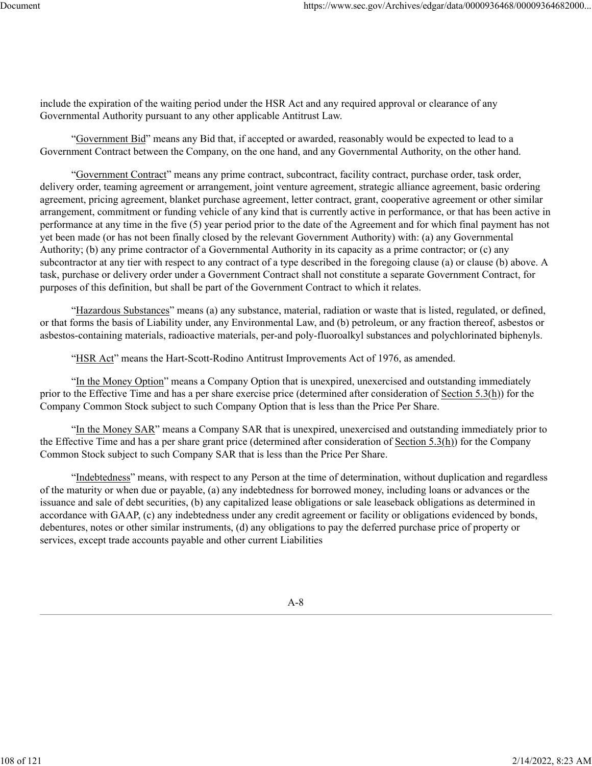include the expiration of the waiting period under the HSR Act and any required approval or clearance of any Governmental Authority pursuant to any other applicable Antitrust Law.

"Government Bid" means any Bid that, if accepted or awarded, reasonably would be expected to lead to a Government Contract between the Company, on the one hand, and any Governmental Authority, on the other hand.

"Government Contract" means any prime contract, subcontract, facility contract, purchase order, task order, delivery order, teaming agreement or arrangement, joint venture agreement, strategic alliance agreement, basic ordering agreement, pricing agreement, blanket purchase agreement, letter contract, grant, cooperative agreement or other similar arrangement, commitment or funding vehicle of any kind that is currently active in performance, or that has been active in performance at any time in the five (5) year period prior to the date of the Agreement and for which final payment has not yet been made (or has not been finally closed by the relevant Government Authority) with: (a) any Governmental Authority; (b) any prime contractor of a Governmental Authority in its capacity as a prime contractor; or (c) any subcontractor at any tier with respect to any contract of a type described in the foregoing clause (a) or clause (b) above. A task, purchase or delivery order under a Government Contract shall not constitute a separate Government Contract, for purposes of this definition, but shall be part of the Government Contract to which it relates.

"Hazardous Substances" means (a) any substance, material, radiation or waste that is listed, regulated, or defined, or that forms the basis of Liability under, any Environmental Law, and (b) petroleum, or any fraction thereof, asbestos or asbestos-containing materials, radioactive materials, per-and poly-fluoroalkyl substances and polychlorinated biphenyls.

"HSR Act" means the Hart-Scott-Rodino Antitrust Improvements Act of 1976, as amended.

"In the Money Option" means a Company Option that is unexpired, unexercised and outstanding immediately prior to the Effective Time and has a per share exercise price (determined after consideration of Section 5.3(h)) for the Company Common Stock subject to such Company Option that is less than the Price Per Share.

"In the Money SAR" means a Company SAR that is unexpired, unexercised and outstanding immediately prior to the Effective Time and has a per share grant price (determined after consideration of Section 5.3(h)) for the Company Common Stock subject to such Company SAR that is less than the Price Per Share.

"Indebtedness" means, with respect to any Person at the time of determination, without duplication and regardless of the maturity or when due or payable, (a) any indebtedness for borrowed money, including loans or advances or the issuance and sale of debt securities, (b) any capitalized lease obligations or sale leaseback obligations as determined in accordance with GAAP, (c) any indebtedness under any credit agreement or facility or obligations evidenced by bonds, debentures, notes or other similar instruments, (d) any obligations to pay the deferred purchase price of property or services, except trade accounts payable and other current Liabilities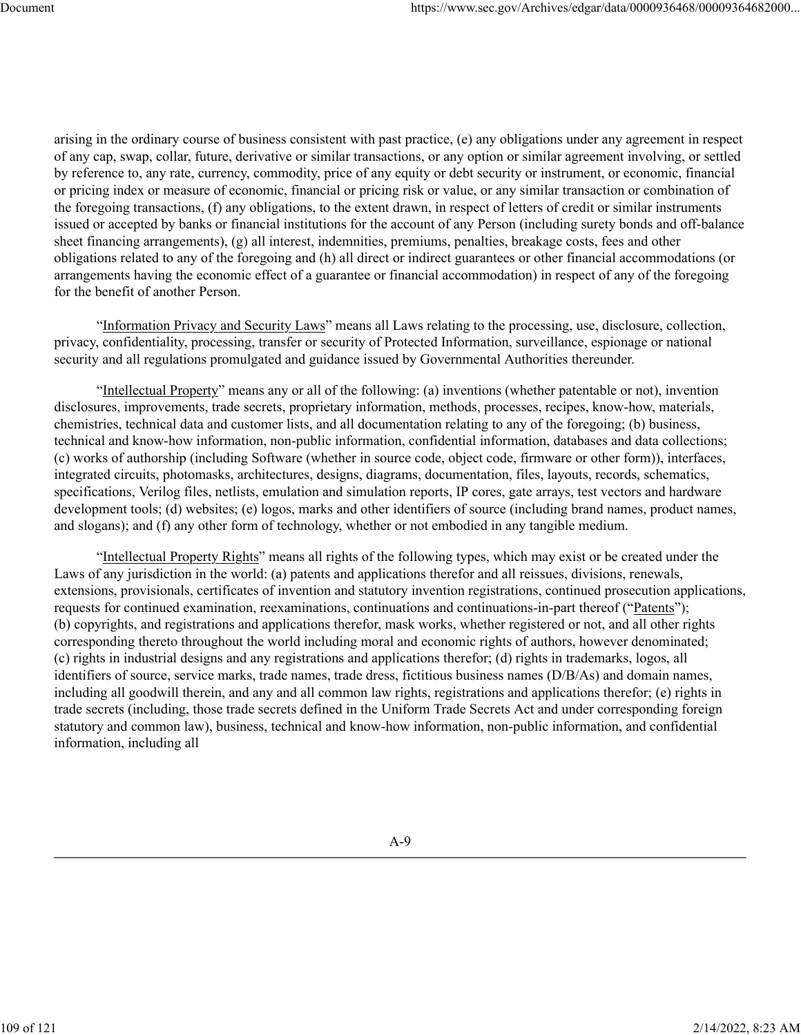arising in the ordinary course of business consistent with past practice, (e) any obligations under any agreement in respect of any cap, swap, collar, future, derivative or similar transactions, or any option or similar agreement involving, or settled by reference to, any rate, currency, commodity, price of any equity or debt security or instrument, or economic, financial or pricing index or measure of economic, financial or pricing risk or value, or any similar transaction or combination of the foregoing transactions, (f) any obligations, to the extent drawn, in respect of letters of credit or similar instruments issued or accepted by banks or financial institutions for the account of any Person (including surety bonds and off-balance sheet financing arrangements), (g) all interest, indemnities, premiums, penalties, breakage costs, fees and other obligations related to any of the foregoing and (h) all direct or indirect guarantees or other financial accommodations (or arrangements having the economic effect of a guarantee or financial accommodation) in respect of any of the foregoing for the benefit of another Person.

"Information Privacy and Security Laws" means all Laws relating to the processing, use, disclosure, collection, privacy, confidentiality, processing, transfer or security of Protected Information, surveillance, espionage or national security and all regulations promulgated and guidance issued by Governmental Authorities thereunder.

"Intellectual Property" means any or all of the following: (a) inventions (whether patentable or not), invention disclosures, improvements, trade secrets, proprietary information, methods, processes, recipes, know-how, materials, chemistries, technical data and customer lists, and all documentation relating to any of the foregoing; (b) business, technical and know-how information, non-public information, confidential information, databases and data collections; (c) works of authorship (including Software (whether in source code, object code, firmware or other form)), interfaces, integrated circuits, photomasks, architectures, designs, diagrams, documentation, files, layouts, records, schematics, specifications, Verilog files, netlists, emulation and simulation reports, IP cores, gate arrays, test vectors and hardware development tools; (d) websites; (e) logos, marks and other identifiers of source (including brand names, product names, and slogans); and (f) any other form of technology, whether or not embodied in any tangible medium.

"Intellectual Property Rights" means all rights of the following types, which may exist or be created under the Laws of any jurisdiction in the world: (a) patents and applications therefor and all reissues, divisions, renewals, extensions, provisionals, certificates of invention and statutory invention registrations, continued prosecution applications, requests for continued examination, reexaminations, continuations and continuations-in-part thereof ("Patents"); (b) copyrights, and registrations and applications therefor, mask works, whether registered or not, and all other rights corresponding thereto throughout the world including moral and economic rights of authors, however denominated; (c) rights in industrial designs and any registrations and applications therefor; (d) rights in trademarks, logos, all identifiers of source, service marks, trade names, trade dress, fictitious business names (D/B/As) and domain names, including all goodwill therein, and any and all common law rights, registrations and applications therefor; (e) rights in trade secrets (including, those trade secrets defined in the Uniform Trade Secrets Act and under corresponding foreign statutory and common law), business, technical and know-how information, non-public information, and confidential information, including all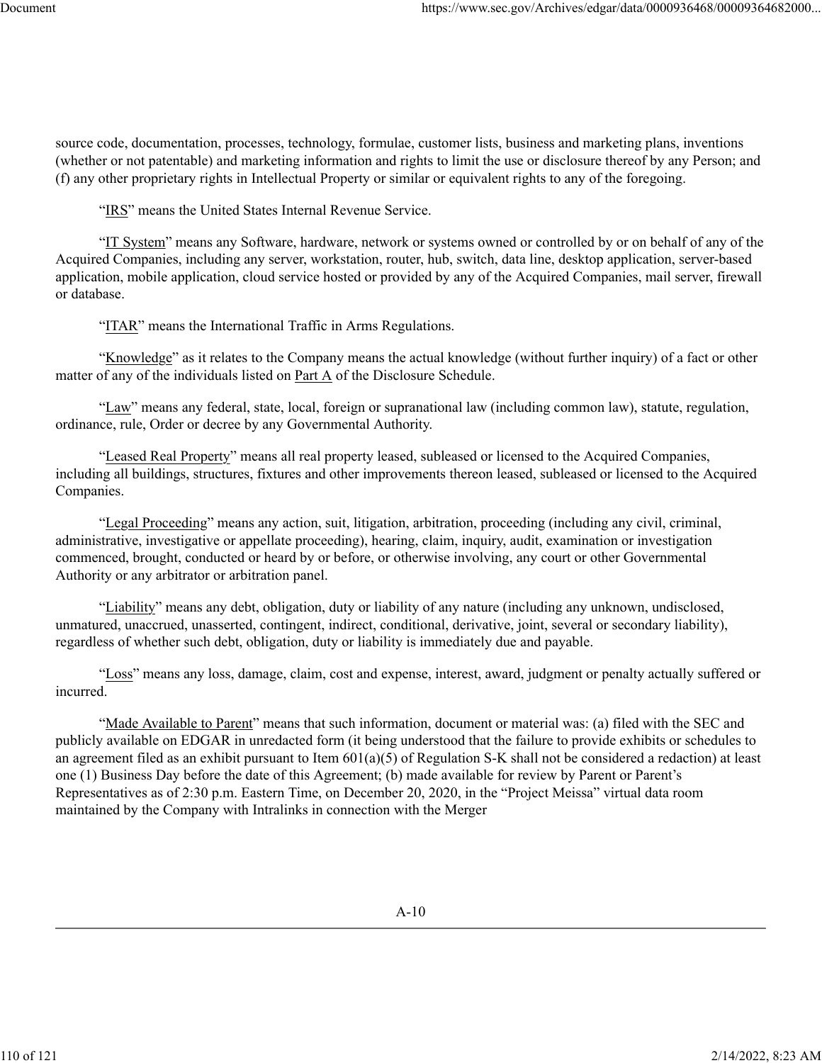source code, documentation, processes, technology, formulae, customer lists, business and marketing plans, inventions (whether or not patentable) and marketing information and rights to limit the use or disclosure thereof by any Person; and (f) any other proprietary rights in Intellectual Property or similar or equivalent rights to any of the foregoing.

"IRS" means the United States Internal Revenue Service.

"IT System" means any Software, hardware, network or systems owned or controlled by or on behalf of any of the Acquired Companies, including any server, workstation, router, hub, switch, data line, desktop application, server-based application, mobile application, cloud service hosted or provided by any of the Acquired Companies, mail server, firewall or database.

"ITAR" means the International Traffic in Arms Regulations.

"Knowledge" as it relates to the Company means the actual knowledge (without further inquiry) of a fact or other matter of any of the individuals listed on Part A of the Disclosure Schedule.

"Law" means any federal, state, local, foreign or supranational law (including common law), statute, regulation, ordinance, rule, Order or decree by any Governmental Authority.

"Leased Real Property" means all real property leased, subleased or licensed to the Acquired Companies, including all buildings, structures, fixtures and other improvements thereon leased, subleased or licensed to the Acquired Companies.

"Legal Proceeding" means any action, suit, litigation, arbitration, proceeding (including any civil, criminal, administrative, investigative or appellate proceeding), hearing, claim, inquiry, audit, examination or investigation commenced, brought, conducted or heard by or before, or otherwise involving, any court or other Governmental Authority or any arbitrator or arbitration panel.

"Liability" means any debt, obligation, duty or liability of any nature (including any unknown, undisclosed, unmatured, unaccrued, unasserted, contingent, indirect, conditional, derivative, joint, several or secondary liability), regardless of whether such debt, obligation, duty or liability is immediately due and payable.

"Loss" means any loss, damage, claim, cost and expense, interest, award, judgment or penalty actually suffered or incurred.

"Made Available to Parent" means that such information, document or material was: (a) filed with the SEC and publicly available on EDGAR in unredacted form (it being understood that the failure to provide exhibits or schedules to an agreement filed as an exhibit pursuant to Item 601(a)(5) of Regulation S-K shall not be considered a redaction) at least one (1) Business Day before the date of this Agreement; (b) made available for review by Parent or Parent's Representatives as of 2:30 p.m. Eastern Time, on December 20, 2020, in the "Project Meissa" virtual data room maintained by the Company with Intralinks in connection with the Merger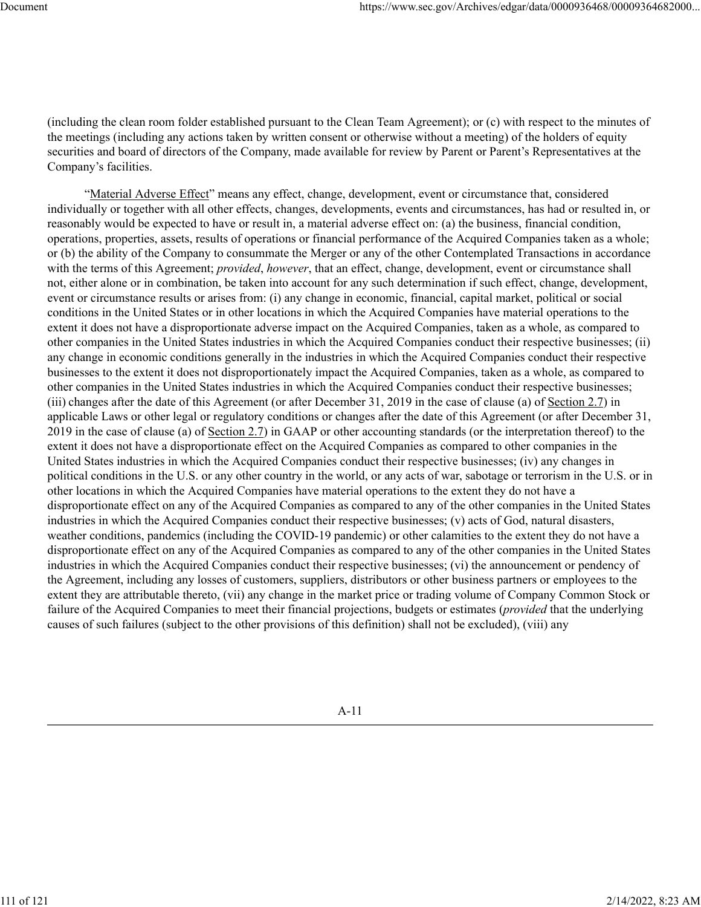(including the clean room folder established pursuant to the Clean Team Agreement); or (c) with respect to the minutes of the meetings (including any actions taken by written consent or otherwise without a meeting) of the holders of equity securities and board of directors of the Company, made available for review by Parent or Parent's Representatives at the Company's facilities.

"Material Adverse Effect" means any effect, change, development, event or circumstance that, considered individually or together with all other effects, changes, developments, events and circumstances, has had or resulted in, or reasonably would be expected to have or result in, a material adverse effect on: (a) the business, financial condition, operations, properties, assets, results of operations or financial performance of the Acquired Companies taken as a whole; or (b) the ability of the Company to consummate the Merger or any of the other Contemplated Transactions in accordance with the terms of this Agreement; *provided*, *however*, that an effect, change, development, event or circumstance shall not, either alone or in combination, be taken into account for any such determination if such effect, change, development, event or circumstance results or arises from: (i) any change in economic, financial, capital market, political or social conditions in the United States or in other locations in which the Acquired Companies have material operations to the extent it does not have a disproportionate adverse impact on the Acquired Companies, taken as a whole, as compared to other companies in the United States industries in which the Acquired Companies conduct their respective businesses; (ii) any change in economic conditions generally in the industries in which the Acquired Companies conduct their respective businesses to the extent it does not disproportionately impact the Acquired Companies, taken as a whole, as compared to other companies in the United States industries in which the Acquired Companies conduct their respective businesses; (iii) changes after the date of this Agreement (or after December 31, 2019 in the case of clause (a) of Section 2.7) in applicable Laws or other legal or regulatory conditions or changes after the date of this Agreement (or after December 31, 2019 in the case of clause (a) of Section 2.7) in GAAP or other accounting standards (or the interpretation thereof) to the extent it does not have a disproportionate effect on the Acquired Companies as compared to other companies in the United States industries in which the Acquired Companies conduct their respective businesses; (iv) any changes in political conditions in the U.S. or any other country in the world, or any acts of war, sabotage or terrorism in the U.S. or in other locations in which the Acquired Companies have material operations to the extent they do not have a disproportionate effect on any of the Acquired Companies as compared to any of the other companies in the United States industries in which the Acquired Companies conduct their respective businesses; (v) acts of God, natural disasters, weather conditions, pandemics (including the COVID-19 pandemic) or other calamities to the extent they do not have a disproportionate effect on any of the Acquired Companies as compared to any of the other companies in the United States industries in which the Acquired Companies conduct their respective businesses; (vi) the announcement or pendency of the Agreement, including any losses of customers, suppliers, distributors or other business partners or employees to the extent they are attributable thereto, (vii) any change in the market price or trading volume of Company Common Stock or failure of the Acquired Companies to meet their financial projections, budgets or estimates (*provided* that the underlying causes of such failures (subject to the other provisions of this definition) shall not be excluded), (viii) any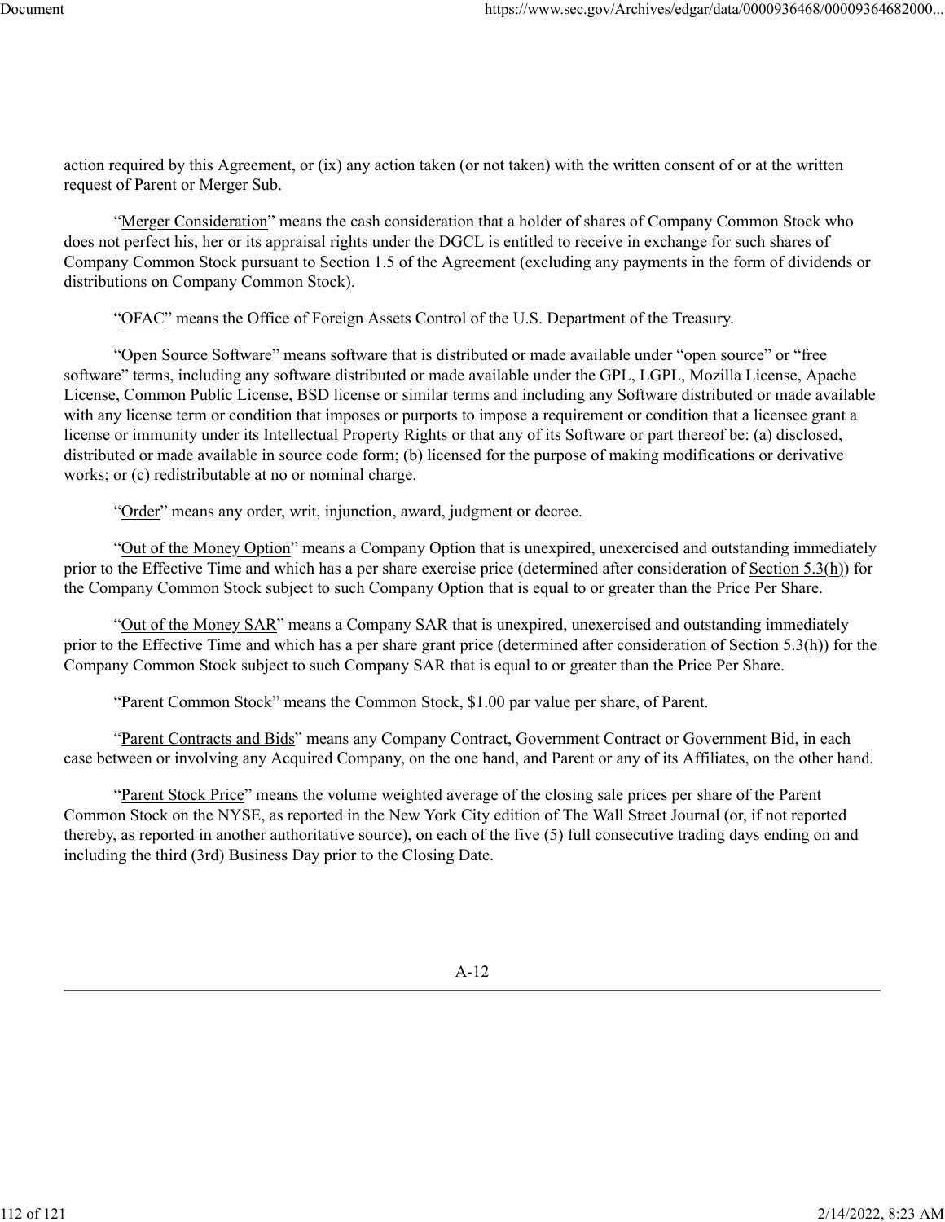action required by this Agreement, or (ix) any action taken (or not taken) with the written consent of or at the written request of Parent or Merger Sub.

"Merger Consideration" means the cash consideration that a holder of shares of Company Common Stock who does not perfect his, her or its appraisal rights under the DGCL is entitled to receive in exchange for such shares of Company Common Stock pursuant to Section 1.5 of the Agreement (excluding any payments in the form of dividends or distributions on Company Common Stock).

"OFAC" means the Office of Foreign Assets Control of the U.S. Department of the Treasury.

"Open Source Software" means software that is distributed or made available under "open source" or "free software" terms, including any software distributed or made available under the GPL, LGPL, Mozilla License, Apache License, Common Public License, BSD license or similar terms and including any Software distributed or made available with any license term or condition that imposes or purports to impose a requirement or condition that a licensee grant a license or immunity under its Intellectual Property Rights or that any of its Software or part thereof be: (a) disclosed, distributed or made available in source code form; (b) licensed for the purpose of making modifications or derivative works; or (c) redistributable at no or nominal charge.

"Order" means any order, writ, injunction, award, judgment or decree.

"Out of the Money Option" means a Company Option that is unexpired, unexercised and outstanding immediately prior to the Effective Time and which has a per share exercise price (determined after consideration of Section 5.3(h)) for the Company Common Stock subject to such Company Option that is equal to or greater than the Price Per Share.

"Out of the Money SAR" means a Company SAR that is unexpired, unexercised and outstanding immediately prior to the Effective Time and which has a per share grant price (determined after consideration of Section 5.3(h)) for the Company Common Stock subject to such Company SAR that is equal to or greater than the Price Per Share.

"Parent Common Stock" means the Common Stock, $1.00 par value per share, of Parent.

"Parent Contracts and Bids" means any Company Contract, Government Contract or Government Bid, in each case between or involving any Acquired Company, on the one hand, and Parent or any of its Affiliates, on the other hand.

"Parent Stock Price" means the volume weighted average of the closing sale prices per share of the Parent Common Stock on the NYSE, as reported in the New York City edition of The Wall Street Journal (or, if not reported thereby, as reported in another authoritative source), on each of the five (5) full consecutive trading days ending on and including the third (3rd) Business Day prior to the Closing Date.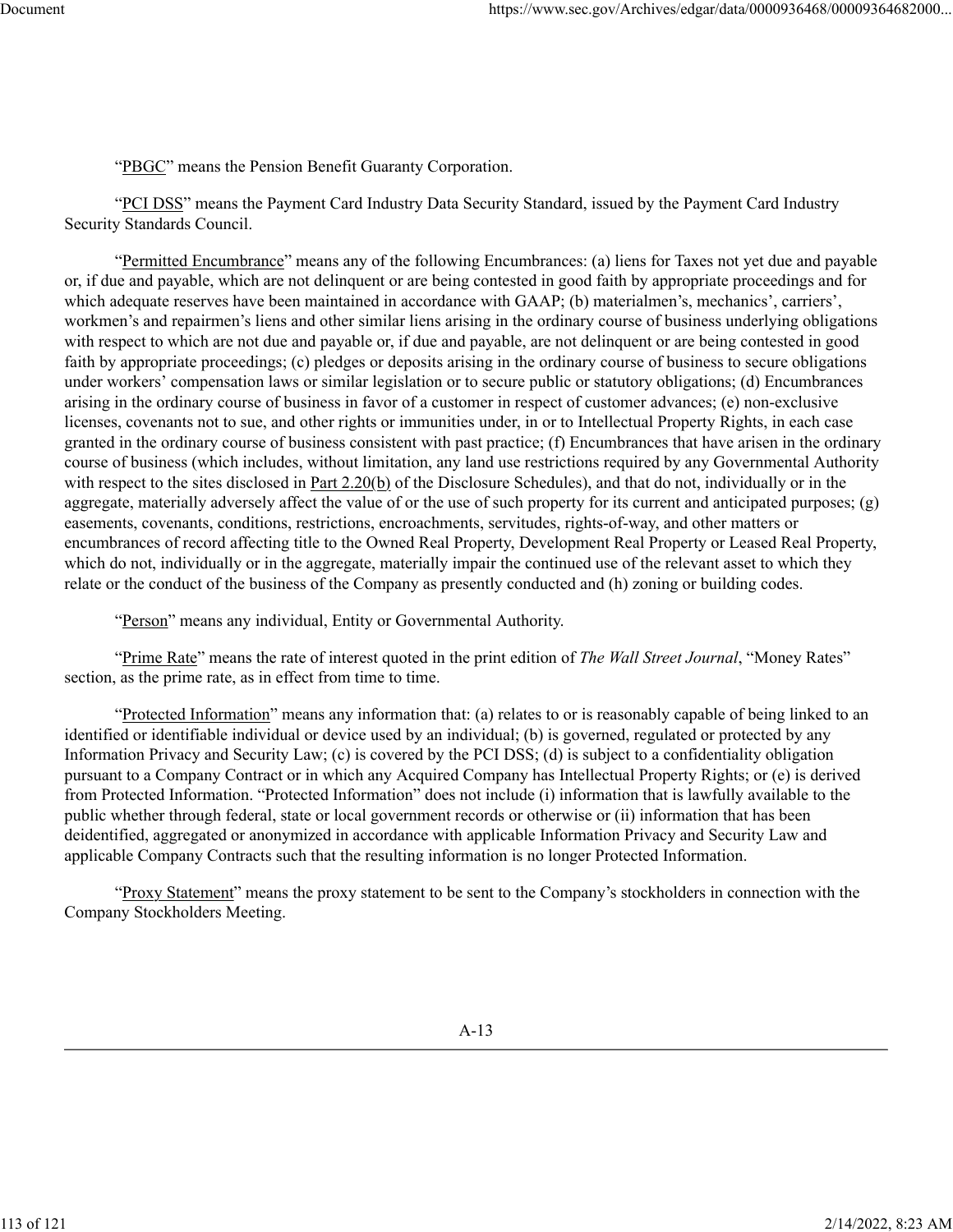"PBGC" means the Pension Benefit Guaranty Corporation.

"PCI DSS" means the Payment Card Industry Data Security Standard, issued by the Payment Card Industry Security Standards Council.

"Permitted Encumbrance" means any of the following Encumbrances: (a) liens for Taxes not yet due and payable or, if due and payable, which are not delinquent or are being contested in good faith by appropriate proceedings and for which adequate reserves have been maintained in accordance with GAAP; (b) materialmen's, mechanics', carriers', workmen's and repairmen's liens and other similar liens arising in the ordinary course of business underlying obligations with respect to which are not due and payable or, if due and payable, are not delinquent or are being contested in good faith by appropriate proceedings; (c) pledges or deposits arising in the ordinary course of business to secure obligations under workers' compensation laws or similar legislation or to secure public or statutory obligations; (d) Encumbrances arising in the ordinary course of business in favor of a customer in respect of customer advances; (e) non-exclusive licenses, covenants not to sue, and other rights or immunities under, in or to Intellectual Property Rights, in each case granted in the ordinary course of business consistent with past practice; (f) Encumbrances that have arisen in the ordinary course of business (which includes, without limitation, any land use restrictions required by any Governmental Authority with respect to the sites disclosed in Part 2.20(b) of the Disclosure Schedules), and that do not, individually or in the aggregate, materially adversely affect the value of or the use of such property for its current and anticipated purposes; (g) easements, covenants, conditions, restrictions, encroachments, servitudes, rights-of-way, and other matters or encumbrances of record affecting title to the Owned Real Property, Development Real Property or Leased Real Property, which do not, individually or in the aggregate, materially impair the continued use of the relevant asset to which they relate or the conduct of the business of the Company as presently conducted and (h) zoning or building codes.

"Person" means any individual, Entity or Governmental Authority.

"Prime Rate" means the rate of interest quoted in the print edition of *The Wall Street Journal*, "Money Rates" section, as the prime rate, as in effect from time to time.

"Protected Information" means any information that: (a) relates to or is reasonably capable of being linked to an identified or identifiable individual or device used by an individual; (b) is governed, regulated or protected by any Information Privacy and Security Law; (c) is covered by the PCI DSS; (d) is subject to a confidentiality obligation pursuant to a Company Contract or in which any Acquired Company has Intellectual Property Rights; or (e) is derived from Protected Information. "Protected Information" does not include (i) information that is lawfully available to the public whether through federal, state or local government records or otherwise or (ii) information that has been deidentified, aggregated or anonymized in accordance with applicable Information Privacy and Security Law and applicable Company Contracts such that the resulting information is no longer Protected Information.

"Proxy Statement" means the proxy statement to be sent to the Company's stockholders in connection with the Company Stockholders Meeting.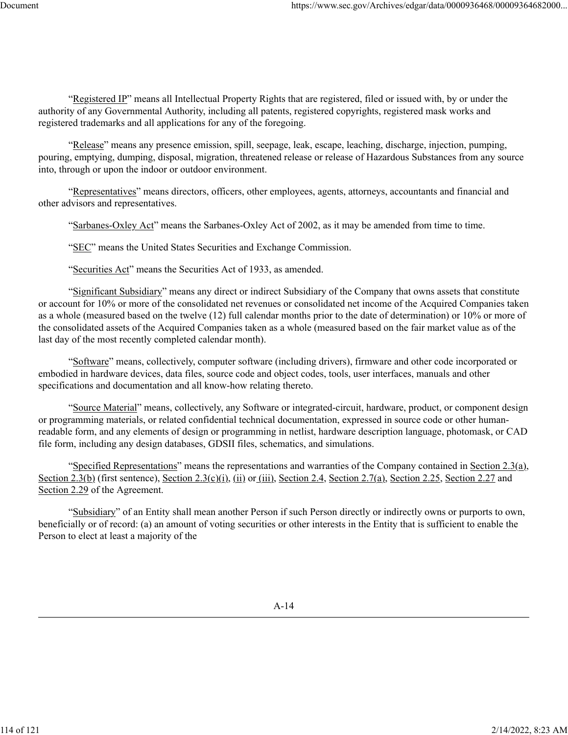"Registered IP" means all Intellectual Property Rights that are registered, filed or issued with, by or under the authority of any Governmental Authority, including all patents, registered copyrights, registered mask works and registered trademarks and all applications for any of the foregoing.

"Release" means any presence emission, spill, seepage, leak, escape, leaching, discharge, injection, pumping, pouring, emptying, dumping, disposal, migration, threatened release or release of Hazardous Substances from any source into, through or upon the indoor or outdoor environment.

"Representatives" means directors, officers, other employees, agents, attorneys, accountants and financial and other advisors and representatives.

"Sarbanes-Oxley Act" means the Sarbanes-Oxley Act of 2002, as it may be amended from time to time.

"SEC" means the United States Securities and Exchange Commission.

"Securities Act" means the Securities Act of 1933, as amended.

"Significant Subsidiary" means any direct or indirect Subsidiary of the Company that owns assets that constitute or account for 10% or more of the consolidated net revenues or consolidated net income of the Acquired Companies taken as a whole (measured based on the twelve (12) full calendar months prior to the date of determination) or 10% or more of the consolidated assets of the Acquired Companies taken as a whole (measured based on the fair market value as of the last day of the most recently completed calendar month).

"Software" means, collectively, computer software (including drivers), firmware and other code incorporated or embodied in hardware devices, data files, source code and object codes, tools, user interfaces, manuals and other specifications and documentation and all know-how relating thereto.

"Source Material" means, collectively, any Software or integrated-circuit, hardware, product, or component design or programming materials, or related confidential technical documentation, expressed in source code or other human-readable form, and any elements of design or programming in netlist, hardware description language, photomask, or CAD file form, including any design databases, GDSII files, schematics, and simulations.

"Specified Representations" means the representations and warranties of the Company contained in Section 2.3(a), Section 2.3(b) (first sentence), Section 2.3(c)(i), (ii) or (iii), Section 2.4, Section 2.7(a), Section 2.25, Section 2.27 and Section 2.29 of the Agreement.

"Subsidiary" of an Entity shall mean another Person if such Person directly or indirectly owns or purports to own, beneficially or of record: (a) an amount of voting securities or other interests in the Entity that is sufficient to enable the Person to elect at least a majority of the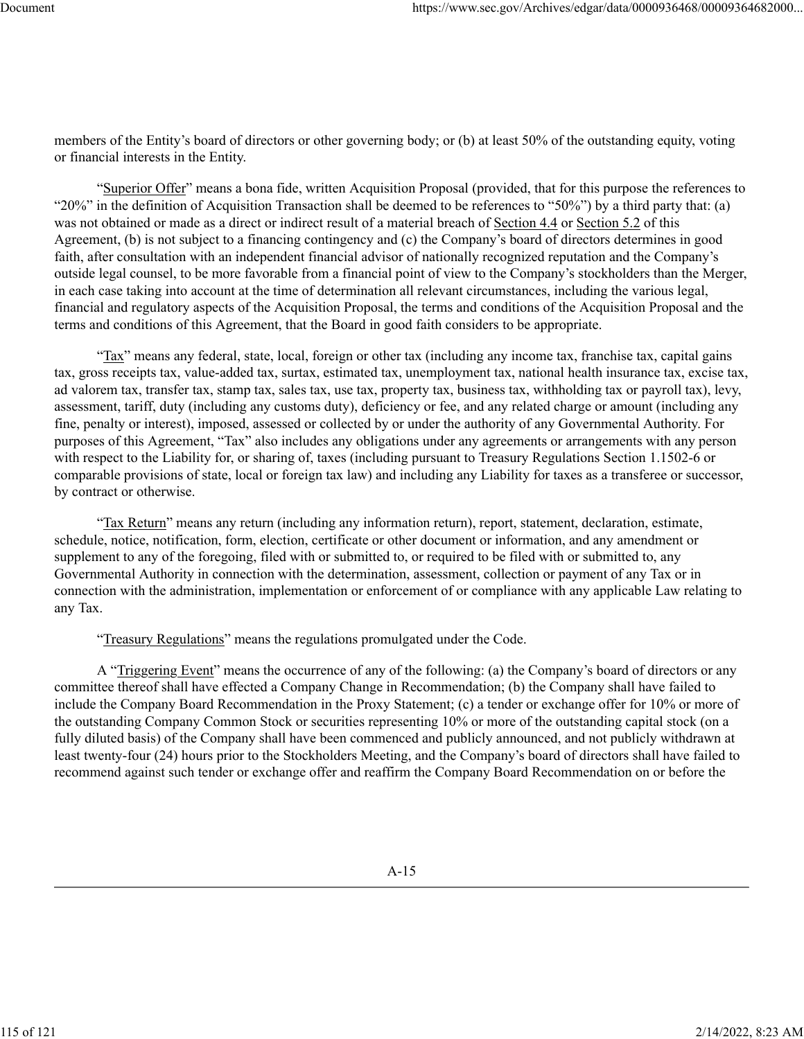members of the Entity's board of directors or other governing body; or (b) at least 50% of the outstanding equity, voting or financial interests in the Entity.

"Superior Offer" means a bona fide, written Acquisition Proposal (provided, that for this purpose the references to "20%" in the definition of Acquisition Transaction shall be deemed to be references to "50%") by a third party that: (a) was not obtained or made as a direct or indirect result of a material breach of Section 4.4 or Section 5.2 of this Agreement, (b) is not subject to a financing contingency and (c) the Company's board of directors determines in good faith, after consultation with an independent financial advisor of nationally recognized reputation and the Company's outside legal counsel, to be more favorable from a financial point of view to the Company's stockholders than the Merger, in each case taking into account at the time of determination all relevant circumstances, including the various legal, financial and regulatory aspects of the Acquisition Proposal, the terms and conditions of the Acquisition Proposal and the terms and conditions of this Agreement, that the Board in good faith considers to be appropriate.

"Tax" means any federal, state, local, foreign or other tax (including any income tax, franchise tax, capital gains tax, gross receipts tax, value-added tax, surtax, estimated tax, unemployment tax, national health insurance tax, excise tax, ad valorem tax, transfer tax, stamp tax, sales tax, use tax, property tax, business tax, withholding tax or payroll tax), levy, assessment, tariff, duty (including any customs duty), deficiency or fee, and any related charge or amount (including any fine, penalty or interest), imposed, assessed or collected by or under the authority of any Governmental Authority. For purposes of this Agreement, "Tax" also includes any obligations under any agreements or arrangements with any person with respect to the Liability for, or sharing of, taxes (including pursuant to Treasury Regulations Section 1.1502-6 or comparable provisions of state, local or foreign tax law) and including any Liability for taxes as a transferee or successor, by contract or otherwise.

"Tax Return" means any return (including any information return), report, statement, declaration, estimate, schedule, notice, notification, form, election, certificate or other document or information, and any amendment or supplement to any of the foregoing, filed with or submitted to, or required to be filed with or submitted to, any Governmental Authority in connection with the determination, assessment, collection or payment of any Tax or in connection with the administration, implementation or enforcement of or compliance with any applicable Law relating to any Tax.

"Treasury Regulations" means the regulations promulgated under the Code.

A "Triggering Event" means the occurrence of any of the following: (a) the Company's board of directors or any committee thereof shall have effected a Company Change in Recommendation; (b) the Company shall have failed to include the Company Board Recommendation in the Proxy Statement; (c) a tender or exchange offer for 10% or more of the outstanding Company Common Stock or securities representing 10% or more of the outstanding capital stock (on a fully diluted basis) of the Company shall have been commenced and publicly announced, and not publicly withdrawn at least twenty-four (24) hours prior to the Stockholders Meeting, and the Company's board of directors shall have failed to recommend against such tender or exchange offer and reaffirm the Company Board Recommendation on or before the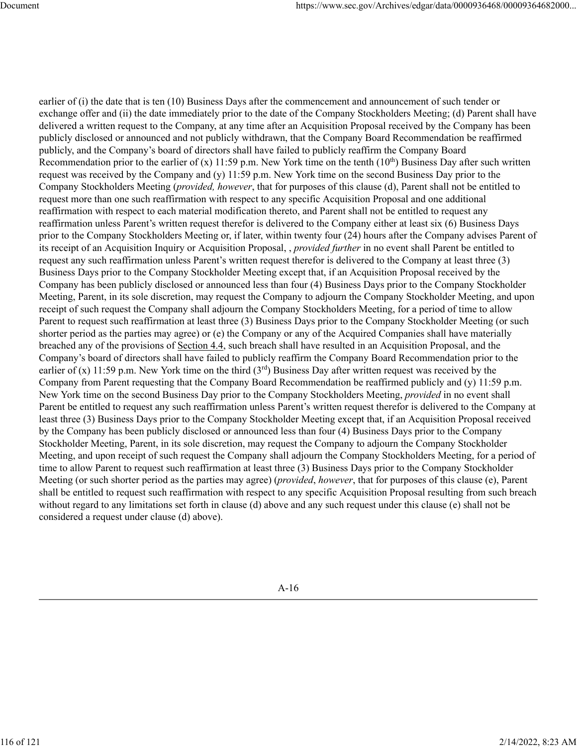earlier of (i) the date that is ten (10) Business Days after the commencement and announcement of such tender or exchange offer and (ii) the date immediately prior to the date of the Company Stockholders Meeting; (d) Parent shall have delivered a written request to the Company, at any time after an Acquisition Proposal received by the Company has been publicly disclosed or announced and not publicly withdrawn, that the Company Board Recommendation be reaffirmed publicly, and the Company's board of directors shall have failed to publicly reaffirm the Company Board Recommendation prior to the earlier of (x) 11:59 p.m. New York time on the tenth (10th) Business Day after such written request was received by the Company and (y) 11:59 p.m. New York time on the second Business Day prior to the Company Stockholders Meeting (*provided, however*, that for purposes of this clause (d), Parent shall not be entitled to request more than one such reaffirmation with respect to any specific Acquisition Proposal and one additional reaffirmation with respect to each material modification thereto, and Parent shall not be entitled to request any reaffirmation unless Parent's written request therefor is delivered to the Company either at least six (6) Business Days prior to the Company Stockholders Meeting or, if later, within twenty four (24) hours after the Company advises Parent of its receipt of an Acquisition Inquiry or Acquisition Proposal, , *provided further* in no event shall Parent be entitled to request any such reaffirmation unless Parent's written request therefor is delivered to the Company at least three (3) Business Days prior to the Company Stockholder Meeting except that, if an Acquisition Proposal received by the Company has been publicly disclosed or announced less than four (4) Business Days prior to the Company Stockholder Meeting, Parent, in its sole discretion, may request the Company to adjourn the Company Stockholder Meeting, and upon receipt of such request the Company shall adjourn the Company Stockholders Meeting, for a period of time to allow Parent to request such reaffirmation at least three (3) Business Days prior to the Company Stockholder Meeting (or such shorter period as the parties may agree) or (e) the Company or any of the Acquired Companies shall have materially breached any of the provisions of Section 4.4, such breach shall have resulted in an Acquisition Proposal, and the Company's board of directors shall have failed to publicly reaffirm the Company Board Recommendation prior to the earlier of (x) 11:59 p.m. New York time on the third (3rd) Business Day after written request was received by the Company from Parent requesting that the Company Board Recommendation be reaffirmed publicly and (y) 11:59 p.m. New York time on the second Business Day prior to the Company Stockholders Meeting, *provided* in no event shall Parent be entitled to request any such reaffirmation unless Parent's written request therefor is delivered to the Company at least three (3) Business Days prior to the Company Stockholder Meeting except that, if an Acquisition Proposal received by the Company has been publicly disclosed or announced less than four (4) Business Days prior to the Company Stockholder Meeting, Parent, in its sole discretion, may request the Company to adjourn the Company Stockholder Meeting, and upon receipt of such request the Company shall adjourn the Company Stockholders Meeting, for a period of time to allow Parent to request such reaffirmation at least three (3) Business Days prior to the Company Stockholder Meeting (or such shorter period as the parties may agree) (*provided*, *however*, that for purposes of this clause (e), Parent shall be entitled to request such reaffirmation with respect to any specific Acquisition Proposal resulting from such breach without regard to any limitations set forth in clause (d) above and any such request under this clause (e) shall not be considered a request under clause (d) above).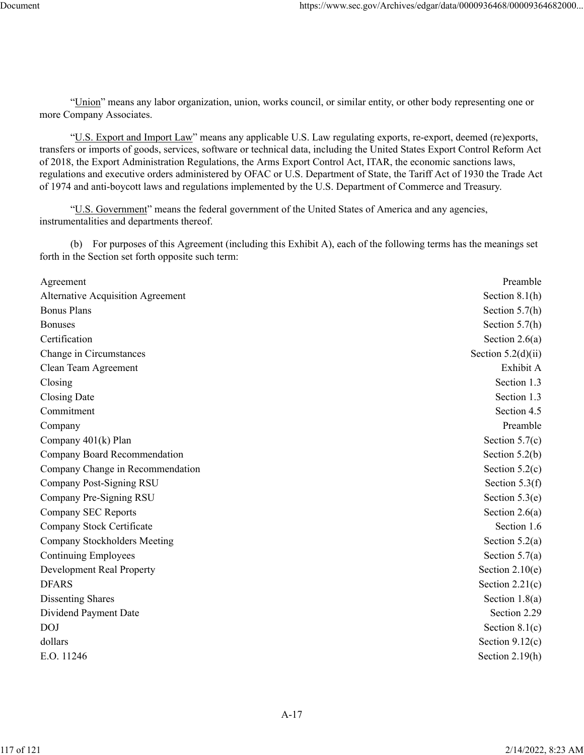"Union" means any labor organization, union, works council, or similar entity, or other body representing one or more Company Associates.

"U.S. Export and Import Law" means any applicable U.S. Law regulating exports, re-export, deemed (re)exports, transfers or imports of goods, services, software or technical data, including the United States Export Control Reform Act of 2018, the Export Administration Regulations, the Arms Export Control Act, ITAR, the economic sanctions laws, regulations and executive orders administered by OFAC or U.S. Department of State, the Tariff Act of 1930 the Trade Act of 1974 and anti-boycott laws and regulations implemented by the U.S. Department of Commerce and Treasury.

"U.S. Government" means the federal government of the United States of America and any agencies, instrumentalities and departments thereof.

(b) For purposes of this Agreement (including this Exhibit A), each of the following terms has the meanings set forth in the Section set forth opposite such term:

| | |
|---|---|
| Agreement | Preamble |
| Alternative Acquisition Agreement | Section 8.1(h) |
| Bonus Plans | Section 5.7(h) |
| Bonuses | Section 5.7(h) |
| Certification | Section 2.6(a) |
| Change in Circumstances | Section 5.2(d)(ii) |
| Clean Team Agreement | Exhibit A |
| Closing | Section 1.3 |
| Closing Date | Section 1.3 |
| Commitment | Section 4.5 |
| Company | Preamble |
| Company 401(k) Plan | Section 5.7(c) |
| Company Board Recommendation | Section 5.2(b) |
| Company Change in Recommendation | Section 5.2(c) |
| Company Post-Signing RSU | Section 5.3(f) |
| Company Pre-Signing RSU | Section 5.3(e) |
| Company SEC Reports | Section 2.6(a) |
| Company Stock Certificate | Section 1.6 |
| Company Stockholders Meeting | Section 5.2(a) |
| Continuing Employees | Section 5.7(a) |
| Development Real Property | Section 2.10(e) |
| DFARS | Section 2.21(c) |
| Dissenting Shares | Section 1.8(a) |
| Dividend Payment Date | Section 2.29 |
| DOJ | Section 8.1(c) |
| dollars | Section 9.12(c) |
| E.O. 11246 | Section 2.19(h) |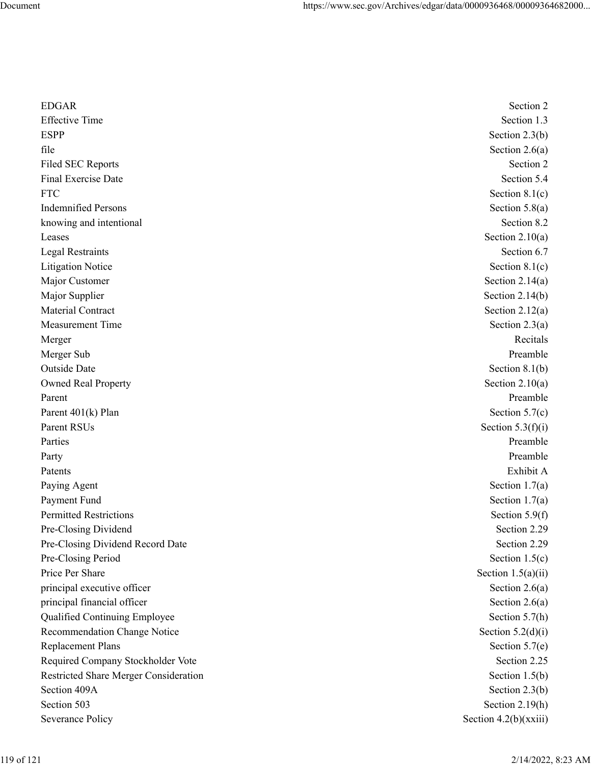| | |
|---|---|
| EDGAR | Section 2 |
| Effective Time | Section 1.3 |
| ESPP | Section 2.3(b) |
| file | Section 2.6(a) |
| Filed SEC Reports | Section 2 |
| Final Exercise Date | Section 5.4 |
| FTC | Section 8.1(c) |
| Indemnified Persons | Section 5.8(a) |
| knowing and intentional | Section 8.2 |
| Leases | Section 2.10(a) |
| Legal Restraints | Section 6.7 |
| Litigation Notice | Section 8.1(c) |
| Major Customer | Section 2.14(a) |
| Major Supplier | Section 2.14(b) |
| Material Contract | Section 2.12(a) |
| Measurement Time | Section 2.3(a) |
| Merger | Recitals |
| Merger Sub | Preamble |
| Outside Date | Section 8.1(b) |
| Owned Real Property | Section 2.10(a) |
| Parent | Preamble |
| Parent 401(k) Plan | Section 5.7(c) |
| Parent RSUs | Section 5.3(f)(i) |
| Parties | Preamble |
| Party | Preamble |
| Patents | Exhibit A |
| Paying Agent | Section 1.7(a) |
| Payment Fund | Section 1.7(a) |
| Permitted Restrictions | Section 5.9(f) |
| Pre-Closing Dividend | Section 2.29 |
| Pre-Closing Dividend Record Date | Section 2.29 |
| Pre-Closing Period | Section 1.5(c) |
| Price Per Share | Section 1.5(a)(ii) |
| principal executive officer | Section 2.6(a) |
| principal financial officer | Section 2.6(a) |
| Qualified Continuing Employee | Section 5.7(h) |
| Recommendation Change Notice | Section 5.2(d)(i) |
| Replacement Plans | Section 5.7(e) |
| Required Company Stockholder Vote | Section 2.25 |
| Restricted Share Merger Consideration | Section 1.5(b) |
| Section 409A | Section 2.3(b) |
| Section 503 | Section 2.19(h) |
| Severance Policy | Section 4.2(b)(xxiii) |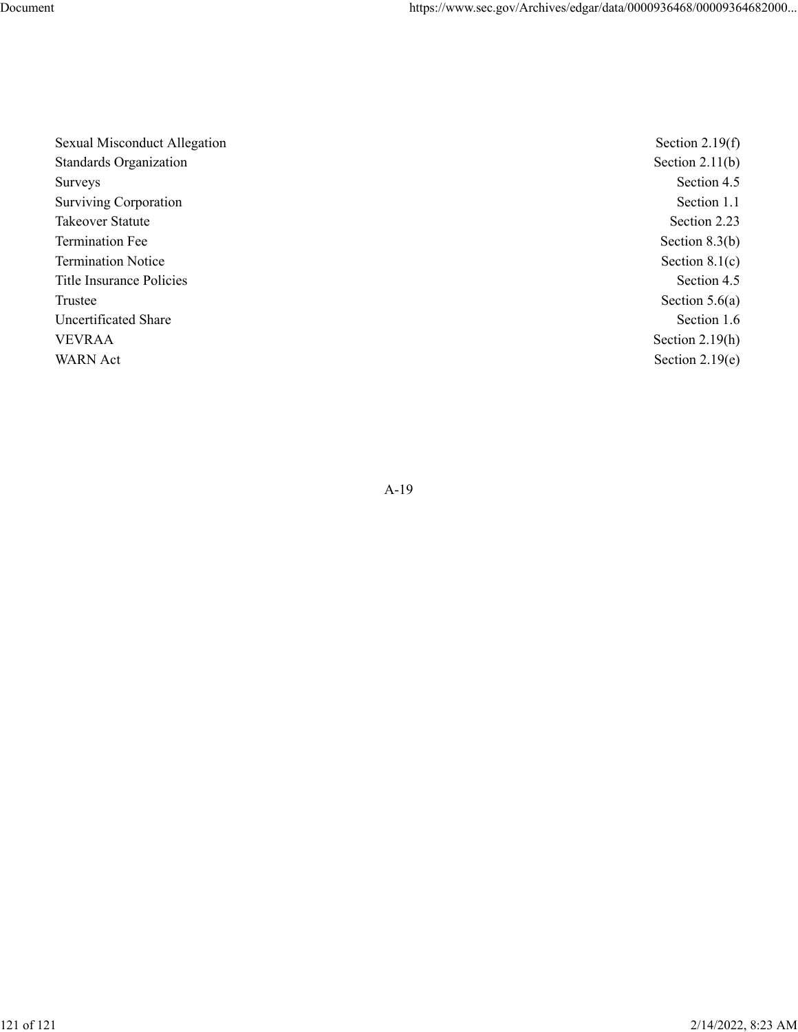| | |
|---|---|
| Sexual Misconduct Allegation | Section 2.19(f) |
| Standards Organization | Section 2.11(b) |
| Surveys | Section 4.5 |
| Surviving Corporation | Section 1.1 |
| Takeover Statute | Section 2.23 |
| Termination Fee | Section 8.3(b) |
| Termination Notice | Section 8.1(c) |
| Title Insurance Policies | Section 4.5 |
| Trustee | Section 5.6(a) |
| Uncertificated Share | Section 1.6 |
| VEVRAA | Section 2.19(h) |
| WARN Act | Section 2.19(e) |